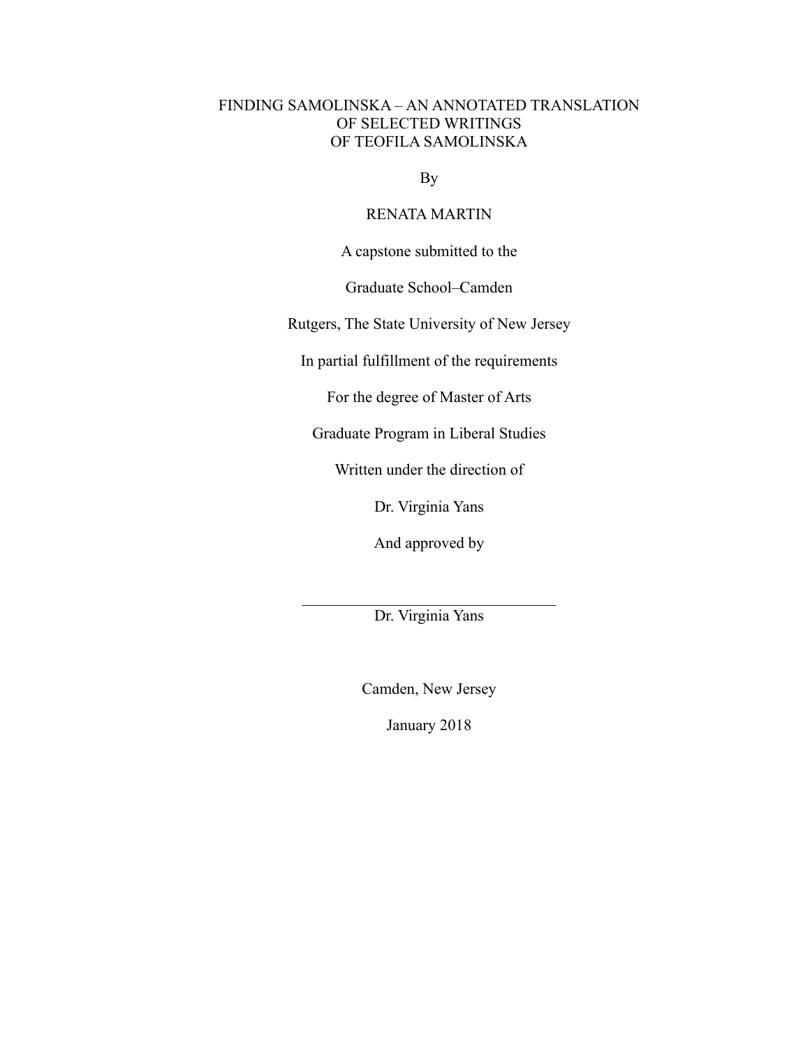# FINDING SAMOLINSKA – AN ANNOTATED TRANSLATION OF SELECTED WRITINGS OF TEOFILA SAMOLINSKA

By

RENATA MARTIN

A capstone submitted to the

Graduate School–Camden

Rutgers, The State University of New Jersey

In partial fulfillment of the requirements

For the degree of Master of Arts

Graduate Program in Liberal Studies

Written under the direction of

Dr. Virginia Yans

And approved by

\_\_\_\_\_\_\_\_\_\_\_\_\_\_\_\_\_\_\_\_\_\_\_\_\_\_\_\_\_\_\_\_

Dr. Virginia Yans

Camden, New Jersey

January 2018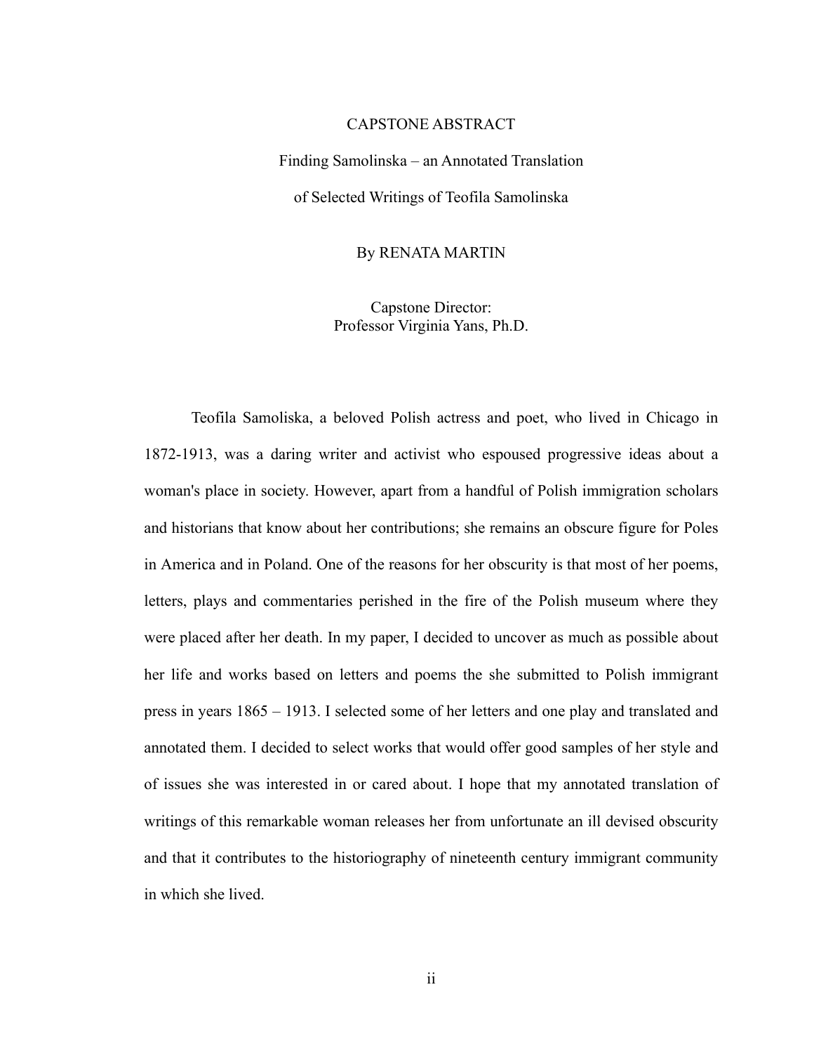# CAPSTONE ABSTRACT

## Finding Samolinska – an Annotated Translation of Selected Writings of Teofila Samolinska

By RENATA MARTIN

Capstone Director:
Professor Virginia Yans, Ph.D.

Teofila Samoliska, a beloved Polish actress and poet, who lived in Chicago in 1872-1913, was a daring writer and activist who espoused progressive ideas about a woman's place in society. However, apart from a handful of Polish immigration scholars and historians that know about her contributions; she remains an obscure figure for Poles in America and in Poland. One of the reasons for her obscurity is that most of her poems, letters, plays and commentaries perished in the fire of the Polish museum where they were placed after her death. In my paper, I decided to uncover as much as possible about her life and works based on letters and poems the she submitted to Polish immigrant press in years 1865 – 1913. I selected some of her letters and one play and translated and annotated them. I decided to select works that would offer good samples of her style and of issues she was interested in or cared about. I hope that my annotated translation of writings of this remarkable woman releases her from unfortunate an ill devised obscurity and that it contributes to the historiography of nineteenth century immigrant community in which she lived.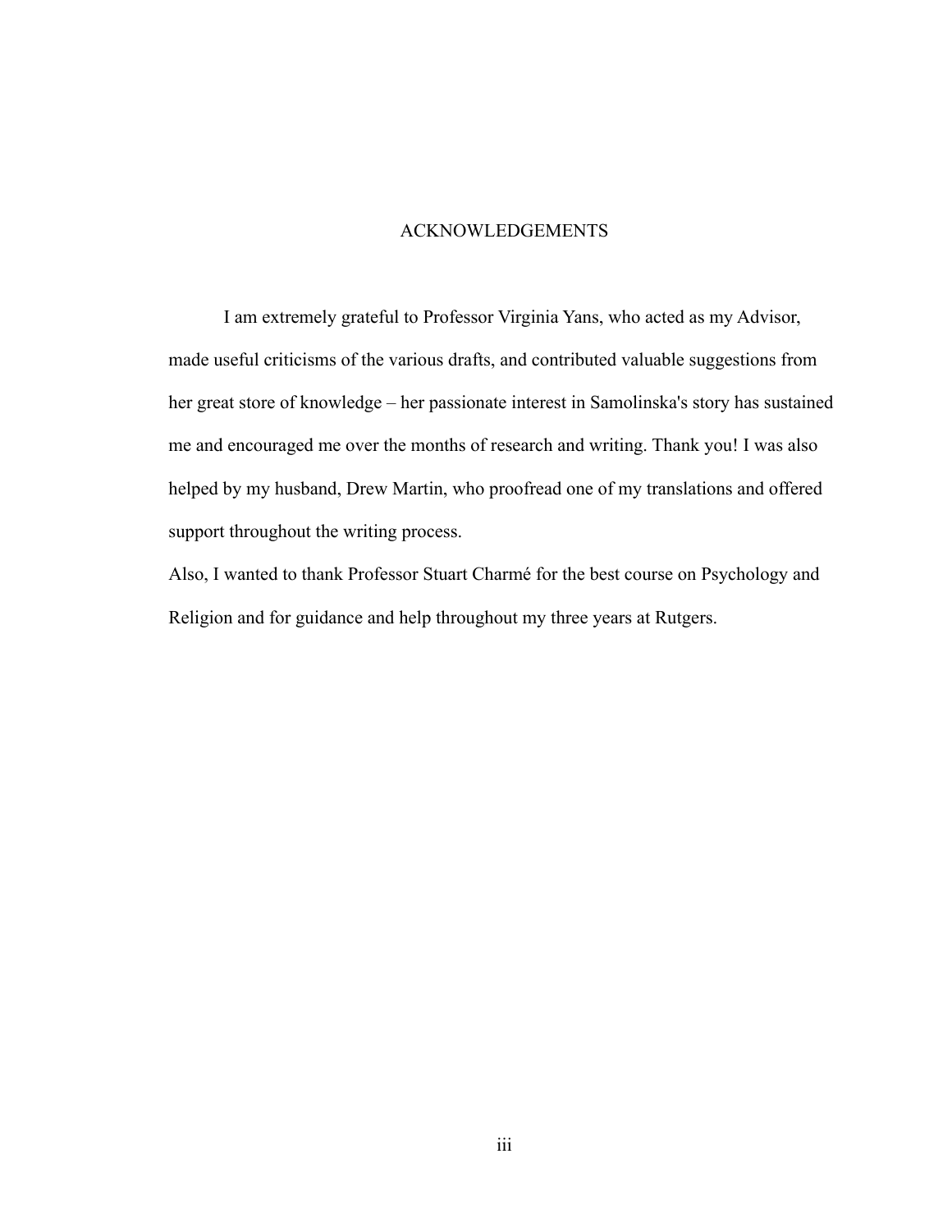# ACKNOWLEDGEMENTS

I am extremely grateful to Professor Virginia Yans, who acted as my Advisor, made useful criticisms of the various drafts, and contributed valuable suggestions from her great store of knowledge – her passionate interest in Samolinska's story has sustained me and encouraged me over the months of research and writing. Thank you! I was also helped by my husband, Drew Martin, who proofread one of my translations and offered support throughout the writing process.

Also, I wanted to thank Professor Stuart Charmé for the best course on Psychology and Religion and for guidance and help throughout my three years at Rutgers.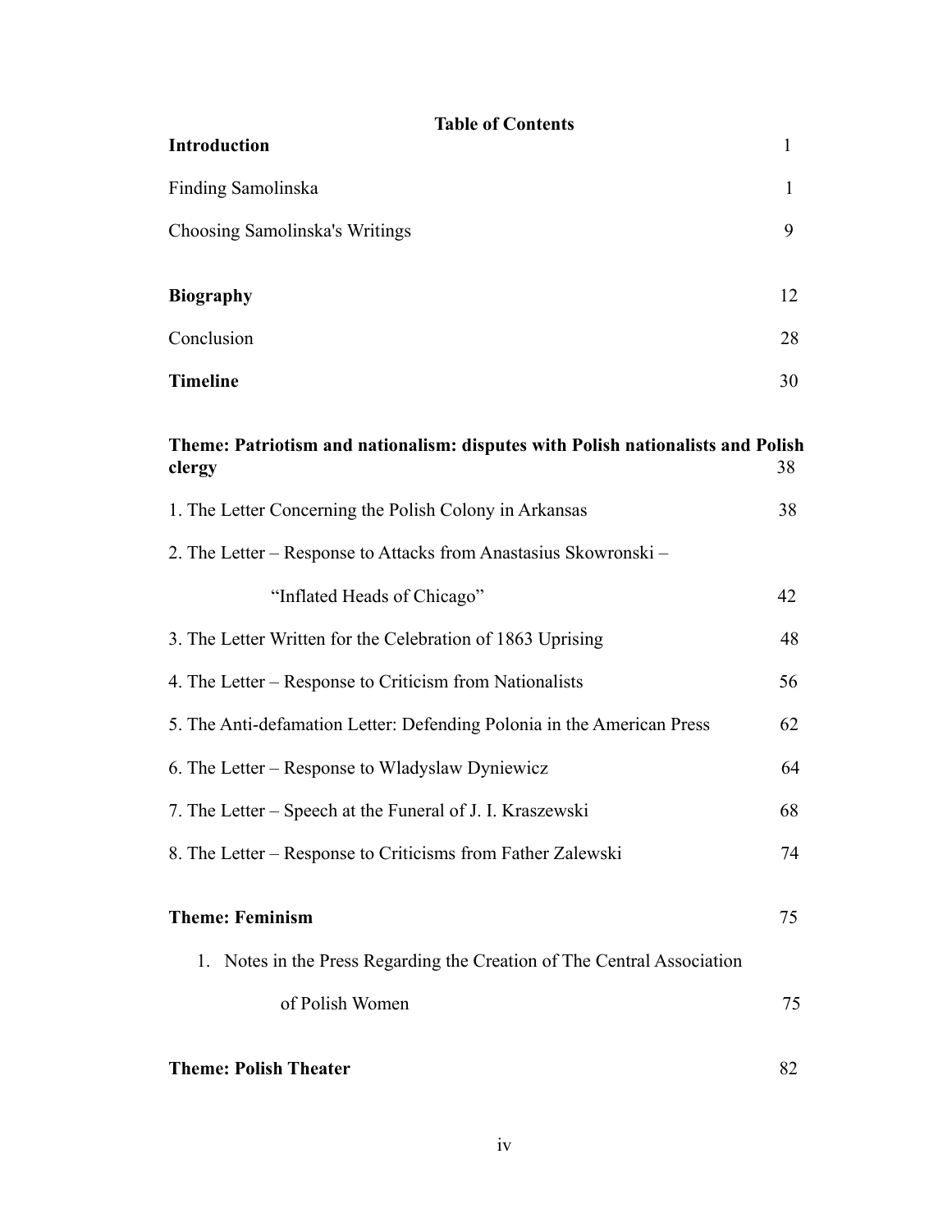# Table of Contents

| | |
|---|---|
| **Introduction** | 1 |
| Finding Samolinska | 1 |
| Choosing Samolinska's Writings | 9 |
| **Biography** | 12 |
| Conclusion | 28 |
| **Timeline** | 30 |
| **Theme: Patriotism and nationalism: disputes with Polish nationalists and Polish clergy** | 38 |
| 1. The Letter Concerning the Polish Colony in Arkansas | 38 |
| 2. The Letter – Response to Attacks from Anastasius Skowronski – "Inflated Heads of Chicago" | 42 |
| 3. The Letter Written for the Celebration of 1863 Uprising | 48 |
| 4. The Letter – Response to Criticism from Nationalists | 56 |
| 5. The Anti-defamation Letter: Defending Polonia in the American Press | 62 |
| 6. The Letter – Response to Wladyslaw Dyniewicz | 64 |
| 7. The Letter – Speech at the Funeral of J. I. Kraszewski | 68 |
| 8. The Letter – Response to Criticisms from Father Zalewski | 74 |
| **Theme: Feminism** | 75 |
| 1. Notes in the Press Regarding the Creation of The Central Association of Polish Women | 75 |
| **Theme: Polish Theater** | 82 |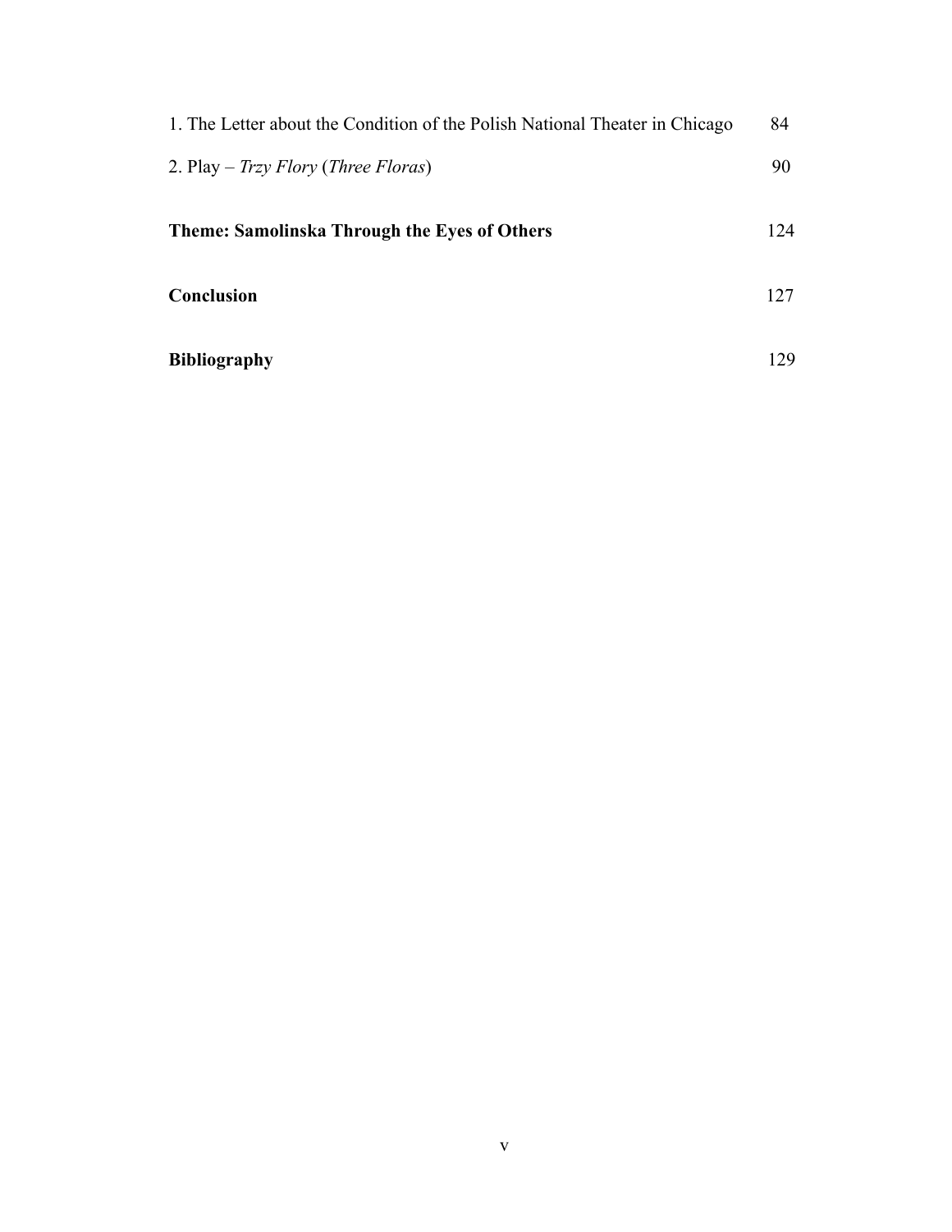1. The Letter about the Condition of the Polish National Theater in Chicago 84

2. Play – *Trzy Flory* (*Three Floras*) 90

**Theme: Samolinska Through the Eyes of Others** 124

**Conclusion** 127

**Bibliography** 129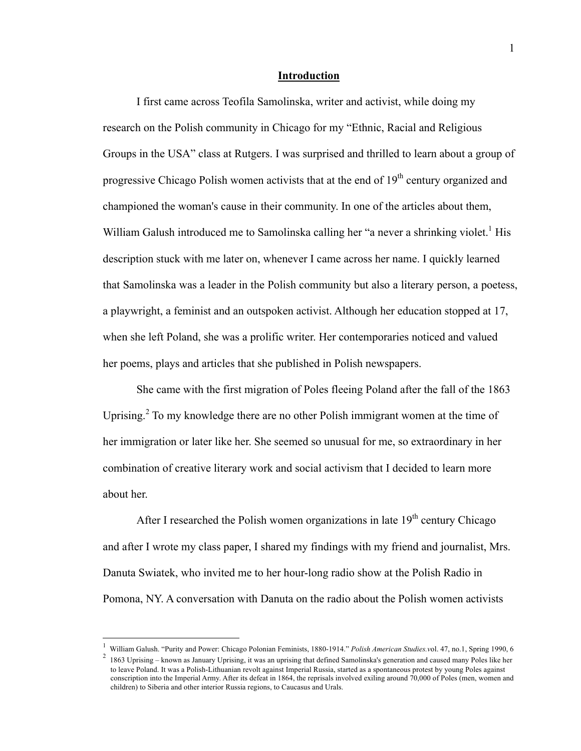## Introduction

I first came across Teofila Samolinska, writer and activist, while doing my research on the Polish community in Chicago for my "Ethnic, Racial and Religious Groups in the USA" class at Rutgers. I was surprised and thrilled to learn about a group of progressive Chicago Polish women activists that at the end of 19th century organized and championed the woman's cause in their community. In one of the articles about them, William Galush introduced me to Samolinska calling her "a never a shrinking violet.[1] His description stuck with me later on, whenever I came across her name. I quickly learned that Samolinska was a leader in the Polish community but also a literary person, a poetess, a playwright, a feminist and an outspoken activist. Although her education stopped at 17, when she left Poland, she was a prolific writer. Her contemporaries noticed and valued her poems, plays and articles that she published in Polish newspapers.

She came with the first migration of Poles fleeing Poland after the fall of the 1863 Uprising.[2] To my knowledge there are no other Polish immigrant women at the time of her immigration or later like her. She seemed so unusual for me, so extraordinary in her combination of creative literary work and social activism that I decided to learn more about her.

After I researched the Polish women organizations in late 19th century Chicago and after I wrote my class paper, I shared my findings with my friend and journalist, Mrs. Danuta Swiatek, who invited me to her hour-long radio show at the Polish Radio in Pomona, NY. A conversation with Danuta on the radio about the Polish women activists

---

[1] William Galush. "Purity and Power: Chicago Polonian Feminists, 1880-1914." *Polish American Studies.v*ol. 47, no.1, Spring 1990, 6

[2] 1863 Uprising – known as January Uprising, it was an uprising that defined Samolinska's generation and caused many Poles like her to leave Poland. It was a Polish-Lithuanian revolt against Imperial Russia, started as a spontaneous protest by young Poles against conscription into the Imperial Army. After its defeat in 1864, the reprisals involved exiling around 70,000 of Poles (men, women and children) to Siberia and other interior Russia regions, to Caucasus and Urals.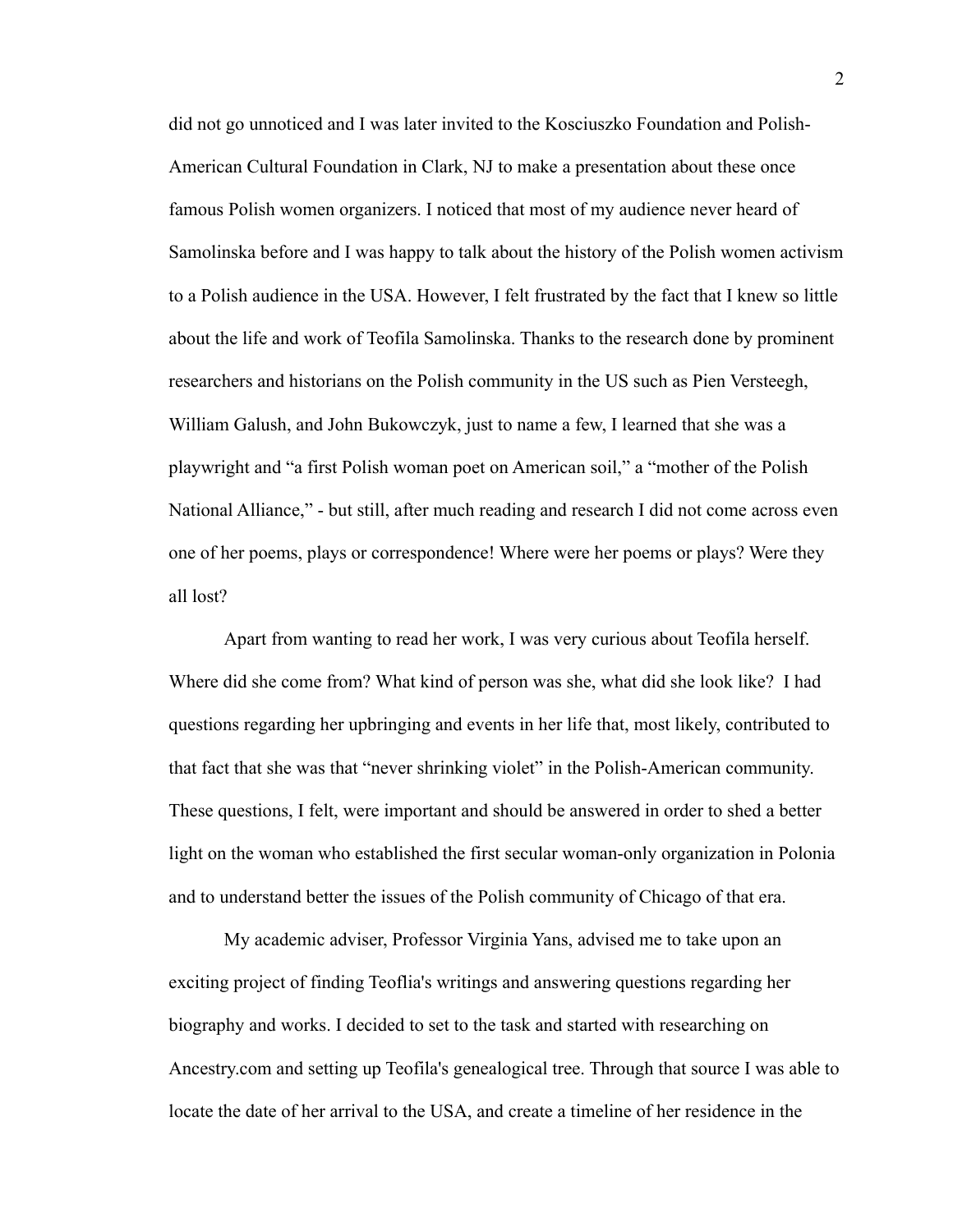did not go unnoticed and I was later invited to the Kosciuszko Foundation and Polish-American Cultural Foundation in Clark, NJ to make a presentation about these once famous Polish women organizers. I noticed that most of my audience never heard of Samolinska before and I was happy to talk about the history of the Polish women activism to a Polish audience in the USA. However, I felt frustrated by the fact that I knew so little about the life and work of Teofila Samolinska. Thanks to the research done by prominent researchers and historians on the Polish community in the US such as Pien Versteegh, William Galush, and John Bukowczyk, just to name a few, I learned that she was a playwright and "a first Polish woman poet on American soil," a "mother of the Polish National Alliance," - but still, after much reading and research I did not come across even one of her poems, plays or correspondence! Where were her poems or plays? Were they all lost?

Apart from wanting to read her work, I was very curious about Teofila herself. Where did she come from? What kind of person was she, what did she look like? I had questions regarding her upbringing and events in her life that, most likely, contributed to that fact that she was that "never shrinking violet" in the Polish-American community. These questions, I felt, were important and should be answered in order to shed a better light on the woman who established the first secular woman-only organization in Polonia and to understand better the issues of the Polish community of Chicago of that era.

My academic adviser, Professor Virginia Yans, advised me to take upon an exciting project of finding Teoflia's writings and answering questions regarding her biography and works. I decided to set to the task and started with researching on Ancestry.com and setting up Teofila's genealogical tree. Through that source I was able to locate the date of her arrival to the USA, and create a timeline of her residence in the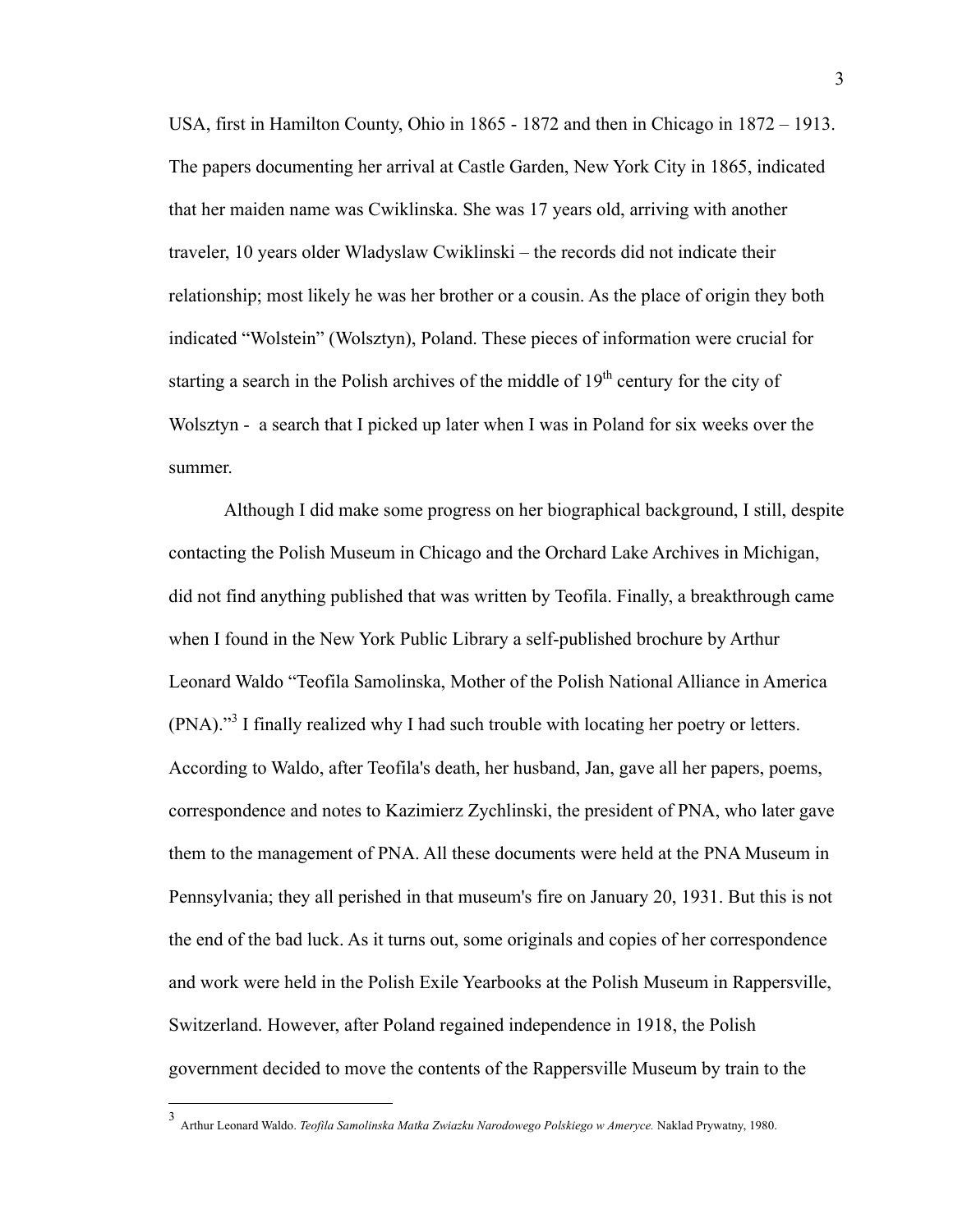USA, first in Hamilton County, Ohio in 1865 - 1872 and then in Chicago in 1872 – 1913. The papers documenting her arrival at Castle Garden, New York City in 1865, indicated that her maiden name was Cwiklinska. She was 17 years old, arriving with another traveler, 10 years older Wladyslaw Cwiklinski – the records did not indicate their relationship; most likely he was her brother or a cousin. As the place of origin they both indicated "Wolstein" (Wolsztyn), Poland. These pieces of information were crucial for starting a search in the Polish archives of the middle of 19th century for the city of Wolsztyn - a search that I picked up later when I was in Poland for six weeks over the summer.

Although I did make some progress on her biographical background, I still, despite contacting the Polish Museum in Chicago and the Orchard Lake Archives in Michigan, did not find anything published that was written by Teofila. Finally, a breakthrough came when I found in the New York Public Library a self-published brochure by Arthur Leonard Waldo "Teofila Samolinska, Mother of the Polish National Alliance in America (PNA)."[3] I finally realized why I had such trouble with locating her poetry or letters. According to Waldo, after Teofila's death, her husband, Jan, gave all her papers, poems, correspondence and notes to Kazimierz Zychlinski, the president of PNA, who later gave them to the management of PNA. All these documents were held at the PNA Museum in Pennsylvania; they all perished in that museum's fire on January 20, 1931. But this is not the end of the bad luck. As it turns out, some originals and copies of her correspondence and work were held in the Polish Exile Yearbooks at the Polish Museum in Rappersville, Switzerland. However, after Poland regained independence in 1918, the Polish government decided to move the contents of the Rappersville Museum by train to the

---

[3] Arthur Leonard Waldo. *Teofila Samolinska Matka Zwiazku Narodowego Polskiego w Ameryce.* Naklad Prywatny, 1980.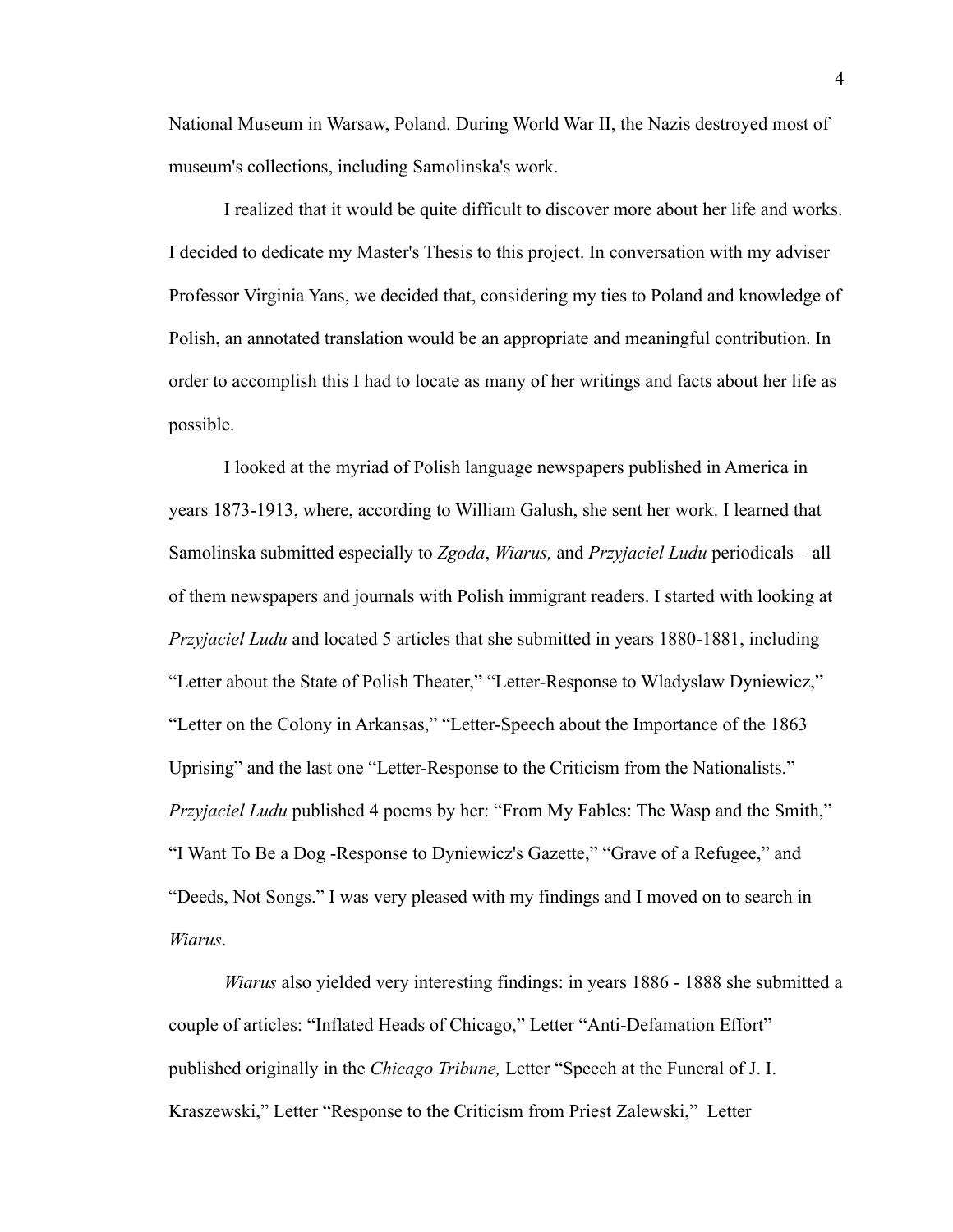National Museum in Warsaw, Poland. During World War II, the Nazis destroyed most of museum's collections, including Samolinska's work.

I realized that it would be quite difficult to discover more about her life and works. I decided to dedicate my Master's Thesis to this project. In conversation with my adviser Professor Virginia Yans, we decided that, considering my ties to Poland and knowledge of Polish, an annotated translation would be an appropriate and meaningful contribution. In order to accomplish this I had to locate as many of her writings and facts about her life as possible.

I looked at the myriad of Polish language newspapers published in America in years 1873-1913, where, according to William Galush, she sent her work. I learned that Samolinska submitted especially to *Zgoda*, *Wiarus,* and *Przyjaciel Ludu* periodicals – all of them newspapers and journals with Polish immigrant readers. I started with looking at *Przyjaciel Ludu* and located 5 articles that she submitted in years 1880-1881, including "Letter about the State of Polish Theater," "Letter-Response to Wladyslaw Dyniewicz," "Letter on the Colony in Arkansas," "Letter-Speech about the Importance of the 1863 Uprising" and the last one "Letter-Response to the Criticism from the Nationalists." *Przyjaciel Ludu* published 4 poems by her: "From My Fables: The Wasp and the Smith," "I Want To Be a Dog -Response to Dyniewicz's Gazette," "Grave of a Refugee," and "Deeds, Not Songs." I was very pleased with my findings and I moved on to search in *Wiarus*.

*Wiarus* also yielded very interesting findings: in years 1886 - 1888 she submitted a couple of articles: "Inflated Heads of Chicago," Letter "Anti-Defamation Effort" published originally in the *Chicago Tribune,* Letter "Speech at the Funeral of J. I. Kraszewski," Letter "Response to the Criticism from Priest Zalewski," Letter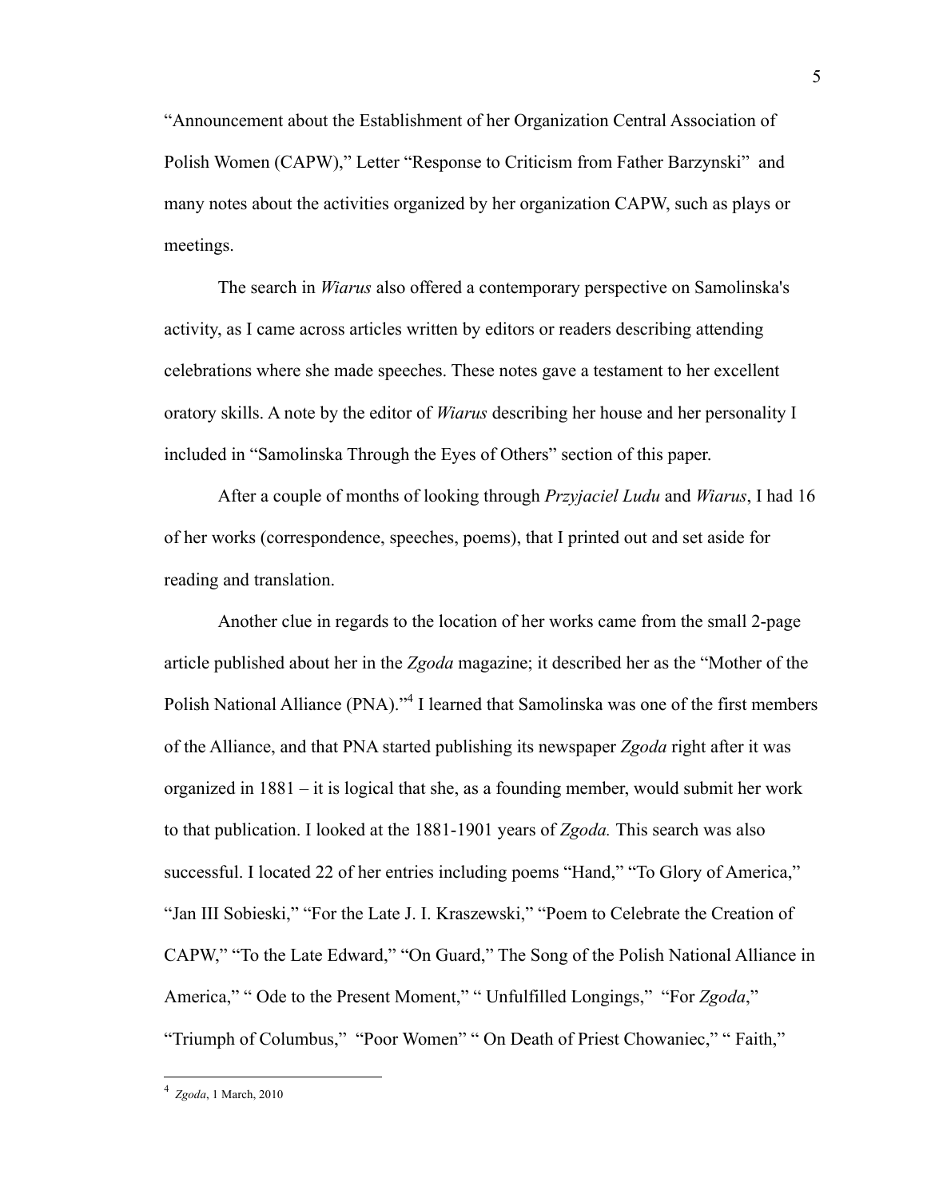"Announcement about the Establishment of her Organization Central Association of Polish Women (CAPW)," Letter "Response to Criticism from Father Barzynski" and many notes about the activities organized by her organization CAPW, such as plays or meetings.

The search in *Wiarus* also offered a contemporary perspective on Samolinska's activity, as I came across articles written by editors or readers describing attending celebrations where she made speeches. These notes gave a testament to her excellent oratory skills. A note by the editor of *Wiarus* describing her house and her personality I included in "Samolinska Through the Eyes of Others" section of this paper.

After a couple of months of looking through *Przyjaciel Ludu* and *Wiarus*, I had 16 of her works (correspondence, speeches, poems), that I printed out and set aside for reading and translation.

Another clue in regards to the location of her works came from the small 2-page article published about her in the *Zgoda* magazine; it described her as the "Mother of the Polish National Alliance (PNA)."[4] I learned that Samolinska was one of the first members of the Alliance, and that PNA started publishing its newspaper *Zgoda* right after it was organized in 1881 – it is logical that she, as a founding member, would submit her work to that publication. I looked at the 1881-1901 years of *Zgoda.* This search was also successful. I located 22 of her entries including poems "Hand," "To Glory of America," "Jan III Sobieski," "For the Late J. I. Kraszewski," "Poem to Celebrate the Creation of CAPW," "To the Late Edward," "On Guard," The Song of the Polish National Alliance in America," " Ode to the Present Moment," " Unfulfilled Longings," "For *Zgoda*," "Triumph of Columbus," "Poor Women" " On Death of Priest Chowaniec," " Faith,"

---

[4] *Zgoda*, 1 March, 2010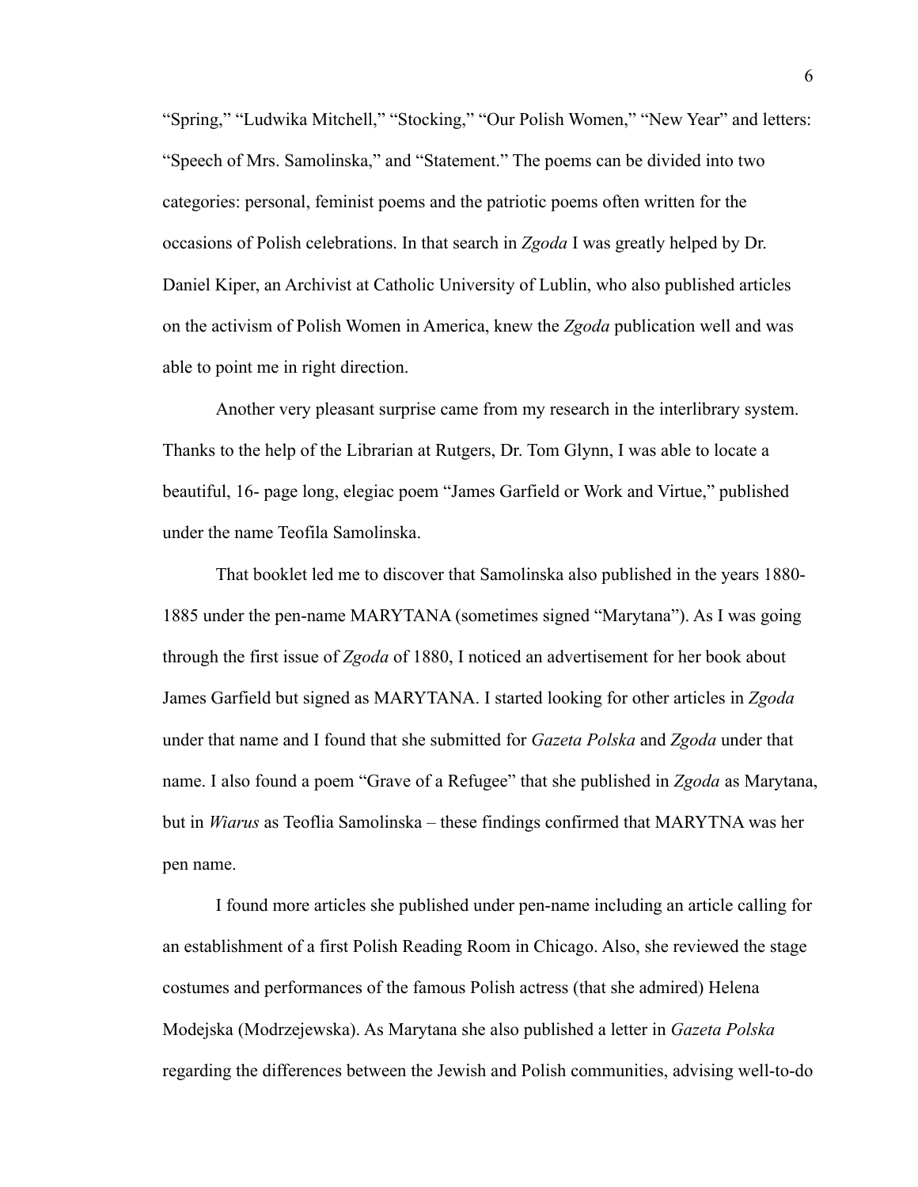"Spring," "Ludwika Mitchell," "Stocking," "Our Polish Women," "New Year" and letters: "Speech of Mrs. Samolinska," and "Statement." The poems can be divided into two categories: personal, feminist poems and the patriotic poems often written for the occasions of Polish celebrations. In that search in *Zgoda* I was greatly helped by Dr. Daniel Kiper, an Archivist at Catholic University of Lublin, who also published articles on the activism of Polish Women in America, knew the *Zgoda* publication well and was able to point me in right direction.

Another very pleasant surprise came from my research in the interlibrary system. Thanks to the help of the Librarian at Rutgers, Dr. Tom Glynn, I was able to locate a beautiful, 16- page long, elegiac poem "James Garfield or Work and Virtue," published under the name Teofila Samolinska.

That booklet led me to discover that Samolinska also published in the years 1880-1885 under the pen-name MARYTANA (sometimes signed "Marytana"). As I was going through the first issue of *Zgoda* of 1880, I noticed an advertisement for her book about James Garfield but signed as MARYTANA. I started looking for other articles in *Zgoda* under that name and I found that she submitted for *Gazeta Polska* and *Zgoda* under that name. I also found a poem "Grave of a Refugee" that she published in *Zgoda* as Marytana, but in *Wiarus* as Teoflia Samolinska – these findings confirmed that MARYTNA was her pen name.

I found more articles she published under pen-name including an article calling for an establishment of a first Polish Reading Room in Chicago. Also, she reviewed the stage costumes and performances of the famous Polish actress (that she admired) Helena Modejska (Modrzejewska). As Marytana she also published a letter in *Gazeta Polska* regarding the differences between the Jewish and Polish communities, advising well-to-do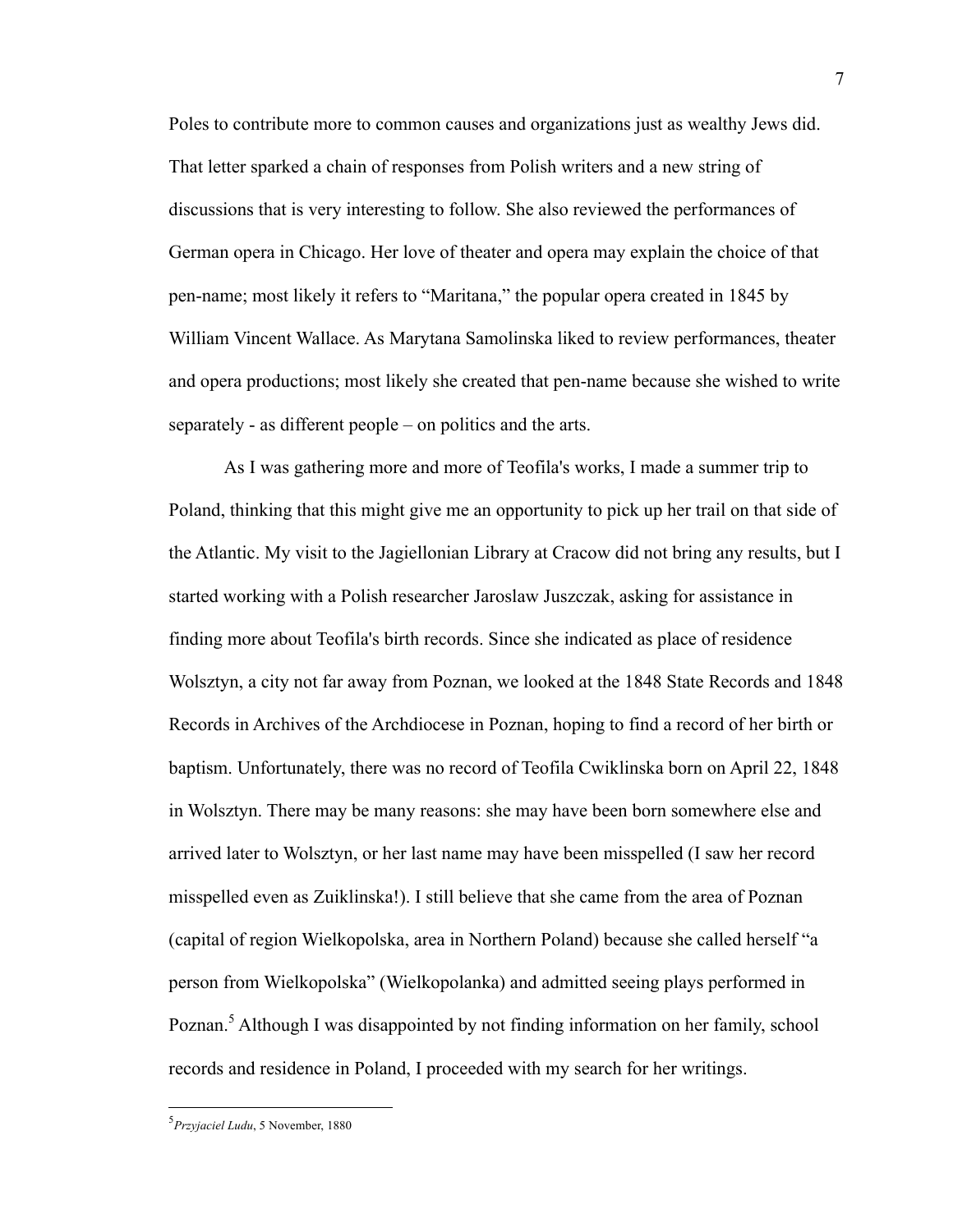Poles to contribute more to common causes and organizations just as wealthy Jews did. That letter sparked a chain of responses from Polish writers and a new string of discussions that is very interesting to follow. She also reviewed the performances of German opera in Chicago. Her love of theater and opera may explain the choice of that pen-name; most likely it refers to "Maritana," the popular opera created in 1845 by William Vincent Wallace. As Marytana Samolinska liked to review performances, theater and opera productions; most likely she created that pen-name because she wished to write separately - as different people – on politics and the arts.

As I was gathering more and more of Teofila's works, I made a summer trip to Poland, thinking that this might give me an opportunity to pick up her trail on that side of the Atlantic. My visit to the Jagiellonian Library at Cracow did not bring any results, but I started working with a Polish researcher Jaroslaw Juszczak, asking for assistance in finding more about Teofila's birth records. Since she indicated as place of residence Wolsztyn, a city not far away from Poznan, we looked at the 1848 State Records and 1848 Records in Archives of the Archdiocese in Poznan, hoping to find a record of her birth or baptism. Unfortunately, there was no record of Teofila Cwiklinska born on April 22, 1848 in Wolsztyn. There may be many reasons: she may have been born somewhere else and arrived later to Wolsztyn, or her last name may have been misspelled (I saw her record misspelled even as Zuiklinska!). I still believe that she came from the area of Poznan (capital of region Wielkopolska, area in Northern Poland) because she called herself "a person from Wielkopolska" (Wielkopolanka) and admitted seeing plays performed in Poznan.[5] Although I was disappointed by not finding information on her family, school records and residence in Poland, I proceeded with my search for her writings.

---

[5] *Przyjaciel Ludu*, 5 November, 1880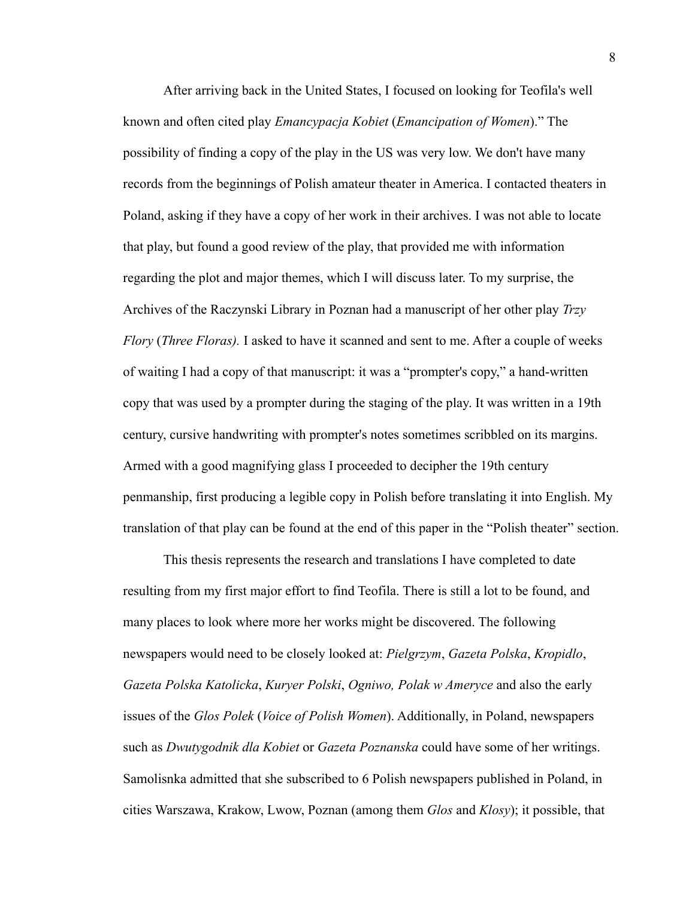After arriving back in the United States, I focused on looking for Teofila's well known and often cited play *Emancypacja Kobiet* (*Emancipation of Women*).” The possibility of finding a copy of the play in the US was very low. We don't have many records from the beginnings of Polish amateur theater in America. I contacted theaters in Poland, asking if they have a copy of her work in their archives. I was not able to locate that play, but found a good review of the play, that provided me with information regarding the plot and major themes, which I will discuss later. To my surprise, the Archives of the Raczynski Library in Poznan had a manuscript of her other play *Trzy Flory* (*Three Floras).* I asked to have it scanned and sent to me. After a couple of weeks of waiting I had a copy of that manuscript: it was a “prompter's copy,” a hand-written copy that was used by a prompter during the staging of the play. It was written in a 19th century, cursive handwriting with prompter's notes sometimes scribbled on its margins. Armed with a good magnifying glass I proceeded to decipher the 19th century penmanship, first producing a legible copy in Polish before translating it into English. My translation of that play can be found at the end of this paper in the “Polish theater” section.

This thesis represents the research and translations I have completed to date resulting from my first major effort to find Teofila. There is still a lot to be found, and many places to look where more her works might be discovered. The following newspapers would need to be closely looked at: *Pielgrzym*, *Gazeta Polska*, *Kropidlo*, *Gazeta Polska Katolicka*, *Kuryer Polski*, *Ogniwo, Polak w Ameryce* and also the early issues of the *Glos Polek* (*Voice of Polish Women*). Additionally, in Poland, newspapers such as *Dwutygodnik dla Kobiet* or *Gazeta Poznanska* could have some of her writings. Samolisnka admitted that she subscribed to 6 Polish newspapers published in Poland, in cities Warszawa, Krakow, Lwow, Poznan (among them *Glos* and *Klosy*); it possible, that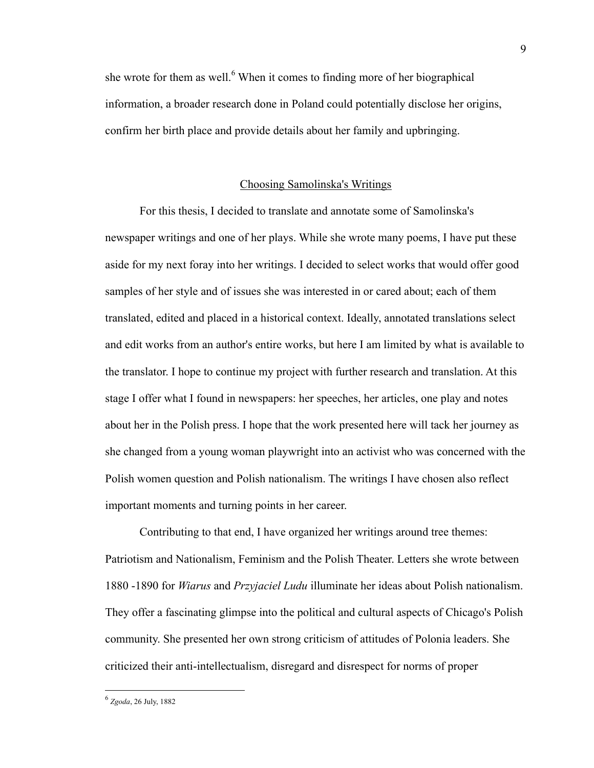she wrote for them as well.[6] When it comes to finding more of her biographical information, a broader research done in Poland could potentially disclose her origins, confirm her birth place and provide details about her family and upbringing.

## Choosing Samolinska's Writings

For this thesis, I decided to translate and annotate some of Samolinska's newspaper writings and one of her plays. While she wrote many poems, I have put these aside for my next foray into her writings. I decided to select works that would offer good samples of her style and of issues she was interested in or cared about; each of them translated, edited and placed in a historical context. Ideally, annotated translations select and edit works from an author's entire works, but here I am limited by what is available to the translator. I hope to continue my project with further research and translation. At this stage I offer what I found in newspapers: her speeches, her articles, one play and notes about her in the Polish press. I hope that the work presented here will tack her journey as she changed from a young woman playwright into an activist who was concerned with the Polish women question and Polish nationalism. The writings I have chosen also reflect important moments and turning points in her career.

Contributing to that end, I have organized her writings around tree themes: Patriotism and Nationalism, Feminism and the Polish Theater. Letters she wrote between 1880 -1890 for *Wiarus* and *Przyjaciel Ludu* illuminate her ideas about Polish nationalism. They offer a fascinating glimpse into the political and cultural aspects of Chicago's Polish community. She presented her own strong criticism of attitudes of Polonia leaders. She criticized their anti-intellectualism, disregard and disrespect for norms of proper

[6] *Zgoda*, 26 July, 1882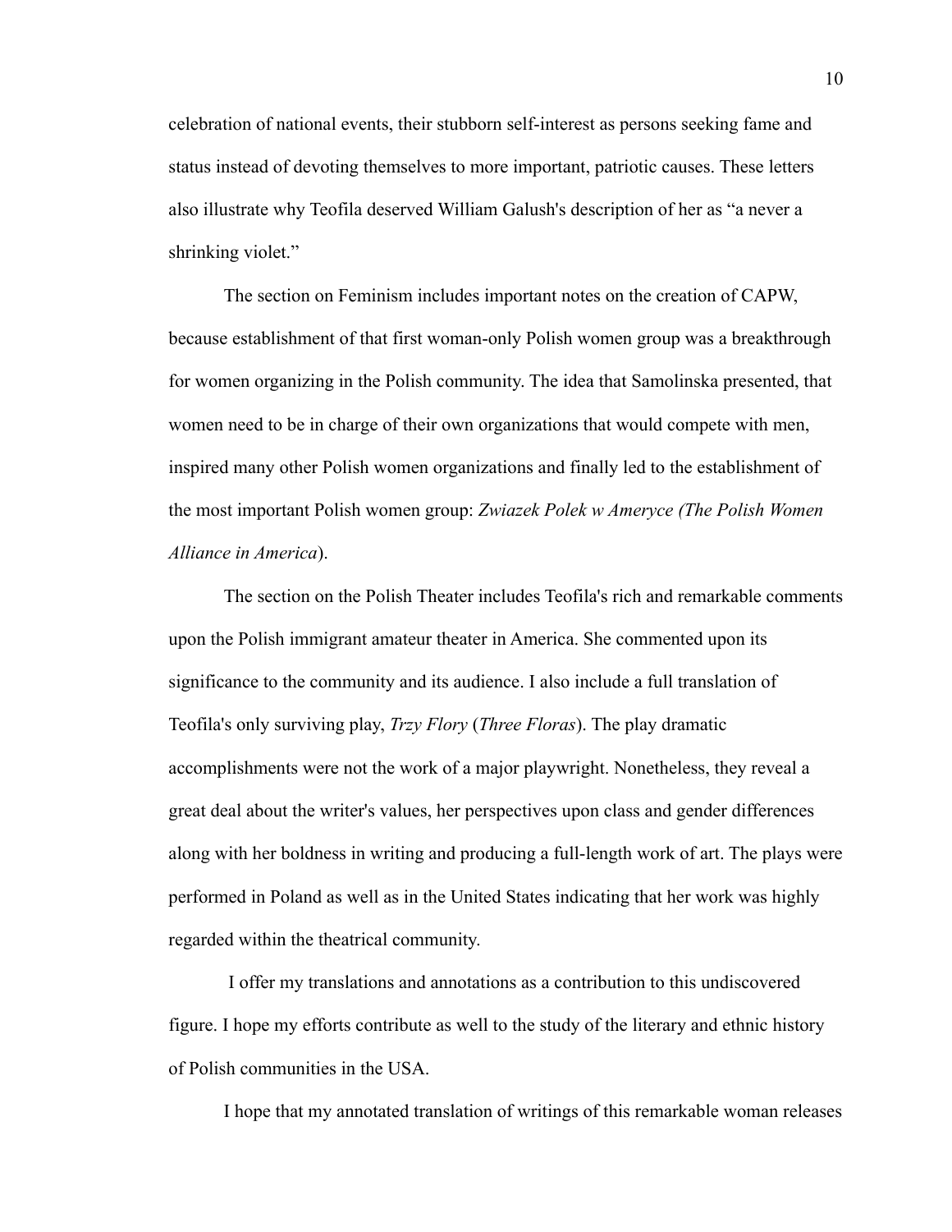celebration of national events, their stubborn self-interest as persons seeking fame and status instead of devoting themselves to more important, patriotic causes. These letters also illustrate why Teofila deserved William Galush's description of her as "a never a shrinking violet."

The section on Feminism includes important notes on the creation of CAPW, because establishment of that first woman-only Polish women group was a breakthrough for women organizing in the Polish community. The idea that Samolinska presented, that women need to be in charge of their own organizations that would compete with men, inspired many other Polish women organizations and finally led to the establishment of the most important Polish women group: *Zwiazek Polek w Ameryce (The Polish Women Alliance in America*).

The section on the Polish Theater includes Teofila's rich and remarkable comments upon the Polish immigrant amateur theater in America. She commented upon its significance to the community and its audience. I also include a full translation of Teofila's only surviving play, *Trzy Flory* (*Three Floras*). The play dramatic accomplishments were not the work of a major playwright. Nonetheless, they reveal a great deal about the writer's values, her perspectives upon class and gender differences along with her boldness in writing and producing a full-length work of art. The plays were performed in Poland as well as in the United States indicating that her work was highly regarded within the theatrical community.

I offer my translations and annotations as a contribution to this undiscovered figure. I hope my efforts contribute as well to the study of the literary and ethnic history of Polish communities in the USA.

I hope that my annotated translation of writings of this remarkable woman releases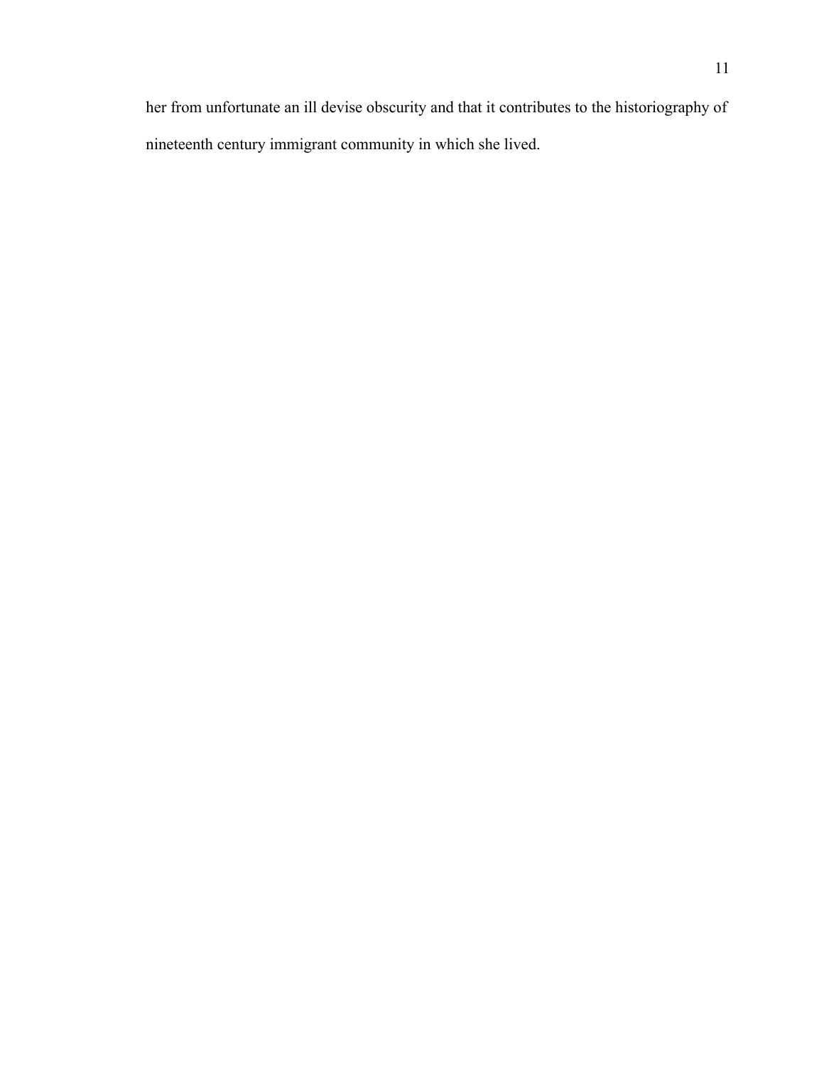her from unfortunate an ill devise obscurity and that it contributes to the historiography of nineteenth century immigrant community in which she lived.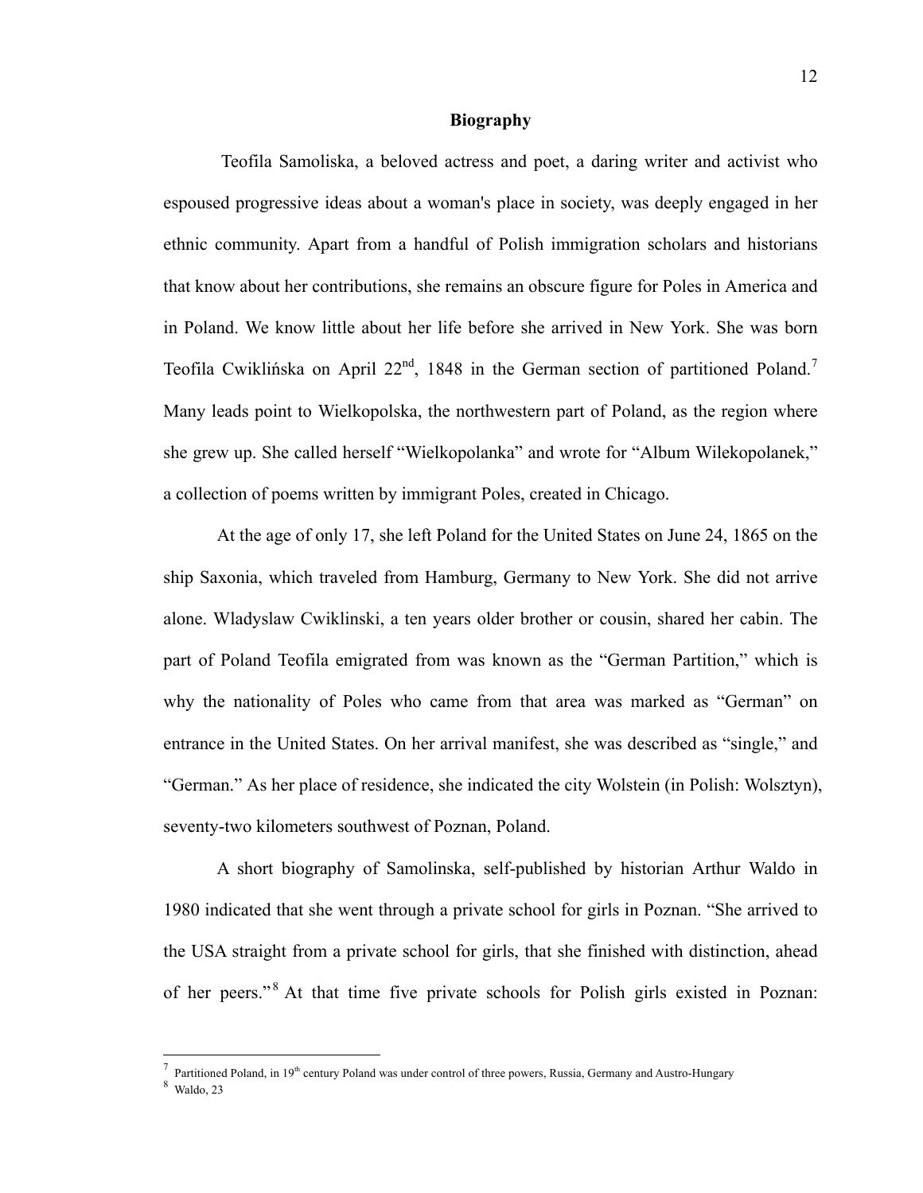## Biography

Teofila Samoliska, a beloved actress and poet, a daring writer and activist who espoused progressive ideas about a woman's place in society, was deeply engaged in her ethnic community. Apart from a handful of Polish immigration scholars and historians that know about her contributions, she remains an obscure figure for Poles in America and in Poland. We know little about her life before she arrived in New York. She was born Teofila Cwiklińska on April 22nd, 1848 in the German section of partitioned Poland.[7] Many leads point to Wielkopolska, the northwestern part of Poland, as the region where she grew up. She called herself "Wielkopolanka" and wrote for "Album Wilekopolanek," a collection of poems written by immigrant Poles, created in Chicago.

At the age of only 17, she left Poland for the United States on June 24, 1865 on the ship Saxonia, which traveled from Hamburg, Germany to New York. She did not arrive alone. Wladyslaw Cwiklinski, a ten years older brother or cousin, shared her cabin. The part of Poland Teofila emigrated from was known as the "German Partition," which is why the nationality of Poles who came from that area was marked as "German" on entrance in the United States. On her arrival manifest, she was described as "single," and "German." As her place of residence, she indicated the city Wolstein (in Polish: Wolsztyn), seventy-two kilometers southwest of Poznan, Poland.

A short biography of Samolinska, self-published by historian Arthur Waldo in 1980 indicated that she went through a private school for girls in Poznan. "She arrived to the USA straight from a private school for girls, that she finished with distinction, ahead of her peers."[8] At that time five private schools for Polish girls existed in Poznan:

---

[7] Partitioned Poland, in 19th century Poland was under control of three powers, Russia, Germany and Austro-Hungary

[8] Waldo, 23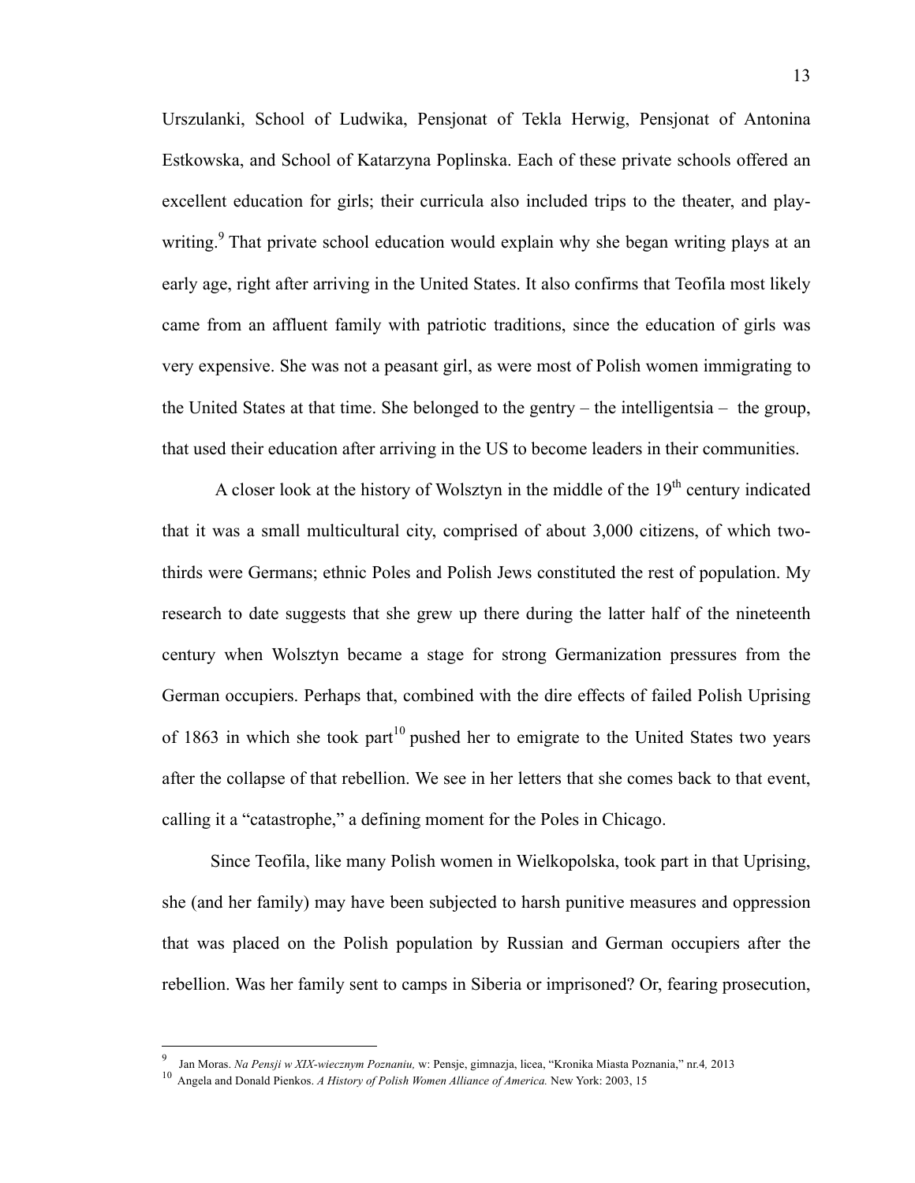Urszulanki, School of Ludwika, Pensjonat of Tekla Herwig, Pensjonat of Antonina Estkowska, and School of Katarzyna Poplinska. Each of these private schools offered an excellent education for girls; their curricula also included trips to the theater, and play-writing.[9] That private school education would explain why she began writing plays at an early age, right after arriving in the United States. It also confirms that Teofila most likely came from an affluent family with patriotic traditions, since the education of girls was very expensive. She was not a peasant girl, as were most of Polish women immigrating to the United States at that time. She belonged to the gentry – the intelligentsia – the group, that used their education after arriving in the US to become leaders in their communities.

A closer look at the history of Wolsztyn in the middle of the 19th century indicated that it was a small multicultural city, comprised of about 3,000 citizens, of which two-thirds were Germans; ethnic Poles and Polish Jews constituted the rest of population. My research to date suggests that she grew up there during the latter half of the nineteenth century when Wolsztyn became a stage for strong Germanization pressures from the German occupiers. Perhaps that, combined with the dire effects of failed Polish Uprising of 1863 in which she took part[10] pushed her to emigrate to the United States two years after the collapse of that rebellion. We see in her letters that she comes back to that event, calling it a "catastrophe," a defining moment for the Poles in Chicago.

Since Teofila, like many Polish women in Wielkopolska, took part in that Uprising, she (and her family) may have been subjected to harsh punitive measures and oppression that was placed on the Polish population by Russian and German occupiers after the rebellion. Was her family sent to camps in Siberia or imprisoned? Or, fearing prosecution,

---

[9] Jan Moras. *Na Pensji w XIX-wiecznym Poznaniu,* w: Pensje, gimnazja, licea, "Kronika Miasta Poznania," nr.4*,* 2013

[10] Angela and Donald Pienkos. *A History of Polish Women Alliance of America.* New York: 2003, 15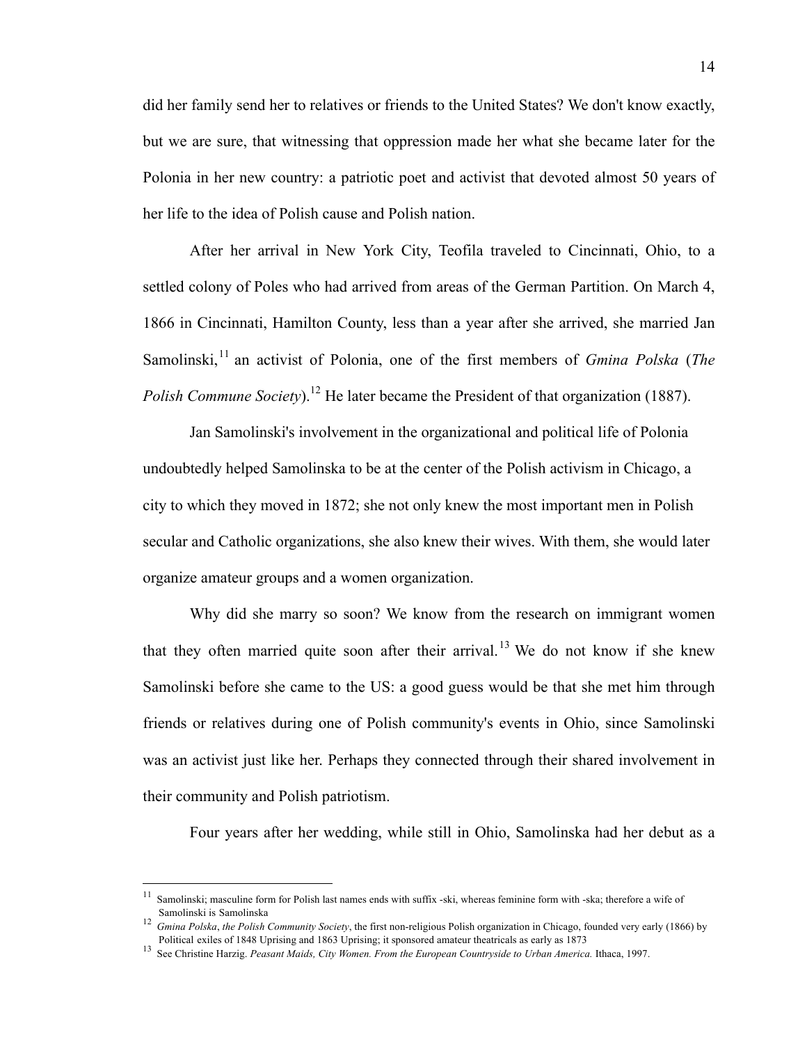did her family send her to relatives or friends to the United States? We don't know exactly, but we are sure, that witnessing that oppression made her what she became later for the Polonia in her new country: a patriotic poet and activist that devoted almost 50 years of her life to the idea of Polish cause and Polish nation.

After her arrival in New York City, Teofila traveled to Cincinnati, Ohio, to a settled colony of Poles who had arrived from areas of the German Partition. On March 4, 1866 in Cincinnati, Hamilton County, less than a year after she arrived, she married Jan Samolinski,[11] an activist of Polonia, one of the first members of *Gmina Polska* (*The Polish Commune Society*).[12] He later became the President of that organization (1887).

Jan Samolinski's involvement in the organizational and political life of Polonia undoubtedly helped Samolinska to be at the center of the Polish activism in Chicago, a city to which they moved in 1872; she not only knew the most important men in Polish secular and Catholic organizations, she also knew their wives. With them, she would later organize amateur groups and a women organization.

Why did she marry so soon? We know from the research on immigrant women that they often married quite soon after their arrival.[13] We do not know if she knew Samolinski before she came to the US: a good guess would be that she met him through friends or relatives during one of Polish community's events in Ohio, since Samolinski was an activist just like her. Perhaps they connected through their shared involvement in their community and Polish patriotism.

Four years after her wedding, while still in Ohio, Samolinska had her debut as a

---

[11] Samolinski; masculine form for Polish last names ends with suffix -ski, whereas feminine form with -ska; therefore a wife of Samolinski is Samolinska

[12] *Gmina Polska*, *the Polish Community Society*, the first non-religious Polish organization in Chicago, founded very early (1866) by Political exiles of 1848 Uprising and 1863 Uprising; it sponsored amateur theatricals as early as 1873

[13] See Christine Harzig. *Peasant Maids, City Women. From the European Countryside to Urban America.* Ithaca, 1997.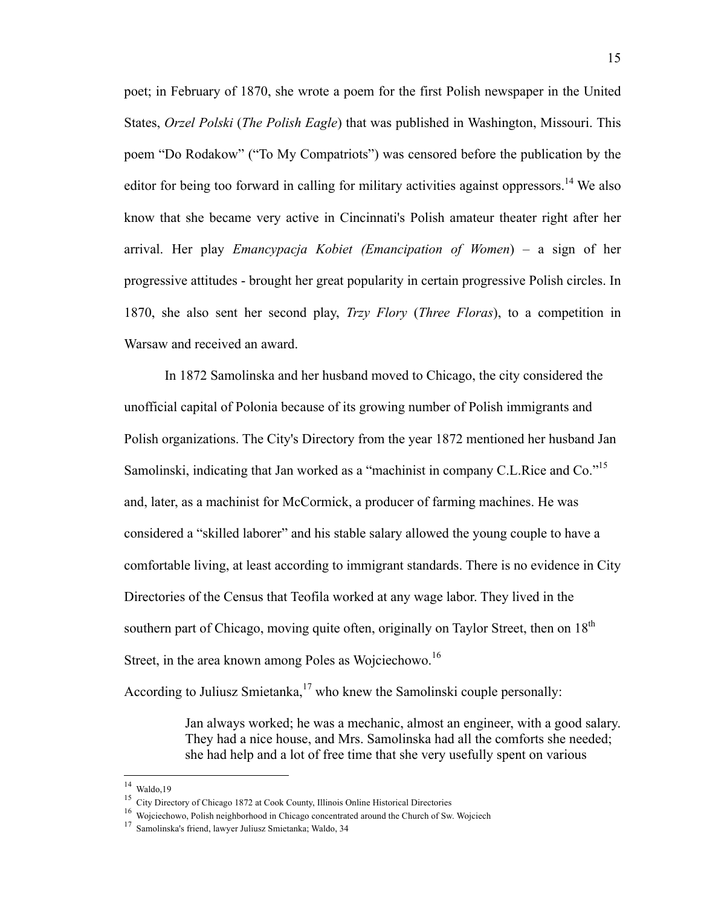poet; in February of 1870, she wrote a poem for the first Polish newspaper in the United States, *Orzel Polski* (*The Polish Eagle*) that was published in Washington, Missouri. This poem "Do Rodakow" ("To My Compatriots") was censored before the publication by the editor for being too forward in calling for military activities against oppressors.[14] We also know that she became very active in Cincinnati's Polish amateur theater right after her arrival. Her play *Emancypacja Kobiet (Emancipation of Women*) – a sign of her progressive attitudes - brought her great popularity in certain progressive Polish circles. In 1870, she also sent her second play, *Trzy Flory* (*Three Floras*), to a competition in Warsaw and received an award.

In 1872 Samolinska and her husband moved to Chicago, the city considered the unofficial capital of Polonia because of its growing number of Polish immigrants and Polish organizations. The City's Directory from the year 1872 mentioned her husband Jan Samolinski, indicating that Jan worked as a "machinist in company C.L.Rice and Co."[15] and, later, as a machinist for McCormick, a producer of farming machines. He was considered a "skilled laborer" and his stable salary allowed the young couple to have a comfortable living, at least according to immigrant standards. There is no evidence in City Directories of the Census that Teofila worked at any wage labor. They lived in the southern part of Chicago, moving quite often, originally on Taylor Street, then on 18th Street, in the area known among Poles as Wojciechowo.[16]

According to Juliusz Smietanka,[17] who knew the Samolinski couple personally:

> Jan always worked; he was a mechanic, almost an engineer, with a good salary. They had a nice house, and Mrs. Samolinska had all the comforts she needed; she had help and a lot of free time that she very usefully spent on various

---

[14] Waldo,19

[15] City Directory of Chicago 1872 at Cook County, Illinois Online Historical Directories

[16] Wojciechowo, Polish neighborhood in Chicago concentrated around the Church of Sw. Wojciech

[17] Samolinska's friend, lawyer Juliusz Smietanka; Waldo, 34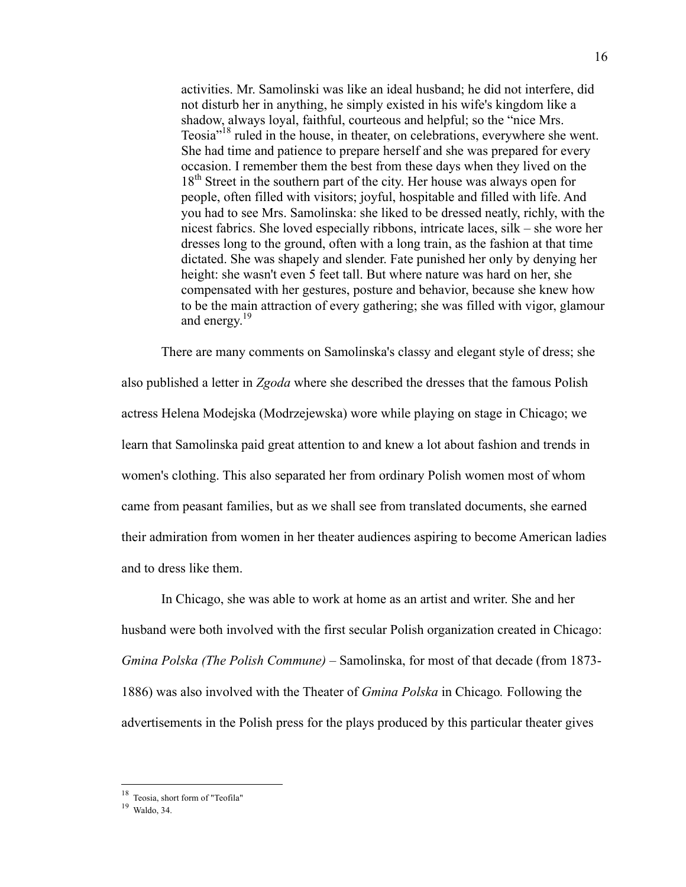> activities. Mr. Samolinski was like an ideal husband; he did not interfere, did not disturb her in anything, he simply existed in his wife's kingdom like a shadow, always loyal, faithful, courteous and helpful; so the "nice Mrs. Teosia"[18] ruled in the house, in theater, on celebrations, everywhere she went. She had time and patience to prepare herself and she was prepared for every occasion. I remember them the best from these days when they lived on the 18th Street in the southern part of the city. Her house was always open for people, often filled with visitors; joyful, hospitable and filled with life. And you had to see Mrs. Samolinska: she liked to be dressed neatly, richly, with the nicest fabrics. She loved especially ribbons, intricate laces, silk – she wore her dresses long to the ground, often with a long train, as the fashion at that time dictated. She was shapely and slender. Fate punished her only by denying her height: she wasn't even 5 feet tall. But where nature was hard on her, she compensated with her gestures, posture and behavior, because she knew how to be the main attraction of every gathering; she was filled with vigor, glamour and energy.[19]

There are many comments on Samolinska's classy and elegant style of dress; she also published a letter in *Zgoda* where she described the dresses that the famous Polish actress Helena Modejska (Modrzejewska) wore while playing on stage in Chicago; we learn that Samolinska paid great attention to and knew a lot about fashion and trends in women's clothing. This also separated her from ordinary Polish women most of whom came from peasant families, but as we shall see from translated documents, she earned their admiration from women in her theater audiences aspiring to become American ladies and to dress like them.

In Chicago, she was able to work at home as an artist and writer. She and her husband were both involved with the first secular Polish organization created in Chicago: *Gmina Polska (The Polish Commune)* – Samolinska, for most of that decade (from 1873-1886) was also involved with the Theater of *Gmina Polska* in Chicago*.* Following the advertisements in the Polish press for the plays produced by this particular theater gives

---

[18] Teosia, short form of "Teofila"

[19] Waldo, 34.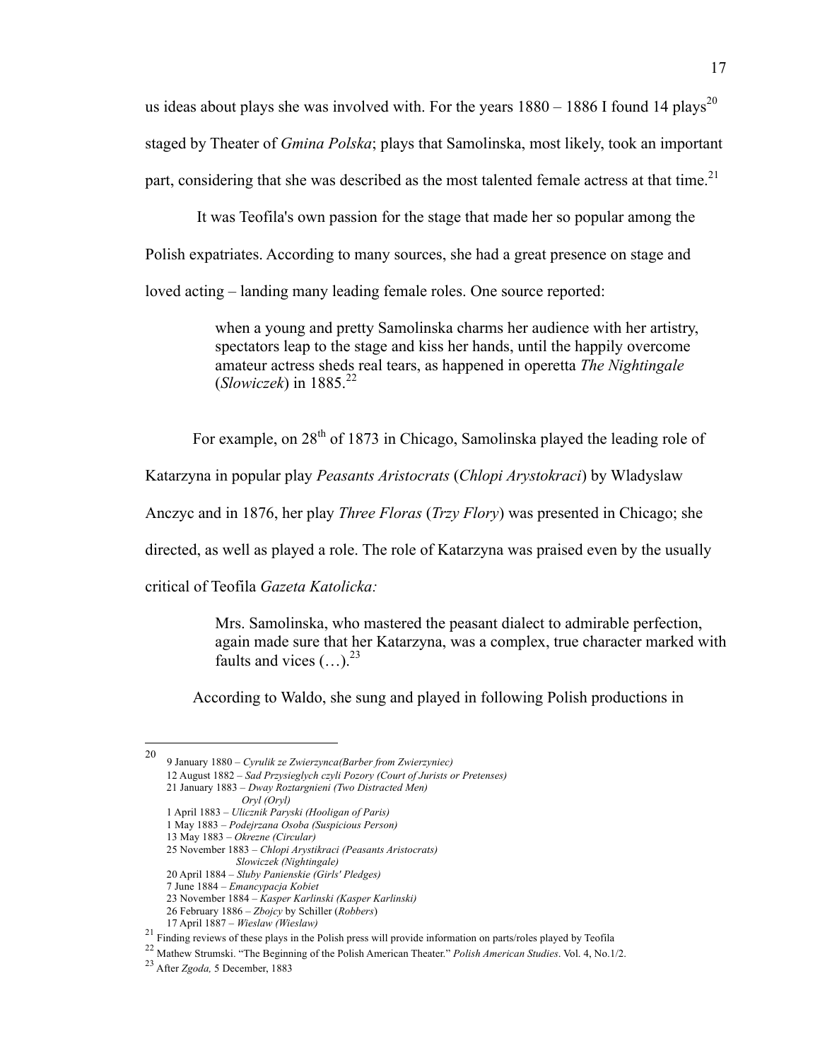us ideas about plays she was involved with. For the years 1880 – 1886 I found 14 plays[20] staged by Theater of *Gmina Polska*; plays that Samolinska, most likely, took an important part, considering that she was described as the most talented female actress at that time.[21]

It was Teofila's own passion for the stage that made her so popular among the Polish expatriates. According to many sources, she had a great presence on stage and loved acting – landing many leading female roles. One source reported:

> when a young and pretty Samolinska charms her audience with her artistry, spectators leap to the stage and kiss her hands, until the happily overcome amateur actress sheds real tears, as happened in operetta *The Nightingale* (*Slowiczek*) in 1885.[22]

For example, on 28th of 1873 in Chicago, Samolinska played the leading role of Katarzyna in popular play *Peasants Aristocrats* (*Chlopi Arystokraci*) by Wladyslaw Anczyc and in 1876, her play *Three Floras* (*Trzy Flory*) was presented in Chicago; she directed, as well as played a role. The role of Katarzyna was praised even by the usually critical of Teofila *Gazeta Katolicka:*

> Mrs. Samolinska, who mastered the peasant dialect to admirable perfection, again made sure that her Katarzyna, was a complex, true character marked with faults and vices (…).[23]

According to Waldo, she sung and played in following Polish productions in

---

[20]
9 January 1880 – *Cyrulik ze Zwierzynca(Barber from Zwierzyniec)*
12 August 1882 – *Sad Przysieglych czyli Pozory (Court of Jurists or Pretenses)*
21 January 1883 – *Dway Roztargnieni (Two Distracted Men)*
*Oryl (Oryl)*
1 April 1883 – *Ulicznik Paryski (Hooligan of Paris)*
1 May 1883 – *Podejrzana Osoba (Suspicious Person)*
13 May 1883 – *Okrezne (Circular)*
25 November 1883 – *Chlopi Arystikraci (Peasants Aristocrats)*
*Slowiczek (Nightingale)*
20 April 1884 – *Sluby Panienskie (Girls' Pledges)*
7 June 1884 – *Emancypacja Kobiet*
23 November 1884 – *Kasper Karlinski (Kasper Karlinski)*
26 February 1886 – *Zbojcy* by Schiller (*Robbers*)
17 April 1887 – *Wieslaw (Wieslaw)*

[21] Finding reviews of these plays in the Polish press will provide information on parts/roles played by Teofila

[22] Mathew Strumski. "The Beginning of the Polish American Theater." *Polish American Studies*. Vol. 4, No.1/2.

[23] After *Zgoda,* 5 December, 1883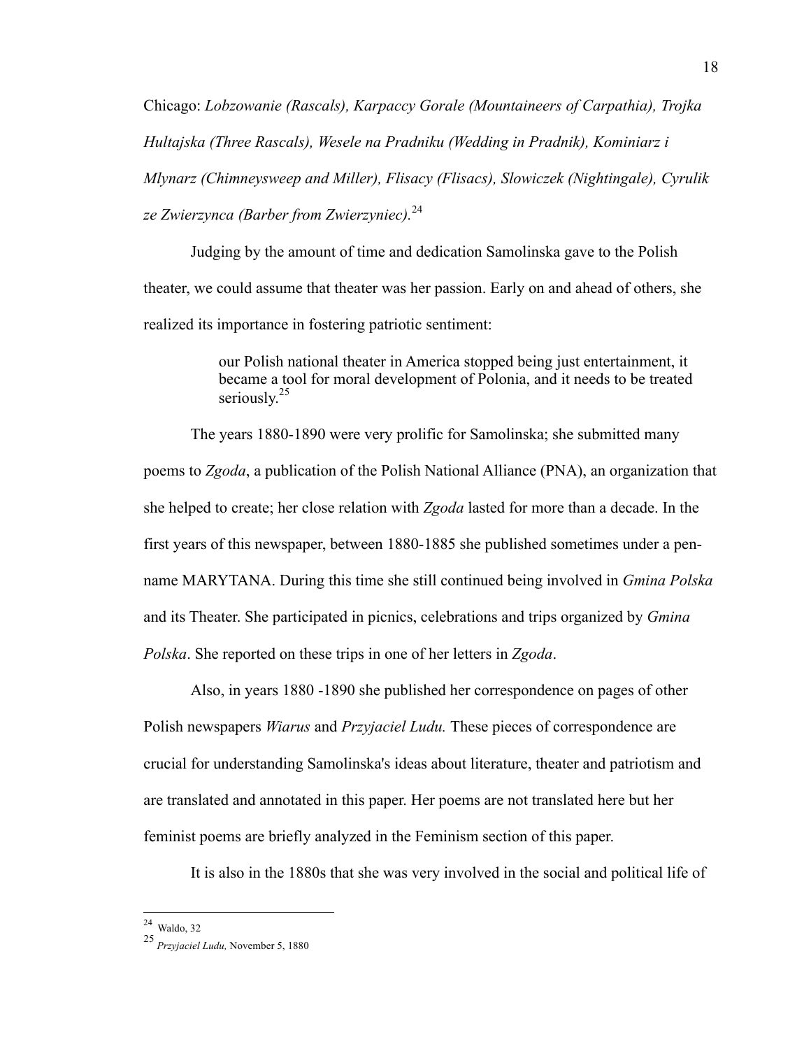Chicago: *Lobzowanie (Rascals), Karpaccy Gorale (Mountaineers of Carpathia), Trojka Hultajska (Three Rascals), Wesele na Pradniku (Wedding in Pradnik), Kominiarz i Mlynarz (Chimneysweep and Miller), Flisacy (Flisacs), Slowiczek (Nightingale), Cyrulik ze Zwierzynca (Barber from Zwierzyniec).*[24]

Judging by the amount of time and dedication Samolinska gave to the Polish theater, we could assume that theater was her passion. Early on and ahead of others, she realized its importance in fostering patriotic sentiment:

> our Polish national theater in America stopped being just entertainment, it became a tool for moral development of Polonia, and it needs to be treated seriously.[25]

The years 1880-1890 were very prolific for Samolinska; she submitted many poems to *Zgoda*, a publication of the Polish National Alliance (PNA), an organization that she helped to create; her close relation with *Zgoda* lasted for more than a decade. In the first years of this newspaper, between 1880-1885 she published sometimes under a pen-name MARYTANA. During this time she still continued being involved in *Gmina Polska* and its Theater. She participated in picnics, celebrations and trips organized by *Gmina Polska*. She reported on these trips in one of her letters in *Zgoda*.

Also, in years 1880 -1890 she published her correspondence on pages of other Polish newspapers *Wiarus* and *Przyjaciel Ludu.* These pieces of correspondence are crucial for understanding Samolinska's ideas about literature, theater and patriotism and are translated and annotated in this paper. Her poems are not translated here but her feminist poems are briefly analyzed in the Feminism section of this paper.

It is also in the 1880s that she was very involved in the social and political life of

---

[24] Waldo, 32

[25] *Przyjaciel Ludu,* November 5, 1880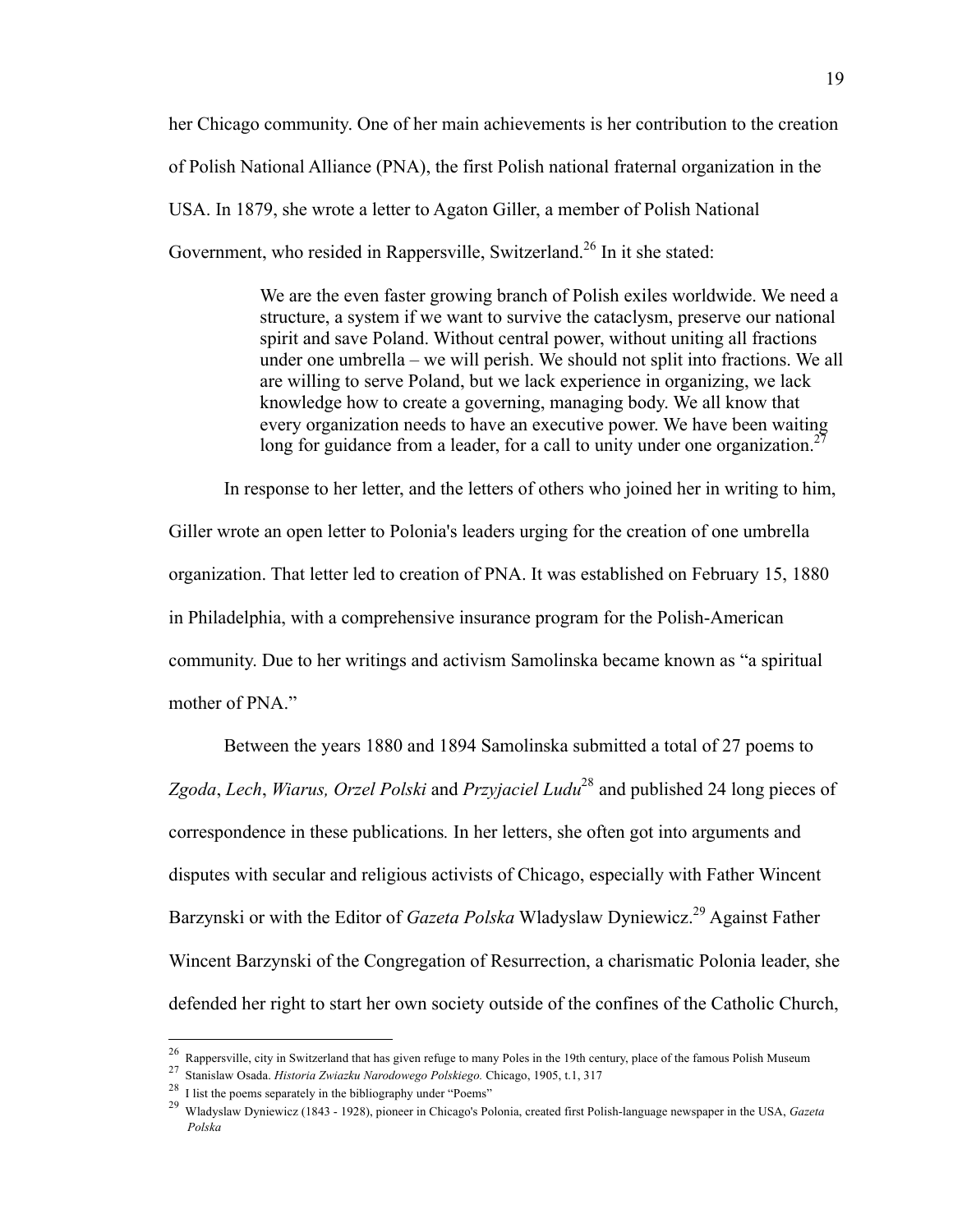her Chicago community. One of her main achievements is her contribution to the creation of Polish National Alliance (PNA), the first Polish national fraternal organization in the USA. In 1879, she wrote a letter to Agaton Giller, a member of Polish National Government, who resided in Rappersville, Switzerland.[26] In it she stated:

> We are the even faster growing branch of Polish exiles worldwide. We need a structure, a system if we want to survive the cataclysm, preserve our national spirit and save Poland. Without central power, without uniting all fractions under one umbrella – we will perish. We should not split into fractions. We all are willing to serve Poland, but we lack experience in organizing, we lack knowledge how to create a governing, managing body. We all know that every organization needs to have an executive power. We have been waiting long for guidance from a leader, for a call to unity under one organization.[27]

In response to her letter, and the letters of others who joined her in writing to him, Giller wrote an open letter to Polonia's leaders urging for the creation of one umbrella organization. That letter led to creation of PNA. It was established on February 15, 1880 in Philadelphia, with a comprehensive insurance program for the Polish-American community. Due to her writings and activism Samolinska became known as "a spiritual mother of PNA."

Between the years 1880 and 1894 Samolinska submitted a total of 27 poems to *Zgoda*, *Lech*, *Wiarus, Orzel Polski* and *Przyjaciel Ludu*[28] and published 24 long pieces of correspondence in these publications. In her letters, she often got into arguments and disputes with secular and religious activists of Chicago, especially with Father Wincent Barzynski or with the Editor of *Gazeta Polska* Wladyslaw Dyniewicz.[29] Against Father Wincent Barzynski of the Congregation of Resurrection, a charismatic Polonia leader, she defended her right to start her own society outside of the confines of the Catholic Church,

---

[26] Rappersville, city in Switzerland that has given refuge to many Poles in the 19th century, place of the famous Polish Museum

[27] Stanislaw Osada. *Historia Zwiazku Narodowego Polskiego.* Chicago, 1905, t.1, 317

[28] I list the poems separately in the bibliography under "Poems"

[29] Wladyslaw Dyniewicz (1843 - 1928), pioneer in Chicago's Polonia, created first Polish-language newspaper in the USA, *Gazeta Polska*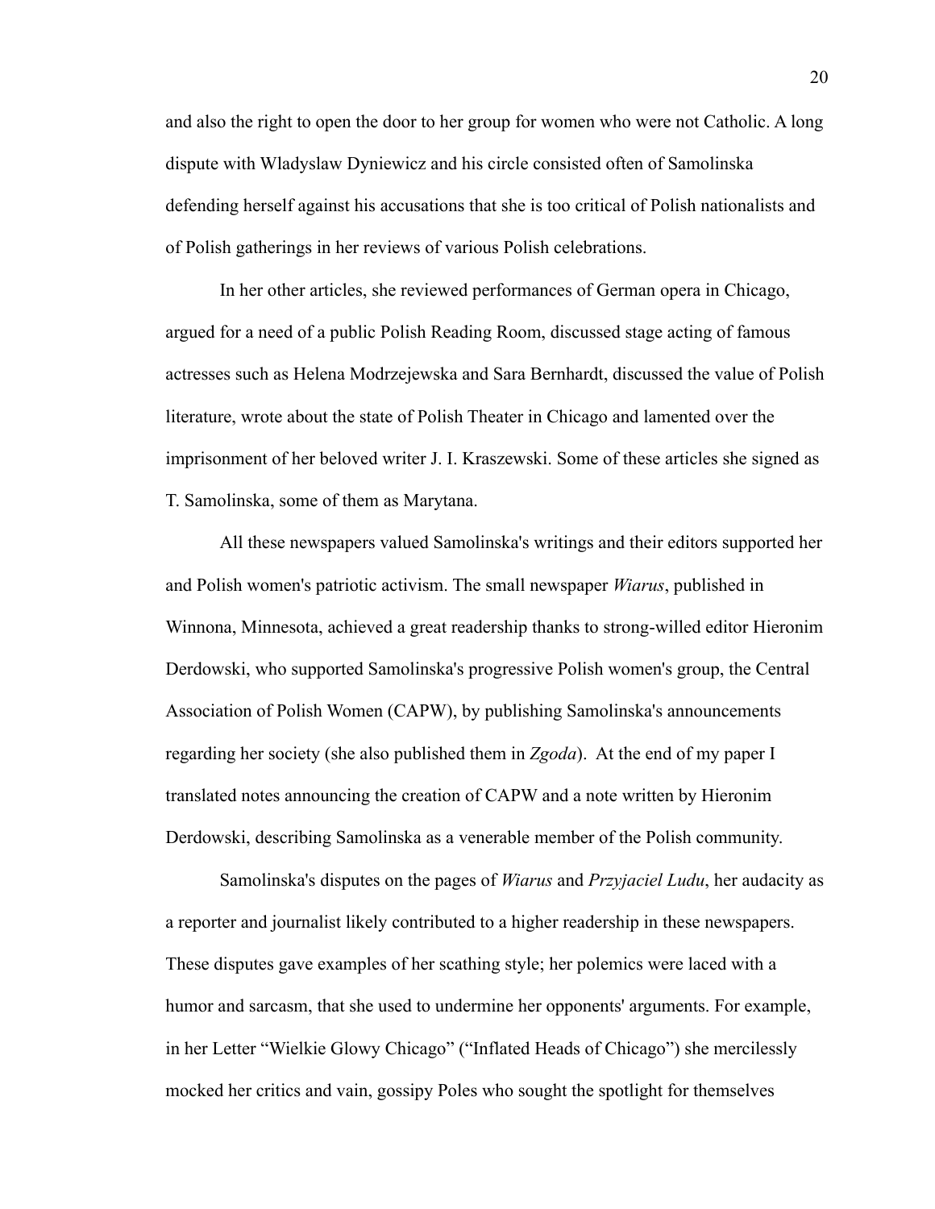and also the right to open the door to her group for women who were not Catholic. A long dispute with Wladyslaw Dyniewicz and his circle consisted often of Samolinska defending herself against his accusations that she is too critical of Polish nationalists and of Polish gatherings in her reviews of various Polish celebrations.

In her other articles, she reviewed performances of German opera in Chicago, argued for a need of a public Polish Reading Room, discussed stage acting of famous actresses such as Helena Modrzejewska and Sara Bernhardt, discussed the value of Polish literature, wrote about the state of Polish Theater in Chicago and lamented over the imprisonment of her beloved writer J. I. Kraszewski. Some of these articles she signed as T. Samolinska, some of them as Marytana.

All these newspapers valued Samolinska's writings and their editors supported her and Polish women's patriotic activism. The small newspaper *Wiarus*, published in Winnona, Minnesota, achieved a great readership thanks to strong-willed editor Hieronim Derdowski, who supported Samolinska's progressive Polish women's group, the Central Association of Polish Women (CAPW), by publishing Samolinska's announcements regarding her society (she also published them in *Zgoda*). At the end of my paper I translated notes announcing the creation of CAPW and a note written by Hieronim Derdowski, describing Samolinska as a venerable member of the Polish community.

Samolinska's disputes on the pages of *Wiarus* and *Przyjaciel Ludu*, her audacity as a reporter and journalist likely contributed to a higher readership in these newspapers. These disputes gave examples of her scathing style; her polemics were laced with a humor and sarcasm, that she used to undermine her opponents' arguments. For example, in her Letter “Wielkie Glowy Chicago” (“Inflated Heads of Chicago”) she mercilessly mocked her critics and vain, gossipy Poles who sought the spotlight for themselves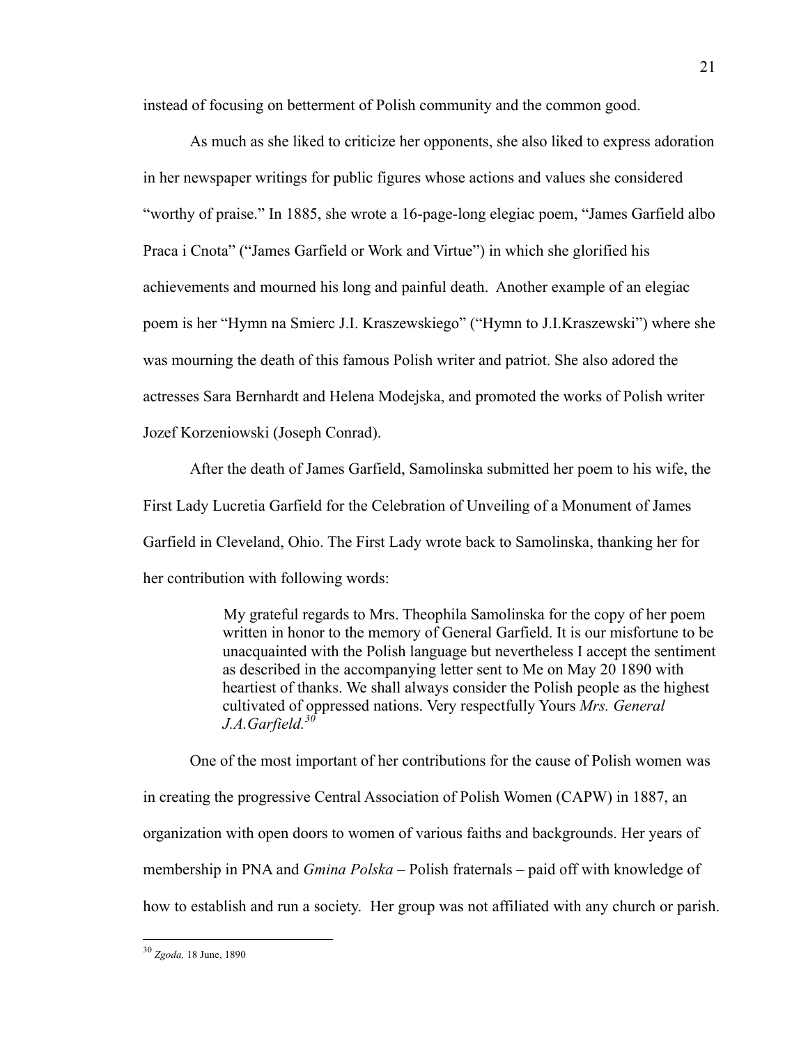instead of focusing on betterment of Polish community and the common good.

As much as she liked to criticize her opponents, she also liked to express adoration in her newspaper writings for public figures whose actions and values she considered "worthy of praise." In 1885, she wrote a 16-page-long elegiac poem, "James Garfield albo Praca i Cnota" ("James Garfield or Work and Virtue") in which she glorified his achievements and mourned his long and painful death. Another example of an elegiac poem is her "Hymn na Smierc J.I. Kraszewskiego" ("Hymn to J.I.Kraszewski") where she was mourning the death of this famous Polish writer and patriot. She also adored the actresses Sara Bernhardt and Helena Modejska, and promoted the works of Polish writer Jozef Korzeniowski (Joseph Conrad).

After the death of James Garfield, Samolinska submitted her poem to his wife, the First Lady Lucretia Garfield for the Celebration of Unveiling of a Monument of James Garfield in Cleveland, Ohio. The First Lady wrote back to Samolinska, thanking her for her contribution with following words:

> My grateful regards to Mrs. Theophila Samolinska for the copy of her poem written in honor to the memory of General Garfield. It is our misfortune to be unacquainted with the Polish language but nevertheless I accept the sentiment as described in the accompanying letter sent to Me on May 20 1890 with heartiest of thanks. We shall always consider the Polish people as the highest cultivated of oppressed nations. Very respectfully Yours *Mrs. General J.A.Garfield.*[30]

One of the most important of her contributions for the cause of Polish women was in creating the progressive Central Association of Polish Women (CAPW) in 1887, an organization with open doors to women of various faiths and backgrounds. Her years of membership in PNA and *Gmina Polska* – Polish fraternals – paid off with knowledge of how to establish and run a society. Her group was not affiliated with any church or parish.

---

[30] *Zgoda,* 18 June, 1890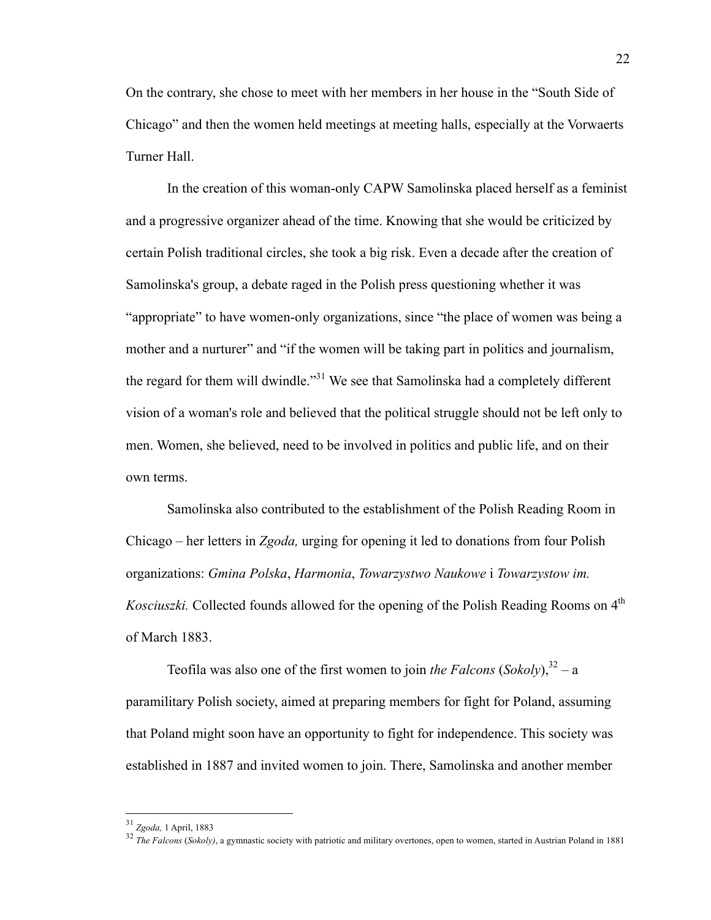On the contrary, she chose to meet with her members in her house in the "South Side of Chicago" and then the women held meetings at meeting halls, especially at the Vorwaerts Turner Hall.

In the creation of this woman-only CAPW Samolinska placed herself as a feminist and a progressive organizer ahead of the time. Knowing that she would be criticized by certain Polish traditional circles, she took a big risk. Even a decade after the creation of Samolinska's group, a debate raged in the Polish press questioning whether it was "appropriate" to have women-only organizations, since "the place of women was being a mother and a nurturer" and "if the women will be taking part in politics and journalism, the regard for them will dwindle."[31] We see that Samolinska had a completely different vision of a woman's role and believed that the political struggle should not be left only to men. Women, she believed, need to be involved in politics and public life, and on their own terms.

Samolinska also contributed to the establishment of the Polish Reading Room in Chicago – her letters in *Zgoda,* urging for opening it led to donations from four Polish organizations: *Gmina Polska*, *Harmonia*, *Towarzystwo Naukowe* i *Towarzystow im. Kosciuszki.* Collected founds allowed for the opening of the Polish Reading Rooms on 4th of March 1883.

Teofila was also one of the first women to join *the Falcons* (*Sokoly*),[32] – a paramilitary Polish society, aimed at preparing members for fight for Poland, assuming that Poland might soon have an opportunity to fight for independence. This society was established in 1887 and invited women to join. There, Samolinska and another member

---

[31] *Zgoda,* 1 April, 1883

[32] *The Falcons* (*Sokoly)*, a gymnastic society with patriotic and military overtones, open to women, started in Austrian Poland in 1881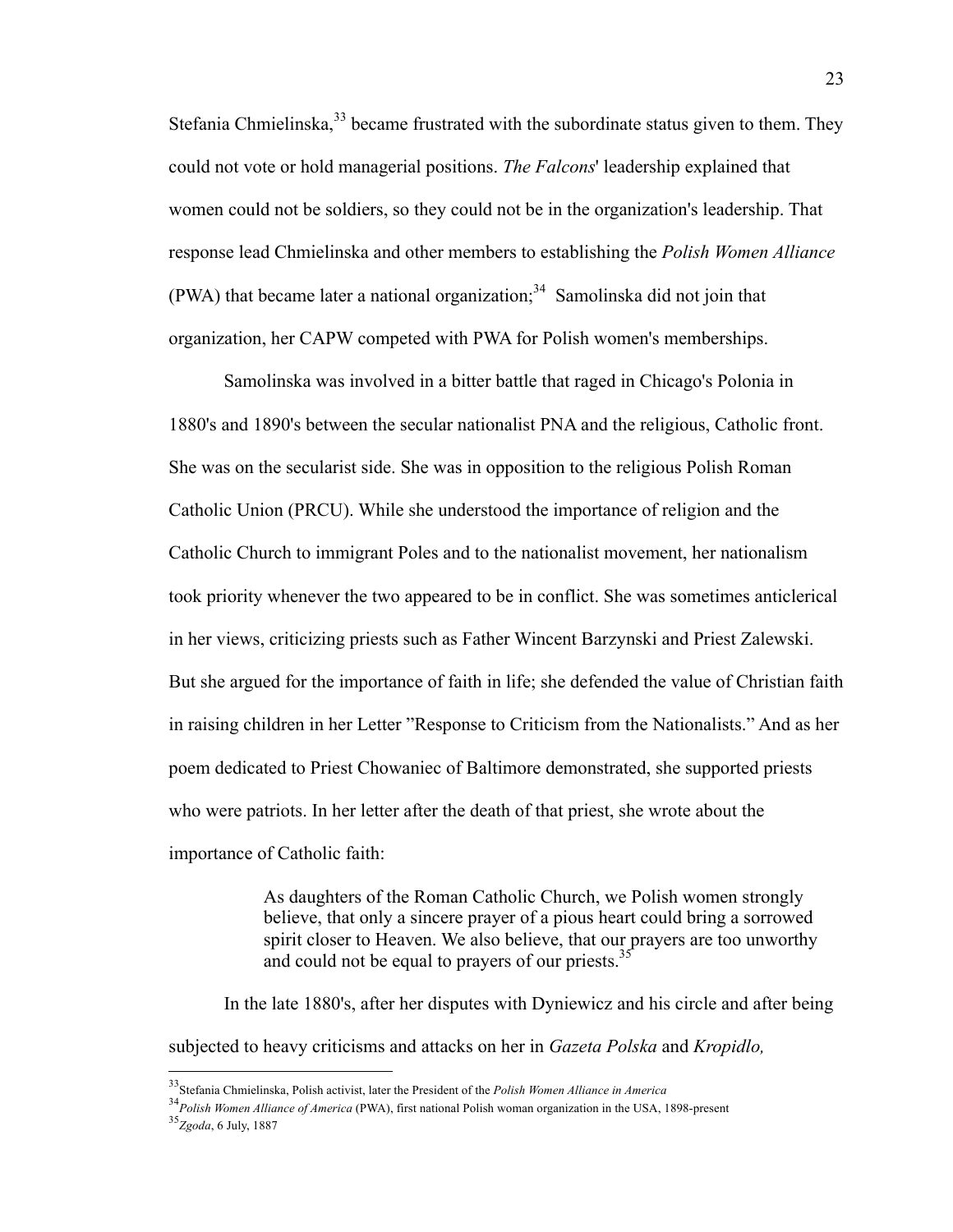Stefania Chmielinska,[33] became frustrated with the subordinate status given to them. They could not vote or hold managerial positions. *The Falcons*' leadership explained that women could not be soldiers, so they could not be in the organization's leadership. That response lead Chmielinska and other members to establishing the *Polish Women Alliance* (PWA) that became later a national organization;[34] Samolinska did not join that organization, her CAPW competed with PWA for Polish women's memberships.

Samolinska was involved in a bitter battle that raged in Chicago's Polonia in 1880's and 1890's between the secular nationalist PNA and the religious, Catholic front. She was on the secularist side. She was in opposition to the religious Polish Roman Catholic Union (PRCU). While she understood the importance of religion and the Catholic Church to immigrant Poles and to the nationalist movement, her nationalism took priority whenever the two appeared to be in conflict. She was sometimes anticlerical in her views, criticizing priests such as Father Wincent Barzynski and Priest Zalewski. But she argued for the importance of faith in life; she defended the value of Christian faith in raising children in her Letter "Response to Criticism from the Nationalists." And as her poem dedicated to Priest Chowaniec of Baltimore demonstrated, she supported priests who were patriots. In her letter after the death of that priest, she wrote about the importance of Catholic faith:

> As daughters of the Roman Catholic Church, we Polish women strongly believe, that only a sincere prayer of a pious heart could bring a sorrowed spirit closer to Heaven. We also believe, that our prayers are too unworthy and could not be equal to prayers of our priests.[35]

In the late 1880's, after her disputes with Dyniewicz and his circle and after being subjected to heavy criticisms and attacks on her in *Gazeta Polska* and *Kropidlo,*

---

[33] Stefania Chmielinska, Polish activist, later the President of the *Polish Women Alliance in America*

[34] *Polish Women Alliance of America* (PWA), first national Polish woman organization in the USA, 1898-present

[35] *Zgoda*, 6 July, 1887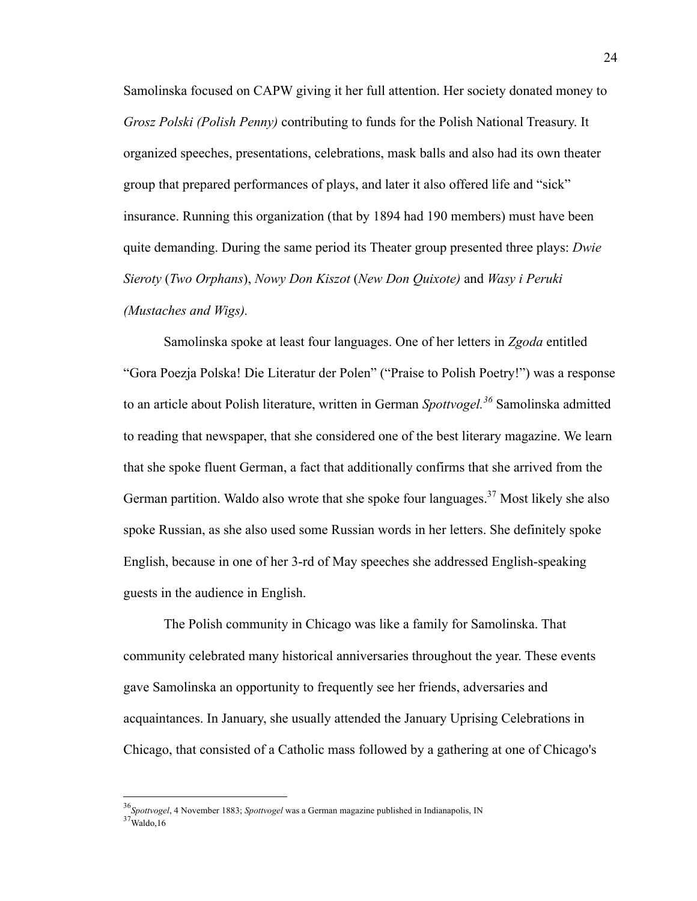Samolinska focused on CAPW giving it her full attention. Her society donated money to *Grosz Polski (Polish Penny)* contributing to funds for the Polish National Treasury. It organized speeches, presentations, celebrations, mask balls and also had its own theater group that prepared performances of plays, and later it also offered life and "sick" insurance. Running this organization (that by 1894 had 190 members) must have been quite demanding. During the same period its Theater group presented three plays: *Dwie Sieroty* (*Two Orphans*), *Nowy Don Kiszot* (*New Don Quixote)* and *Wasy i Peruki (Mustaches and Wigs)*.

Samolinska spoke at least four languages. One of her letters in *Zgoda* entitled "Gora Poezja Polska! Die Literatur der Polen" ("Praise to Polish Poetry!") was a response to an article about Polish literature, written in German *Spottvogel*.[36] Samolinska admitted to reading that newspaper, that she considered one of the best literary magazine. We learn that she spoke fluent German, a fact that additionally confirms that she arrived from the German partition. Waldo also wrote that she spoke four languages.[37] Most likely she also spoke Russian, as she also used some Russian words in her letters. She definitely spoke English, because in one of her 3-rd of May speeches she addressed English-speaking guests in the audience in English.

The Polish community in Chicago was like a family for Samolinska. That community celebrated many historical anniversaries throughout the year. These events gave Samolinska an opportunity to frequently see her friends, adversaries and acquaintances. In January, she usually attended the January Uprising Celebrations in Chicago, that consisted of a Catholic mass followed by a gathering at one of Chicago's

---

[36] *Spottvogel*, 4 November 1883; *Spottvogel* was a German magazine published in Indianapolis, IN

[37] Waldo,16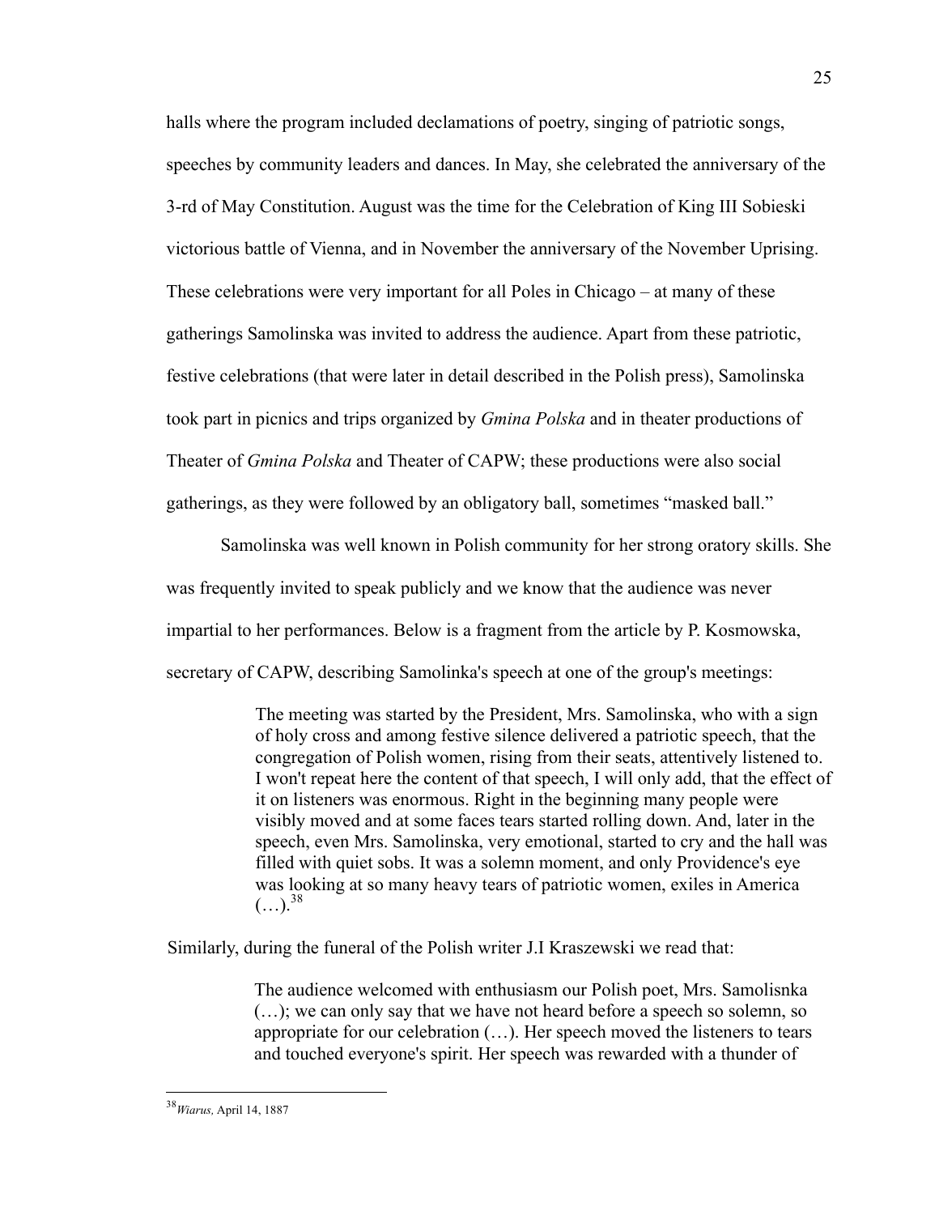halls where the program included declamations of poetry, singing of patriotic songs, speeches by community leaders and dances. In May, she celebrated the anniversary of the 3-rd of May Constitution. August was the time for the Celebration of King III Sobieski victorious battle of Vienna, and in November the anniversary of the November Uprising. These celebrations were very important for all Poles in Chicago – at many of these gatherings Samolinska was invited to address the audience. Apart from these patriotic, festive celebrations (that were later in detail described in the Polish press), Samolinska took part in picnics and trips organized by *Gmina Polska* and in theater productions of Theater of *Gmina Polska* and Theater of CAPW; these productions were also social gatherings, as they were followed by an obligatory ball, sometimes "masked ball."

Samolinska was well known in Polish community for her strong oratory skills. She was frequently invited to speak publicly and we know that the audience was never impartial to her performances. Below is a fragment from the article by P. Kosmowska, secretary of CAPW, describing Samolinka's speech at one of the group's meetings:

> The meeting was started by the President, Mrs. Samolinska, who with a sign of holy cross and among festive silence delivered a patriotic speech, that the congregation of Polish women, rising from their seats, attentively listened to. I won't repeat here the content of that speech, I will only add, that the effect of it on listeners was enormous. Right in the beginning many people were visibly moved and at some faces tears started rolling down. And, later in the speech, even Mrs. Samolinska, very emotional, started to cry and the hall was filled with quiet sobs. It was a solemn moment, and only Providence's eye was looking at so many heavy tears of patriotic women, exiles in America (…).[38]

Similarly, during the funeral of the Polish writer J.I Kraszewski we read that:

> The audience welcomed with enthusiasm our Polish poet, Mrs. Samolisnka (…); we can only say that we have not heard before a speech so solemn, so appropriate for our celebration (…). Her speech moved the listeners to tears and touched everyone's spirit. Her speech was rewarded with a thunder of

[38] *Wiarus,* April 14, 1887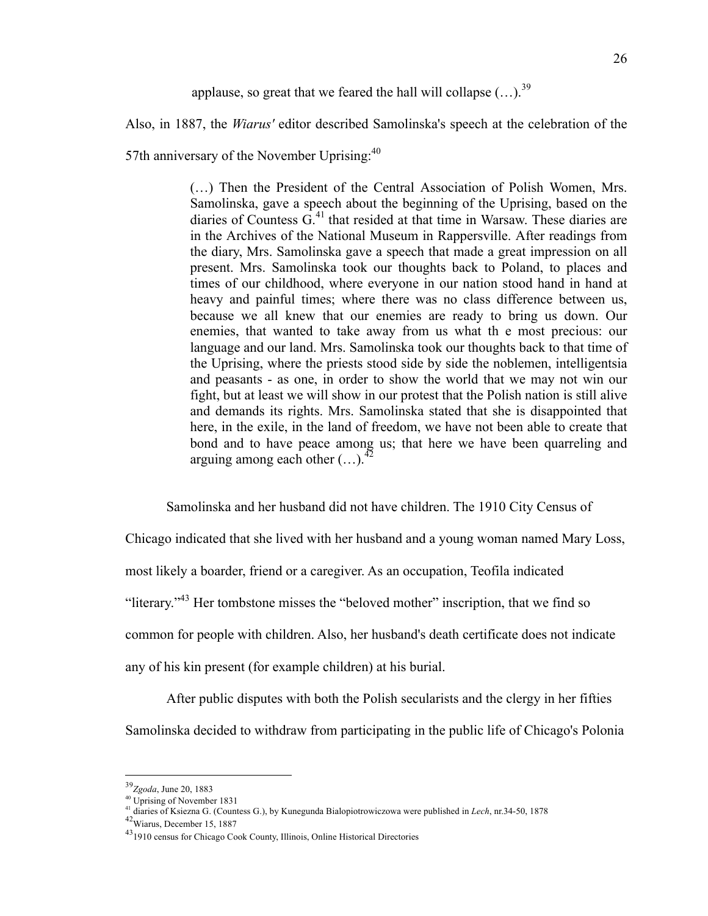> applause, so great that we feared the hall will collapse (…).[39]

Also, in 1887, the *Wiarus'* editor described Samolinska's speech at the celebration of the 57th anniversary of the November Uprising:[40]

> (…) Then the President of the Central Association of Polish Women, Mrs. Samolinska, gave a speech about the beginning of the Uprising, based on the diaries of Countess G.[41] that resided at that time in Warsaw. These diaries are in the Archives of the National Museum in Rappersville. After readings from the diary, Mrs. Samolinska gave a speech that made a great impression on all present. Mrs. Samolinska took our thoughts back to Poland, to places and times of our childhood, where everyone in our nation stood hand in hand at heavy and painful times; where there was no class difference between us, because we all knew that our enemies are ready to bring us down. Our enemies, that wanted to take away from us what th e most precious: our language and our land. Mrs. Samolinska took our thoughts back to that time of the Uprising, where the priests stood side by side the noblemen, intelligentsia and peasants - as one, in order to show the world that we may not win our fight, but at least we will show in our protest that the Polish nation is still alive and demands its rights. Mrs. Samolinska stated that she is disappointed that here, in the exile, in the land of freedom, we have not been able to create that bond and to have peace among us; that here we have been quarreling and arguing among each other (…).[42]

Samolinska and her husband did not have children. The 1910 City Census of Chicago indicated that she lived with her husband and a young woman named Mary Loss, most likely a boarder, friend or a caregiver. As an occupation, Teofila indicated "literary."[43] Her tombstone misses the "beloved mother" inscription, that we find so common for people with children. Also, her husband's death certificate does not indicate any of his kin present (for example children) at his burial.

After public disputes with both the Polish secularists and the clergy in her fifties Samolinska decided to withdraw from participating in the public life of Chicago's Polonia

---

[39] *Zgoda*, June 20, 1883

[40] Uprising of November 1831

[41] diaries of Ksiezna G. (Countess G.), by Kunegunda Bialopiotrowiczowa were published in *Lech*, nr.34-50, 1878

[42] Wiarus, December 15, 1887

[43] 1910 census for Chicago Cook County, Illinois, Online Historical Directories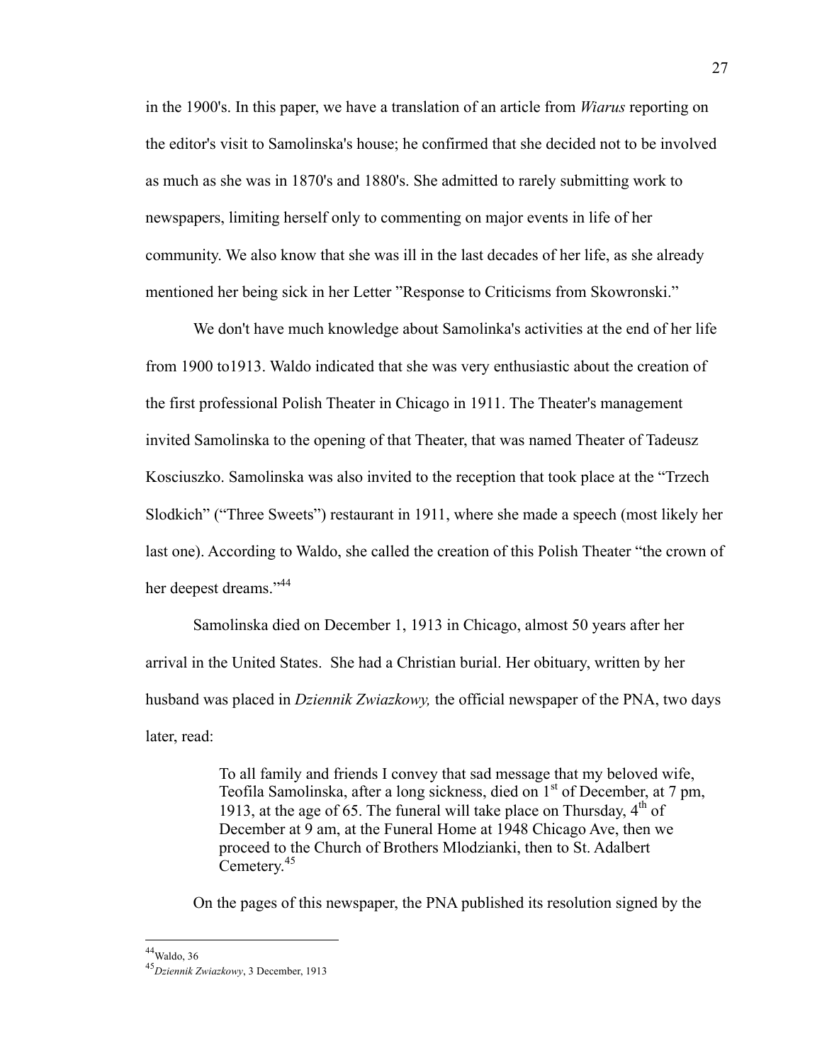in the 1900's. In this paper, we have a translation of an article from *Wiarus* reporting on the editor's visit to Samolinska's house; he confirmed that she decided not to be involved as much as she was in 1870's and 1880's. She admitted to rarely submitting work to newspapers, limiting herself only to commenting on major events in life of her community. We also know that she was ill in the last decades of her life, as she already mentioned her being sick in her Letter "Response to Criticisms from Skowronski."

We don't have much knowledge about Samolinka's activities at the end of her life from 1900 to1913. Waldo indicated that she was very enthusiastic about the creation of the first professional Polish Theater in Chicago in 1911. The Theater's management invited Samolinska to the opening of that Theater, that was named Theater of Tadeusz Kosciuszko. Samolinska was also invited to the reception that took place at the "Trzech Slodkich" ("Three Sweets") restaurant in 1911, where she made a speech (most likely her last one). According to Waldo, she called the creation of this Polish Theater "the crown of her deepest dreams."[44]

Samolinska died on December 1, 1913 in Chicago, almost 50 years after her arrival in the United States. She had a Christian burial. Her obituary, written by her husband was placed in *Dziennik Zwiazkowy,* the official newspaper of the PNA, two days later, read:

> To all family and friends I convey that sad message that my beloved wife, Teofila Samolinska, after a long sickness, died on 1st of December, at 7 pm, 1913, at the age of 65. The funeral will take place on Thursday, 4th of December at 9 am, at the Funeral Home at 1948 Chicago Ave, then we proceed to the Church of Brothers Mlodzianki, then to St. Adalbert Cemetery.[45]

On the pages of this newspaper, the PNA published its resolution signed by the

---

[44] Waldo, 36

[45] *Dziennik Zwiazkowy*, 3 December, 1913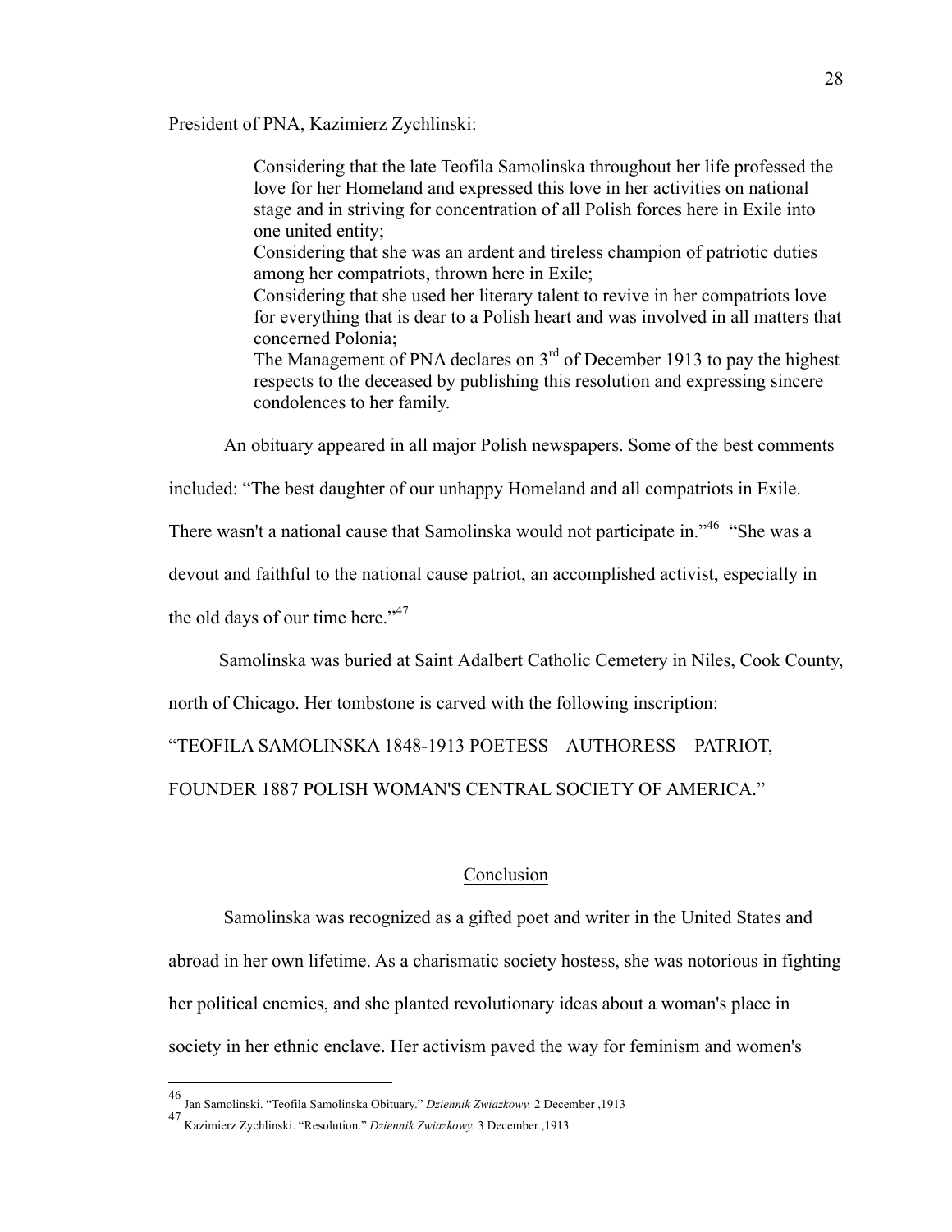President of PNA, Kazimierz Zychlinski:

> Considering that the late Teofila Samolinska throughout her life professed the love for her Homeland and expressed this love in her activities on national stage and in striving for concentration of all Polish forces here in Exile into one united entity;
> Considering that she was an ardent and tireless champion of patriotic duties among her compatriots, thrown here in Exile;
> Considering that she used her literary talent to revive in her compatriots love for everything that is dear to a Polish heart and was involved in all matters that concerned Polonia;
> The Management of PNA declares on 3rd of December 1913 to pay the highest respects to the deceased by publishing this resolution and expressing sincere condolences to her family.

An obituary appeared in all major Polish newspapers. Some of the best comments included: "The best daughter of our unhappy Homeland and all compatriots in Exile. There wasn't a national cause that Samolinska would not participate in."[46] "She was a devout and faithful to the national cause patriot, an accomplished activist, especially in the old days of our time here."[47]

Samolinska was buried at Saint Adalbert Catholic Cemetery in Niles, Cook County, north of Chicago. Her tombstone is carved with the following inscription: "TEOFILA SAMOLINSKA 1848-1913 POETESS – AUTHORESS – PATRIOT, FOUNDER 1887 POLISH WOMAN'S CENTRAL SOCIETY OF AMERICA."

## Conclusion

Samolinska was recognized as a gifted poet and writer in the United States and abroad in her own lifetime. As a charismatic society hostess, she was notorious in fighting her political enemies, and she planted revolutionary ideas about a woman's place in society in her ethnic enclave. Her activism paved the way for feminism and women's

---

[46] Jan Samolinski. "Teofila Samolinska Obituary." *Dziennik Zwiazkowy.* 2 December ,1913

[47] Kazimierz Zychlinski. "Resolution." *Dziennik Zwiazkowy.* 3 December ,1913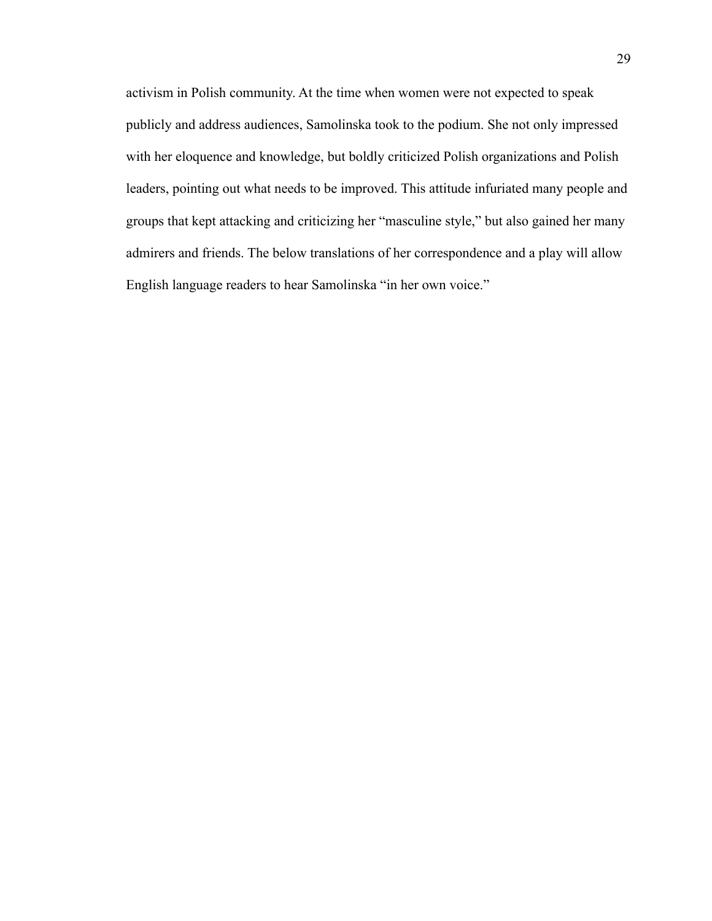activism in Polish community. At the time when women were not expected to speak publicly and address audiences, Samolinska took to the podium. She not only impressed with her eloquence and knowledge, but boldly criticized Polish organizations and Polish leaders, pointing out what needs to be improved. This attitude infuriated many people and groups that kept attacking and criticizing her "masculine style," but also gained her many admirers and friends. The below translations of her correspondence and a play will allow English language readers to hear Samolinska "in her own voice."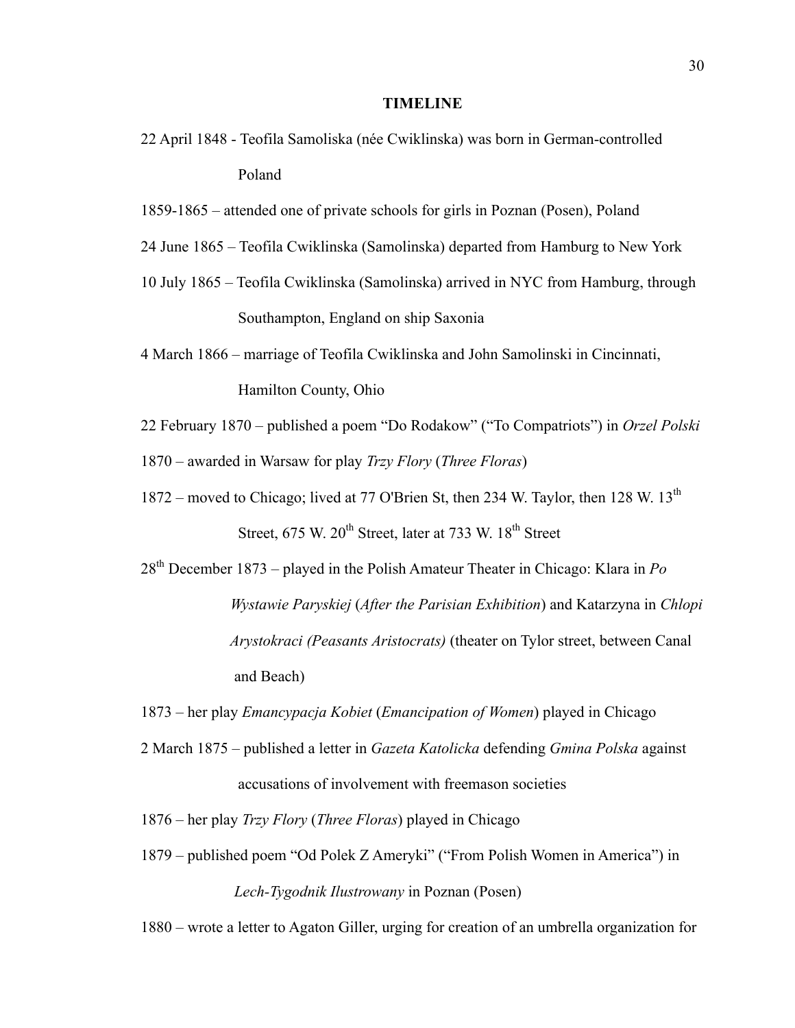**TIMELINE**

22 April 1848 - Teofila Samoliska (née Cwiklinska) was born in German-controlled Poland

1859-1865 – attended one of private schools for girls in Poznan (Posen), Poland

24 June 1865 – Teofila Cwiklinska (Samolinska) departed from Hamburg to New York

10 July 1865 – Teofila Cwiklinska (Samolinska) arrived in NYC from Hamburg, through Southampton, England on ship Saxonia

4 March 1866 – marriage of Teofila Cwiklinska and John Samolinski in Cincinnati, Hamilton County, Ohio

22 February 1870 – published a poem "Do Rodakow" ("To Compatriots") in *Orzel Polski*

1870 – awarded in Warsaw for play *Trzy Flory* (*Three Floras*)

1872 – moved to Chicago; lived at 77 O'Brien St, then 234 W. Taylor, then 128 W. 13th Street, 675 W. 20th Street, later at 733 W. 18th Street

28th December 1873 – played in the Polish Amateur Theater in Chicago: Klara in *Po Wystawie Paryskiej* (*After the Parisian Exhibition*) and Katarzyna in *Chlopi Arystokraci (Peasants Aristocrats)* (theater on Tylor street, between Canal and Beach)

1873 – her play *Emancypacja Kobiet* (*Emancipation of Women*) played in Chicago

2 March 1875 – published a letter in *Gazeta Katolicka* defending *Gmina Polska* against accusations of involvement with freemason societies

1876 – her play *Trzy Flory* (*Three Floras*) played in Chicago

1879 – published poem "Od Polek Z Ameryki" ("From Polish Women in America") in *Lech-Tygodnik Ilustrowany* in Poznan (Posen)

1880 – wrote a letter to Agaton Giller, urging for creation of an umbrella organization for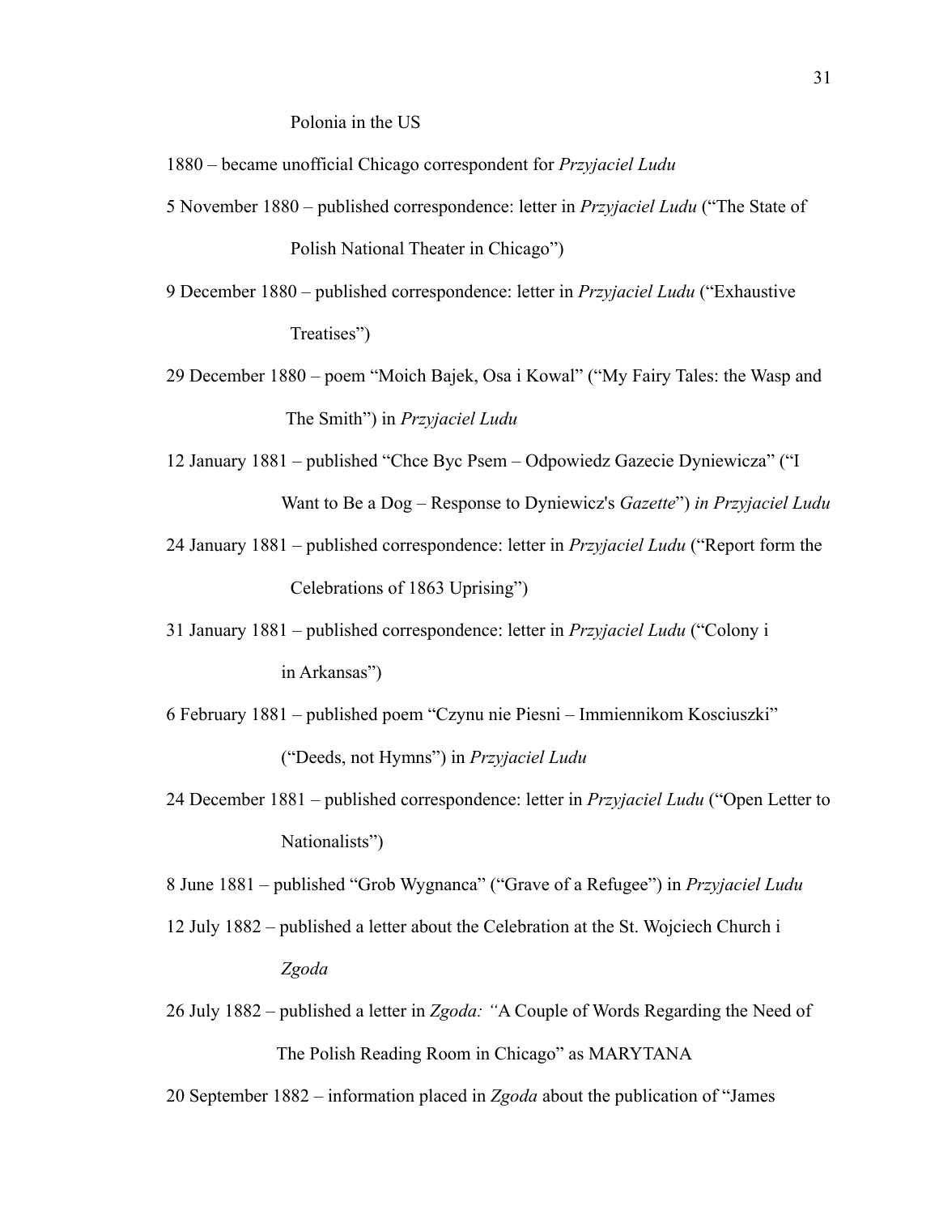Polonia in the US

1880 – became unofficial Chicago correspondent for *Przyjaciel Ludu*

5 November 1880 – published correspondence: letter in *Przyjaciel Ludu* ("The State of Polish National Theater in Chicago")

9 December 1880 – published correspondence: letter in *Przyjaciel Ludu* ("Exhaustive Treatises")

29 December 1880 – poem "Moich Bajek, Osa i Kowal" ("My Fairy Tales: the Wasp and The Smith") in *Przyjaciel Ludu*

12 January 1881 – published "Chce Byc Psem – Odpowiedz Gazecie Dyniewicza" ("I Want to Be a Dog – Response to Dyniewicz's *Gazette*") *in Przyjaciel Ludu*

24 January 1881 – published correspondence: letter in *Przyjaciel Ludu* ("Report form the Celebrations of 1863 Uprising")

31 January 1881 – published correspondence: letter in *Przyjaciel Ludu* ("Colony i in Arkansas")

6 February 1881 – published poem "Czynu nie Piesni – Immiennikom Kosciuszki" ("Deeds, not Hymns") in *Przyjaciel Ludu*

24 December 1881 – published correspondence: letter in *Przyjaciel Ludu* ("Open Letter to Nationalists")

8 June 1881 – published "Grob Wygnanca" ("Grave of a Refugee") in *Przyjaciel Ludu*

12 July 1882 – published a letter about the Celebration at the St. Wojciech Church i *Zgoda*

26 July 1882 – published a letter in *Zgoda: "*A Couple of Words Regarding the Need of The Polish Reading Room in Chicago" as MARYTANA

20 September 1882 – information placed in *Zgoda* about the publication of "James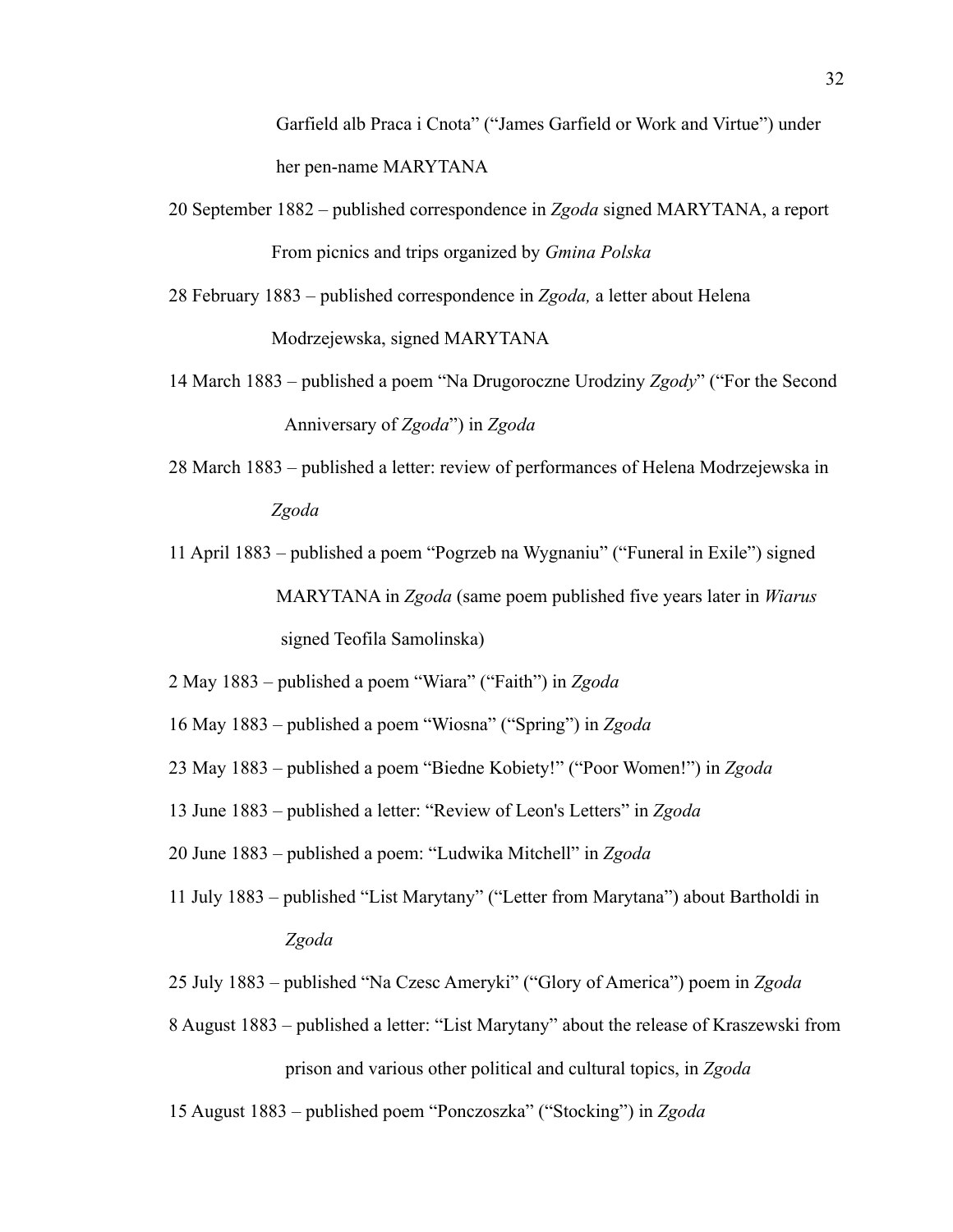Garfield alb Praca i Cnota" ("James Garfield or Work and Virtue") under her pen-name MARYTANA

20 September 1882 – published correspondence in *Zgoda* signed MARYTANA, a report From picnics and trips organized by *Gmina Polska*

28 February 1883 – published correspondence in *Zgoda,* a letter about Helena Modrzejewska, signed MARYTANA

14 March 1883 – published a poem "Na Drugoroczne Urodziny *Zgody*" ("For the Second Anniversary of *Zgoda*") in *Zgoda*

28 March 1883 – published a letter: review of performances of Helena Modrzejewska in *Zgoda*

11 April 1883 – published a poem "Pogrzeb na Wygnaniu" ("Funeral in Exile") signed MARYTANA in *Zgoda* (same poem published five years later in *Wiarus* signed Teofila Samolinska)

2 May 1883 – published a poem "Wiara" ("Faith") in *Zgoda*

16 May 1883 – published a poem "Wiosna" ("Spring") in *Zgoda*

23 May 1883 – published a poem "Biedne Kobiety!" ("Poor Women!") in *Zgoda*

13 June 1883 – published a letter: "Review of Leon's Letters" in *Zgoda*

20 June 1883 – published a poem: "Ludwika Mitchell" in *Zgoda*

11 July 1883 – published "List Marytany" ("Letter from Marytana") about Bartholdi in *Zgoda*

25 July 1883 – published "Na Czesc Ameryki" ("Glory of America") poem in *Zgoda*

8 August 1883 – published a letter: "List Marytany" about the release of Kraszewski from prison and various other political and cultural topics, in *Zgoda*

15 August 1883 – published poem "Ponczoszka" ("Stocking") in *Zgoda*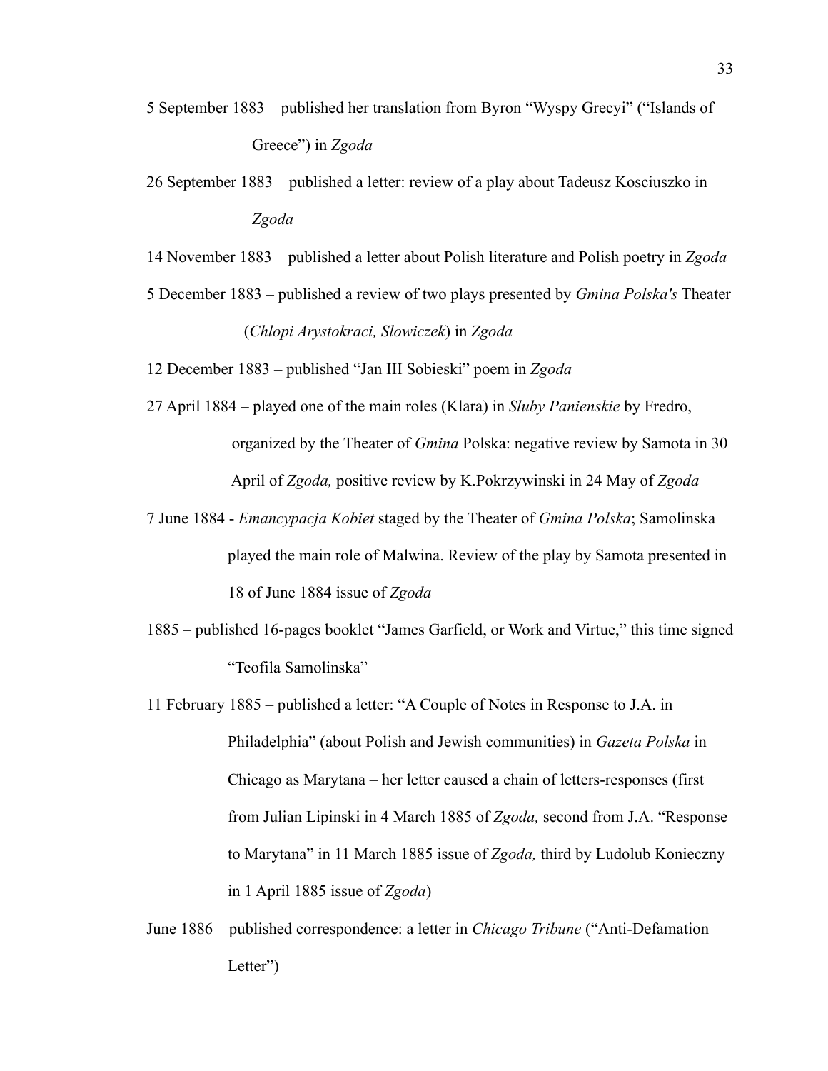5 September 1883 – published her translation from Byron "Wyspy Grecyi" ("Islands of Greece") in *Zgoda*

26 September 1883 – published a letter: review of a play about Tadeusz Kosciuszko in *Zgoda*

14 November 1883 – published a letter about Polish literature and Polish poetry in *Zgoda*

5 December 1883 – published a review of two plays presented by *Gmina Polska's* Theater (*Chlopi Arystokraci, Slowiczek*) in *Zgoda*

12 December 1883 – published "Jan III Sobieski" poem in *Zgoda*

27 April 1884 – played one of the main roles (Klara) in *Sluby Panienskie* by Fredro, organized by the Theater of *Gmina* Polska: negative review by Samota in 30 April of *Zgoda,* positive review by K.Pokrzywinski in 24 May of *Zgoda*

7 June 1884 - *Emancypacja Kobiet* staged by the Theater of *Gmina Polska*; Samolinska played the main role of Malwina. Review of the play by Samota presented in 18 of June 1884 issue of *Zgoda*

1885 – published 16-pages booklet "James Garfield, or Work and Virtue," this time signed "Teofila Samolinska"

11 February 1885 – published a letter: "A Couple of Notes in Response to J.A. in Philadelphia" (about Polish and Jewish communities) in *Gazeta Polska* in Chicago as Marytana – her letter caused a chain of letters-responses (first from Julian Lipinski in 4 March 1885 of *Zgoda,* second from J.A. "Response to Marytana" in 11 March 1885 issue of *Zgoda,* third by Ludolub Konieczny in 1 April 1885 issue of *Zgoda*)

June 1886 – published correspondence: a letter in *Chicago Tribune* ("Anti-Defamation Letter")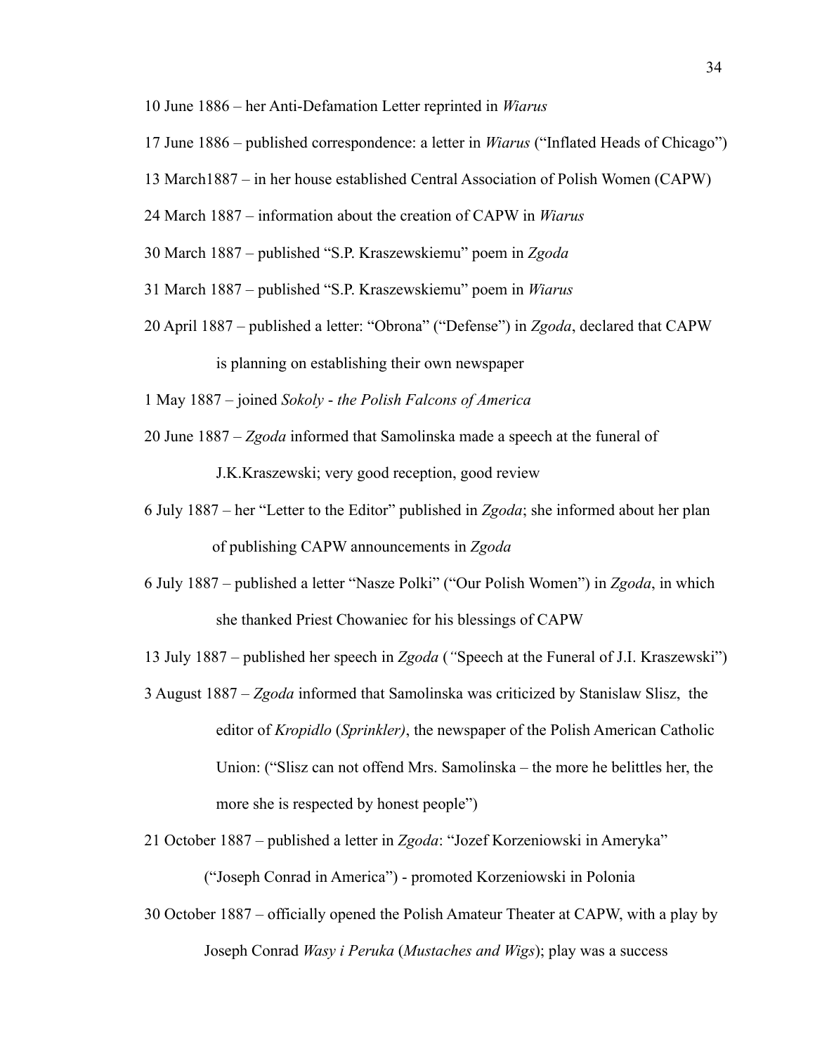10 June 1886 – her Anti-Defamation Letter reprinted in *Wiarus*

17 June 1886 – published correspondence: a letter in *Wiarus* ("Inflated Heads of Chicago")

13 March1887 – in her house established Central Association of Polish Women (CAPW)

24 March 1887 – information about the creation of CAPW in *Wiarus*

30 March 1887 – published "S.P. Kraszewskiemu" poem in *Zgoda*

31 March 1887 – published "S.P. Kraszewskiemu" poem in *Wiarus*

20 April 1887 – published a letter: "Obrona" ("Defense") in *Zgoda*, declared that CAPW is planning on establishing their own newspaper

1 May 1887 – joined *Sokoly* - *the Polish Falcons of America*

20 June 1887 – *Zgoda* informed that Samolinska made a speech at the funeral of J.K.Kraszewski; very good reception, good review

6 July 1887 – her "Letter to the Editor" published in *Zgoda*; she informed about her plan of publishing CAPW announcements in *Zgoda*

6 July 1887 – published a letter "Nasze Polki" ("Our Polish Women") in *Zgoda*, in which she thanked Priest Chowaniec for his blessings of CAPW

13 July 1887 – published her speech in *Zgoda* (*"*Speech at the Funeral of J.I. Kraszewski")

3 August 1887 – *Zgoda* informed that Samolinska was criticized by Stanislaw Slisz, the editor of *Kropidlo* (*Sprinkler)*, the newspaper of the Polish American Catholic Union: ("Slisz can not offend Mrs. Samolinska – the more he belittles her, the more she is respected by honest people")

21 October 1887 – published a letter in *Zgoda*: "Jozef Korzeniowski in Ameryka" ("Joseph Conrad in America") - promoted Korzeniowski in Polonia

30 October 1887 – officially opened the Polish Amateur Theater at CAPW, with a play by Joseph Conrad *Wasy i Peruka* (*Mustaches and Wigs*); play was a success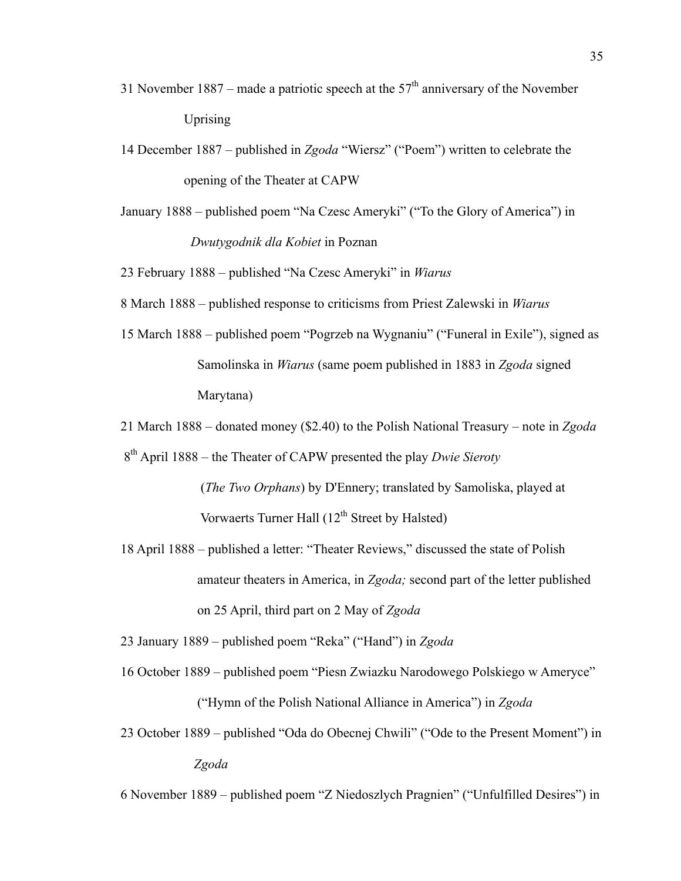31 November 1887 – made a patriotic speech at the 57th anniversary of the November Uprising

14 December 1887 – published in *Zgoda* "Wiersz" ("Poem") written to celebrate the opening of the Theater at CAPW

January 1888 – published poem "Na Czesc Ameryki" ("To the Glory of America") in *Dwutygodnik dla Kobiet* in Poznan

23 February 1888 – published "Na Czesc Ameryki" in *Wiarus*

8 March 1888 – published response to criticisms from Priest Zalewski in *Wiarus*

15 March 1888 – published poem "Pogrzeb na Wygnaniu" ("Funeral in Exile"), signed as Samolinska in *Wiarus* (same poem published in 1883 in *Zgoda* signed Marytana)

21 March 1888 – donated money ($2.40) to the Polish National Treasury – note in *Zgoda*

8th April 1888 – the Theater of CAPW presented the play *Dwie Sieroty* (*The Two Orphans*) by D'Ennery; translated by Samoliska, played at Vorwaerts Turner Hall (12th Street by Halsted)

18 April 1888 – published a letter: "Theater Reviews," discussed the state of Polish amateur theaters in America, in *Zgoda;* second part of the letter published on 25 April, third part on 2 May of *Zgoda*

23 January 1889 – published poem "Reka" ("Hand") in *Zgoda*

16 October 1889 – published poem "Piesn Zwiazku Narodowego Polskiego w Ameryce" ("Hymn of the Polish National Alliance in America") in *Zgoda*

23 October 1889 – published "Oda do Obecnej Chwili" ("Ode to the Present Moment") in *Zgoda*

6 November 1889 – published poem "Z Niedoszlych Pragnien" ("Unfulfilled Desires") in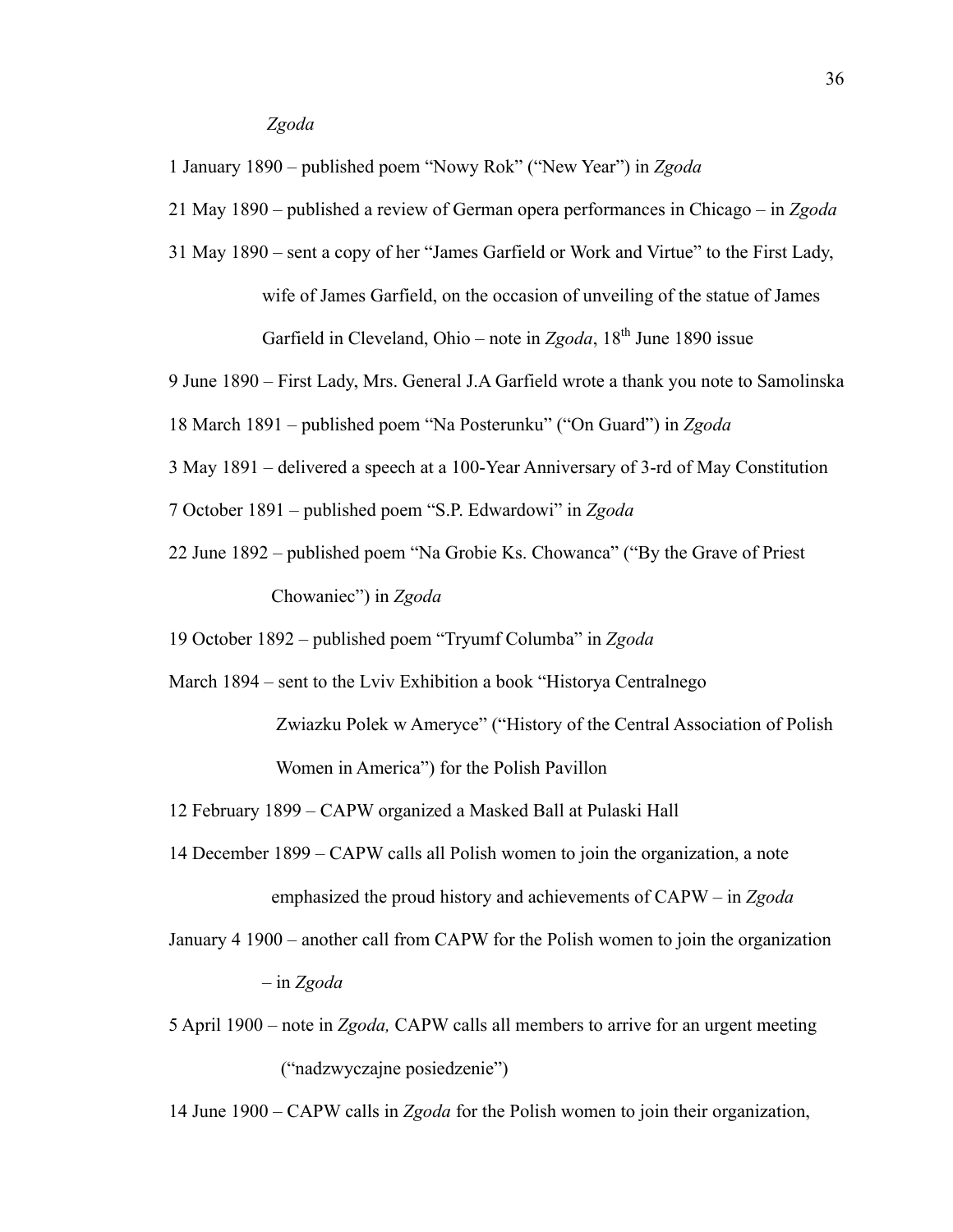*Zgoda*

1 January 1890 – published poem "Nowy Rok" ("New Year") in *Zgoda*

21 May 1890 – published a review of German opera performances in Chicago – in *Zgoda*

31 May 1890 – sent a copy of her "James Garfield or Work and Virtue" to the First Lady, wife of James Garfield, on the occasion of unveiling of the statue of James Garfield in Cleveland, Ohio – note in *Zgoda*, 18th June 1890 issue

9 June 1890 – First Lady, Mrs. General J.A Garfield wrote a thank you note to Samolinska

18 March 1891 – published poem "Na Posterunku" ("On Guard") in *Zgoda*

3 May 1891 – delivered a speech at a 100-Year Anniversary of 3-rd of May Constitution

7 October 1891 – published poem "S.P. Edwardowi" in *Zgoda*

22 June 1892 – published poem "Na Grobie Ks. Chowanca" ("By the Grave of Priest Chowaniec") in *Zgoda*

19 October 1892 – published poem "Tryumf Columba" in *Zgoda*

March 1894 – sent to the Lviv Exhibition a book "Historya Centralnego Zwiazku Polek w Ameryce" ("History of the Central Association of Polish Women in America") for the Polish Pavillon

12 February 1899 – CAPW organized a Masked Ball at Pulaski Hall

14 December 1899 – CAPW calls all Polish women to join the organization, a note emphasized the proud history and achievements of CAPW – in *Zgoda*

January 4 1900 – another call from CAPW for the Polish women to join the organization – in *Zgoda*

5 April 1900 – note in *Zgoda,* CAPW calls all members to arrive for an urgent meeting ("nadzwyczajne posiedzenie")

14 June 1900 – CAPW calls in *Zgoda* for the Polish women to join their organization,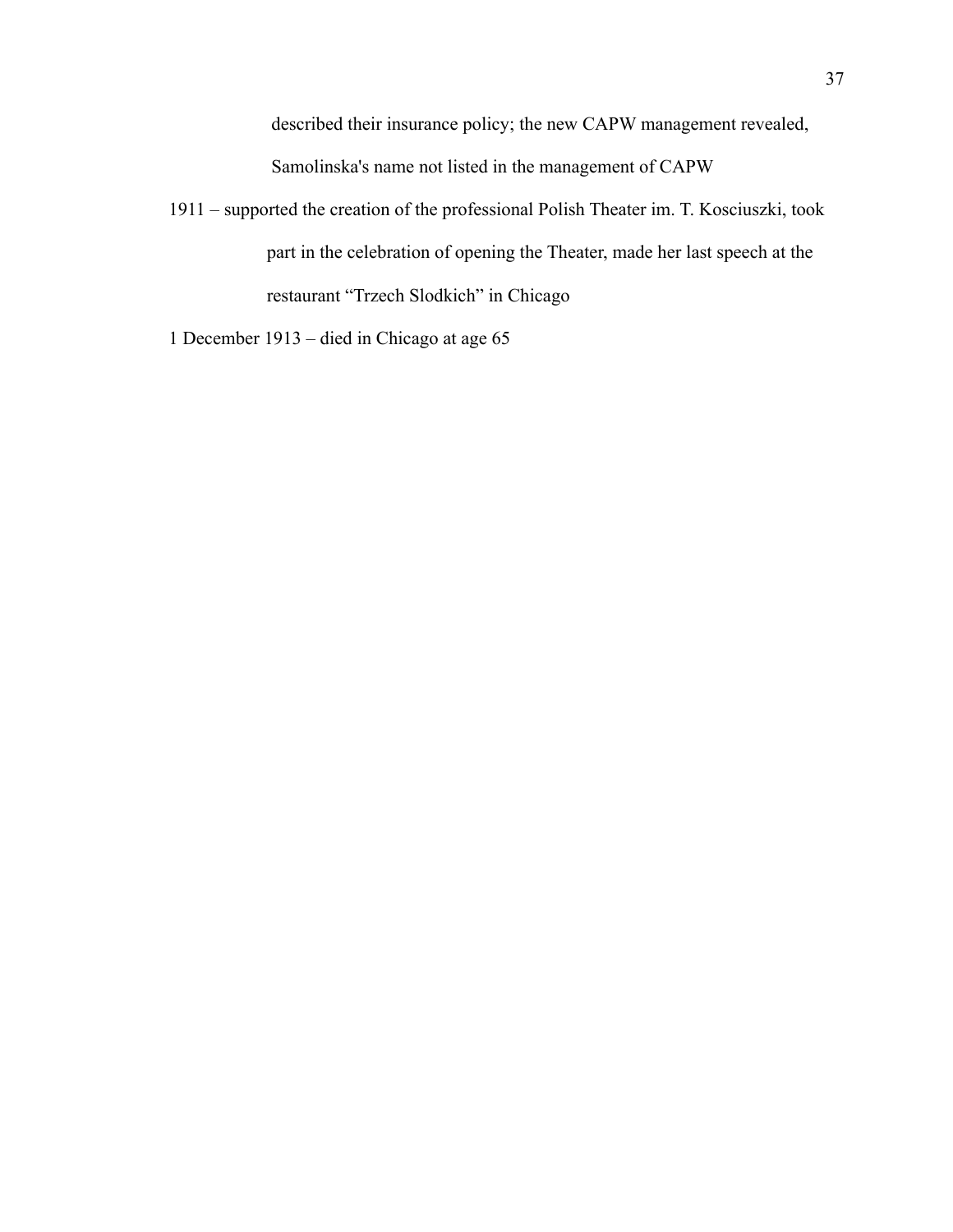described their insurance policy; the new CAPW management revealed, Samolinska's name not listed in the management of CAPW

1911 – supported the creation of the professional Polish Theater im. T. Kosciuszki, took part in the celebration of opening the Theater, made her last speech at the restaurant “Trzech Slodkich” in Chicago

1 December 1913 – died in Chicago at age 65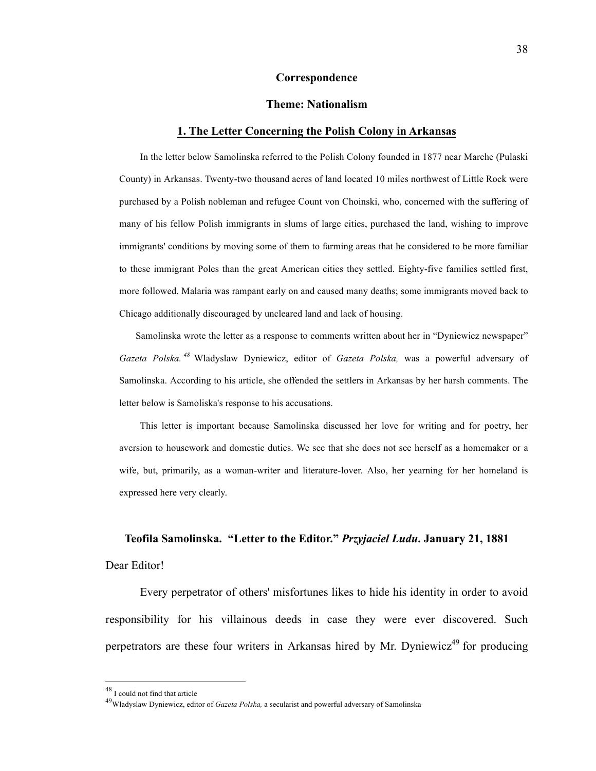## Correspondence

## Theme: Nationalism

### 1. The Letter Concerning the Polish Colony in Arkansas

In the letter below Samolinska referred to the Polish Colony founded in 1877 near Marche (Pulaski County) in Arkansas. Twenty-two thousand acres of land located 10 miles northwest of Little Rock were purchased by a Polish nobleman and refugee Count von Choinski, who, concerned with the suffering of many of his fellow Polish immigrants in slums of large cities, purchased the land, wishing to improve immigrants' conditions by moving some of them to farming areas that he considered to be more familiar to these immigrant Poles than the great American cities they settled. Eighty-five families settled first, more followed. Malaria was rampant early on and caused many deaths; some immigrants moved back to Chicago additionally discouraged by uncleared land and lack of housing.

Samolinska wrote the letter as a response to comments written about her in "Dyniewicz newspaper" *Gazeta Polska.*[48] Wladyslaw Dyniewicz, editor of *Gazeta Polska,* was a powerful adversary of Samolinska. According to his article, she offended the settlers in Arkansas by her harsh comments. The letter below is Samoliska's response to his accusations.

This letter is important because Samolinska discussed her love for writing and for poetry, her aversion to housework and domestic duties. We see that she does not see herself as a homemaker or a wife, but, primarily, as a woman-writer and literature-lover. Also, her yearning for her homeland is expressed here very clearly.

**Teofila Samolinska. "Letter to the Editor."** ***Przyjaciel Ludu*****. January 21, 1881**

Dear Editor!

Every perpetrator of others' misfortunes likes to hide his identity in order to avoid responsibility for his villainous deeds in case they were ever discovered. Such perpetrators are these four writers in Arkansas hired by Mr. Dyniewicz[49] for producing

---

[48] I could not find that article

[49] Wladyslaw Dyniewicz, editor of *Gazeta Polska,* a secularist and powerful adversary of Samolinska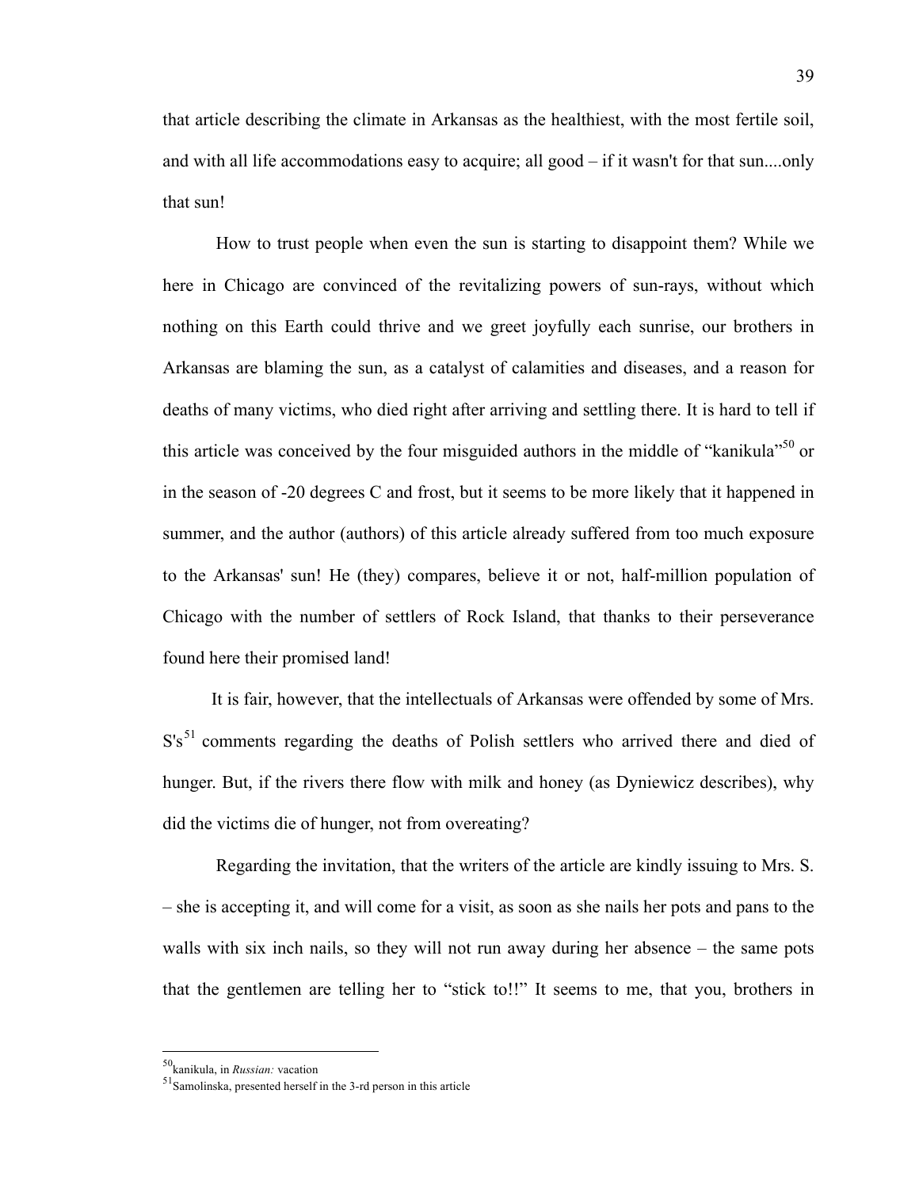that article describing the climate in Arkansas as the healthiest, with the most fertile soil, and with all life accommodations easy to acquire; all good – if it wasn't for that sun....only that sun!

How to trust people when even the sun is starting to disappoint them? While we here in Chicago are convinced of the revitalizing powers of sun-rays, without which nothing on this Earth could thrive and we greet joyfully each sunrise, our brothers in Arkansas are blaming the sun, as a catalyst of calamities and diseases, and a reason for deaths of many victims, who died right after arriving and settling there. It is hard to tell if this article was conceived by the four misguided authors in the middle of "kanikula"[50] or in the season of -20 degrees C and frost, but it seems to be more likely that it happened in summer, and the author (authors) of this article already suffered from too much exposure to the Arkansas' sun! He (they) compares, believe it or not, half-million population of Chicago with the number of settlers of Rock Island, that thanks to their perseverance found here their promised land!

It is fair, however, that the intellectuals of Arkansas were offended by some of Mrs. S's[51] comments regarding the deaths of Polish settlers who arrived there and died of hunger. But, if the rivers there flow with milk and honey (as Dyniewicz describes), why did the victims die of hunger, not from overeating?

Regarding the invitation, that the writers of the article are kindly issuing to Mrs. S. – she is accepting it, and will come for a visit, as soon as she nails her pots and pans to the walls with six inch nails, so they will not run away during her absence – the same pots that the gentlemen are telling her to "stick to!!" It seems to me, that you, brothers in

---

[50] kanikula, in *Russian:* vacation

[51] Samolinska, presented herself in the 3-rd person in this article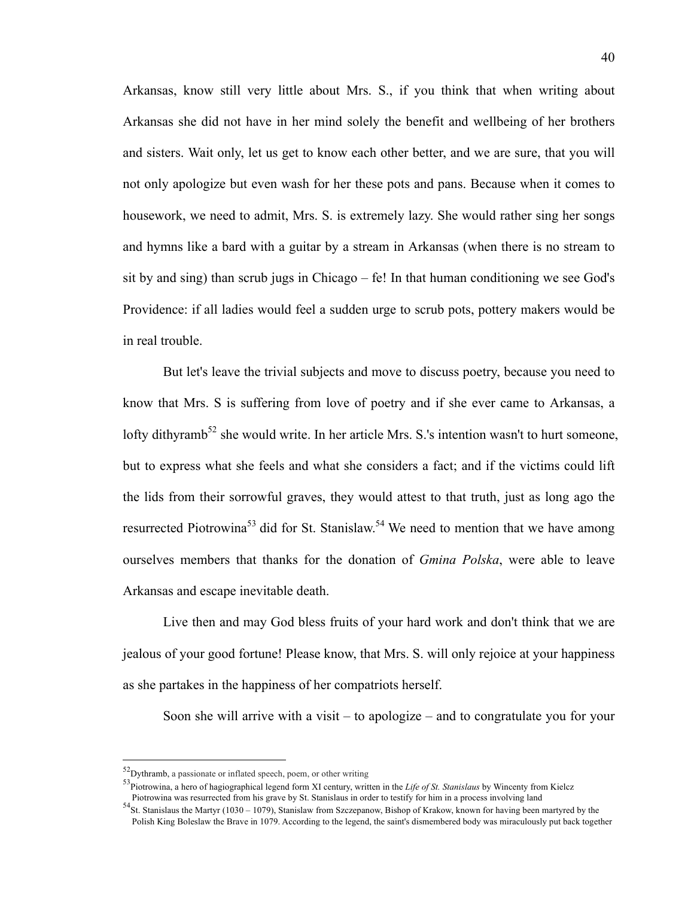Arkansas, know still very little about Mrs. S., if you think that when writing about Arkansas she did not have in her mind solely the benefit and wellbeing of her brothers and sisters. Wait only, let us get to know each other better, and we are sure, that you will not only apologize but even wash for her these pots and pans. Because when it comes to housework, we need to admit, Mrs. S. is extremely lazy. She would rather sing her songs and hymns like a bard with a guitar by a stream in Arkansas (when there is no stream to sit by and sing) than scrub jugs in Chicago – fe! In that human conditioning we see God's Providence: if all ladies would feel a sudden urge to scrub pots, pottery makers would be in real trouble.

But let's leave the trivial subjects and move to discuss poetry, because you need to know that Mrs. S is suffering from love of poetry and if she ever came to Arkansas, a lofty dithyramb[52] she would write. In her article Mrs. S.'s intention wasn't to hurt someone, but to express what she feels and what she considers a fact; and if the victims could lift the lids from their sorrowful graves, they would attest to that truth, just as long ago the resurrected Piotrowina[53] did for St. Stanislaw.[54] We need to mention that we have among ourselves members that thanks for the donation of *Gmina Polska*, were able to leave Arkansas and escape inevitable death.

Live then and may God bless fruits of your hard work and don't think that we are jealous of your good fortune! Please know, that Mrs. S. will only rejoice at your happiness as she partakes in the happiness of her compatriots herself.

Soon she will arrive with a visit – to apologize – and to congratulate you for your

---

[52]Dythramb, a passionate or inflated speech, poem, or other writing

[53]Piotrowina, a hero of hagiographical legend form XI century, written in the *Life of St. Stanislaus* by Wincenty from Kielcz Piotrowina was resurrected from his grave by St. Stanislaus in order to testify for him in a process involving land

[54]St. Stanislaus the Martyr (1030 – 1079), Stanislaw from Szczepanow, Bishop of Krakow, known for having been martyred by the Polish King Boleslaw the Brave in 1079. According to the legend, the saint's dismembered body was miraculously put back together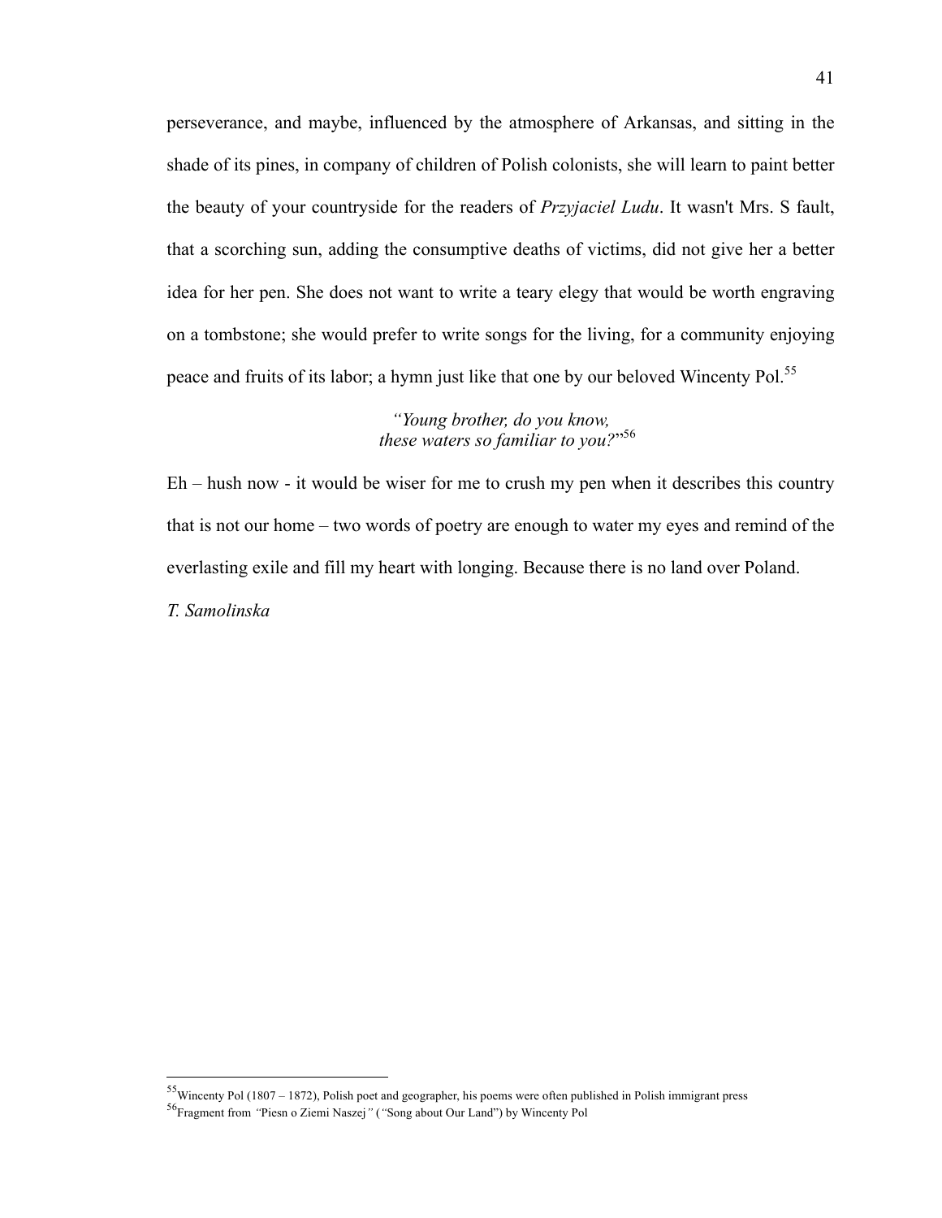perseverance, and maybe, influenced by the atmosphere of Arkansas, and sitting in the shade of its pines, in company of children of Polish colonists, she will learn to paint better the beauty of your countryside for the readers of *Przyjaciel Ludu*. It wasn't Mrs. S fault, that a scorching sun, adding the consumptive deaths of victims, did not give her a better idea for her pen. She does not want to write a teary elegy that would be worth engraving on a tombstone; she would prefer to write songs for the living, for a community enjoying peace and fruits of its labor; a hymn just like that one by our beloved Wincenty Pol.[55]

> *"Young brother, do you know,*
> *these waters so familiar to you?"*[56]

Eh – hush now - it would be wiser for me to crush my pen when it describes this country that is not our home – two words of poetry are enough to water my eyes and remind of the everlasting exile and fill my heart with longing. Because there is no land over Poland.

*T. Samolinska*

---

[55] Wincenty Pol (1807 – 1872), Polish poet and geographer, his poems were often published in Polish immigrant press

[56] Fragment from *"Piesn o Ziemi Naszej"* ("Song about Our Land") by Wincenty Pol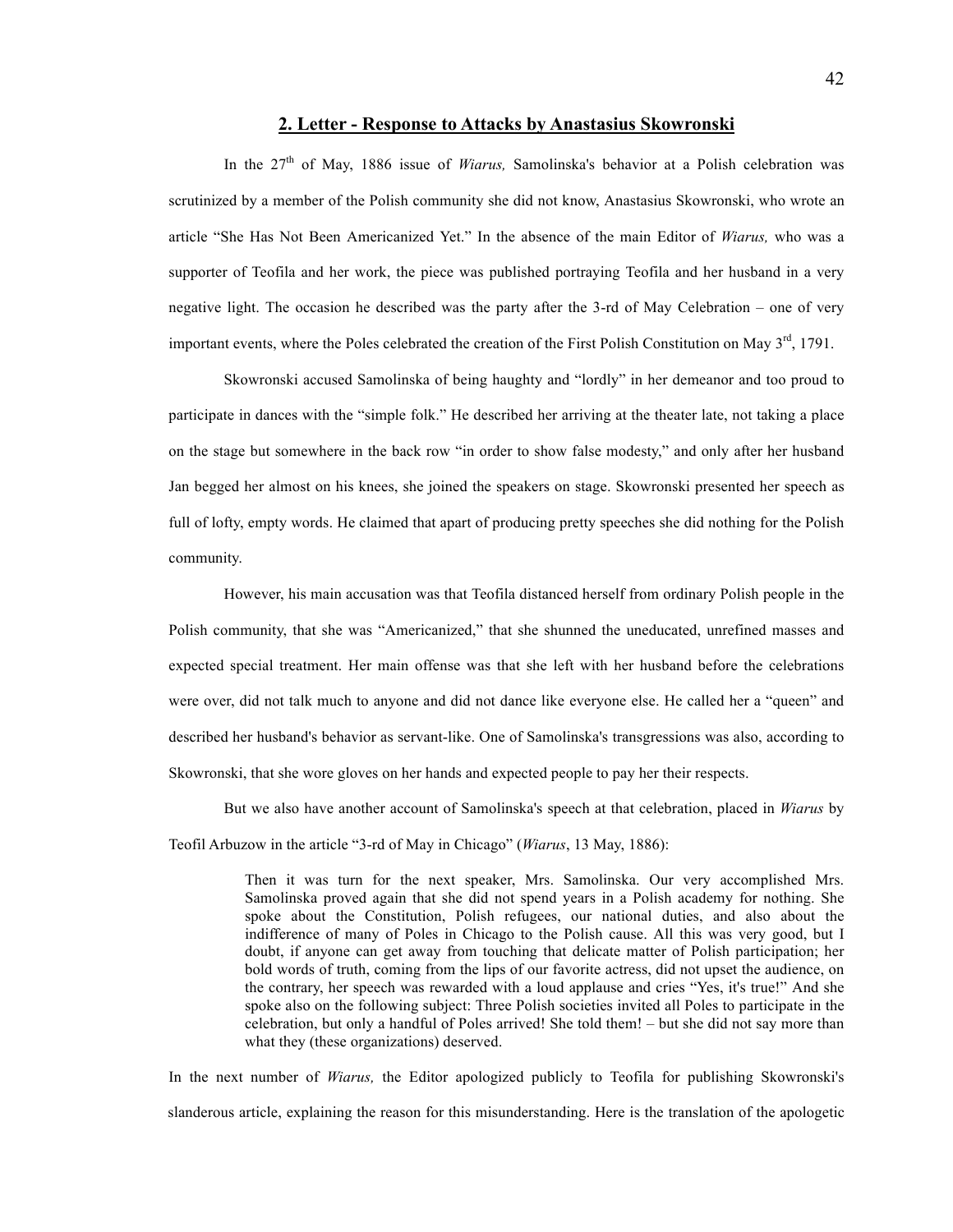## 2. Letter - Response to Attacks by Anastasius Skowronski

In the 27th of May, 1886 issue of *Wiarus,* Samolinska's behavior at a Polish celebration was scrutinized by a member of the Polish community she did not know, Anastasius Skowronski, who wrote an article "She Has Not Been Americanized Yet." In the absence of the main Editor of *Wiarus,* who was a supporter of Teofila and her work, the piece was published portraying Teofila and her husband in a very negative light. The occasion he described was the party after the 3-rd of May Celebration – one of very important events, where the Poles celebrated the creation of the First Polish Constitution on May 3rd, 1791.

Skowronski accused Samolinska of being haughty and "lordly" in her demeanor and too proud to participate in dances with the "simple folk." He described her arriving at the theater late, not taking a place on the stage but somewhere in the back row "in order to show false modesty," and only after her husband Jan begged her almost on his knees, she joined the speakers on stage. Skowronski presented her speech as full of lofty, empty words. He claimed that apart of producing pretty speeches she did nothing for the Polish community.

However, his main accusation was that Teofila distanced herself from ordinary Polish people in the Polish community, that she was "Americanized," that she shunned the uneducated, unrefined masses and expected special treatment. Her main offense was that she left with her husband before the celebrations were over, did not talk much to anyone and did not dance like everyone else. He called her a "queen" and described her husband's behavior as servant-like. One of Samolinska's transgressions was also, according to Skowronski, that she wore gloves on her hands and expected people to pay her their respects.

But we also have another account of Samolinska's speech at that celebration, placed in *Wiarus* by Teofil Arbuzow in the article "3-rd of May in Chicago" (*Wiarus*, 13 May, 1886):

> Then it was turn for the next speaker, Mrs. Samolinska. Our very accomplished Mrs. Samolinska proved again that she did not spend years in a Polish academy for nothing. She spoke about the Constitution, Polish refugees, our national duties, and also about the indifference of many of Poles in Chicago to the Polish cause. All this was very good, but I doubt, if anyone can get away from touching that delicate matter of Polish participation; her bold words of truth, coming from the lips of our favorite actress, did not upset the audience, on the contrary, her speech was rewarded with a loud applause and cries "Yes, it's true!" And she spoke also on the following subject: Three Polish societies invited all Poles to participate in the celebration, but only a handful of Poles arrived! She told them! – but she did not say more than what they (these organizations) deserved.

In the next number of *Wiarus,* the Editor apologized publicly to Teofila for publishing Skowronski's slanderous article, explaining the reason for this misunderstanding. Here is the translation of the apologetic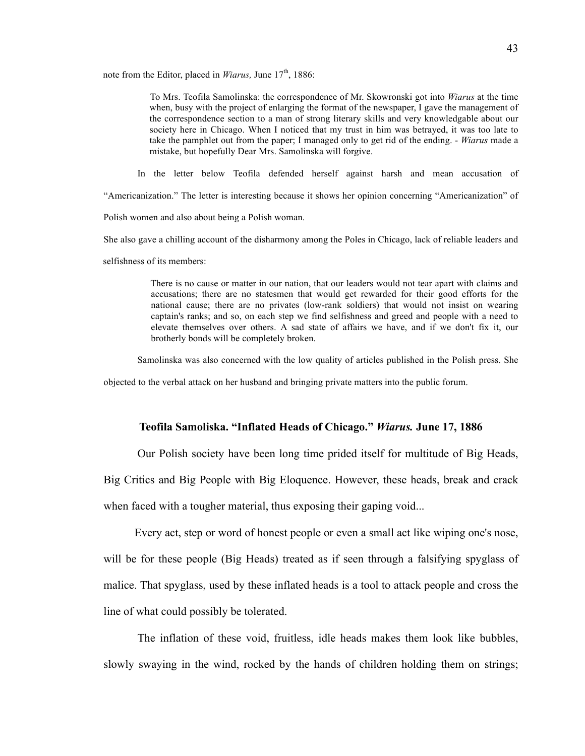note from the Editor, placed in *Wiarus,* June 17th, 1886:

> To Mrs. Teofila Samolinska: the correspondence of Mr. Skowronski got into *Wiarus* at the time when, busy with the project of enlarging the format of the newspaper, I gave the management of the correspondence section to a man of strong literary skills and very knowledgable about our society here in Chicago. When I noticed that my trust in him was betrayed, it was too late to take the pamphlet out from the paper; I managed only to get rid of the ending. - *Wiarus* made a mistake, but hopefully Dear Mrs. Samolinska will forgive.

In the letter below Teofila defended herself against harsh and mean accusation of "Americanization." The letter is interesting because it shows her opinion concerning "Americanization" of Polish women and also about being a Polish woman.

She also gave a chilling account of the disharmony among the Poles in Chicago, lack of reliable leaders and selfishness of its members:

> There is no cause or matter in our nation, that our leaders would not tear apart with claims and accusations; there are no statesmen that would get rewarded for their good efforts for the national cause; there are no privates (low-rank soldiers) that would not insist on wearing captain's ranks; and so, on each step we find selfishness and greed and people with a need to elevate themselves over others. A sad state of affairs we have, and if we don't fix it, our brotherly bonds will be completely broken.

Samolinska was also concerned with the low quality of articles published in the Polish press. She objected to the verbal attack on her husband and bringing private matters into the public forum.

### Teofila Samoliska. "Inflated Heads of Chicago." *Wiarus.* June 17, 1886

Our Polish society have been long time prided itself for multitude of Big Heads, Big Critics and Big People with Big Eloquence. However, these heads, break and crack when faced with a tougher material, thus exposing their gaping void...

Every act, step or word of honest people or even a small act like wiping one's nose, will be for these people (Big Heads) treated as if seen through a falsifying spyglass of malice. That spyglass, used by these inflated heads is a tool to attack people and cross the line of what could possibly be tolerated.

The inflation of these void, fruitless, idle heads makes them look like bubbles, slowly swaying in the wind, rocked by the hands of children holding them on strings;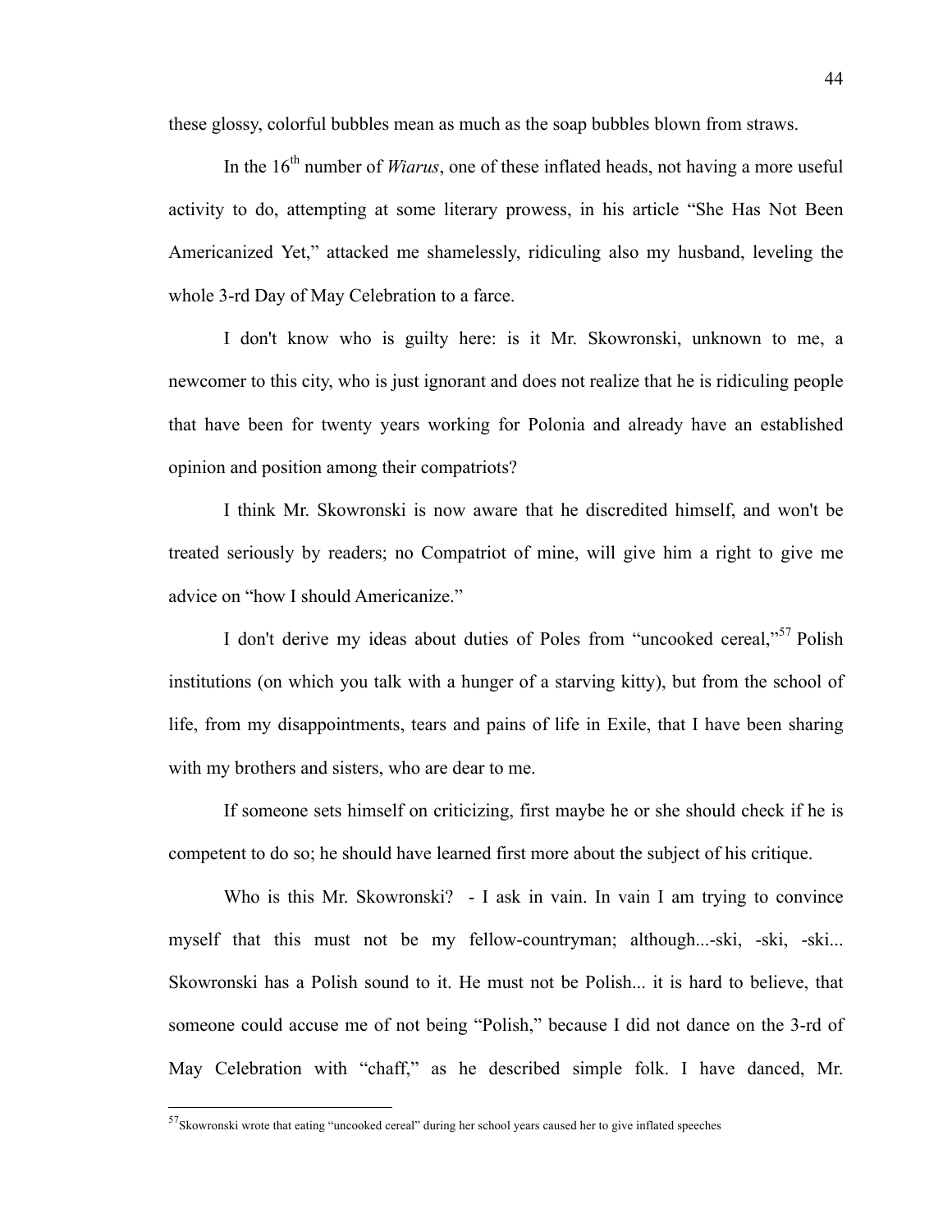these glossy, colorful bubbles mean as much as the soap bubbles blown from straws.

In the 16th number of *Wiarus*, one of these inflated heads, not having a more useful activity to do, attempting at some literary prowess, in his article "She Has Not Been Americanized Yet," attacked me shamelessly, ridiculing also my husband, leveling the whole 3-rd Day of May Celebration to a farce.

I don't know who is guilty here: is it Mr. Skowronski, unknown to me, a newcomer to this city, who is just ignorant and does not realize that he is ridiculing people that have been for twenty years working for Polonia and already have an established opinion and position among their compatriots?

I think Mr. Skowronski is now aware that he discredited himself, and won't be treated seriously by readers; no Compatriot of mine, will give him a right to give me advice on "how I should Americanize."

I don't derive my ideas about duties of Poles from "uncooked cereal,"[57] Polish institutions (on which you talk with a hunger of a starving kitty), but from the school of life, from my disappointments, tears and pains of life in Exile, that I have been sharing with my brothers and sisters, who are dear to me.

If someone sets himself on criticizing, first maybe he or she should check if he is competent to do so; he should have learned first more about the subject of his critique.

Who is this Mr. Skowronski? - I ask in vain. In vain I am trying to convince myself that this must not be my fellow-countryman; although...-ski, -ski, -ski... Skowronski has a Polish sound to it. He must not be Polish... it is hard to believe, that someone could accuse me of not being "Polish," because I did not dance on the 3-rd of May Celebration with "chaff," as he described simple folk. I have danced, Mr.

[57] Skowronski wrote that eating "uncooked cereal" during her school years caused her to give inflated speeches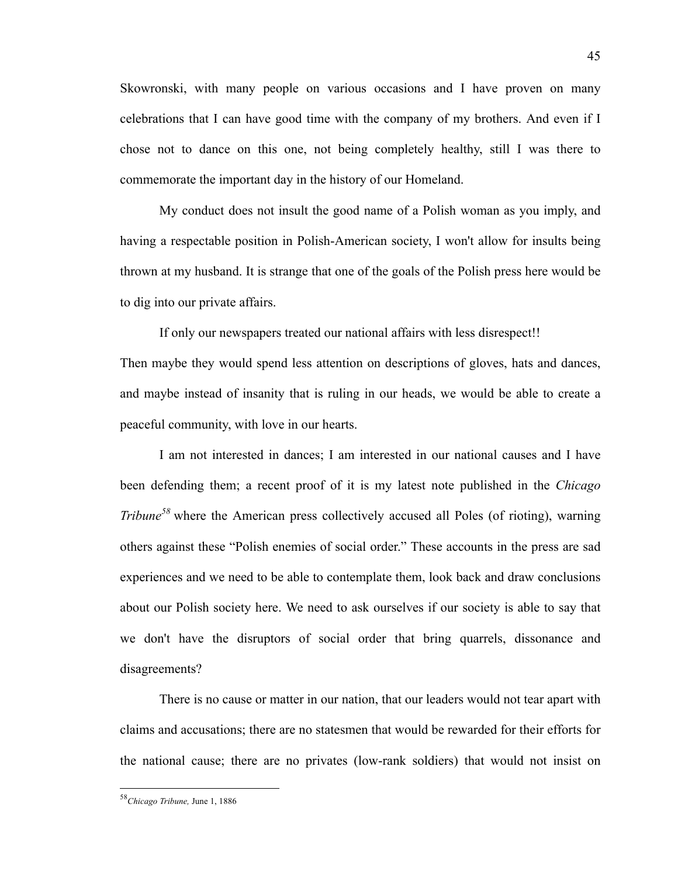Skowronski, with many people on various occasions and I have proven on many celebrations that I can have good time with the company of my brothers. And even if I chose not to dance on this one, not being completely healthy, still I was there to commemorate the important day in the history of our Homeland.

My conduct does not insult the good name of a Polish woman as you imply, and having a respectable position in Polish-American society, I won't allow for insults being thrown at my husband. It is strange that one of the goals of the Polish press here would be to dig into our private affairs.

If only our newspapers treated our national affairs with less disrespect!!

Then maybe they would spend less attention on descriptions of gloves, hats and dances, and maybe instead of insanity that is ruling in our heads, we would be able to create a peaceful community, with love in our hearts.

I am not interested in dances; I am interested in our national causes and I have been defending them; a recent proof of it is my latest note published in the *Chicago Tribune*[58] where the American press collectively accused all Poles (of rioting), warning others against these "Polish enemies of social order." These accounts in the press are sad experiences and we need to be able to contemplate them, look back and draw conclusions about our Polish society here. We need to ask ourselves if our society is able to say that we don't have the disruptors of social order that bring quarrels, dissonance and disagreements?

There is no cause or matter in our nation, that our leaders would not tear apart with claims and accusations; there are no statesmen that would be rewarded for their efforts for the national cause; there are no privates (low-rank soldiers) that would not insist on

---

[58] *Chicago Tribune,* June 1, 1886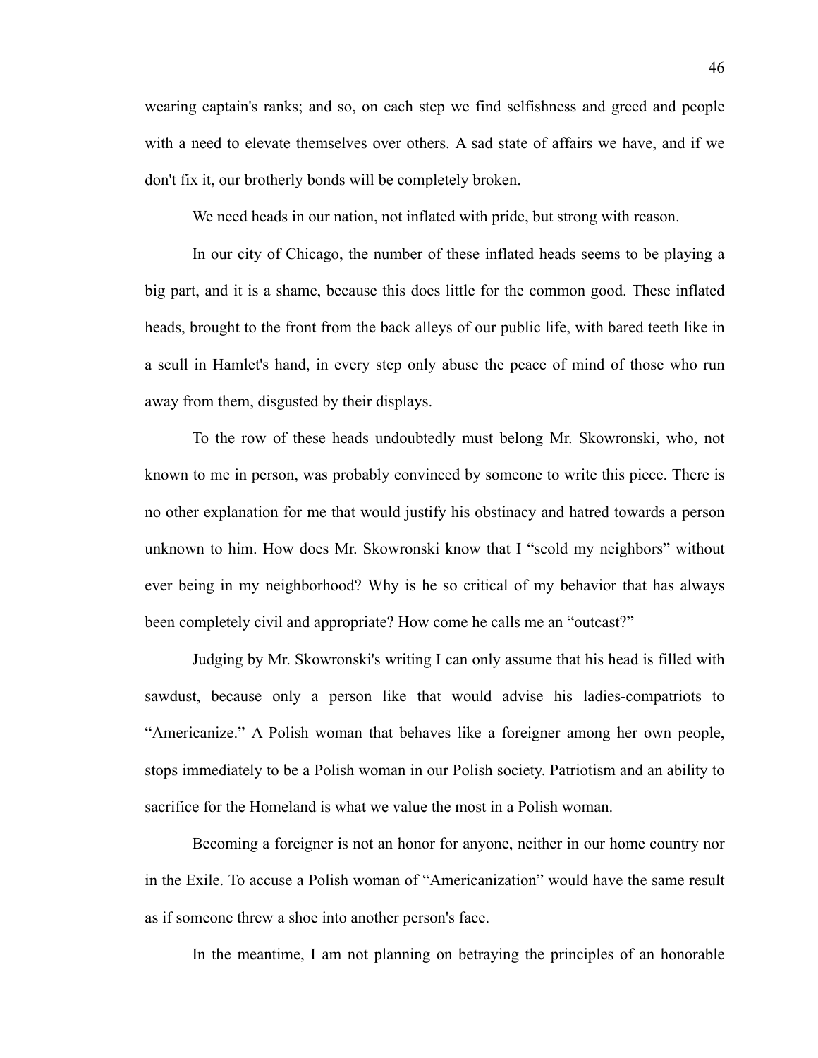wearing captain's ranks; and so, on each step we find selfishness and greed and people with a need to elevate themselves over others. A sad state of affairs we have, and if we don't fix it, our brotherly bonds will be completely broken.

We need heads in our nation, not inflated with pride, but strong with reason.

In our city of Chicago, the number of these inflated heads seems to be playing a big part, and it is a shame, because this does little for the common good. These inflated heads, brought to the front from the back alleys of our public life, with bared teeth like in a scull in Hamlet's hand, in every step only abuse the peace of mind of those who run away from them, disgusted by their displays.

To the row of these heads undoubtedly must belong Mr. Skowronski, who, not known to me in person, was probably convinced by someone to write this piece. There is no other explanation for me that would justify his obstinacy and hatred towards a person unknown to him. How does Mr. Skowronski know that I "scold my neighbors" without ever being in my neighborhood? Why is he so critical of my behavior that has always been completely civil and appropriate? How come he calls me an "outcast?"

Judging by Mr. Skowronski's writing I can only assume that his head is filled with sawdust, because only a person like that would advise his ladies-compatriots to "Americanize." A Polish woman that behaves like a foreigner among her own people, stops immediately to be a Polish woman in our Polish society. Patriotism and an ability to sacrifice for the Homeland is what we value the most in a Polish woman.

Becoming a foreigner is not an honor for anyone, neither in our home country nor in the Exile. To accuse a Polish woman of "Americanization" would have the same result as if someone threw a shoe into another person's face.

In the meantime, I am not planning on betraying the principles of an honorable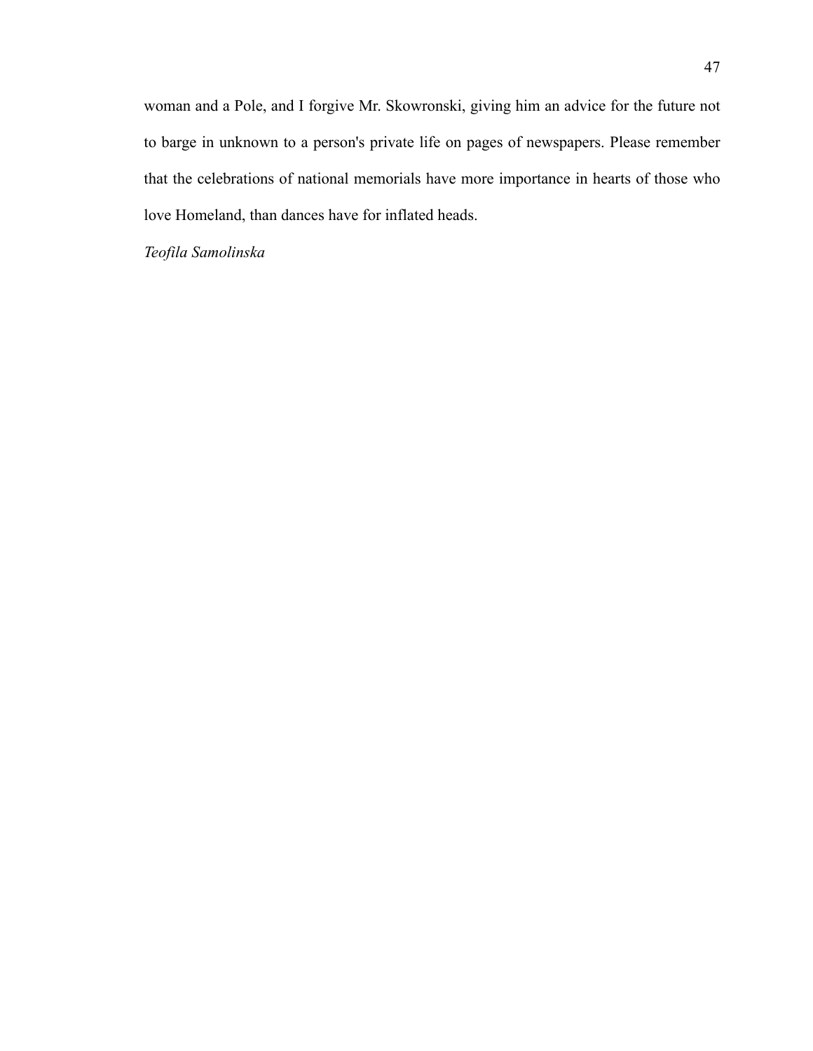woman and a Pole, and I forgive Mr. Skowronski, giving him an advice for the future not to barge in unknown to a person's private life on pages of newspapers. Please remember that the celebrations of national memorials have more importance in hearts of those who love Homeland, than dances have for inflated heads.

*Teofila Samolinska*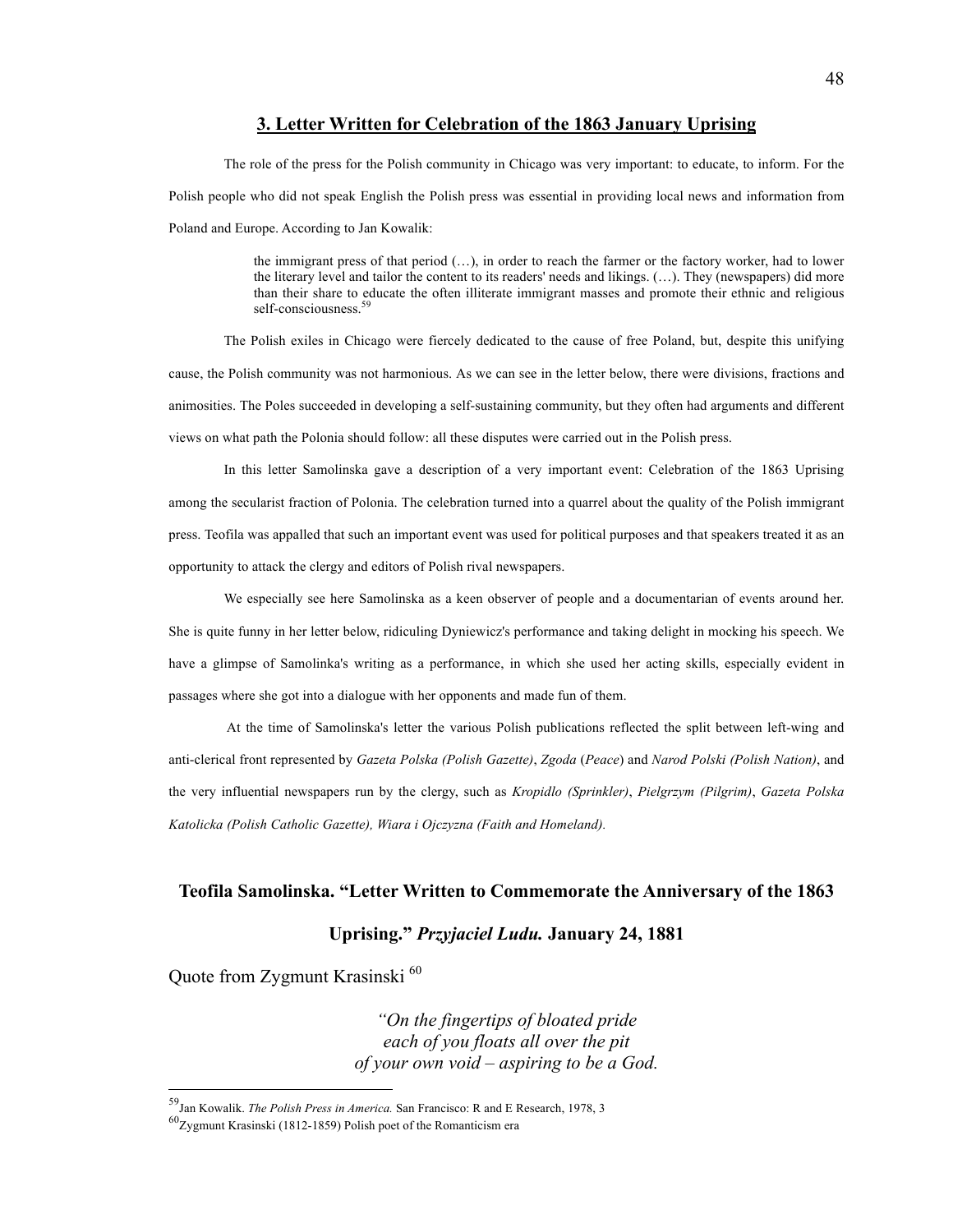## 3. Letter Written for Celebration of the 1863 January Uprising

The role of the press for the Polish community in Chicago was very important: to educate, to inform. For the Polish people who did not speak English the Polish press was essential in providing local news and information from Poland and Europe. According to Jan Kowalik:

> the immigrant press of that period (…), in order to reach the farmer or the factory worker, had to lower the literary level and tailor the content to its readers' needs and likings. (…). They (newspapers) did more than their share to educate the often illiterate immigrant masses and promote their ethnic and religious self-consciousness.[59]

The Polish exiles in Chicago were fiercely dedicated to the cause of free Poland, but, despite this unifying cause, the Polish community was not harmonious. As we can see in the letter below, there were divisions, fractions and animosities. The Poles succeeded in developing a self-sustaining community, but they often had arguments and different views on what path the Polonia should follow: all these disputes were carried out in the Polish press.

In this letter Samolinska gave a description of a very important event: Celebration of the 1863 Uprising among the secularist fraction of Polonia. The celebration turned into a quarrel about the quality of the Polish immigrant press. Teofila was appalled that such an important event was used for political purposes and that speakers treated it as an opportunity to attack the clergy and editors of Polish rival newspapers.

We especially see here Samolinska as a keen observer of people and a documentarian of events around her. She is quite funny in her letter below, ridiculing Dyniewicz's performance and taking delight in mocking his speech. We have a glimpse of Samolinka's writing as a performance, in which she used her acting skills, especially evident in passages where she got into a dialogue with her opponents and made fun of them.

At the time of Samolinska's letter the various Polish publications reflected the split between left-wing and anti-clerical front represented by *Gazeta Polska (Polish Gazette)*, *Zgoda* (*Peace*) and *Narod Polski (Polish Nation)*, and the very influential newspapers run by the clergy, such as *Kropidlo (Sprinkler)*, *Pielgrzym (Pilgrim)*, *Gazeta Polska Katolicka (Polish Catholic Gazette), Wiara i Ojczyzna (Faith and Homeland).*

### Teofila Samolinska. "Letter Written to Commemorate the Anniversary of the 1863 Uprising." *Przyjaciel Ludu.* January 24, 1881

Quote from Zygmunt Krasinski [60]

> *"On the fingertips of bloated pride*
> *each of you floats all over the pit*
> *of your own void – aspiring to be a God.*

---

[59] Jan Kowalik. *The Polish Press in America.* San Francisco: R and E Research, 1978, 3

[60] Zygmunt Krasinski (1812-1859) Polish poet of the Romanticism era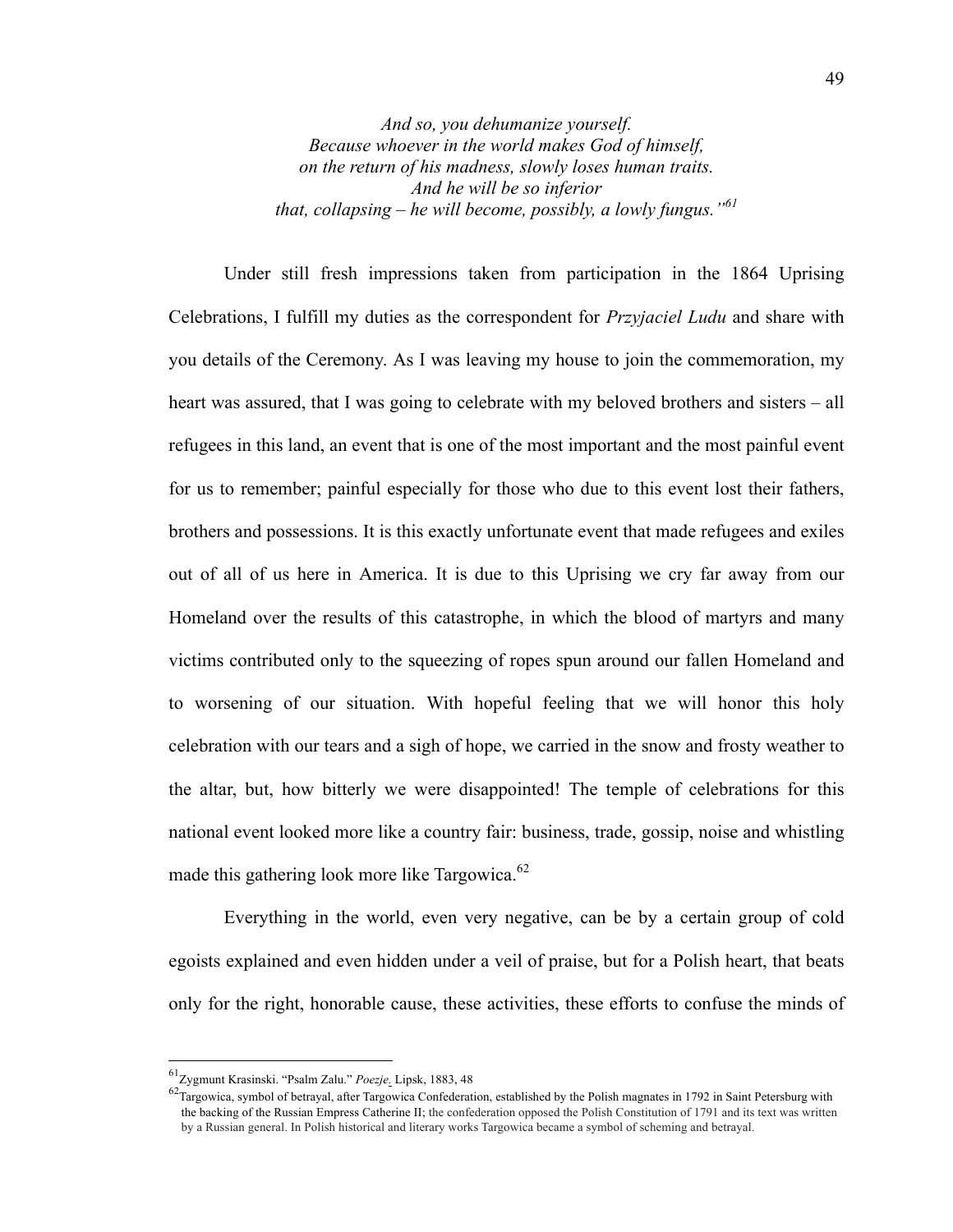*And so, you dehumanize yourself.*
*Because whoever in the world makes God of himself,*
*on the return of his madness, slowly loses human traits.*
*And he will be so inferior*
*that, collapsing – he will become, possibly, a lowly fungus."*[61]

Under still fresh impressions taken from participation in the 1864 Uprising Celebrations, I fulfill my duties as the correspondent for *Przyjaciel Ludu* and share with you details of the Ceremony. As I was leaving my house to join the commemoration, my heart was assured, that I was going to celebrate with my beloved brothers and sisters – all refugees in this land, an event that is one of the most important and the most painful event for us to remember; painful especially for those who due to this event lost their fathers, brothers and possessions. It is this exactly unfortunate event that made refugees and exiles out of all of us here in America. It is due to this Uprising we cry far away from our Homeland over the results of this catastrophe, in which the blood of martyrs and many victims contributed only to the squeezing of ropes spun around our fallen Homeland and to worsening of our situation. With hopeful feeling that we will honor this holy celebration with our tears and a sigh of hope, we carried in the snow and frosty weather to the altar, but, how bitterly we were disappointed! The temple of celebrations for this national event looked more like a country fair: business, trade, gossip, noise and whistling made this gathering look more like Targowica.[62]

Everything in the world, even very negative, can be by a certain group of cold egoists explained and even hidden under a veil of praise, but for a Polish heart, that beats only for the right, honorable cause, these activities, these efforts to confuse the minds of

---

[61]Zygmunt Krasinski. "Psalm Zalu." *Poezje*. Lipsk, 1883, 48

[62]Targowica, symbol of betrayal, after Targowica Confederation, established by the Polish magnates in 1792 in Saint Petersburg with the backing of the Russian Empress Catherine II; the confederation opposed the Polish Constitution of 1791 and its text was written by a Russian general. In Polish historical and literary works Targowica became a symbol of scheming and betrayal.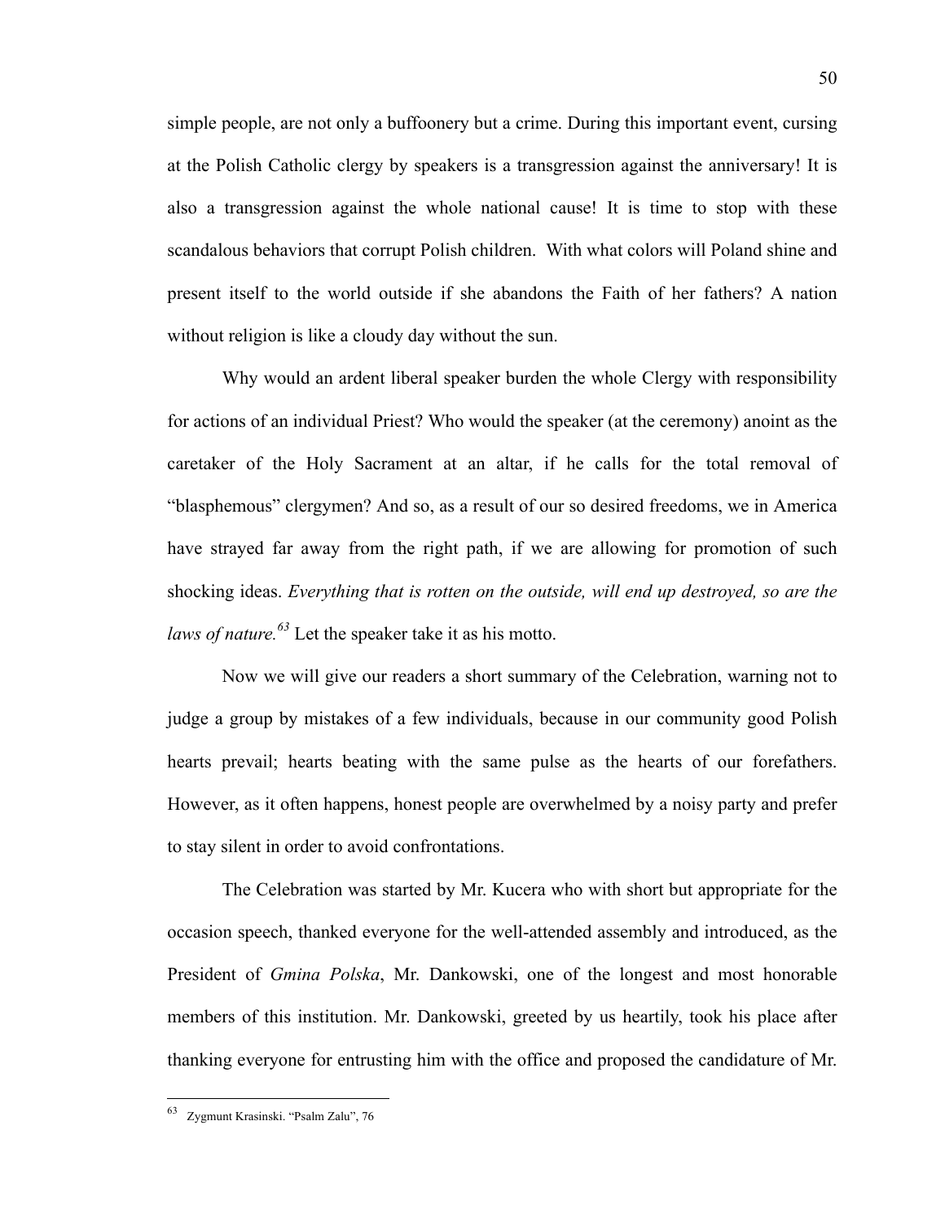simple people, are not only a buffoonery but a crime. During this important event, cursing at the Polish Catholic clergy by speakers is a transgression against the anniversary! It is also a transgression against the whole national cause! It is time to stop with these scandalous behaviors that corrupt Polish children. With what colors will Poland shine and present itself to the world outside if she abandons the Faith of her fathers? A nation without religion is like a cloudy day without the sun.

Why would an ardent liberal speaker burden the whole Clergy with responsibility for actions of an individual Priest? Who would the speaker (at the ceremony) anoint as the caretaker of the Holy Sacrament at an altar, if he calls for the total removal of "blasphemous" clergymen? And so, as a result of our so desired freedoms, we in America have strayed far away from the right path, if we are allowing for promotion of such shocking ideas. *Everything that is rotten on the outside, will end up destroyed, so are the laws of nature.*[63] Let the speaker take it as his motto.

Now we will give our readers a short summary of the Celebration, warning not to judge a group by mistakes of a few individuals, because in our community good Polish hearts prevail; hearts beating with the same pulse as the hearts of our forefathers. However, as it often happens, honest people are overwhelmed by a noisy party and prefer to stay silent in order to avoid confrontations.

The Celebration was started by Mr. Kucera who with short but appropriate for the occasion speech, thanked everyone for the well-attended assembly and introduced, as the President of *Gmina Polska*, Mr. Dankowski, one of the longest and most honorable members of this institution. Mr. Dankowski, greeted by us heartily, took his place after thanking everyone for entrusting him with the office and proposed the candidature of Mr.

---

[63] Zygmunt Krasinski. "Psalm Zalu", 76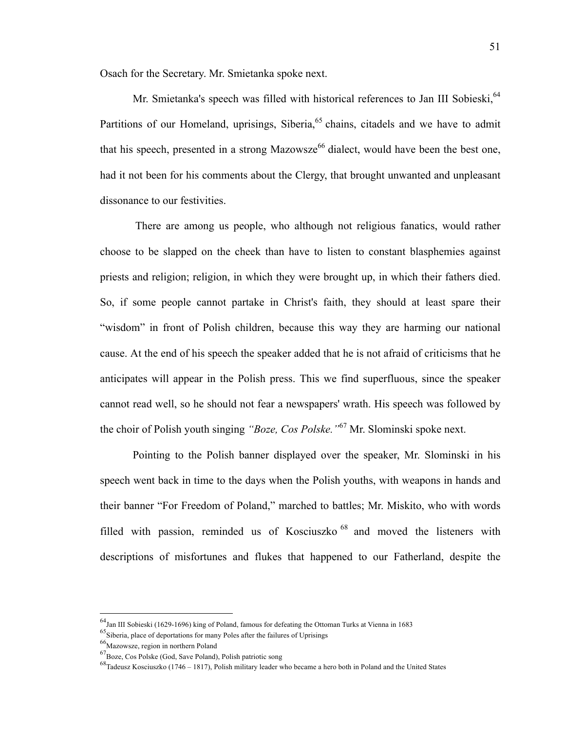Osach for the Secretary. Mr. Smietanka spoke next.

Mr. Smietanka's speech was filled with historical references to Jan III Sobieski,[64] Partitions of our Homeland, uprisings, Siberia,[65] chains, citadels and we have to admit that his speech, presented in a strong Mazowsze[66] dialect, would have been the best one, had it not been for his comments about the Clergy, that brought unwanted and unpleasant dissonance to our festivities.

There are among us people, who although not religious fanatics, would rather choose to be slapped on the cheek than have to listen to constant blasphemies against priests and religion; religion, in which they were brought up, in which their fathers died. So, if some people cannot partake in Christ's faith, they should at least spare their "wisdom" in front of Polish children, because this way they are harming our national cause. At the end of his speech the speaker added that he is not afraid of criticisms that he anticipates will appear in the Polish press. This we find superfluous, since the speaker cannot read well, so he should not fear a newspapers' wrath. His speech was followed by the choir of Polish youth singing *"Boze, Cos Polske."*[67] Mr. Slominski spoke next.

Pointing to the Polish banner displayed over the speaker, Mr. Slominski in his speech went back in time to the days when the Polish youths, with weapons in hands and their banner "For Freedom of Poland," marched to battles; Mr. Miskito, who with words filled with passion, reminded us of Kosciuszko[68] and moved the listeners with descriptions of misfortunes and flukes that happened to our Fatherland, despite the

---

[64] Jan III Sobieski (1629-1696) king of Poland, famous for defeating the Ottoman Turks at Vienna in 1683

[65] Siberia, place of deportations for many Poles after the failures of Uprisings

[66] Mazowsze, region in northern Poland

[67] Boze, Cos Polske (God, Save Poland), Polish patriotic song

[68] Tadeusz Kosciuszko (1746 – 1817), Polish military leader who became a hero both in Poland and the United States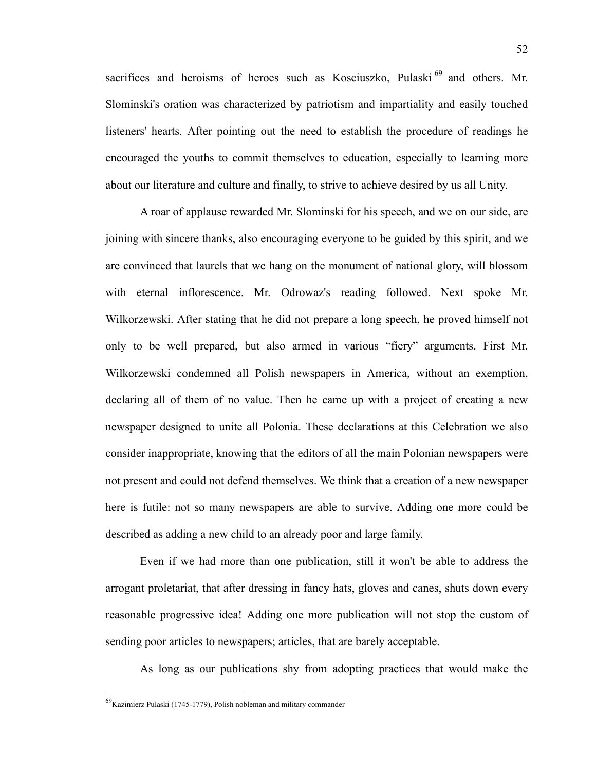sacrifices and heroisms of heroes such as Kosciuszko, Pulaski [69] and others. Mr. Slominski's oration was characterized by patriotism and impartiality and easily touched listeners' hearts. After pointing out the need to establish the procedure of readings he encouraged the youths to commit themselves to education, especially to learning more about our literature and culture and finally, to strive to achieve desired by us all Unity.

A roar of applause rewarded Mr. Slominski for his speech, and we on our side, are joining with sincere thanks, also encouraging everyone to be guided by this spirit, and we are convinced that laurels that we hang on the monument of national glory, will blossom with eternal inflorescence. Mr. Odrowaz's reading followed. Next spoke Mr. Wilkorzewski. After stating that he did not prepare a long speech, he proved himself not only to be well prepared, but also armed in various "fiery" arguments. First Mr. Wilkorzewski condemned all Polish newspapers in America, without an exemption, declaring all of them of no value. Then he came up with a project of creating a new newspaper designed to unite all Polonia. These declarations at this Celebration we also consider inappropriate, knowing that the editors of all the main Polonian newspapers were not present and could not defend themselves. We think that a creation of a new newspaper here is futile: not so many newspapers are able to survive. Adding one more could be described as adding a new child to an already poor and large family.

Even if we had more than one publication, still it won't be able to address the arrogant proletariat, that after dressing in fancy hats, gloves and canes, shuts down every reasonable progressive idea! Adding one more publication will not stop the custom of sending poor articles to newspapers; articles, that are barely acceptable.

As long as our publications shy from adopting practices that would make the

[69] Kazimierz Pulaski (1745-1779), Polish nobleman and military commander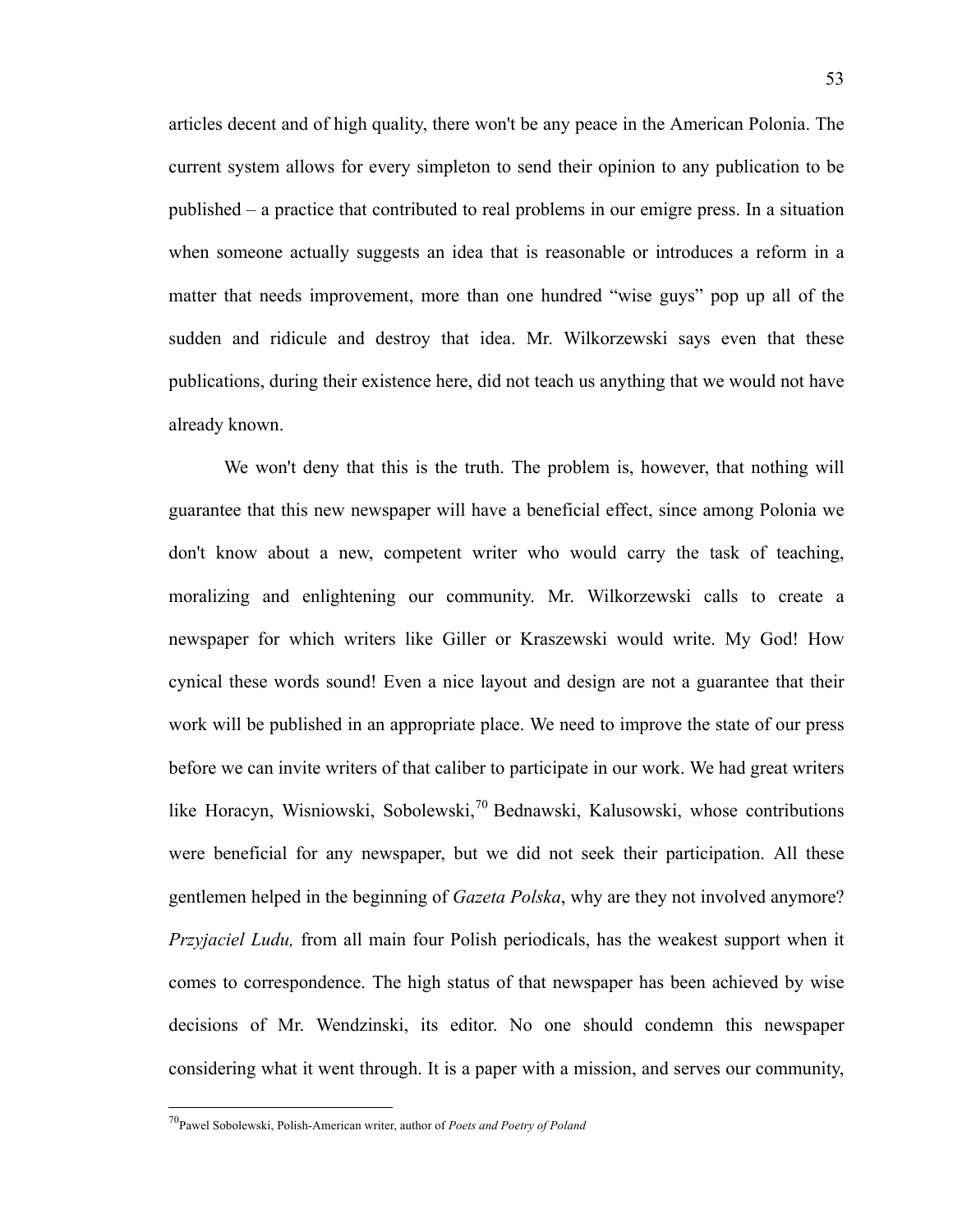articles decent and of high quality, there won't be any peace in the American Polonia. The current system allows for every simpleton to send their opinion to any publication to be published – a practice that contributed to real problems in our emigre press. In a situation when someone actually suggests an idea that is reasonable or introduces a reform in a matter that needs improvement, more than one hundred "wise guys" pop up all of the sudden and ridicule and destroy that idea. Mr. Wilkorzewski says even that these publications, during their existence here, did not teach us anything that we would not have already known.

We won't deny that this is the truth. The problem is, however, that nothing will guarantee that this new newspaper will have a beneficial effect, since among Polonia we don't know about a new, competent writer who would carry the task of teaching, moralizing and enlightening our community. Mr. Wilkorzewski calls to create a newspaper for which writers like Giller or Kraszewski would write. My God! How cynical these words sound! Even a nice layout and design are not a guarantee that their work will be published in an appropriate place. We need to improve the state of our press before we can invite writers of that caliber to participate in our work. We had great writers like Horacyn, Wisniowski, Sobolewski,[70] Bednawski, Kalusowski, whose contributions were beneficial for any newspaper, but we did not seek their participation. All these gentlemen helped in the beginning of *Gazeta Polska*, why are they not involved anymore? *Przyjaciel Ludu,* from all main four Polish periodicals, has the weakest support when it comes to correspondence. The high status of that newspaper has been achieved by wise decisions of Mr. Wendzinski, its editor. No one should condemn this newspaper considering what it went through. It is a paper with a mission, and serves our community,

[70]Pawel Sobolewski, Polish-American writer, author of *Poets and Poetry of Poland*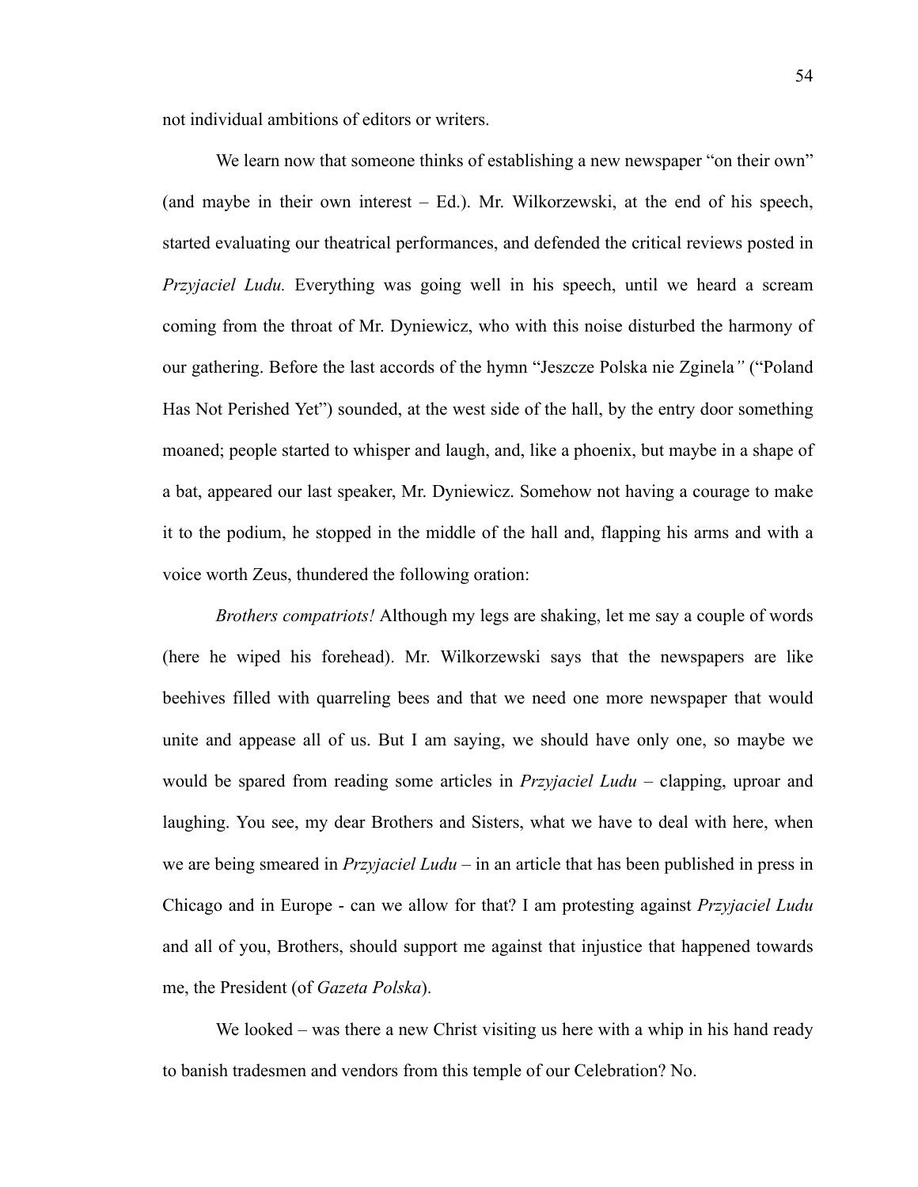not individual ambitions of editors or writers.

We learn now that someone thinks of establishing a new newspaper "on their own" (and maybe in their own interest – Ed.). Mr. Wilkorzewski, at the end of his speech, started evaluating our theatrical performances, and defended the critical reviews posted in *Przyjaciel Ludu.* Everything was going well in his speech, until we heard a scream coming from the throat of Mr. Dyniewicz, who with this noise disturbed the harmony of our gathering. Before the last accords of the hymn "Jeszcze Polska nie Zginela*"* ("Poland Has Not Perished Yet") sounded, at the west side of the hall, by the entry door something moaned; people started to whisper and laugh, and, like a phoenix, but maybe in a shape of a bat, appeared our last speaker, Mr. Dyniewicz. Somehow not having a courage to make it to the podium, he stopped in the middle of the hall and, flapping his arms and with a voice worth Zeus, thundered the following oration:

*Brothers compatriots!* Although my legs are shaking, let me say a couple of words (here he wiped his forehead). Mr. Wilkorzewski says that the newspapers are like beehives filled with quarreling bees and that we need one more newspaper that would unite and appease all of us. But I am saying, we should have only one, so maybe we would be spared from reading some articles in *Przyjaciel Ludu* – clapping, uproar and laughing. You see, my dear Brothers and Sisters, what we have to deal with here, when we are being smeared in *Przyjaciel Ludu* – in an article that has been published in press in Chicago and in Europe - can we allow for that? I am protesting against *Przyjaciel Ludu* and all of you, Brothers, should support me against that injustice that happened towards me, the President (of *Gazeta Polska*).

We looked – was there a new Christ visiting us here with a whip in his hand ready to banish tradesmen and vendors from this temple of our Celebration? No.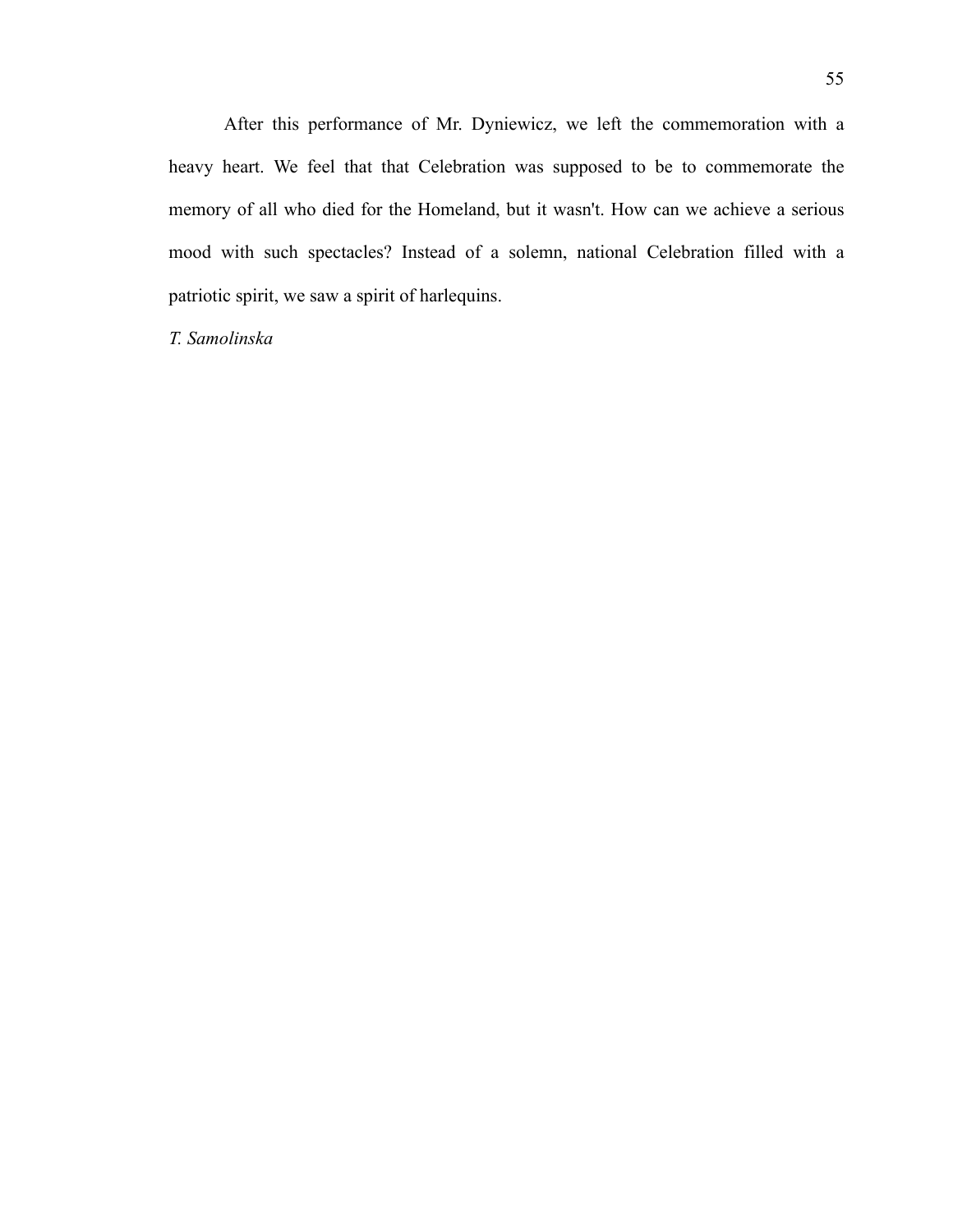After this performance of Mr. Dyniewicz, we left the commemoration with a heavy heart. We feel that that Celebration was supposed to be to commemorate the memory of all who died for the Homeland, but it wasn't. How can we achieve a serious mood with such spectacles? Instead of a solemn, national Celebration filled with a patriotic spirit, we saw a spirit of harlequins.

*T. Samolinska*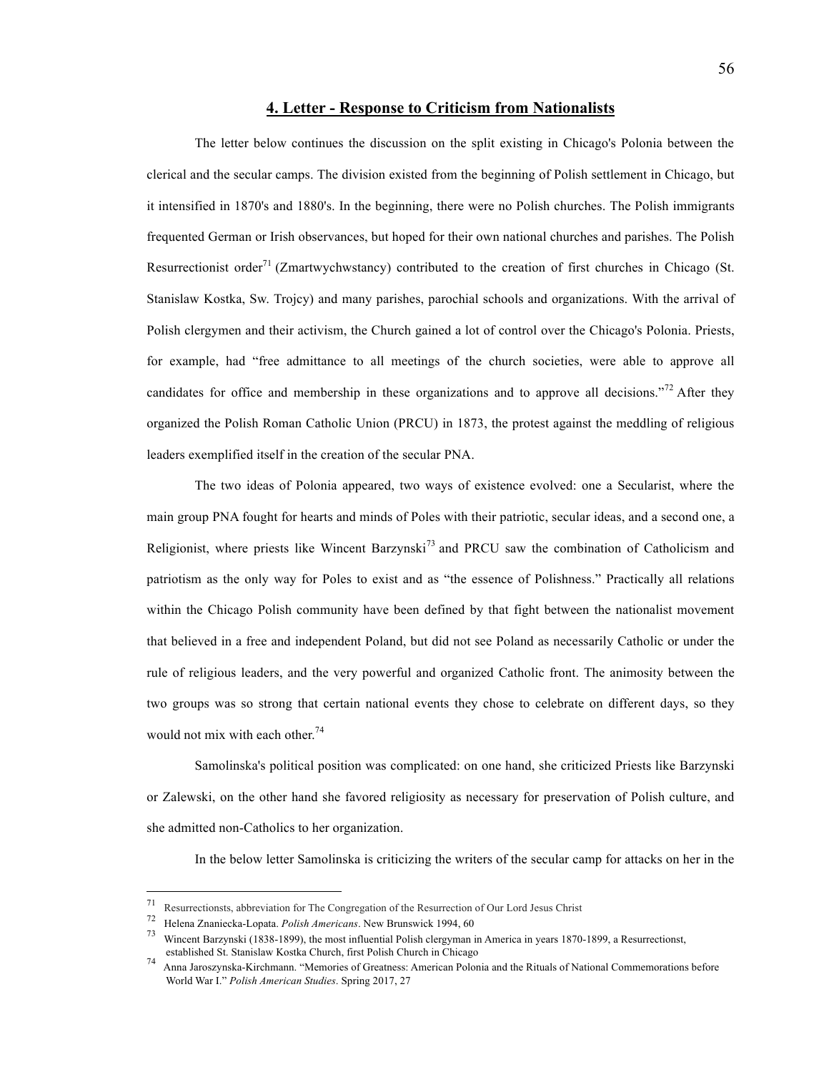## 4. Letter - Response to Criticism from Nationalists

The letter below continues the discussion on the split existing in Chicago's Polonia between the clerical and the secular camps. The division existed from the beginning of Polish settlement in Chicago, but it intensified in 1870's and 1880's. In the beginning, there were no Polish churches. The Polish immigrants frequented German or Irish observances, but hoped for their own national churches and parishes. The Polish Resurrectionist order[71] (Zmartwychwstancy) contributed to the creation of first churches in Chicago (St. Stanislaw Kostka, Sw. Trojcy) and many parishes, parochial schools and organizations. With the arrival of Polish clergymen and their activism, the Church gained a lot of control over the Chicago's Polonia. Priests, for example, had "free admittance to all meetings of the church societies, were able to approve all candidates for office and membership in these organizations and to approve all decisions."[72] After they organized the Polish Roman Catholic Union (PRCU) in 1873, the protest against the meddling of religious leaders exemplified itself in the creation of the secular PNA.

The two ideas of Polonia appeared, two ways of existence evolved: one a Secularist, where the main group PNA fought for hearts and minds of Poles with their patriotic, secular ideas, and a second one, a Religionist, where priests like Wincent Barzynski[73] and PRCU saw the combination of Catholicism and patriotism as the only way for Poles to exist and as "the essence of Polishness." Practically all relations within the Chicago Polish community have been defined by that fight between the nationalist movement that believed in a free and independent Poland, but did not see Poland as necessarily Catholic or under the rule of religious leaders, and the very powerful and organized Catholic front. The animosity between the two groups was so strong that certain national events they chose to celebrate on different days, so they would not mix with each other.[74]

Samolinska's political position was complicated: on one hand, she criticized Priests like Barzynski or Zalewski, on the other hand she favored religiosity as necessary for preservation of Polish culture, and she admitted non-Catholics to her organization.

In the below letter Samolinska is criticizing the writers of the secular camp for attacks on her in the

---

[71] Resurrectionsts, abbreviation for The Congregation of the Resurrection of Our Lord Jesus Christ

[72] Helena Znaniecka-Lopata. *Polish Americans*. New Brunswick 1994, 60

[73] Wincent Barzynski (1838-1899), the most influential Polish clergyman in America in years 1870-1899, a Resurrectionst, established St. Stanislaw Kostka Church, first Polish Church in Chicago

[74] Anna Jaroszynska-Kirchmann. "Memories of Greatness: American Polonia and the Rituals of National Commemorations before World War I." *Polish American Studies*. Spring 2017, 27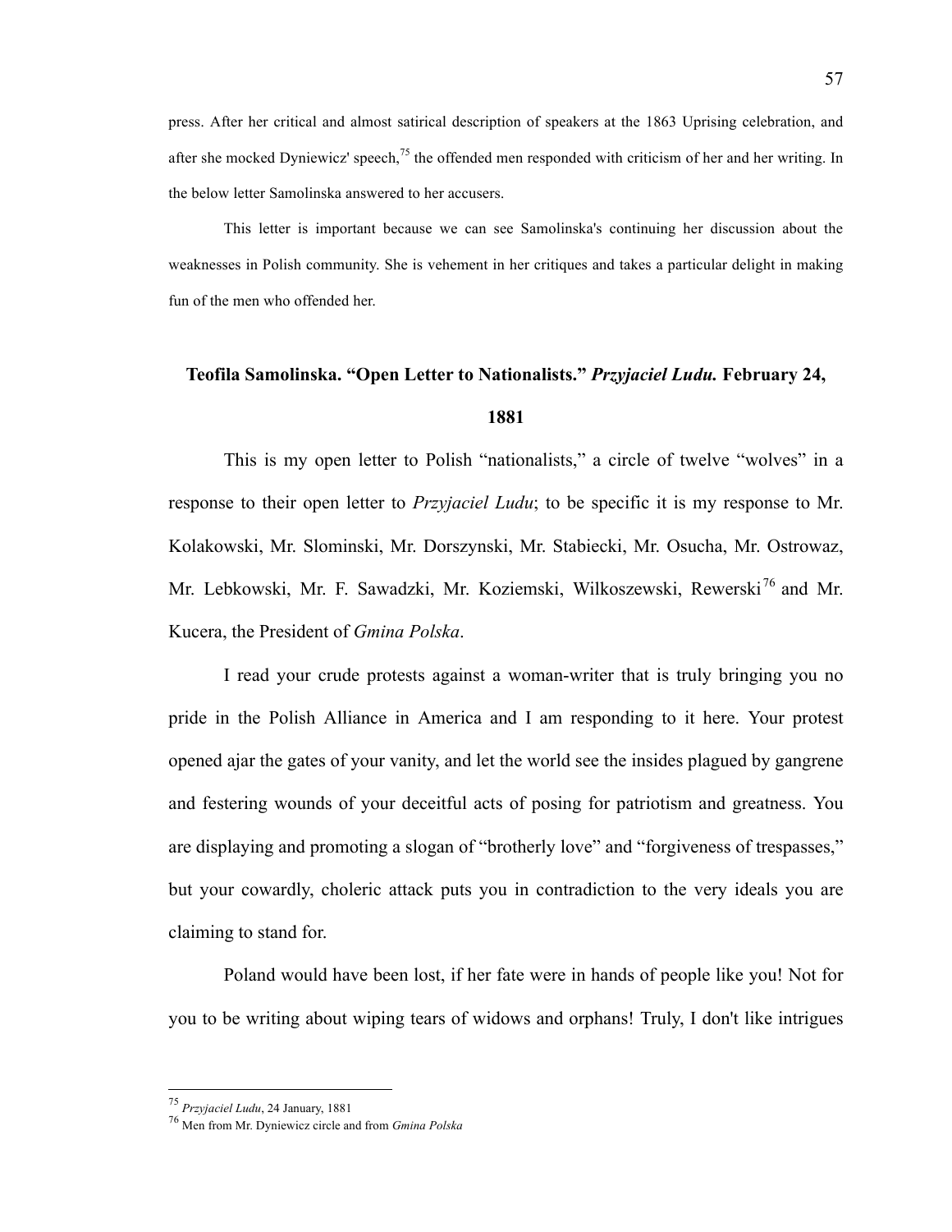press. After her critical and almost satirical description of speakers at the 1863 Uprising celebration, and after she mocked Dyniewicz' speech,[75] the offended men responded with criticism of her and her writing. In the below letter Samolinska answered to her accusers.

This letter is important because we can see Samolinska's continuing her discussion about the weaknesses in Polish community. She is vehement in her critiques and takes a particular delight in making fun of the men who offended her.

**Teofila Samolinska. "Open Letter to Nationalists."** ***Przyjaciel Ludu.*** **February 24, 1881**

This is my open letter to Polish "nationalists," a circle of twelve "wolves" in a response to their open letter to *Przyjaciel Ludu*; to be specific it is my response to Mr. Kolakowski, Mr. Slominski, Mr. Dorszynski, Mr. Stabiecki, Mr. Osucha, Mr. Ostrowaz, Mr. Lebkowski, Mr. F. Sawadzki, Mr. Koziemski, Wilkoszewski, Rewerski[76] and Mr. Kucera, the President of *Gmina Polska*.

I read your crude protests against a woman-writer that is truly bringing you no pride in the Polish Alliance in America and I am responding to it here. Your protest opened ajar the gates of your vanity, and let the world see the insides plagued by gangrene and festering wounds of your deceitful acts of posing for patriotism and greatness. You are displaying and promoting a slogan of "brotherly love" and "forgiveness of trespasses," but your cowardly, choleric attack puts you in contradiction to the very ideals you are claiming to stand for.

Poland would have been lost, if her fate were in hands of people like you! Not for you to be writing about wiping tears of widows and orphans! Truly, I don't like intrigues

[75] *Przyjaciel Ludu*, 24 January, 1881

[76] Men from Mr. Dyniewicz circle and from *Gmina Polska*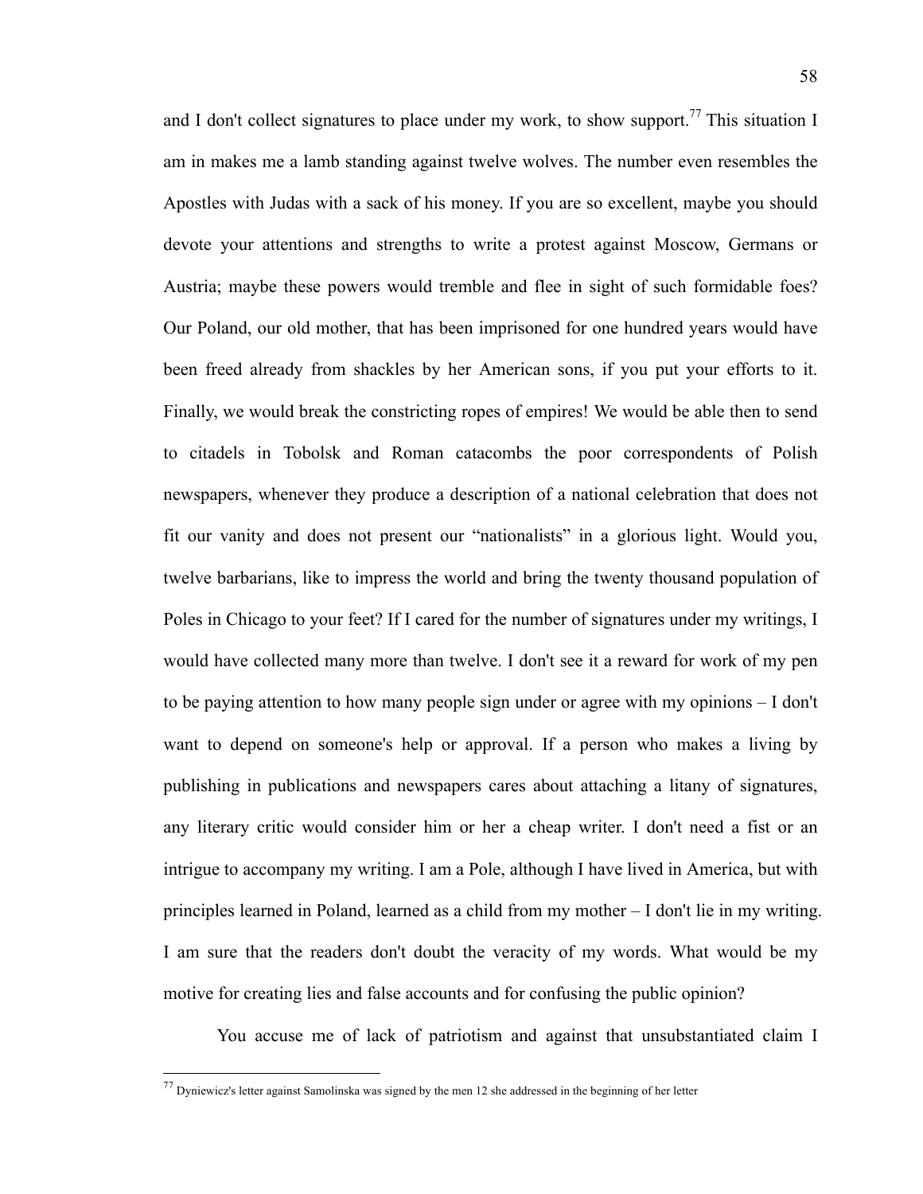and I don't collect signatures to place under my work, to show support.[77] This situation I am in makes me a lamb standing against twelve wolves. The number even resembles the Apostles with Judas with a sack of his money. If you are so excellent, maybe you should devote your attentions and strengths to write a protest against Moscow, Germans or Austria; maybe these powers would tremble and flee in sight of such formidable foes? Our Poland, our old mother, that has been imprisoned for one hundred years would have been freed already from shackles by her American sons, if you put your efforts to it. Finally, we would break the constricting ropes of empires! We would be able then to send to citadels in Tobolsk and Roman catacombs the poor correspondents of Polish newspapers, whenever they produce a description of a national celebration that does not fit our vanity and does not present our "nationalists" in a glorious light. Would you, twelve barbarians, like to impress the world and bring the twenty thousand population of Poles in Chicago to your feet? If I cared for the number of signatures under my writings, I would have collected many more than twelve. I don't see it a reward for work of my pen to be paying attention to how many people sign under or agree with my opinions – I don't want to depend on someone's help or approval. If a person who makes a living by publishing in publications and newspapers cares about attaching a litany of signatures, any literary critic would consider him or her a cheap writer. I don't need a fist or an intrigue to accompany my writing. I am a Pole, although I have lived in America, but with principles learned in Poland, learned as a child from my mother – I don't lie in my writing. I am sure that the readers don't doubt the veracity of my words. What would be my motive for creating lies and false accounts and for confusing the public opinion?

You accuse me of lack of patriotism and against that unsubstantiated claim I

---

[77] Dyniewicz's letter against Samolinska was signed by the men 12 she addressed in the beginning of her letter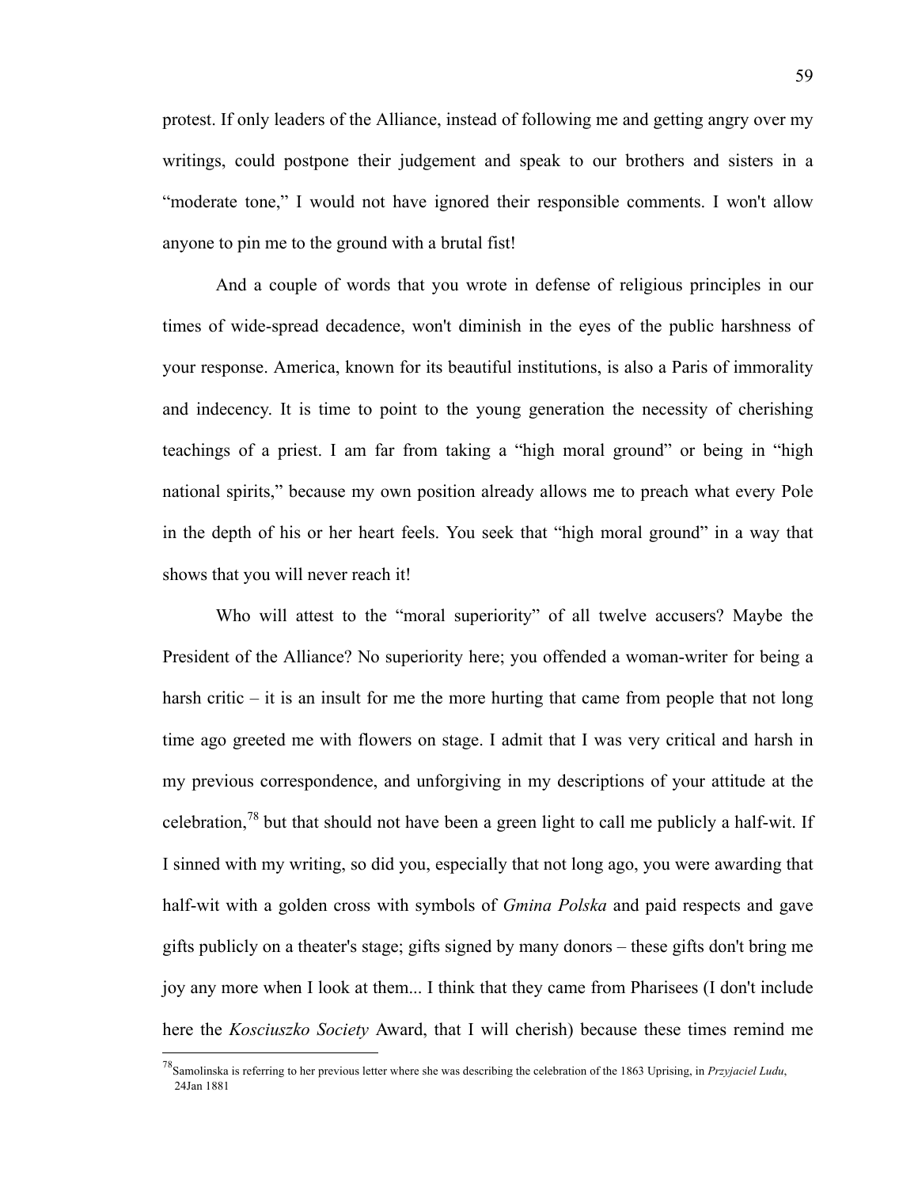protest. If only leaders of the Alliance, instead of following me and getting angry over my writings, could postpone their judgement and speak to our brothers and sisters in a "moderate tone," I would not have ignored their responsible comments. I won't allow anyone to pin me to the ground with a brutal fist!

And a couple of words that you wrote in defense of religious principles in our times of wide-spread decadence, won't diminish in the eyes of the public harshness of your response. America, known for its beautiful institutions, is also a Paris of immorality and indecency. It is time to point to the young generation the necessity of cherishing teachings of a priest. I am far from taking a "high moral ground" or being in "high national spirits," because my own position already allows me to preach what every Pole in the depth of his or her heart feels. You seek that "high moral ground" in a way that shows that you will never reach it!

Who will attest to the "moral superiority" of all twelve accusers? Maybe the President of the Alliance? No superiority here; you offended a woman-writer for being a harsh critic – it is an insult for me the more hurting that came from people that not long time ago greeted me with flowers on stage. I admit that I was very critical and harsh in my previous correspondence, and unforgiving in my descriptions of your attitude at the celebration,[78] but that should not have been a green light to call me publicly a half-wit. If I sinned with my writing, so did you, especially that not long ago, you were awarding that half-wit with a golden cross with symbols of *Gmina Polska* and paid respects and gave gifts publicly on a theater's stage; gifts signed by many donors – these gifts don't bring me joy any more when I look at them... I think that they came from Pharisees (I don't include here the *Kosciuszko Society* Award, that I will cherish) because these times remind me

---

[78] Samolinska is referring to her previous letter where she was describing the celebration of the 1863 Uprising, in *Przyjaciel Ludu*, 24Jan 1881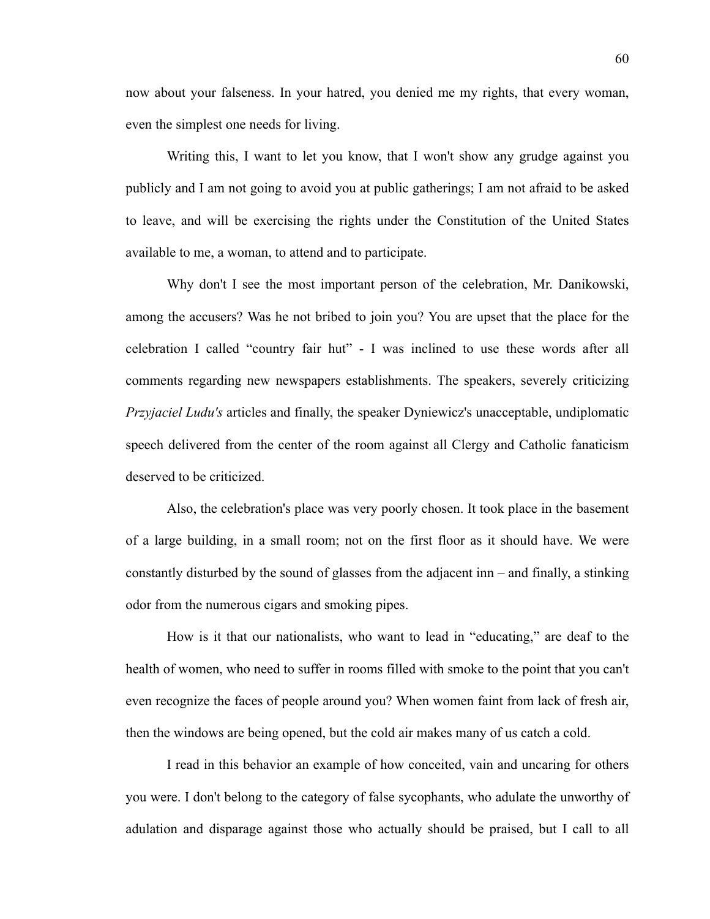now about your falseness. In your hatred, you denied me my rights, that every woman, even the simplest one needs for living.

Writing this, I want to let you know, that I won't show any grudge against you publicly and I am not going to avoid you at public gatherings; I am not afraid to be asked to leave, and will be exercising the rights under the Constitution of the United States available to me, a woman, to attend and to participate.

Why don't I see the most important person of the celebration, Mr. Danikowski, among the accusers? Was he not bribed to join you? You are upset that the place for the celebration I called "country fair hut" - I was inclined to use these words after all comments regarding new newspapers establishments. The speakers, severely criticizing *Przyjaciel Ludu's* articles and finally, the speaker Dyniewicz's unacceptable, undiplomatic speech delivered from the center of the room against all Clergy and Catholic fanaticism deserved to be criticized.

Also, the celebration's place was very poorly chosen. It took place in the basement of a large building, in a small room; not on the first floor as it should have. We were constantly disturbed by the sound of glasses from the adjacent inn – and finally, a stinking odor from the numerous cigars and smoking pipes.

How is it that our nationalists, who want to lead in "educating," are deaf to the health of women, who need to suffer in rooms filled with smoke to the point that you can't even recognize the faces of people around you? When women faint from lack of fresh air, then the windows are being opened, but the cold air makes many of us catch a cold.

I read in this behavior an example of how conceited, vain and uncaring for others you were. I don't belong to the category of false sycophants, who adulate the unworthy of adulation and disparage against those who actually should be praised, but I call to all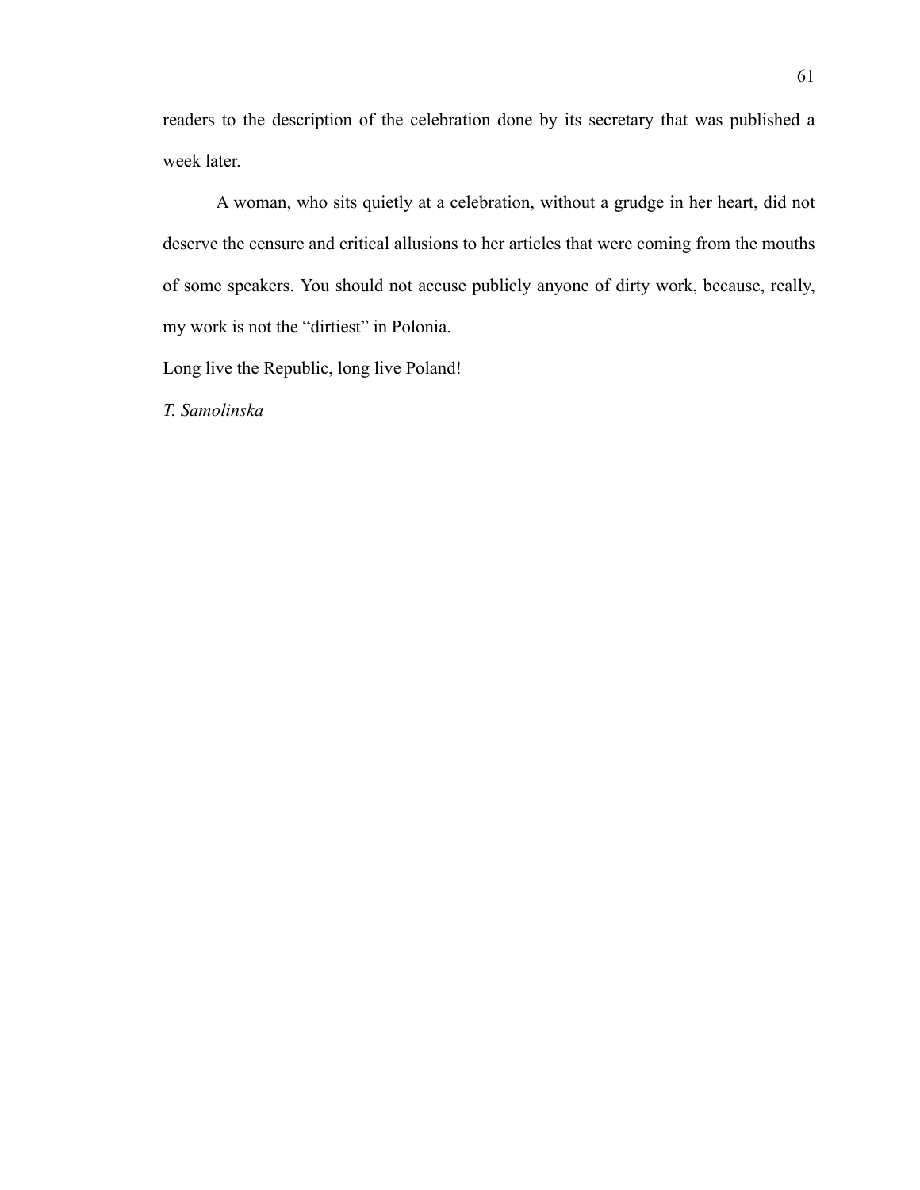readers to the description of the celebration done by its secretary that was published a week later.

A woman, who sits quietly at a celebration, without a grudge in her heart, did not deserve the censure and critical allusions to her articles that were coming from the mouths of some speakers. You should not accuse publicly anyone of dirty work, because, really, my work is not the "dirtiest" in Polonia.

Long live the Republic, long live Poland!

*T. Samolinska*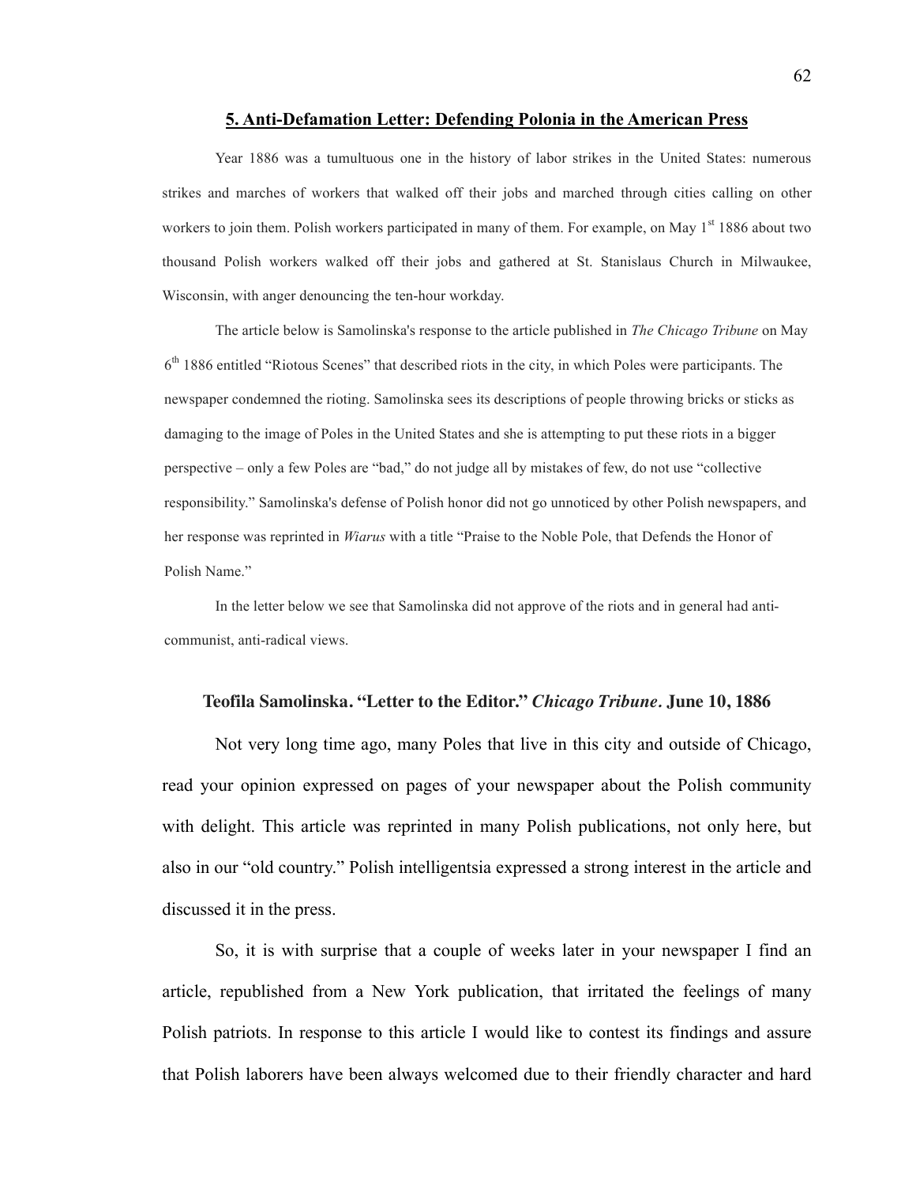## 5. Anti-Defamation Letter: Defending Polonia in the American Press

Year 1886 was a tumultuous one in the history of labor strikes in the United States: numerous strikes and marches of workers that walked off their jobs and marched through cities calling on other workers to join them. Polish workers participated in many of them. For example, on May 1st 1886 about two thousand Polish workers walked off their jobs and gathered at St. Stanislaus Church in Milwaukee, Wisconsin, with anger denouncing the ten-hour workday.

The article below is Samolinska's response to the article published in *The Chicago Tribune* on May 6th 1886 entitled "Riotous Scenes" that described riots in the city, in which Poles were participants. The newspaper condemned the rioting. Samolinska sees its descriptions of people throwing bricks or sticks as damaging to the image of Poles in the United States and she is attempting to put these riots in a bigger perspective – only a few Poles are "bad," do not judge all by mistakes of few, do not use "collective responsibility." Samolinska's defense of Polish honor did not go unnoticed by other Polish newspapers, and her response was reprinted in *Wiarus* with a title "Praise to the Noble Pole, that Defends the Honor of Polish Name."

In the letter below we see that Samolinska did not approve of the riots and in general had anti-communist, anti-radical views.

### Teofila Samolinska. "Letter to the Editor." *Chicago Tribune*. June 10, 1886

Not very long time ago, many Poles that live in this city and outside of Chicago, read your opinion expressed on pages of your newspaper about the Polish community with delight. This article was reprinted in many Polish publications, not only here, but also in our "old country." Polish intelligentsia expressed a strong interest in the article and discussed it in the press.

So, it is with surprise that a couple of weeks later in your newspaper I find an article, republished from a New York publication, that irritated the feelings of many Polish patriots. In response to this article I would like to contest its findings and assure that Polish laborers have been always welcomed due to their friendly character and hard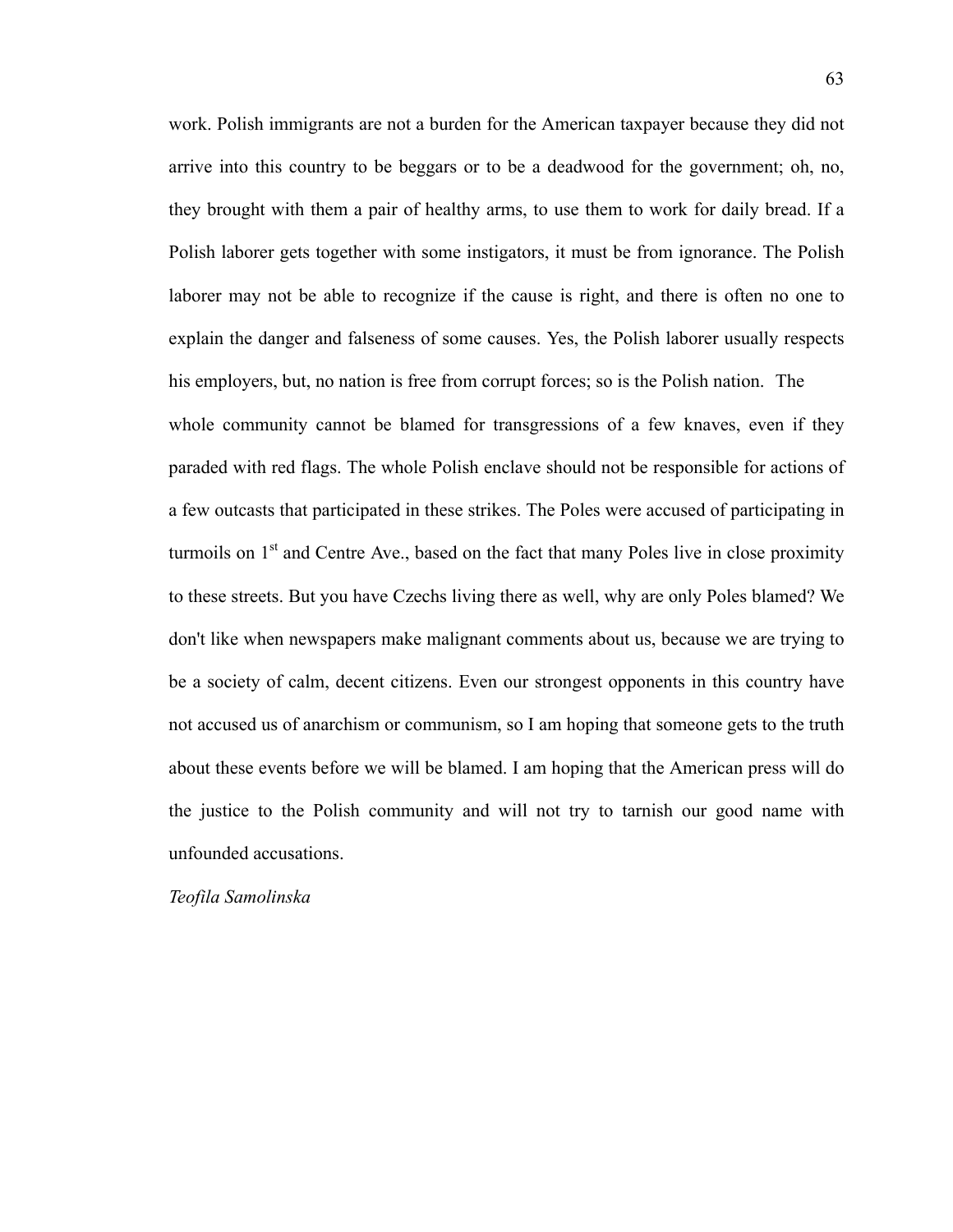work. Polish immigrants are not a burden for the American taxpayer because they did not arrive into this country to be beggars or to be a deadwood for the government; oh, no, they brought with them a pair of healthy arms, to use them to work for daily bread. If a Polish laborer gets together with some instigators, it must be from ignorance. The Polish laborer may not be able to recognize if the cause is right, and there is often no one to explain the danger and falseness of some causes. Yes, the Polish laborer usually respects his employers, but, no nation is free from corrupt forces; so is the Polish nation. The whole community cannot be blamed for transgressions of a few knaves, even if they paraded with red flags. The whole Polish enclave should not be responsible for actions of a few outcasts that participated in these strikes. The Poles were accused of participating in turmoils on 1st and Centre Ave., based on the fact that many Poles live in close proximity to these streets. But you have Czechs living there as well, why are only Poles blamed? We don't like when newspapers make malignant comments about us, because we are trying to be a society of calm, decent citizens. Even our strongest opponents in this country have not accused us of anarchism or communism, so I am hoping that someone gets to the truth about these events before we will be blamed. I am hoping that the American press will do the justice to the Polish community and will not try to tarnish our good name with unfounded accusations.

*Teofila Samolinska*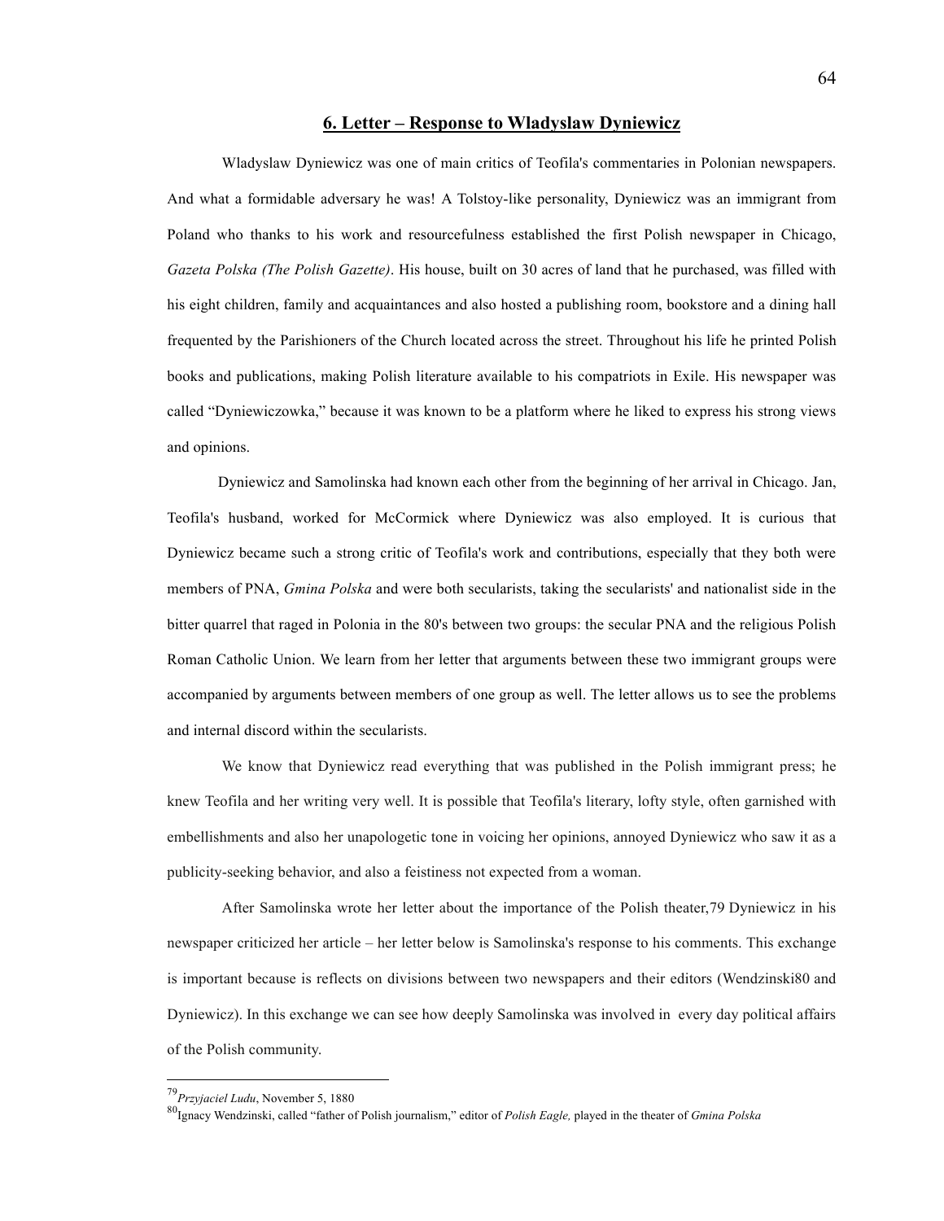## 6. Letter – Response to Wladyslaw Dyniewicz

Wladyslaw Dyniewicz was one of main critics of Teofila's commentaries in Polonian newspapers. And what a formidable adversary he was! A Tolstoy-like personality, Dyniewicz was an immigrant from Poland who thanks to his work and resourcefulness established the first Polish newspaper in Chicago, *Gazeta Polska (The Polish Gazette)*. His house, built on 30 acres of land that he purchased, was filled with his eight children, family and acquaintances and also hosted a publishing room, bookstore and a dining hall frequented by the Parishioners of the Church located across the street. Throughout his life he printed Polish books and publications, making Polish literature available to his compatriots in Exile. His newspaper was called "Dyniewiczowka," because it was known to be a platform where he liked to express his strong views and opinions.

Dyniewicz and Samolinska had known each other from the beginning of her arrival in Chicago. Jan, Teofila's husband, worked for McCormick where Dyniewicz was also employed. It is curious that Dyniewicz became such a strong critic of Teofila's work and contributions, especially that they both were members of PNA, *Gmina Polska* and were both secularists, taking the secularists' and nationalist side in the bitter quarrel that raged in Polonia in the 80's between two groups: the secular PNA and the religious Polish Roman Catholic Union. We learn from her letter that arguments between these two immigrant groups were accompanied by arguments between members of one group as well. The letter allows us to see the problems and internal discord within the secularists.

We know that Dyniewicz read everything that was published in the Polish immigrant press; he knew Teofila and her writing very well. It is possible that Teofila's literary, lofty style, often garnished with embellishments and also her unapologetic tone in voicing her opinions, annoyed Dyniewicz who saw it as a publicity-seeking behavior, and also a feistiness not expected from a woman.

After Samolinska wrote her letter about the importance of the Polish theater,[79] Dyniewicz in his newspaper criticized her article – her letter below is Samolinska's response to his comments. This exchange is important because is reflects on divisions between two newspapers and their editors (Wendzinski[80] and Dyniewicz). In this exchange we can see how deeply Samolinska was involved in every day political affairs of the Polish community.

---

[79] *Przyjaciel Ludu*, November 5, 1880

[80] Ignacy Wendzinski, called "father of Polish journalism," editor of *Polish Eagle,* played in the theater of *Gmina Polska*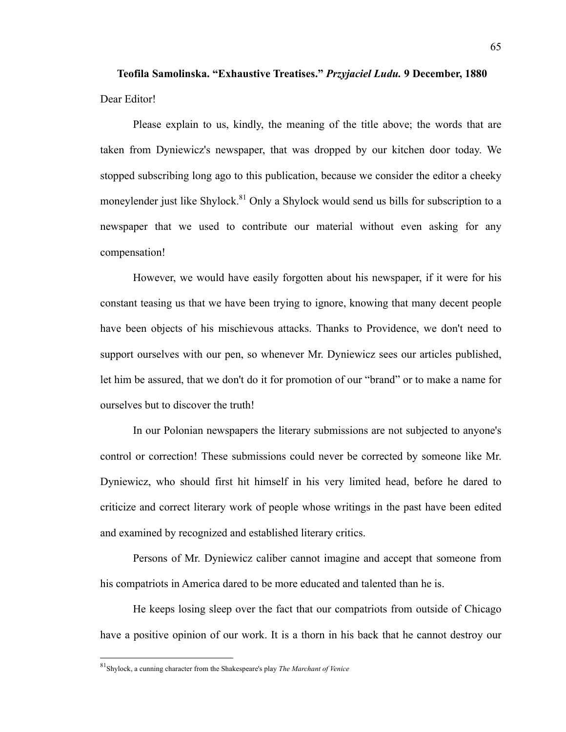**Teofila Samolinska. "Exhaustive Treatises." *Przyjaciel Ludu.* 9 December, 1880**

Dear Editor!

Please explain to us, kindly, the meaning of the title above; the words that are taken from Dyniewicz's newspaper, that was dropped by our kitchen door today. We stopped subscribing long ago to this publication, because we consider the editor a cheeky moneylender just like Shylock.[81] Only a Shylock would send us bills for subscription to a newspaper that we used to contribute our material without even asking for any compensation!

However, we would have easily forgotten about his newspaper, if it were for his constant teasing us that we have been trying to ignore, knowing that many decent people have been objects of his mischievous attacks. Thanks to Providence, we don't need to support ourselves with our pen, so whenever Mr. Dyniewicz sees our articles published, let him be assured, that we don't do it for promotion of our "brand" or to make a name for ourselves but to discover the truth!

In our Polonian newspapers the literary submissions are not subjected to anyone's control or correction! These submissions could never be corrected by someone like Mr. Dyniewicz, who should first hit himself in his very limited head, before he dared to criticize and correct literary work of people whose writings in the past have been edited and examined by recognized and established literary critics.

Persons of Mr. Dyniewicz caliber cannot imagine and accept that someone from his compatriots in America dared to be more educated and talented than he is.

He keeps losing sleep over the fact that our compatriots from outside of Chicago have a positive opinion of our work. It is a thorn in his back that he cannot destroy our

[81] Shylock, a cunning character from the Shakespeare's play *The Marchant of Venice*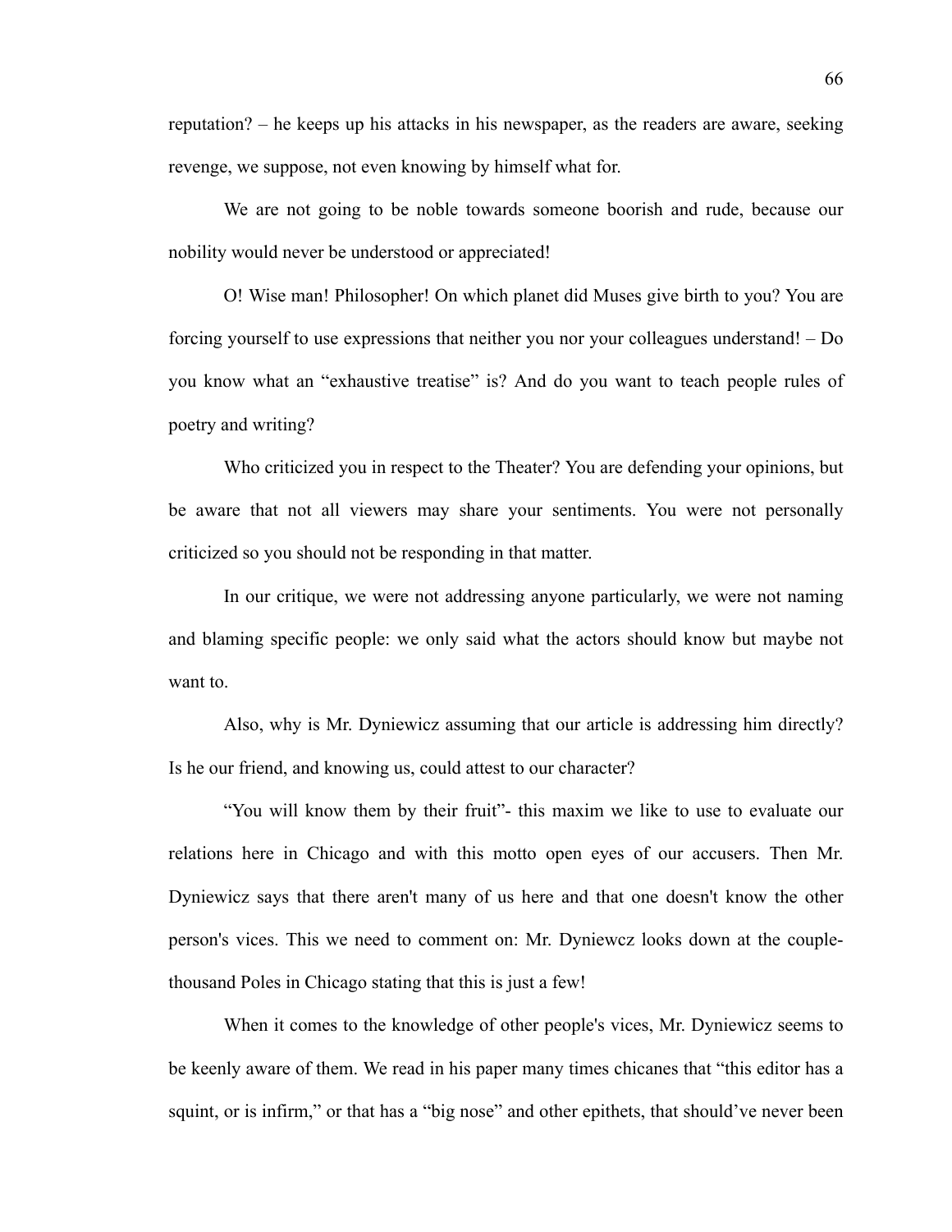reputation? – he keeps up his attacks in his newspaper, as the readers are aware, seeking revenge, we suppose, not even knowing by himself what for.

We are not going to be noble towards someone boorish and rude, because our nobility would never be understood or appreciated!

O! Wise man! Philosopher! On which planet did Muses give birth to you? You are forcing yourself to use expressions that neither you nor your colleagues understand! – Do you know what an "exhaustive treatise" is? And do you want to teach people rules of poetry and writing?

Who criticized you in respect to the Theater? You are defending your opinions, but be aware that not all viewers may share your sentiments. You were not personally criticized so you should not be responding in that matter.

In our critique, we were not addressing anyone particularly, we were not naming and blaming specific people: we only said what the actors should know but maybe not want to.

Also, why is Mr. Dyniewicz assuming that our article is addressing him directly? Is he our friend, and knowing us, could attest to our character?

"You will know them by their fruit"- this maxim we like to use to evaluate our relations here in Chicago and with this motto open eyes of our accusers. Then Mr. Dyniewicz says that there aren't many of us here and that one doesn't know the other person's vices. This we need to comment on: Mr. Dyniewcz looks down at the couple-thousand Poles in Chicago stating that this is just a few!

When it comes to the knowledge of other people's vices, Mr. Dyniewicz seems to be keenly aware of them. We read in his paper many times chicanes that "this editor has a squint, or is infirm," or that has a "big nose" and other epithets, that should've never been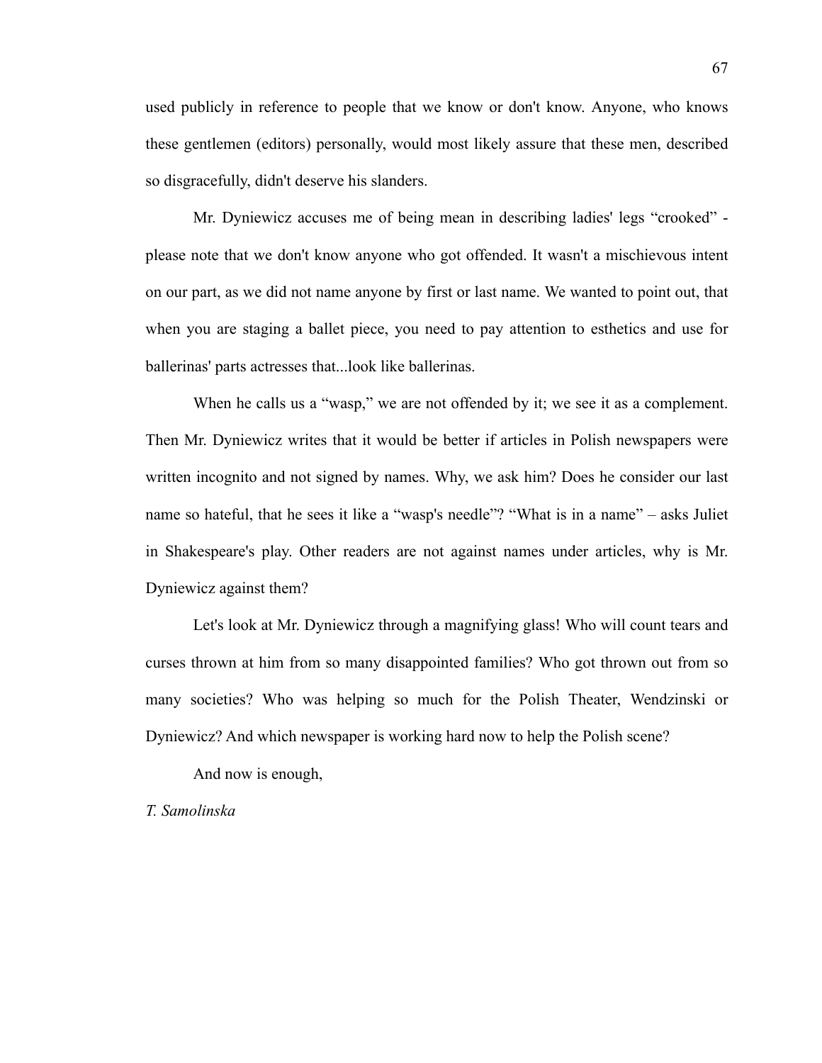used publicly in reference to people that we know or don't know. Anyone, who knows these gentlemen (editors) personally, would most likely assure that these men, described so disgracefully, didn't deserve his slanders.

Mr. Dyniewicz accuses me of being mean in describing ladies' legs "crooked" - please note that we don't know anyone who got offended. It wasn't a mischievous intent on our part, as we did not name anyone by first or last name. We wanted to point out, that when you are staging a ballet piece, you need to pay attention to esthetics and use for ballerinas' parts actresses that...look like ballerinas.

When he calls us a "wasp," we are not offended by it; we see it as a complement. Then Mr. Dyniewicz writes that it would be better if articles in Polish newspapers were written incognito and not signed by names. Why, we ask him? Does he consider our last name so hateful, that he sees it like a "wasp's needle"? "What is in a name" – asks Juliet in Shakespeare's play. Other readers are not against names under articles, why is Mr. Dyniewicz against them?

Let's look at Mr. Dyniewicz through a magnifying glass! Who will count tears and curses thrown at him from so many disappointed families? Who got thrown out from so many societies? Who was helping so much for the Polish Theater, Wendzinski or Dyniewicz? And which newspaper is working hard now to help the Polish scene?

And now is enough,

*T. Samolinska*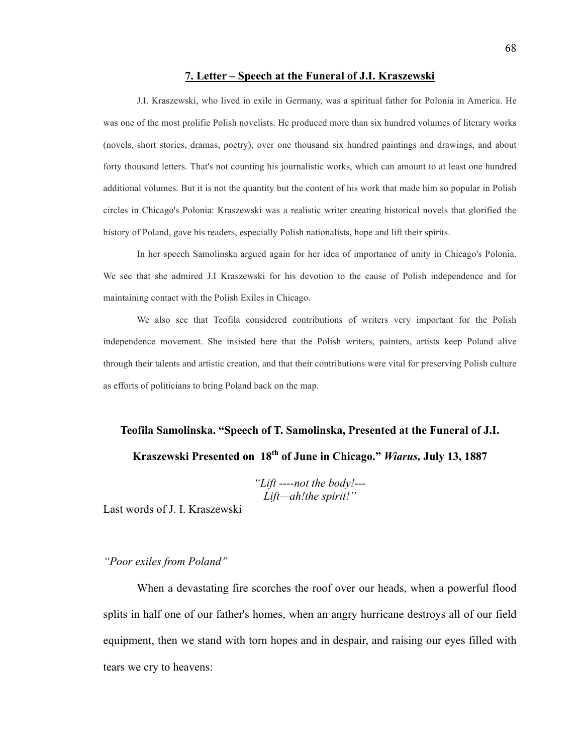## 7. Letter – Speech at the Funeral of J.I. Kraszewski

J.I. Kraszewski, who lived in exile in Germany, was a spiritual father for Polonia in America. He was one of the most prolific Polish novelists. He produced more than six hundred volumes of literary works (novels, short stories, dramas, poetry), over one thousand six hundred paintings and drawings, and about forty thousand letters. That's not counting his journalistic works, which can amount to at least one hundred additional volumes. But it is not the quantity but the content of his work that made him so popular in Polish circles in Chicago's Polonia: Kraszewski was a realistic writer creating historical novels that glorified the history of Poland, gave his readers, especially Polish nationalists, hope and lift their spirits.

In her speech Samolinska argued again for her idea of importance of unity in Chicago's Polonia. We see that she admired J.I Kraszewski for his devotion to the cause of Polish independence and for maintaining contact with the Polish Exiles in Chicago.

We also see that Teofila considered contributions of writers very important for the Polish independence movement. She insisted here that the Polish writers, painters, artists keep Poland alive through their talents and artistic creation, and that their contributions were vital for preserving Polish culture as efforts of politicians to bring Poland back on the map.

### Teofila Samolinska. "Speech of T. Samolinska, Presented at the Funeral of J.I. Kraszewski Presented on 18th of June in Chicago." *Wiarus,* July 13, 1887

*"Lift ----not the body!---*
*Lift—ah!the spirit!"*

Last words of J. I. Kraszewski

*"Poor exiles from Poland"*

When a devastating fire scorches the roof over our heads, when a powerful flood splits in half one of our father's homes, when an angry hurricane destroys all of our field equipment, then we stand with torn hopes and in despair, and raising our eyes filled with tears we cry to heavens: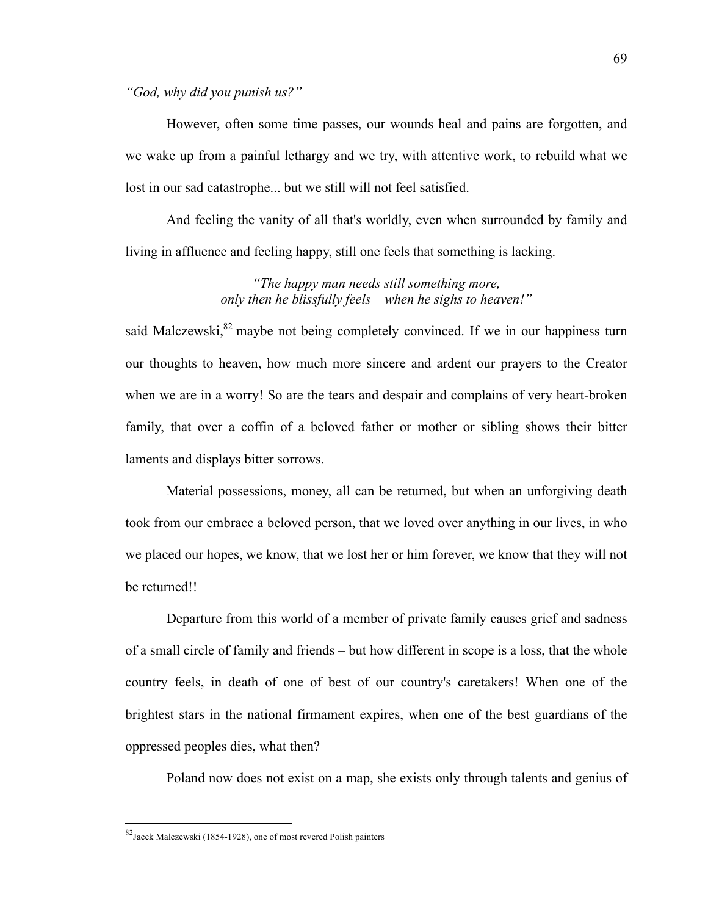*“God, why did you punish us?”*

However, often some time passes, our wounds heal and pains are forgotten, and we wake up from a painful lethargy and we try, with attentive work, to rebuild what we lost in our sad catastrophe... but we still will not feel satisfied.

And feeling the vanity of all that's worldly, even when surrounded by family and living in affluence and feeling happy, still one feels that something is lacking.

> *“The happy man needs still something more,*
> *only then he blissfully feels – when he sighs to heaven!”*

said Malczewski,[82] maybe not being completely convinced. If we in our happiness turn our thoughts to heaven, how much more sincere and ardent our prayers to the Creator when we are in a worry! So are the tears and despair and complains of very heart-broken family, that over a coffin of a beloved father or mother or sibling shows their bitter laments and displays bitter sorrows.

Material possessions, money, all can be returned, but when an unforgiving death took from our embrace a beloved person, that we loved over anything in our lives, in who we placed our hopes, we know, that we lost her or him forever, we know that they will not be returned!!

Departure from this world of a member of private family causes grief and sadness of a small circle of family and friends – but how different in scope is a loss, that the whole country feels, in death of one of best of our country's caretakers! When one of the brightest stars in the national firmament expires, when one of the best guardians of the oppressed peoples dies, what then?

Poland now does not exist on a map, she exists only through talents and genius of

---

[82] Jacek Malczewski (1854-1928), one of most revered Polish painters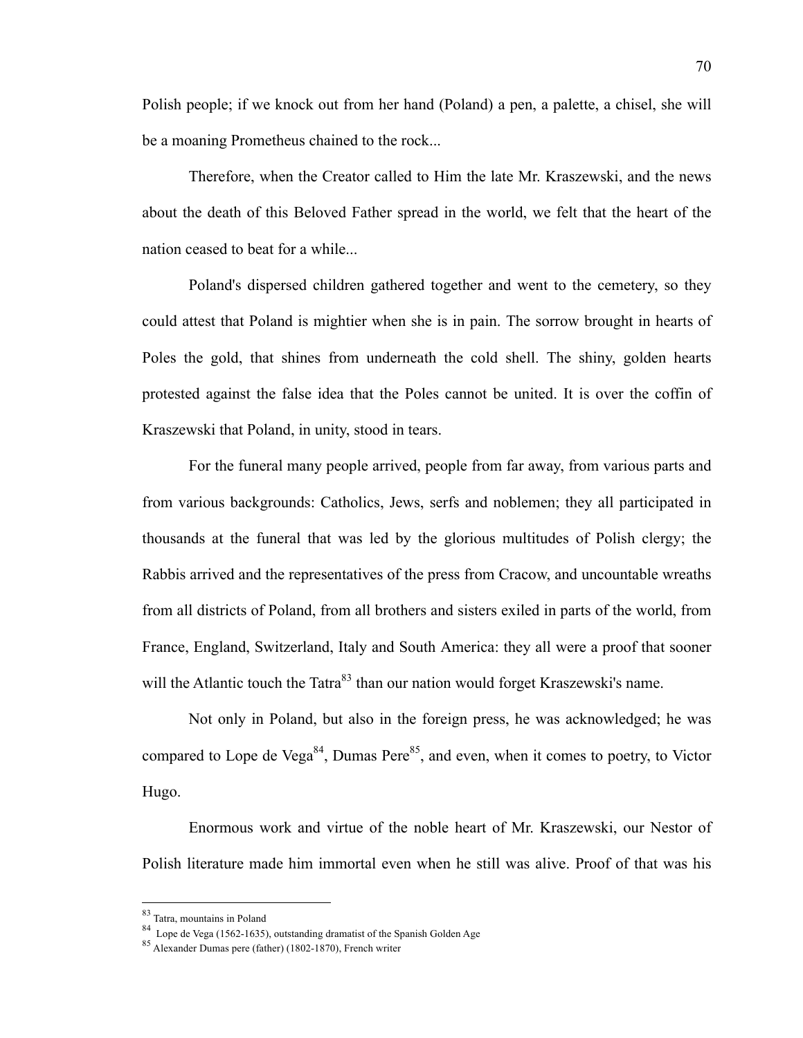Polish people; if we knock out from her hand (Poland) a pen, a palette, a chisel, she will be a moaning Prometheus chained to the rock...

Therefore, when the Creator called to Him the late Mr. Kraszewski, and the news about the death of this Beloved Father spread in the world, we felt that the heart of the nation ceased to beat for a while...

Poland's dispersed children gathered together and went to the cemetery, so they could attest that Poland is mightier when she is in pain. The sorrow brought in hearts of Poles the gold, that shines from underneath the cold shell. The shiny, golden hearts protested against the false idea that the Poles cannot be united. It is over the coffin of Kraszewski that Poland, in unity, stood in tears.

For the funeral many people arrived, people from far away, from various parts and from various backgrounds: Catholics, Jews, serfs and noblemen; they all participated in thousands at the funeral that was led by the glorious multitudes of Polish clergy; the Rabbis arrived and the representatives of the press from Cracow, and uncountable wreaths from all districts of Poland, from all brothers and sisters exiled in parts of the world, from France, England, Switzerland, Italy and South America: they all were a proof that sooner will the Atlantic touch the Tatra[83] than our nation would forget Kraszewski's name.

Not only in Poland, but also in the foreign press, he was acknowledged; he was compared to Lope de Vega[84], Dumas Pere[85], and even, when it comes to poetry, to Victor Hugo.

Enormous work and virtue of the noble heart of Mr. Kraszewski, our Nestor of Polish literature made him immortal even when he still was alive. Proof of that was his

---

[83] Tatra, mountains in Poland

[84] Lope de Vega (1562-1635), outstanding dramatist of the Spanish Golden Age

[85] Alexander Dumas pere (father) (1802-1870), French writer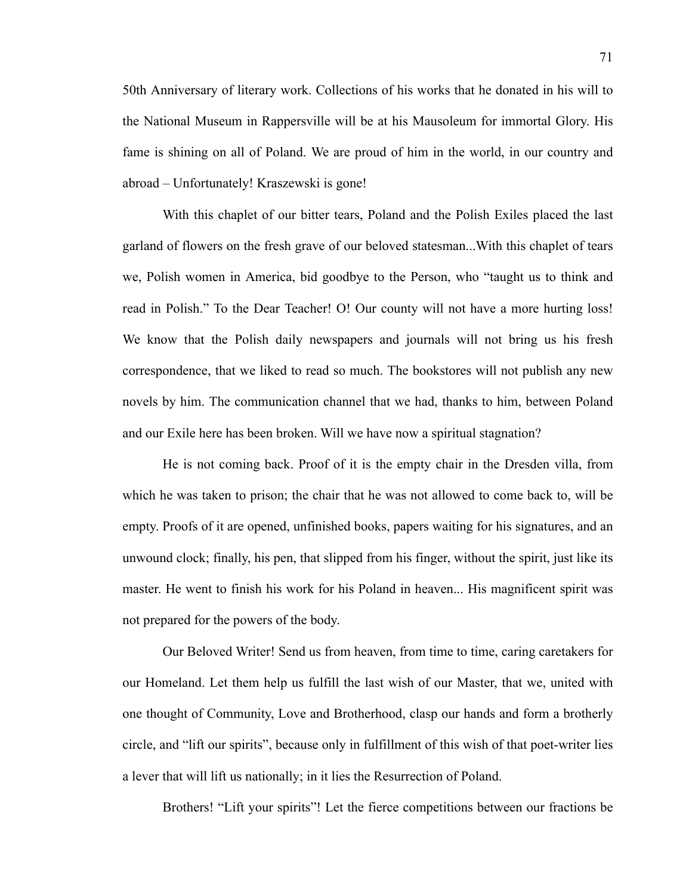50th Anniversary of literary work. Collections of his works that he donated in his will to the National Museum in Rappersville will be at his Mausoleum for immortal Glory. His fame is shining on all of Poland. We are proud of him in the world, in our country and abroad – Unfortunately! Kraszewski is gone!

With this chaplet of our bitter tears, Poland and the Polish Exiles placed the last garland of flowers on the fresh grave of our beloved statesman...With this chaplet of tears we, Polish women in America, bid goodbye to the Person, who "taught us to think and read in Polish." To the Dear Teacher! O! Our county will not have a more hurting loss! We know that the Polish daily newspapers and journals will not bring us his fresh correspondence, that we liked to read so much. The bookstores will not publish any new novels by him. The communication channel that we had, thanks to him, between Poland and our Exile here has been broken. Will we have now a spiritual stagnation?

He is not coming back. Proof of it is the empty chair in the Dresden villa, from which he was taken to prison; the chair that he was not allowed to come back to, will be empty. Proofs of it are opened, unfinished books, papers waiting for his signatures, and an unwound clock; finally, his pen, that slipped from his finger, without the spirit, just like its master. He went to finish his work for his Poland in heaven... His magnificent spirit was not prepared for the powers of the body.

Our Beloved Writer! Send us from heaven, from time to time, caring caretakers for our Homeland. Let them help us fulfill the last wish of our Master, that we, united with one thought of Community, Love and Brotherhood, clasp our hands and form a brotherly circle, and "lift our spirits", because only in fulfillment of this wish of that poet-writer lies a lever that will lift us nationally; in it lies the Resurrection of Poland.

Brothers! "Lift your spirits"! Let the fierce competitions between our fractions be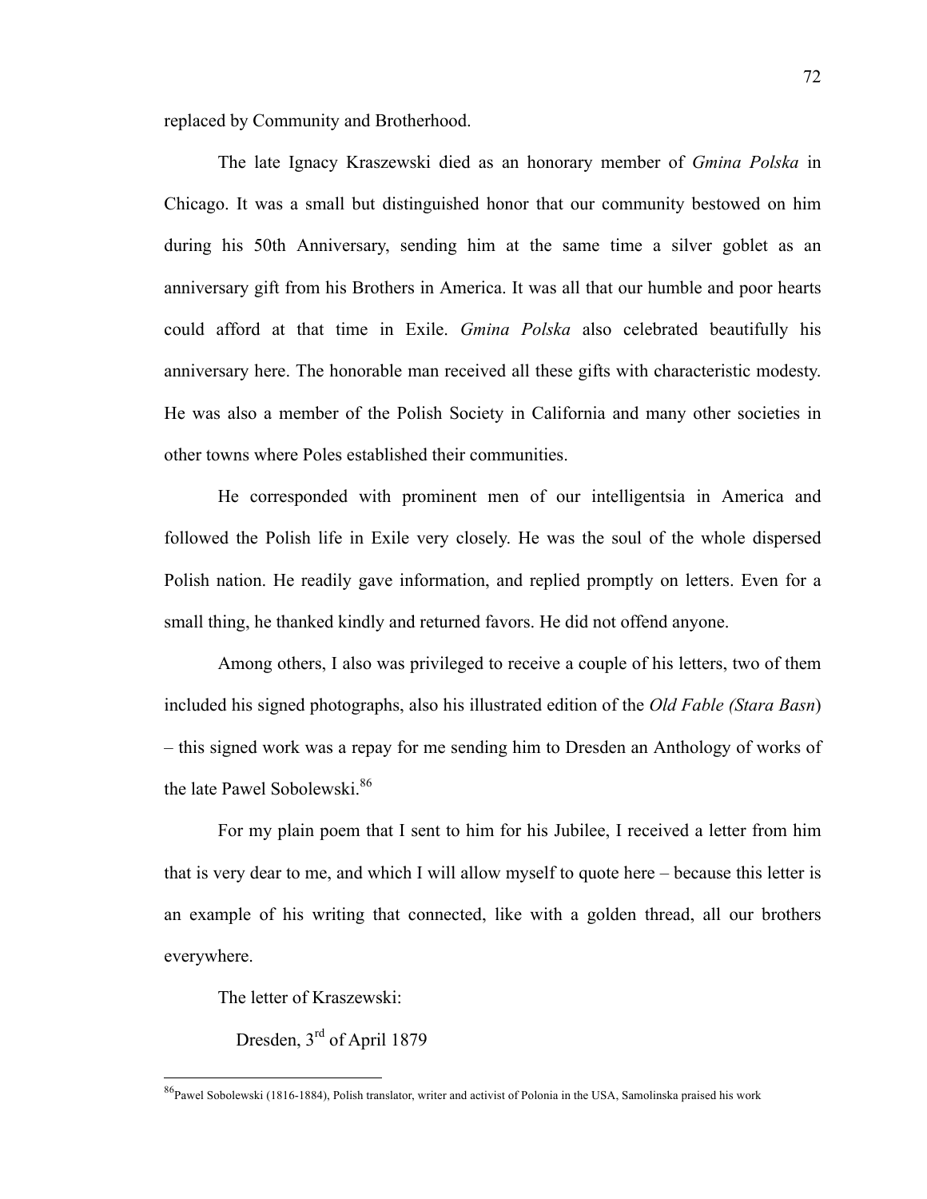replaced by Community and Brotherhood.

The late Ignacy Kraszewski died as an honorary member of *Gmina Polska* in Chicago. It was a small but distinguished honor that our community bestowed on him during his 50th Anniversary, sending him at the same time a silver goblet as an anniversary gift from his Brothers in America. It was all that our humble and poor hearts could afford at that time in Exile. *Gmina Polska* also celebrated beautifully his anniversary here. The honorable man received all these gifts with characteristic modesty. He was also a member of the Polish Society in California and many other societies in other towns where Poles established their communities.

He corresponded with prominent men of our intelligentsia in America and followed the Polish life in Exile very closely. He was the soul of the whole dispersed Polish nation. He readily gave information, and replied promptly on letters. Even for a small thing, he thanked kindly and returned favors. He did not offend anyone.

Among others, I also was privileged to receive a couple of his letters, two of them included his signed photographs, also his illustrated edition of the *Old Fable (Stara Basn*) – this signed work was a repay for me sending him to Dresden an Anthology of works of the late Pawel Sobolewski.[86]

For my plain poem that I sent to him for his Jubilee, I received a letter from him that is very dear to me, and which I will allow myself to quote here – because this letter is an example of his writing that connected, like with a golden thread, all our brothers everywhere.

The letter of Kraszewski:

Dresden, 3rd of April 1879

---

[86] Pawel Sobolewski (1816-1884), Polish translator, writer and activist of Polonia in the USA, Samolinska praised his work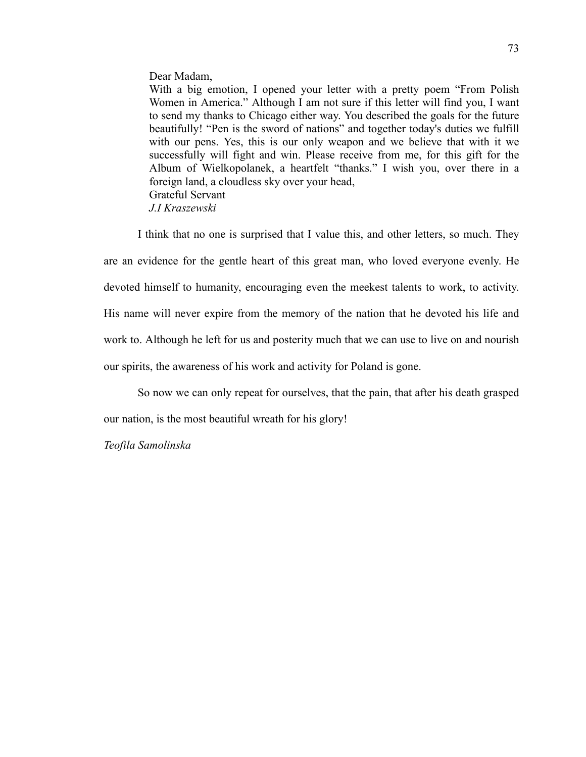> Dear Madam,
> With a big emotion, I opened your letter with a pretty poem "From Polish Women in America." Although I am not sure if this letter will find you, I want to send my thanks to Chicago either way. You described the goals for the future beautifully! "Pen is the sword of nations" and together today's duties we fulfill with our pens. Yes, this is our only weapon and we believe that with it we successfully will fight and win. Please receive from me, for this gift for the Album of Wielkopolanek, a heartfelt "thanks." I wish you, over there in a foreign land, a cloudless sky over your head,
> Grateful Servant
> *J.I Kraszewski*

I think that no one is surprised that I value this, and other letters, so much. They are an evidence for the gentle heart of this great man, who loved everyone evenly. He devoted himself to humanity, encouraging even the meekest talents to work, to activity. His name will never expire from the memory of the nation that he devoted his life and work to. Although he left for us and posterity much that we can use to live on and nourish our spirits, the awareness of his work and activity for Poland is gone.

So now we can only repeat for ourselves, that the pain, that after his death grasped our nation, is the most beautiful wreath for his glory!

*Teofila Samolinska*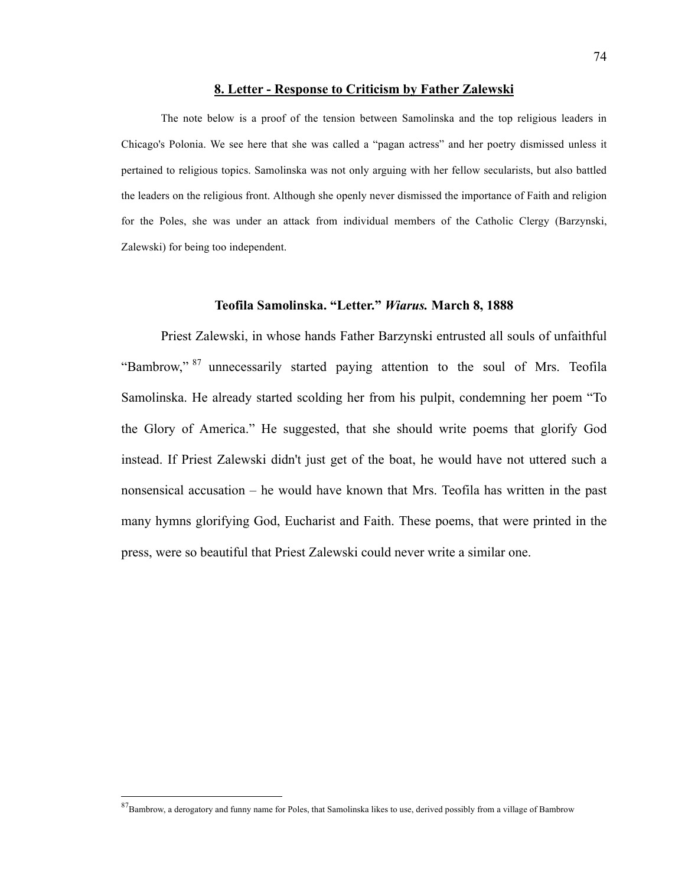## 8. Letter - Response to Criticism by Father Zalewski

The note below is a proof of the tension between Samolinska and the top religious leaders in Chicago's Polonia. We see here that she was called a "pagan actress" and her poetry dismissed unless it pertained to religious topics. Samolinska was not only arguing with her fellow secularists, but also battled the leaders on the religious front. Although she openly never dismissed the importance of Faith and religion for the Poles, she was under an attack from individual members of the Catholic Clergy (Barzynski, Zalewski) for being too independent.

### Teofila Samolinska. "Letter." *Wiarus.* March 8, 1888

Priest Zalewski, in whose hands Father Barzynski entrusted all souls of unfaithful "Bambrow,"[87] unnecessarily started paying attention to the soul of Mrs. Teofila Samolinska. He already started scolding her from his pulpit, condemning her poem "To the Glory of America." He suggested, that she should write poems that glorify God instead. If Priest Zalewski didn't just get of the boat, he would have not uttered such a nonsensical accusation – he would have known that Mrs. Teofila has written in the past many hymns glorifying God, Eucharist and Faith. These poems, that were printed in the press, were so beautiful that Priest Zalewski could never write a similar one.

---

[87] Bambrow, a derogatory and funny name for Poles, that Samolinska likes to use, derived possibly from a village of Bambrow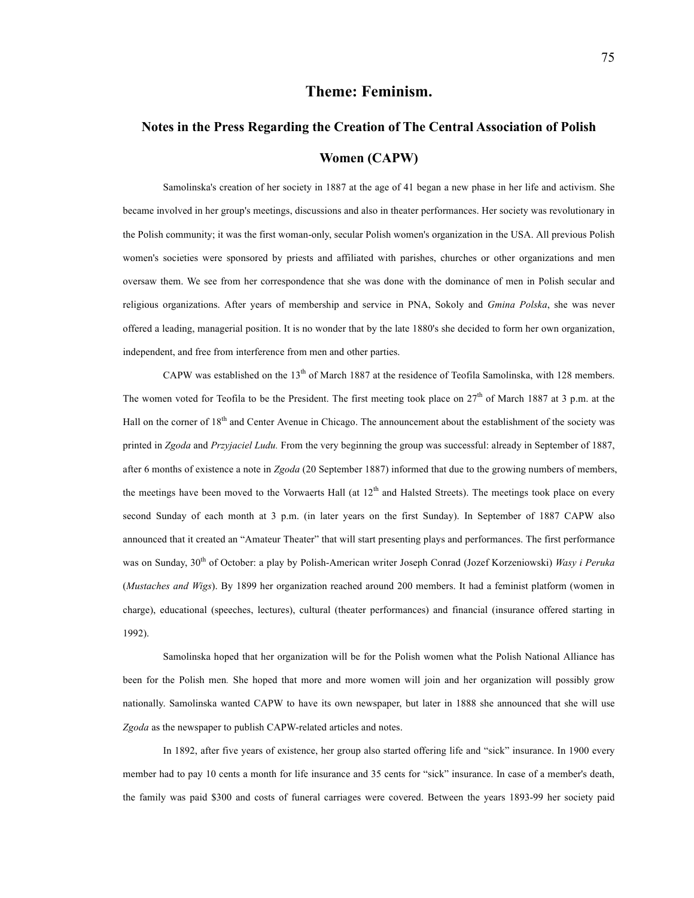# Theme: Feminism.

## Notes in the Press Regarding the Creation of The Central Association of Polish Women (CAPW)

Samolinska's creation of her society in 1887 at the age of 41 began a new phase in her life and activism. She became involved in her group's meetings, discussions and also in theater performances. Her society was revolutionary in the Polish community; it was the first woman-only, secular Polish women's organization in the USA. All previous Polish women's societies were sponsored by priests and affiliated with parishes, churches or other organizations and men oversaw them. We see from her correspondence that she was done with the dominance of men in Polish secular and religious organizations. After years of membership and service in PNA, Sokoly and *Gmina Polska*, she was never offered a leading, managerial position. It is no wonder that by the late 1880's she decided to form her own organization, independent, and free from interference from men and other parties.

CAPW was established on the 13th of March 1887 at the residence of Teofila Samolinska, with 128 members. The women voted for Teofila to be the President. The first meeting took place on 27th of March 1887 at 3 p.m. at the Hall on the corner of 18th and Center Avenue in Chicago. The announcement about the establishment of the society was printed in *Zgoda* and *Przyjaciel Ludu.* From the very beginning the group was successful: already in September of 1887, after 6 months of existence a note in *Zgoda* (20 September 1887) informed that due to the growing numbers of members, the meetings have been moved to the Vorwaerts Hall (at 12th and Halsted Streets). The meetings took place on every second Sunday of each month at 3 p.m. (in later years on the first Sunday). In September of 1887 CAPW also announced that it created an "Amateur Theater" that will start presenting plays and performances. The first performance was on Sunday, 30th of October: a play by Polish-American writer Joseph Conrad (Jozef Korzeniowski) *Wasy i Peruka* (*Mustaches and Wigs*). By 1899 her organization reached around 200 members. It had a feminist platform (women in charge), educational (speeches, lectures), cultural (theater performances) and financial (insurance offered starting in 1992).

Samolinska hoped that her organization will be for the Polish women what the Polish National Alliance has been for the Polish men. She hoped that more and more women will join and her organization will possibly grow nationally. Samolinska wanted CAPW to have its own newspaper, but later in 1888 she announced that she will use *Zgoda* as the newspaper to publish CAPW-related articles and notes.

In 1892, after five years of existence, her group also started offering life and "sick" insurance. In 1900 every member had to pay 10 cents a month for life insurance and 35 cents for "sick" insurance. In case of a member's death, the family was paid $300 and costs of funeral carriages were covered. Between the years 1893-99 her society paid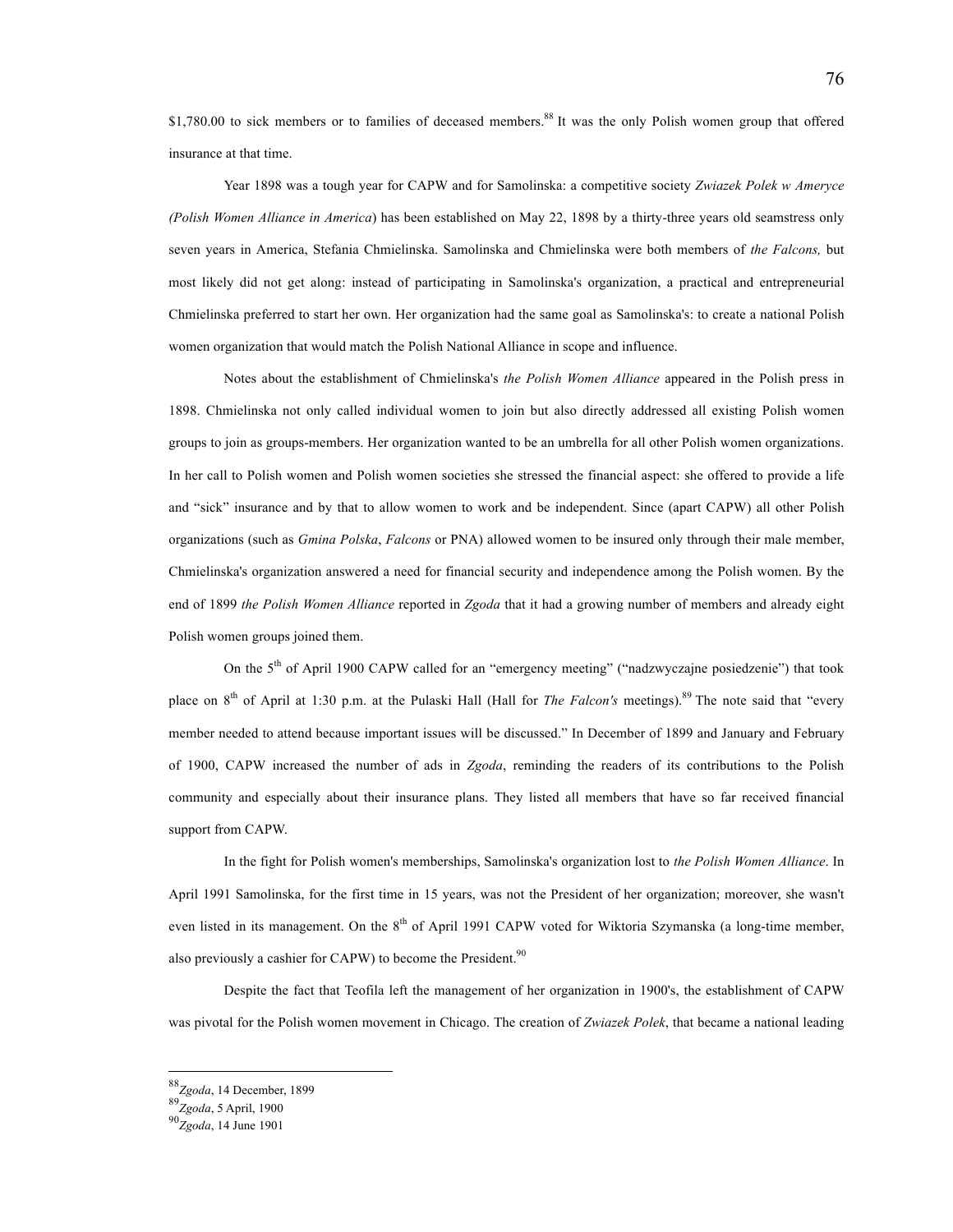$1,780.00 to sick members or to families of deceased members.[88] It was the only Polish women group that offered insurance at that time.

Year 1898 was a tough year for CAPW and for Samolinska: a competitive society *Zwiazek Polek w Ameryce (Polish Women Alliance in America*) has been established on May 22, 1898 by a thirty-three years old seamstress only seven years in America, Stefania Chmielinska. Samolinska and Chmielinska were both members of *the Falcons,* but most likely did not get along: instead of participating in Samolinska's organization, a practical and entrepreneurial Chmielinska preferred to start her own. Her organization had the same goal as Samolinska's: to create a national Polish women organization that would match the Polish National Alliance in scope and influence.

Notes about the establishment of Chmielinska's *the Polish Women Alliance* appeared in the Polish press in 1898. Chmielinska not only called individual women to join but also directly addressed all existing Polish women groups to join as groups-members. Her organization wanted to be an umbrella for all other Polish women organizations. In her call to Polish women and Polish women societies she stressed the financial aspect: she offered to provide a life and "sick" insurance and by that to allow women to work and be independent. Since (apart CAPW) all other Polish organizations (such as *Gmina Polska*, *Falcons* or PNA) allowed women to be insured only through their male member, Chmielinska's organization answered a need for financial security and independence among the Polish women. By the end of 1899 *the Polish Women Alliance* reported in *Zgoda* that it had a growing number of members and already eight Polish women groups joined them.

On the 5th of April 1900 CAPW called for an "emergency meeting" ("nadzwyczajne posiedzenie") that took place on 8th of April at 1:30 p.m. at the Pulaski Hall (Hall for *The Falcon's* meetings).[89] The note said that "every member needed to attend because important issues will be discussed." In December of 1899 and January and February of 1900, CAPW increased the number of ads in *Zgoda*, reminding the readers of its contributions to the Polish community and especially about their insurance plans. They listed all members that have so far received financial support from CAPW.

In the fight for Polish women's memberships, Samolinska's organization lost to *the Polish Women Alliance*. In April 1991 Samolinska, for the first time in 15 years, was not the President of her organization; moreover, she wasn't even listed in its management. On the 8th of April 1991 CAPW voted for Wiktoria Szymanska (a long-time member, also previously a cashier for CAPW) to become the President.[90]

Despite the fact that Teofila left the management of her organization in 1900's, the establishment of CAPW was pivotal for the Polish women movement in Chicago. The creation of *Zwiazek Polek*, that became a national leading

---

[88] *Zgoda*, 14 December, 1899

[89] *Zgoda*, 5 April, 1900

[90] *Zgoda*, 14 June 1901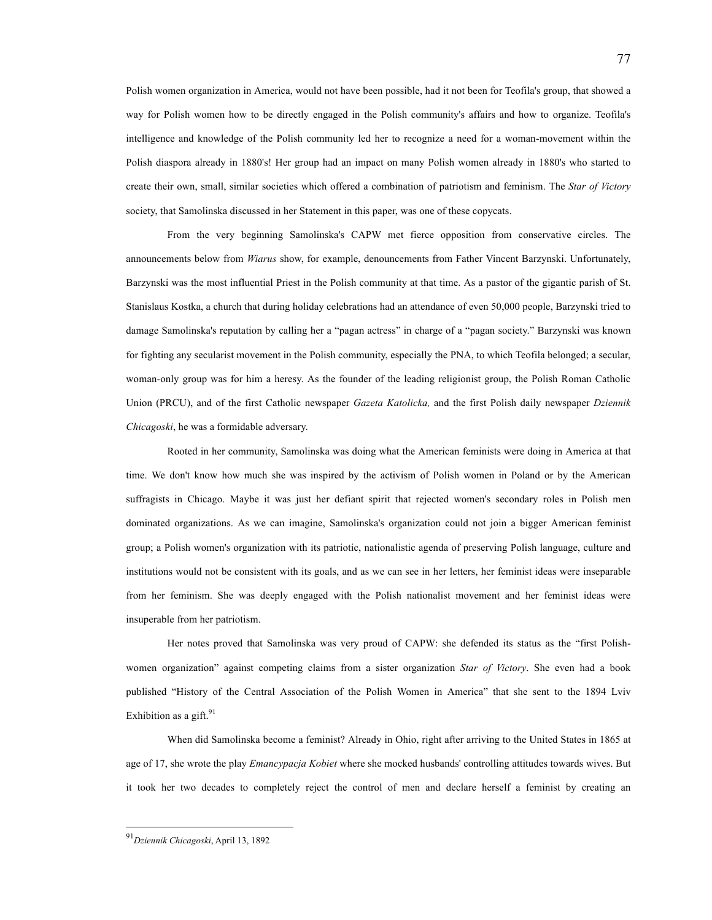Polish women organization in America, would not have been possible, had it not been for Teofila's group, that showed a way for Polish women how to be directly engaged in the Polish community's affairs and how to organize. Teofila's intelligence and knowledge of the Polish community led her to recognize a need for a woman-movement within the Polish diaspora already in 1880's! Her group had an impact on many Polish women already in 1880's who started to create their own, small, similar societies which offered a combination of patriotism and feminism. The *Star of Victory* society, that Samolinska discussed in her Statement in this paper, was one of these copycats.

From the very beginning Samolinska's CAPW met fierce opposition from conservative circles. The announcements below from *Wiarus* show, for example, denouncements from Father Vincent Barzynski. Unfortunately, Barzynski was the most influential Priest in the Polish community at that time. As a pastor of the gigantic parish of St. Stanislaus Kostka, a church that during holiday celebrations had an attendance of even 50,000 people, Barzynski tried to damage Samolinska's reputation by calling her a "pagan actress" in charge of a "pagan society." Barzynski was known for fighting any secularist movement in the Polish community, especially the PNA, to which Teofila belonged; a secular, woman-only group was for him a heresy. As the founder of the leading religionist group, the Polish Roman Catholic Union (PRCU), and of the first Catholic newspaper *Gazeta Katolicka,* and the first Polish daily newspaper *Dziennik Chicagoski*, he was a formidable adversary.

Rooted in her community, Samolinska was doing what the American feminists were doing in America at that time. We don't know how much she was inspired by the activism of Polish women in Poland or by the American suffragists in Chicago. Maybe it was just her defiant spirit that rejected women's secondary roles in Polish men dominated organizations. As we can imagine, Samolinska's organization could not join a bigger American feminist group; a Polish women's organization with its patriotic, nationalistic agenda of preserving Polish language, culture and institutions would not be consistent with its goals, and as we can see in her letters, her feminist ideas were inseparable from her feminism. She was deeply engaged with the Polish nationalist movement and her feminist ideas were insuperable from her patriotism.

Her notes proved that Samolinska was very proud of CAPW: she defended its status as the "first Polish-women organization" against competing claims from a sister organization *Star of Victory*. She even had a book published "History of the Central Association of the Polish Women in America" that she sent to the 1894 Lviv Exhibition as a gift.[91]

When did Samolinska become a feminist? Already in Ohio, right after arriving to the United States in 1865 at age of 17, she wrote the play *Emancypacja Kobiet* where she mocked husbands' controlling attitudes towards wives. But it took her two decades to completely reject the control of men and declare herself a feminist by creating an

---

[91] *Dziennik Chicagoski*, April 13, 1892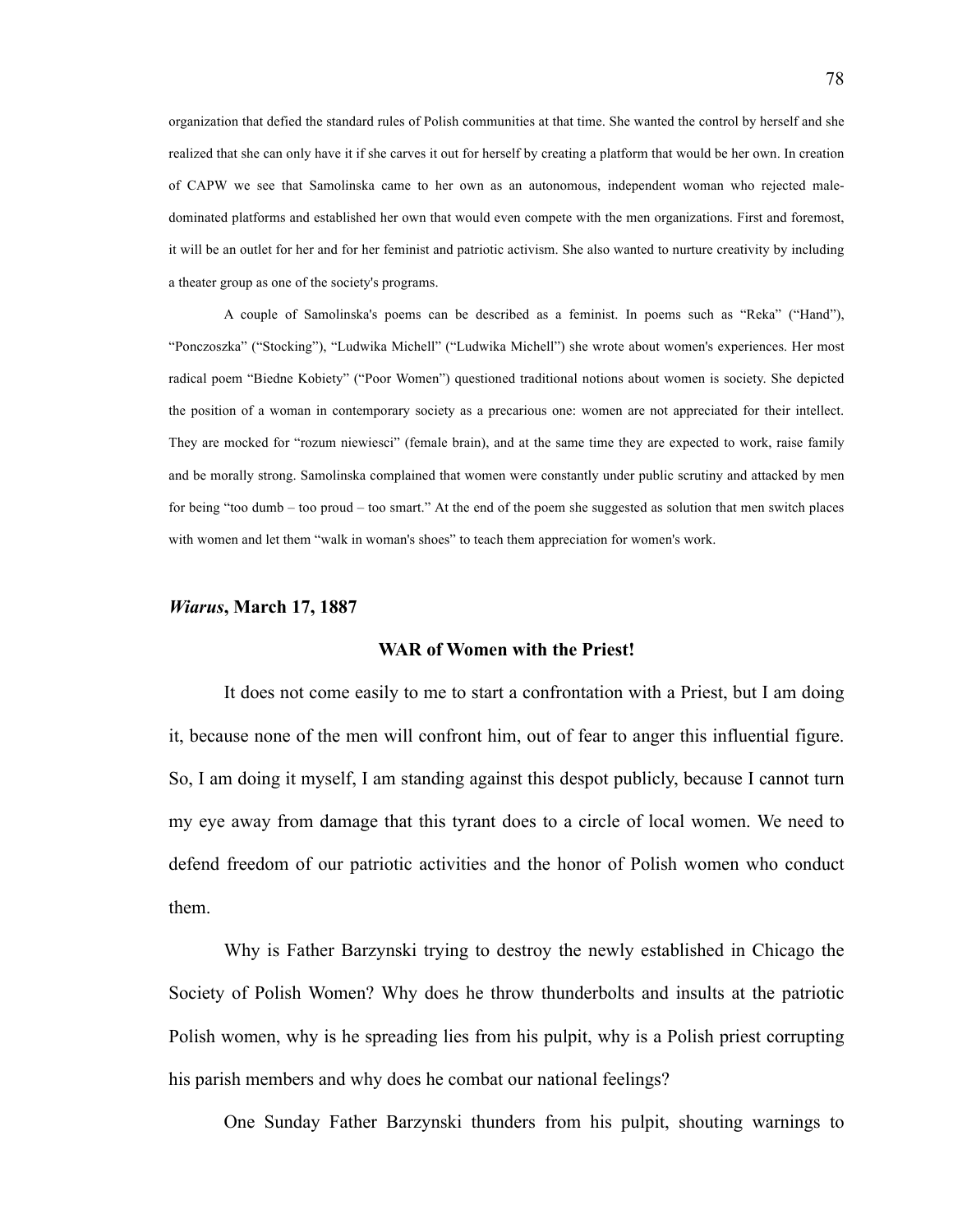organization that defied the standard rules of Polish communities at that time. She wanted the control by herself and she realized that she can only have it if she carves it out for herself by creating a platform that would be her own. In creation of CAPW we see that Samolinska came to her own as an autonomous, independent woman who rejected male-dominated platforms and established her own that would even compete with the men organizations. First and foremost, it will be an outlet for her and for her feminist and patriotic activism. She also wanted to nurture creativity by including a theater group as one of the society's programs.

A couple of Samolinska's poems can be described as a feminist. In poems such as "Reka" ("Hand"), "Ponczoszka" ("Stocking"), "Ludwika Michell" ("Ludwika Michell") she wrote about women's experiences. Her most radical poem "Biedne Kobiety" ("Poor Women") questioned traditional notions about women is society. She depicted the position of a woman in contemporary society as a precarious one: women are not appreciated for their intellect. They are mocked for "rozum niewiesci" (female brain), and at the same time they are expected to work, raise family and be morally strong. Samolinska complained that women were constantly under public scrutiny and attacked by men for being "too dumb – too proud – too smart." At the end of the poem she suggested as solution that men switch places with women and let them "walk in woman's shoes" to teach them appreciation for women's work.

### *Wiarus*, March 17, 1887

**WAR of Women with the Priest!**

It does not come easily to me to start a confrontation with a Priest, but I am doing it, because none of the men will confront him, out of fear to anger this influential figure. So, I am doing it myself, I am standing against this despot publicly, because I cannot turn my eye away from damage that this tyrant does to a circle of local women. We need to defend freedom of our patriotic activities and the honor of Polish women who conduct them.

Why is Father Barzynski trying to destroy the newly established in Chicago the Society of Polish Women? Why does he throw thunderbolts and insults at the patriotic Polish women, why is he spreading lies from his pulpit, why is a Polish priest corrupting his parish members and why does he combat our national feelings?

One Sunday Father Barzynski thunders from his pulpit, shouting warnings to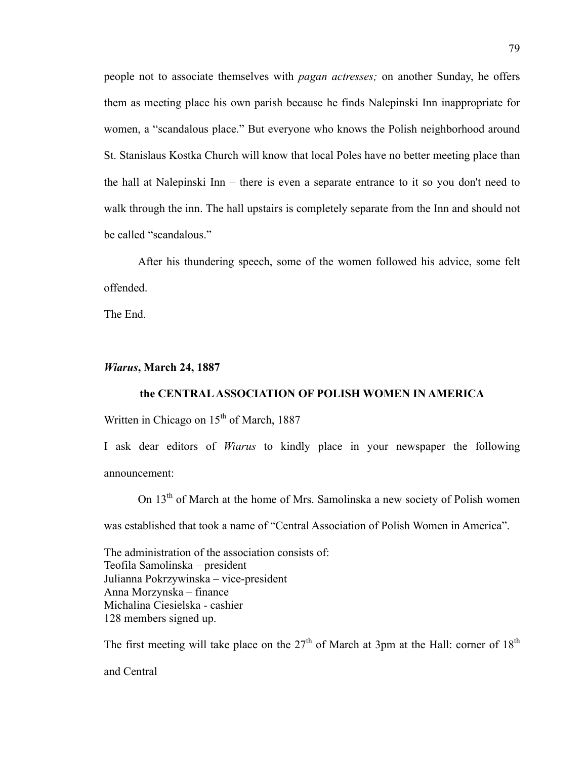people not to associate themselves with *pagan actresses;* on another Sunday, he offers them as meeting place his own parish because he finds Nalepinski Inn inappropriate for women, a "scandalous place." But everyone who knows the Polish neighborhood around St. Stanislaus Kostka Church will know that local Poles have no better meeting place than the hall at Nalepinski Inn – there is even a separate entrance to it so you don't need to walk through the inn. The hall upstairs is completely separate from the Inn and should not be called "scandalous."

After his thundering speech, some of the women followed his advice, some felt offended.

The End.

***Wiarus*, March 24, 1887**

**the CENTRAL ASSOCIATION OF POLISH WOMEN IN AMERICA**

Written in Chicago on 15th of March, 1887

I ask dear editors of *Wiarus* to kindly place in your newspaper the following announcement:

On 13th of March at the home of Mrs. Samolinska a new society of Polish women was established that took a name of "Central Association of Polish Women in America".

The administration of the association consists of:
Teofila Samolinska – president
Julianna Pokrzywinska – vice-president
Anna Morzynska – finance
Michalina Ciesielska - cashier
128 members signed up.

The first meeting will take place on the 27th of March at 3pm at the Hall: corner of 18th and Central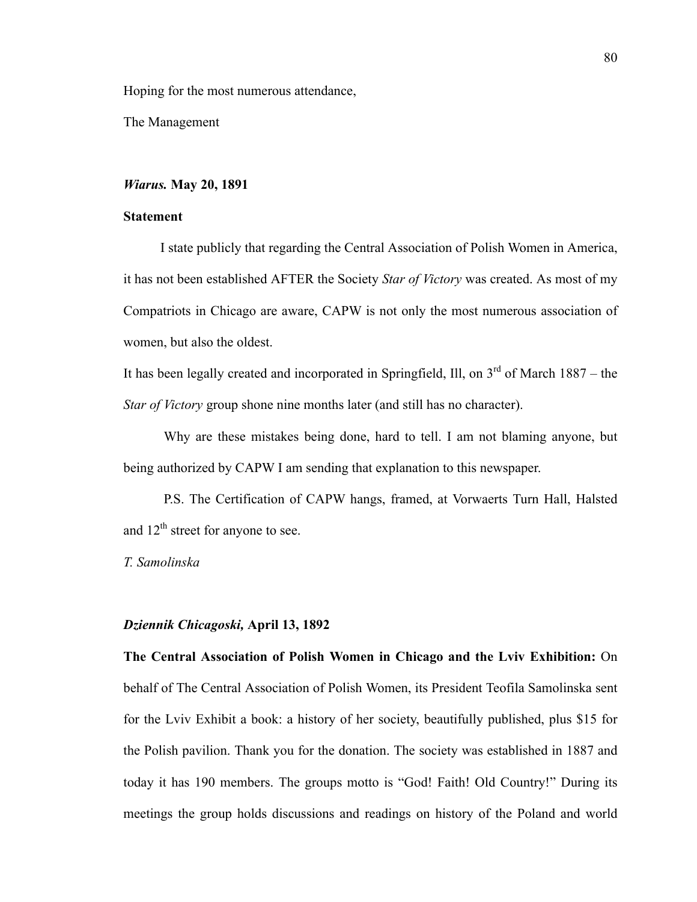Hoping for the most numerous attendance,

The Management

***Wiarus.* May 20, 1891**

**Statement**

I state publicly that regarding the Central Association of Polish Women in America, it has not been established AFTER the Society *Star of Victory* was created. As most of my Compatriots in Chicago are aware, CAPW is not only the most numerous association of women, but also the oldest.

It has been legally created and incorporated in Springfield, Ill, on 3rd of March 1887 – the *Star of Victory* group shone nine months later (and still has no character).

Why are these mistakes being done, hard to tell. I am not blaming anyone, but being authorized by CAPW I am sending that explanation to this newspaper.

P.S. The Certification of CAPW hangs, framed, at Vorwaerts Turn Hall, Halsted and 12th street for anyone to see.

*T. Samolinska*

***Dziennik Chicagoski,* April 13, 1892**

**The Central Association of Polish Women in Chicago and the Lviv Exhibition:** On behalf of The Central Association of Polish Women, its President Teofila Samolinska sent for the Lviv Exhibit a book: a history of her society, beautifully published, plus $15 for the Polish pavilion. Thank you for the donation. The society was established in 1887 and today it has 190 members. The groups motto is "God! Faith! Old Country!" During its meetings the group holds discussions and readings on history of the Poland and world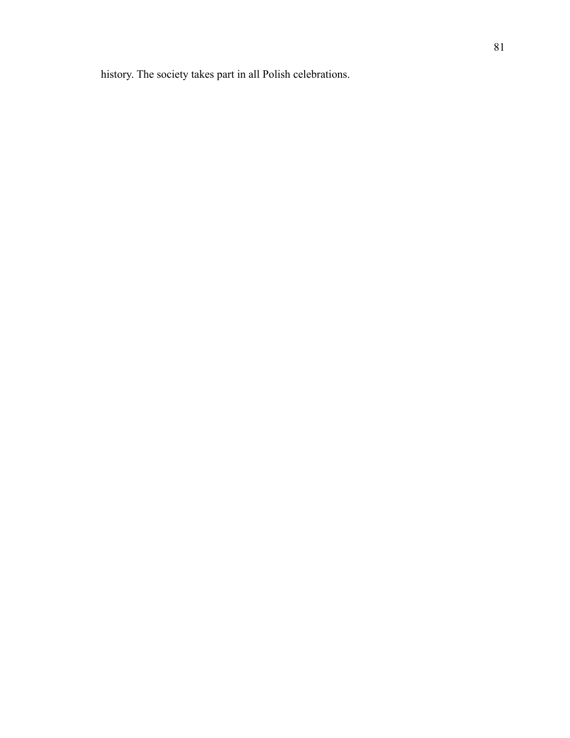history. The society takes part in all Polish celebrations.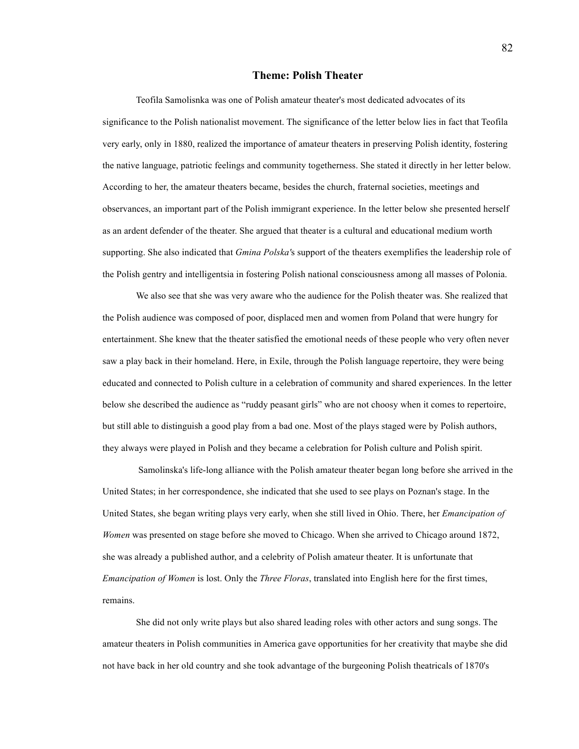## Theme: Polish Theater

Teofila Samolisnka was one of Polish amateur theater's most dedicated advocates of its significance to the Polish nationalist movement. The significance of the letter below lies in fact that Teofila very early, only in 1880, realized the importance of amateur theaters in preserving Polish identity, fostering the native language, patriotic feelings and community togetherness. She stated it directly in her letter below. According to her, the amateur theaters became, besides the church, fraternal societies, meetings and observances, an important part of the Polish immigrant experience. In the letter below she presented herself as an ardent defender of the theater. She argued that theater is a cultural and educational medium worth supporting. She also indicated that *Gmina Polska'*s support of the theaters exemplifies the leadership role of the Polish gentry and intelligentsia in fostering Polish national consciousness among all masses of Polonia.

We also see that she was very aware who the audience for the Polish theater was. She realized that the Polish audience was composed of poor, displaced men and women from Poland that were hungry for entertainment. She knew that the theater satisfied the emotional needs of these people who very often never saw a play back in their homeland. Here, in Exile, through the Polish language repertoire, they were being educated and connected to Polish culture in a celebration of community and shared experiences. In the letter below she described the audience as "ruddy peasant girls" who are not choosy when it comes to repertoire, but still able to distinguish a good play from a bad one. Most of the plays staged were by Polish authors, they always were played in Polish and they became a celebration for Polish culture and Polish spirit.

Samolinska's life-long alliance with the Polish amateur theater began long before she arrived in the United States; in her correspondence, she indicated that she used to see plays on Poznan's stage. In the United States, she began writing plays very early, when she still lived in Ohio. There, her *Emancipation of Women* was presented on stage before she moved to Chicago. When she arrived to Chicago around 1872, she was already a published author, and a celebrity of Polish amateur theater. It is unfortunate that *Emancipation of Women* is lost. Only the *Three Floras*, translated into English here for the first times, remains.

She did not only write plays but also shared leading roles with other actors and sung songs. The amateur theaters in Polish communities in America gave opportunities for her creativity that maybe she did not have back in her old country and she took advantage of the burgeoning Polish theatricals of 1870's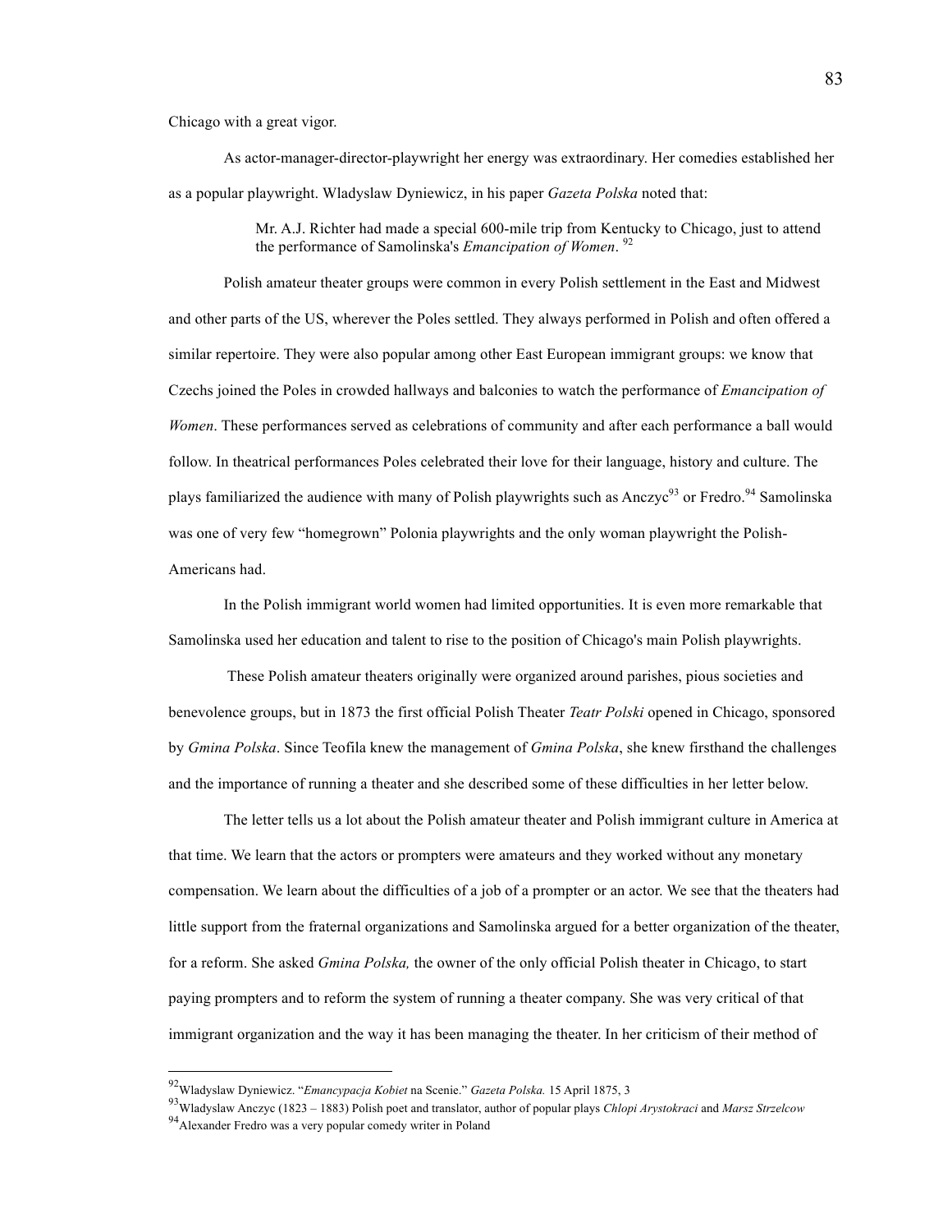Chicago with a great vigor.

As actor-manager-director-playwright her energy was extraordinary. Her comedies established her as a popular playwright. Wladyslaw Dyniewicz, in his paper *Gazeta Polska* noted that:

> Mr. A.J. Richter had made a special 600-mile trip from Kentucky to Chicago, just to attend the performance of Samolinska's *Emancipation of Women*. [92]

Polish amateur theater groups were common in every Polish settlement in the East and Midwest and other parts of the US, wherever the Poles settled. They always performed in Polish and often offered a similar repertoire. They were also popular among other East European immigrant groups: we know that Czechs joined the Poles in crowded hallways and balconies to watch the performance of *Emancipation of Women*. These performances served as celebrations of community and after each performance a ball would follow. In theatrical performances Poles celebrated their love for their language, history and culture. The plays familiarized the audience with many of Polish playwrights such as Anczyc[93] or Fredro.[94] Samolinska was one of very few "homegrown" Polonia playwrights and the only woman playwright the Polish-Americans had.

In the Polish immigrant world women had limited opportunities. It is even more remarkable that Samolinska used her education and talent to rise to the position of Chicago's main Polish playwrights.

These Polish amateur theaters originally were organized around parishes, pious societies and benevolence groups, but in 1873 the first official Polish Theater *Teatr Polski* opened in Chicago, sponsored by *Gmina Polska*. Since Teofila knew the management of *Gmina Polska*, she knew firsthand the challenges and the importance of running a theater and she described some of these difficulties in her letter below.

The letter tells us a lot about the Polish amateur theater and Polish immigrant culture in America at that time. We learn that the actors or prompters were amateurs and they worked without any monetary compensation. We learn about the difficulties of a job of a prompter or an actor. We see that the theaters had little support from the fraternal organizations and Samolinska argued for a better organization of the theater, for a reform. She asked *Gmina Polska,* the owner of the only official Polish theater in Chicago, to start paying prompters and to reform the system of running a theater company. She was very critical of that immigrant organization and the way it has been managing the theater. In her criticism of their method of

---

[92] Wladyslaw Dyniewicz. "*Emancypacja Kobiet* na Scenie." *Gazeta Polska.* 15 April 1875, 3

[93] Wladyslaw Anczyc (1823 – 1883) Polish poet and translator, author of popular plays *Chlopi Arystokraci* and *Marsz Strzelcow*

[94] Alexander Fredro was a very popular comedy writer in Poland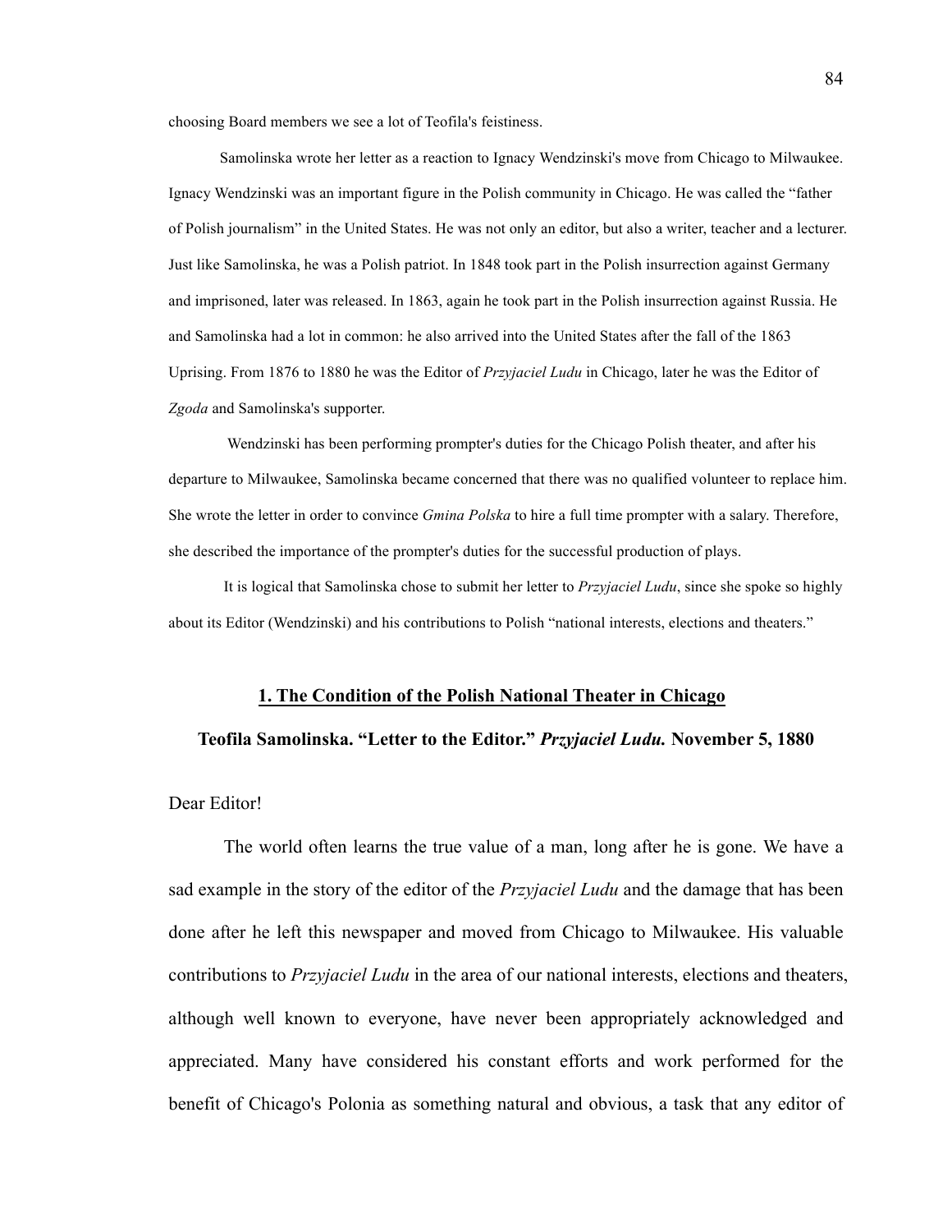choosing Board members we see a lot of Teofila's feistiness.

Samolinska wrote her letter as a reaction to Ignacy Wendzinski's move from Chicago to Milwaukee. Ignacy Wendzinski was an important figure in the Polish community in Chicago. He was called the "father of Polish journalism" in the United States. He was not only an editor, but also a writer, teacher and a lecturer. Just like Samolinska, he was a Polish patriot. In 1848 took part in the Polish insurrection against Germany and imprisoned, later was released. In 1863, again he took part in the Polish insurrection against Russia. He and Samolinska had a lot in common: he also arrived into the United States after the fall of the 1863 Uprising. From 1876 to 1880 he was the Editor of *Przyjaciel Ludu* in Chicago, later he was the Editor of *Zgoda* and Samolinska's supporter.

Wendzinski has been performing prompter's duties for the Chicago Polish theater, and after his departure to Milwaukee, Samolinska became concerned that there was no qualified volunteer to replace him. She wrote the letter in order to convince *Gmina Polska* to hire a full time prompter with a salary. Therefore, she described the importance of the prompter's duties for the successful production of plays.

It is logical that Samolinska chose to submit her letter to *Przyjaciel Ludu*, since she spoke so highly about its Editor (Wendzinski) and his contributions to Polish "national interests, elections and theaters."

## 1. The Condition of the Polish National Theater in Chicago

**Teofila Samolinska. "Letter to the Editor." *Przyjaciel Ludu.* November 5, 1880**

Dear Editor!

The world often learns the true value of a man, long after he is gone. We have a sad example in the story of the editor of the *Przyjaciel Ludu* and the damage that has been done after he left this newspaper and moved from Chicago to Milwaukee. His valuable contributions to *Przyjaciel Ludu* in the area of our national interests, elections and theaters, although well known to everyone, have never been appropriately acknowledged and appreciated. Many have considered his constant efforts and work performed for the benefit of Chicago's Polonia as something natural and obvious, a task that any editor of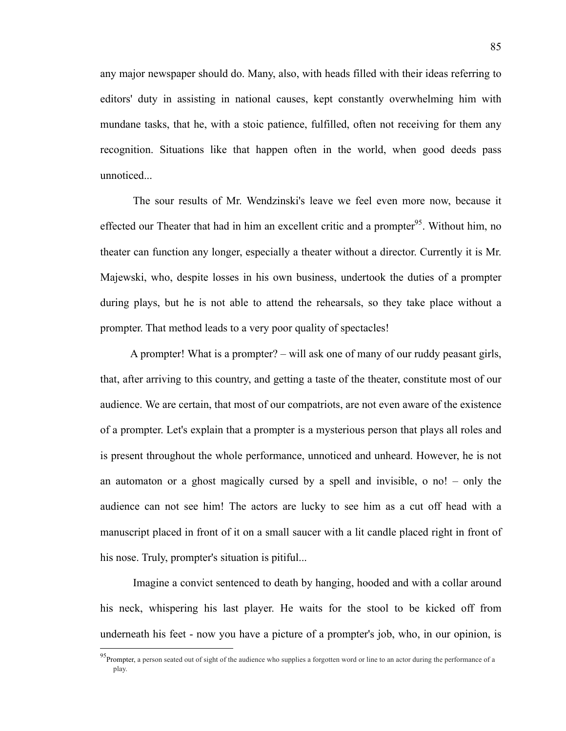any major newspaper should do. Many, also, with heads filled with their ideas referring to editors' duty in assisting in national causes, kept constantly overwhelming him with mundane tasks, that he, with a stoic patience, fulfilled, often not receiving for them any recognition. Situations like that happen often in the world, when good deeds pass unnoticed...

The sour results of Mr. Wendzinski's leave we feel even more now, because it effected our Theater that had in him an excellent critic and a prompter[95]. Without him, no theater can function any longer, especially a theater without a director. Currently it is Mr. Majewski, who, despite losses in his own business, undertook the duties of a prompter during plays, but he is not able to attend the rehearsals, so they take place without a prompter. That method leads to a very poor quality of spectacles!

A prompter! What is a prompter? – will ask one of many of our ruddy peasant girls, that, after arriving to this country, and getting a taste of the theater, constitute most of our audience. We are certain, that most of our compatriots, are not even aware of the existence of a prompter. Let's explain that a prompter is a mysterious person that plays all roles and is present throughout the whole performance, unnoticed and unheard. However, he is not an automaton or a ghost magically cursed by a spell and invisible, o no! – only the audience can not see him! The actors are lucky to see him as a cut off head with a manuscript placed in front of it on a small saucer with a lit candle placed right in front of his nose. Truly, prompter's situation is pitiful...

Imagine a convict sentenced to death by hanging, hooded and with a collar around his neck, whispering his last player. He waits for the stool to be kicked off from underneath his feet - now you have a picture of a prompter's job, who, in our opinion, is

[95] Prompter, a person seated out of sight of the audience who supplies a forgotten word or line to an actor during the performance of a play.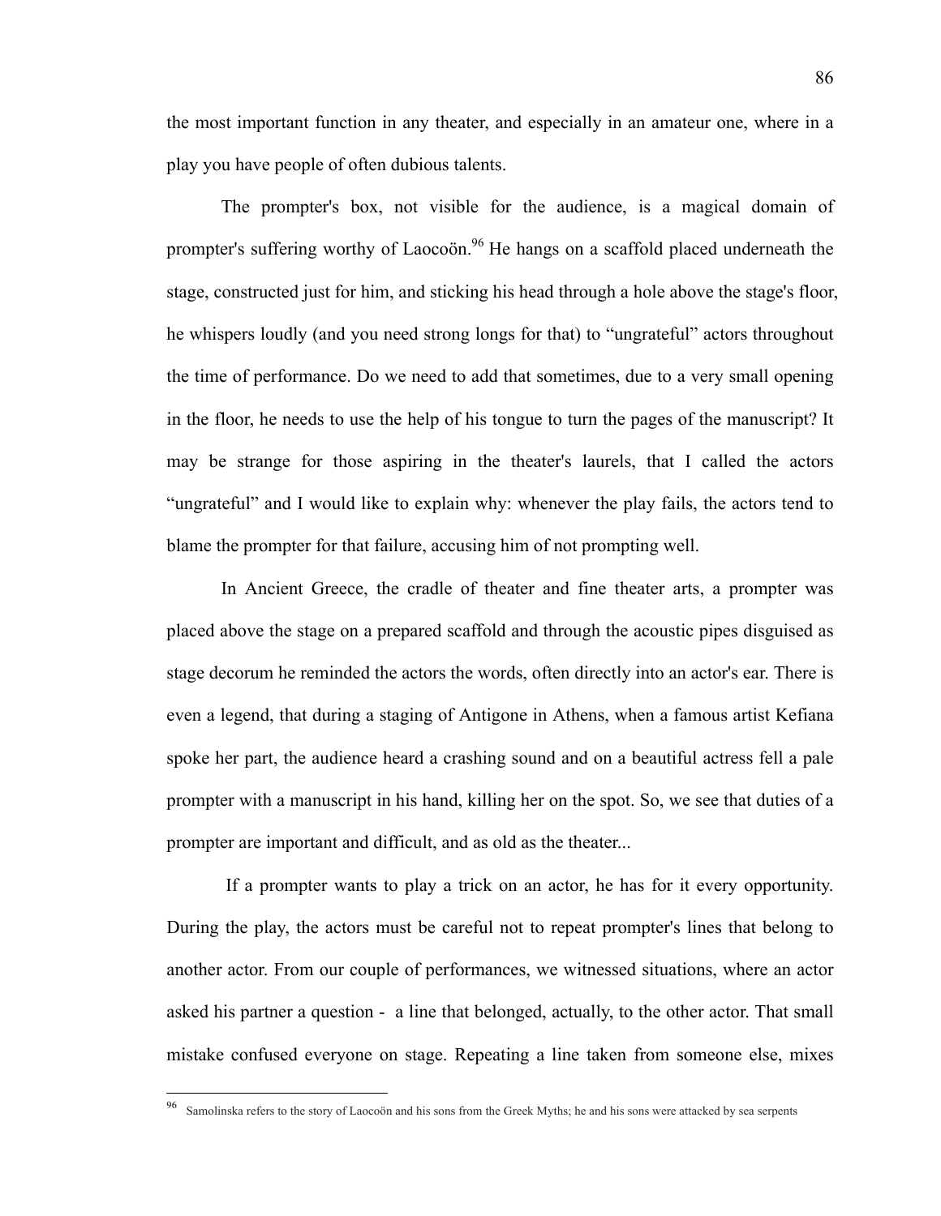the most important function in any theater, and especially in an amateur one, where in a play you have people of often dubious talents.

The prompter's box, not visible for the audience, is a magical domain of prompter's suffering worthy of Laocoön.[96] He hangs on a scaffold placed underneath the stage, constructed just for him, and sticking his head through a hole above the stage's floor, he whispers loudly (and you need strong longs for that) to "ungrateful" actors throughout the time of performance. Do we need to add that sometimes, due to a very small opening in the floor, he needs to use the help of his tongue to turn the pages of the manuscript? It may be strange for those aspiring in the theater's laurels, that I called the actors "ungrateful" and I would like to explain why: whenever the play fails, the actors tend to blame the prompter for that failure, accusing him of not prompting well.

In Ancient Greece, the cradle of theater and fine theater arts, a prompter was placed above the stage on a prepared scaffold and through the acoustic pipes disguised as stage decorum he reminded the actors the words, often directly into an actor's ear. There is even a legend, that during a staging of Antigone in Athens, when a famous artist Kefiana spoke her part, the audience heard a crashing sound and on a beautiful actress fell a pale prompter with a manuscript in his hand, killing her on the spot. So, we see that duties of a prompter are important and difficult, and as old as the theater...

If a prompter wants to play a trick on an actor, he has for it every opportunity. During the play, the actors must be careful not to repeat prompter's lines that belong to another actor. From our couple of performances, we witnessed situations, where an actor asked his partner a question - a line that belonged, actually, to the other actor. That small mistake confused everyone on stage. Repeating a line taken from someone else, mixes

---

[96] Samolinska refers to the story of Laocoön and his sons from the Greek Myths; he and his sons were attacked by sea serpents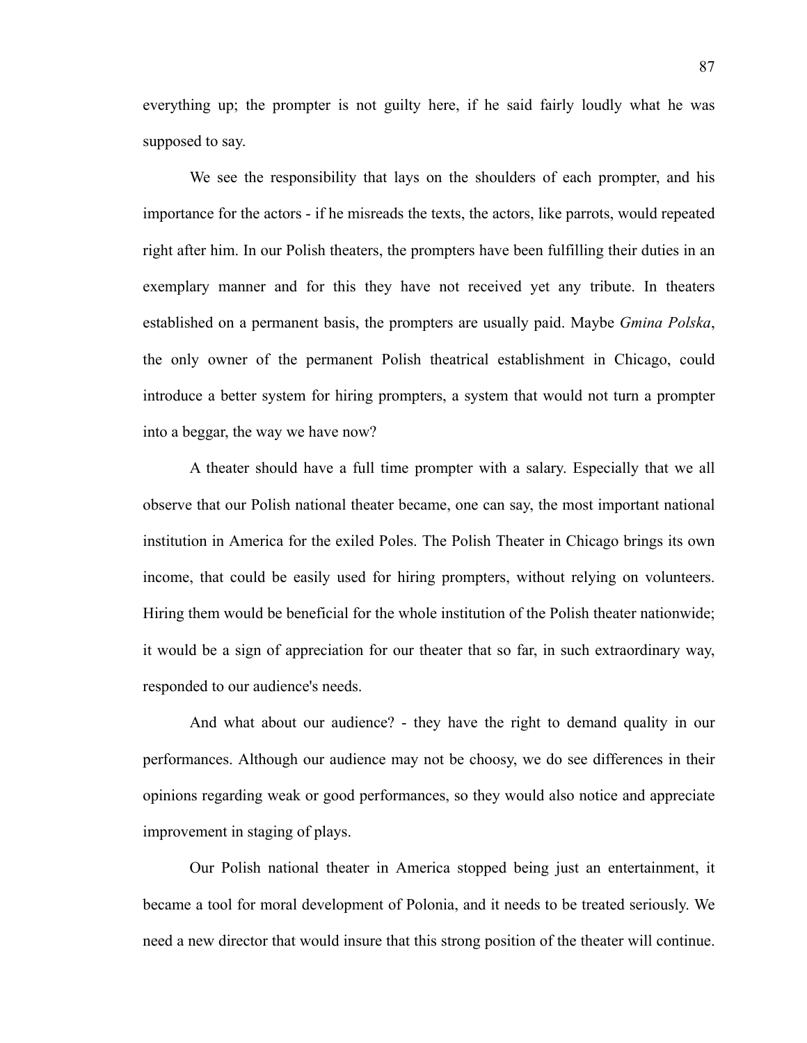everything up; the prompter is not guilty here, if he said fairly loudly what he was supposed to say.

We see the responsibility that lays on the shoulders of each prompter, and his importance for the actors - if he misreads the texts, the actors, like parrots, would repeated right after him. In our Polish theaters, the prompters have been fulfilling their duties in an exemplary manner and for this they have not received yet any tribute. In theaters established on a permanent basis, the prompters are usually paid. Maybe *Gmina Polska*, the only owner of the permanent Polish theatrical establishment in Chicago, could introduce a better system for hiring prompters, a system that would not turn a prompter into a beggar, the way we have now?

A theater should have a full time prompter with a salary. Especially that we all observe that our Polish national theater became, one can say, the most important national institution in America for the exiled Poles. The Polish Theater in Chicago brings its own income, that could be easily used for hiring prompters, without relying on volunteers. Hiring them would be beneficial for the whole institution of the Polish theater nationwide; it would be a sign of appreciation for our theater that so far, in such extraordinary way, responded to our audience's needs.

And what about our audience? - they have the right to demand quality in our performances. Although our audience may not be choosy, we do see differences in their opinions regarding weak or good performances, so they would also notice and appreciate improvement in staging of plays.

Our Polish national theater in America stopped being just an entertainment, it became a tool for moral development of Polonia, and it needs to be treated seriously. We need a new director that would insure that this strong position of the theater will continue.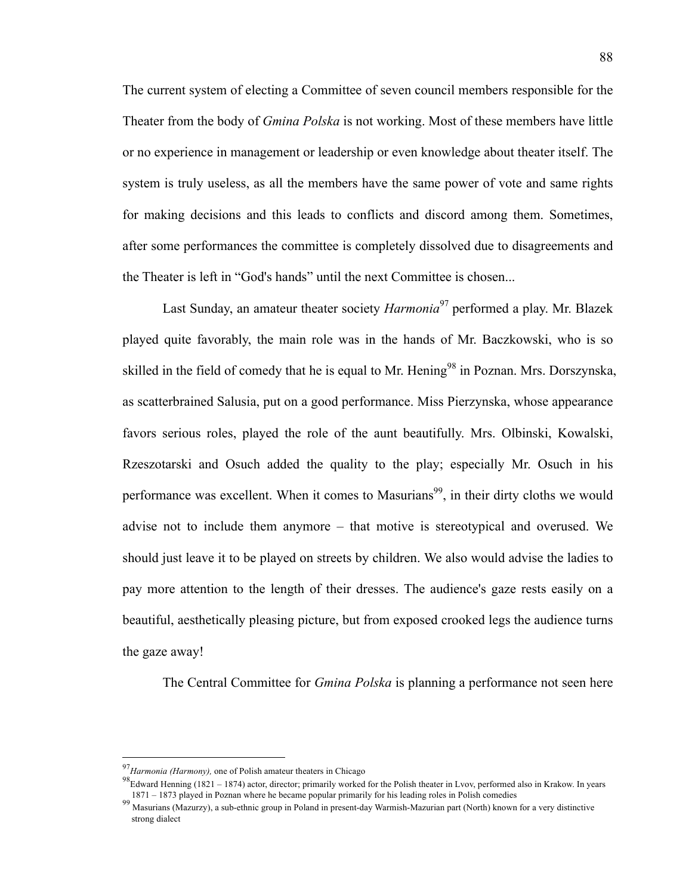The current system of electing a Committee of seven council members responsible for the Theater from the body of *Gmina Polska* is not working. Most of these members have little or no experience in management or leadership or even knowledge about theater itself. The system is truly useless, as all the members have the same power of vote and same rights for making decisions and this leads to conflicts and discord among them. Sometimes, after some performances the committee is completely dissolved due to disagreements and the Theater is left in "God's hands" until the next Committee is chosen...

Last Sunday, an amateur theater society *Harmonia*[97] performed a play. Mr. Blazek played quite favorably, the main role was in the hands of Mr. Baczkowski, who is so skilled in the field of comedy that he is equal to Mr. Hening[98] in Poznan. Mrs. Dorszynska, as scatterbrained Salusia, put on a good performance. Miss Pierzynska, whose appearance favors serious roles, played the role of the aunt beautifully. Mrs. Olbinski, Kowalski, Rzeszotarski and Osuch added the quality to the play; especially Mr. Osuch in his performance was excellent. When it comes to Masurians[99], in their dirty cloths we would advise not to include them anymore – that motive is stereotypical and overused. We should just leave it to be played on streets by children. We also would advise the ladies to pay more attention to the length of their dresses. The audience's gaze rests easily on a beautiful, aesthetically pleasing picture, but from exposed crooked legs the audience turns the gaze away!

The Central Committee for *Gmina Polska* is planning a performance not seen here

---

[97] *Harmonia (Harmony),* one of Polish amateur theaters in Chicago

[98] Edward Henning (1821 – 1874) actor, director; primarily worked for the Polish theater in Lvov, performed also in Krakow. In years 1871 – 1873 played in Poznan where he became popular primarily for his leading roles in Polish comedies

[99] Masurians (Mazurzy), a sub-ethnic group in Poland in present-day Warmish-Mazurian part (North) known for a very distinctive strong dialect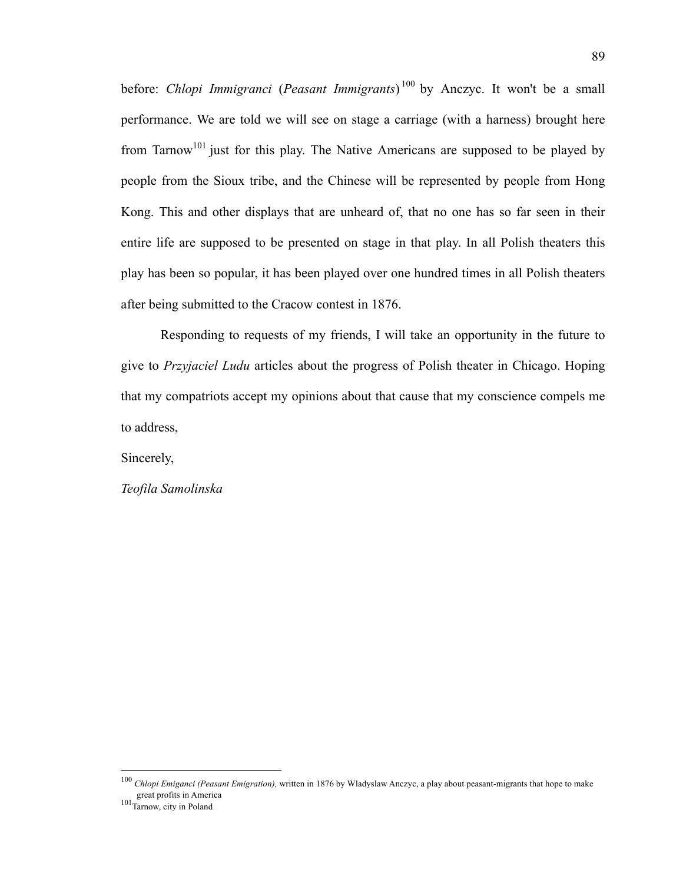before: *Chlopi Immigranci* (*Peasant Immigrants*)[100] by Anczyc. It won't be a small performance. We are told we will see on stage a carriage (with a harness) brought here from Tarnow[101] just for this play. The Native Americans are supposed to be played by people from the Sioux tribe, and the Chinese will be represented by people from Hong Kong. This and other displays that are unheard of, that no one has so far seen in their entire life are supposed to be presented on stage in that play. In all Polish theaters this play has been so popular, it has been played over one hundred times in all Polish theaters after being submitted to the Cracow contest in 1876.

Responding to requests of my friends, I will take an opportunity in the future to give to *Przyjaciel Ludu* articles about the progress of Polish theater in Chicago. Hoping that my compatriots accept my opinions about that cause that my conscience compels me to address,

Sincerely,

*Teofila Samolinska*

---

[100] *Chlopi Emiganci (Peasant Emigration),* written in 1876 by Wladyslaw Anczyc, a play about peasant-migrants that hope to make great profits in America

[101] Tarnow, city in Poland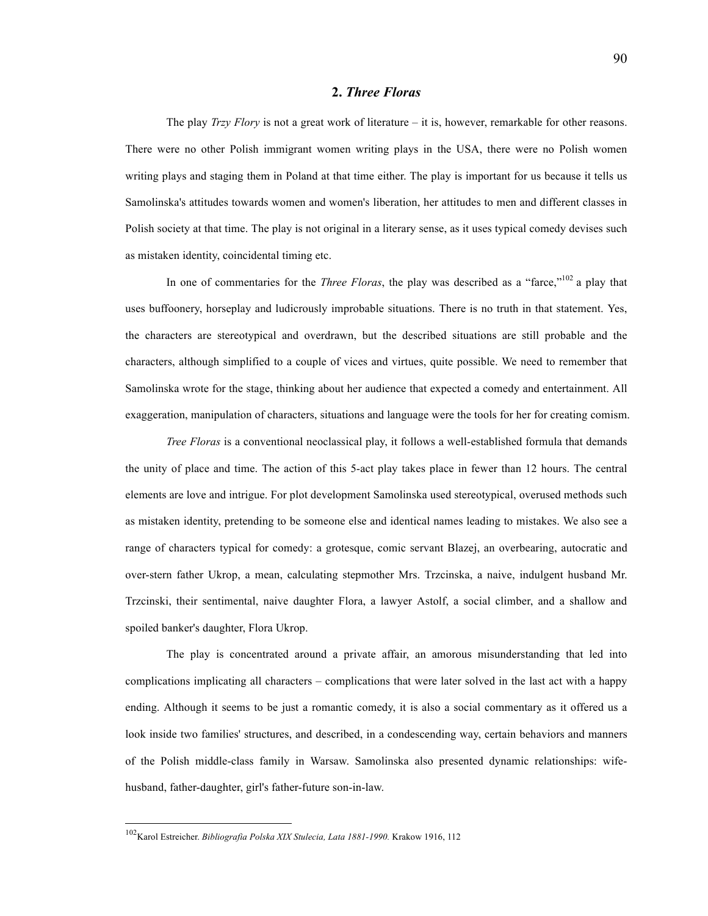## 2. *Three Floras*

The play *Trzy Flory* is not a great work of literature – it is, however, remarkable for other reasons. There were no other Polish immigrant women writing plays in the USA, there were no Polish women writing plays and staging them in Poland at that time either. The play is important for us because it tells us Samolinska's attitudes towards women and women's liberation, her attitudes to men and different classes in Polish society at that time. The play is not original in a literary sense, as it uses typical comedy devises such as mistaken identity, coincidental timing etc.

In one of commentaries for the *Three Floras*, the play was described as a "farce,"[102] a play that uses buffoonery, horseplay and ludicrously improbable situations. There is no truth in that statement. Yes, the characters are stereotypical and overdrawn, but the described situations are still probable and the characters, although simplified to a couple of vices and virtues, quite possible. We need to remember that Samolinska wrote for the stage, thinking about her audience that expected a comedy and entertainment. All exaggeration, manipulation of characters, situations and language were the tools for her for creating comism.

*Tree Floras* is a conventional neoclassical play, it follows a well-established formula that demands the unity of place and time. The action of this 5-act play takes place in fewer than 12 hours. The central elements are love and intrigue. For plot development Samolinska used stereotypical, overused methods such as mistaken identity, pretending to be someone else and identical names leading to mistakes. We also see a range of characters typical for comedy: a grotesque, comic servant Blazej, an overbearing, autocratic and over-stern father Ukrop, a mean, calculating stepmother Mrs. Trzcinska, a naive, indulgent husband Mr. Trzcinski, their sentimental, naive daughter Flora, a lawyer Astolf, a social climber, and a shallow and spoiled banker's daughter, Flora Ukrop.

The play is concentrated around a private affair, an amorous misunderstanding that led into complications implicating all characters – complications that were later solved in the last act with a happy ending. Although it seems to be just a romantic comedy, it is also a social commentary as it offered us a look inside two families' structures, and described, in a condescending way, certain behaviors and manners of the Polish middle-class family in Warsaw. Samolinska also presented dynamic relationships: wife-husband, father-daughter, girl's father-future son-in-law.

---

[102] Karol Estreicher. *Bibliografia Polska XIX Stulecia, Lata 1881-1990.* Krakow 1916, 112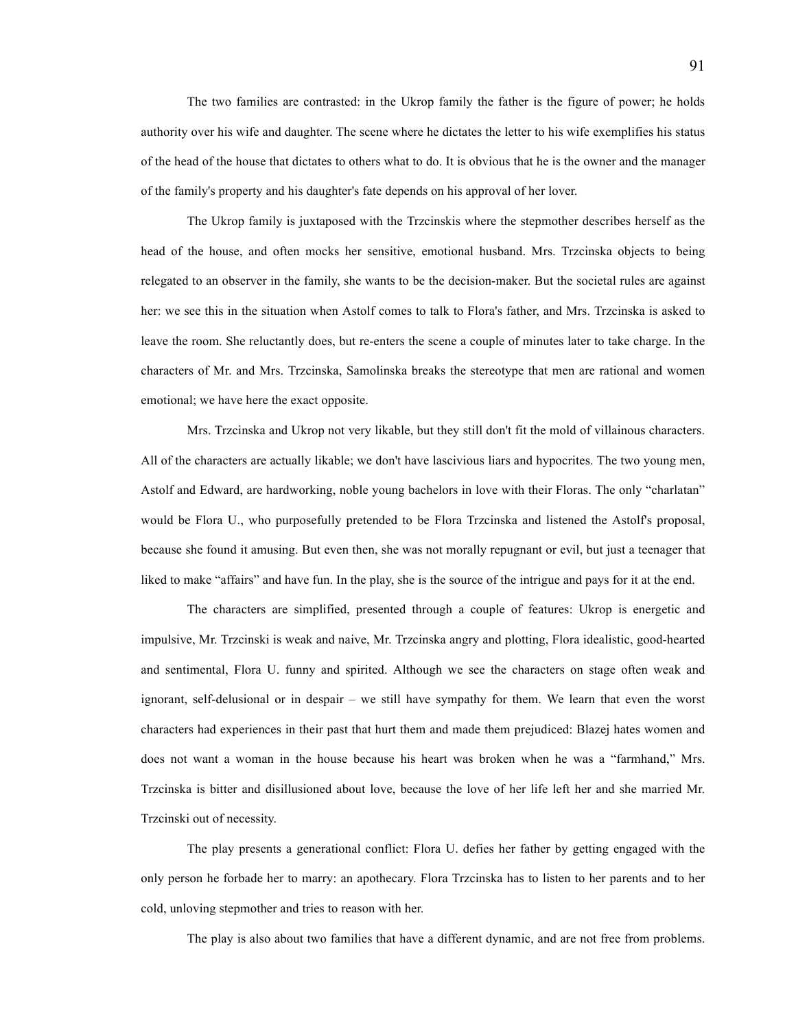The two families are contrasted: in the Ukrop family the father is the figure of power; he holds authority over his wife and daughter. The scene where he dictates the letter to his wife exemplifies his status of the head of the house that dictates to others what to do. It is obvious that he is the owner and the manager of the family's property and his daughter's fate depends on his approval of her lover.

The Ukrop family is juxtaposed with the Trzcinskis where the stepmother describes herself as the head of the house, and often mocks her sensitive, emotional husband. Mrs. Trzcinska objects to being relegated to an observer in the family, she wants to be the decision-maker. But the societal rules are against her: we see this in the situation when Astolf comes to talk to Flora's father, and Mrs. Trzcinska is asked to leave the room. She reluctantly does, but re-enters the scene a couple of minutes later to take charge. In the characters of Mr. and Mrs. Trzcinska, Samolinska breaks the stereotype that men are rational and women emotional; we have here the exact opposite.

Mrs. Trzcinska and Ukrop not very likable, but they still don't fit the mold of villainous characters. All of the characters are actually likable; we don't have lascivious liars and hypocrites. The two young men, Astolf and Edward, are hardworking, noble young bachelors in love with their Floras. The only "charlatan" would be Flora U., who purposefully pretended to be Flora Trzcinska and listened the Astolf's proposal, because she found it amusing. But even then, she was not morally repugnant or evil, but just a teenager that liked to make "affairs" and have fun. In the play, she is the source of the intrigue and pays for it at the end.

The characters are simplified, presented through a couple of features: Ukrop is energetic and impulsive, Mr. Trzcinski is weak and naive, Mr. Trzcinska angry and plotting, Flora idealistic, good-hearted and sentimental, Flora U. funny and spirited. Although we see the characters on stage often weak and ignorant, self-delusional or in despair – we still have sympathy for them. We learn that even the worst characters had experiences in their past that hurt them and made them prejudiced: Blazej hates women and does not want a woman in the house because his heart was broken when he was a "farmhand," Mrs. Trzcinska is bitter and disillusioned about love, because the love of her life left her and she married Mr. Trzcinski out of necessity.

The play presents a generational conflict: Flora U. defies her father by getting engaged with the only person he forbade her to marry: an apothecary. Flora Trzcinska has to listen to her parents and to her cold, unloving stepmother and tries to reason with her.

The play is also about two families that have a different dynamic, and are not free from problems.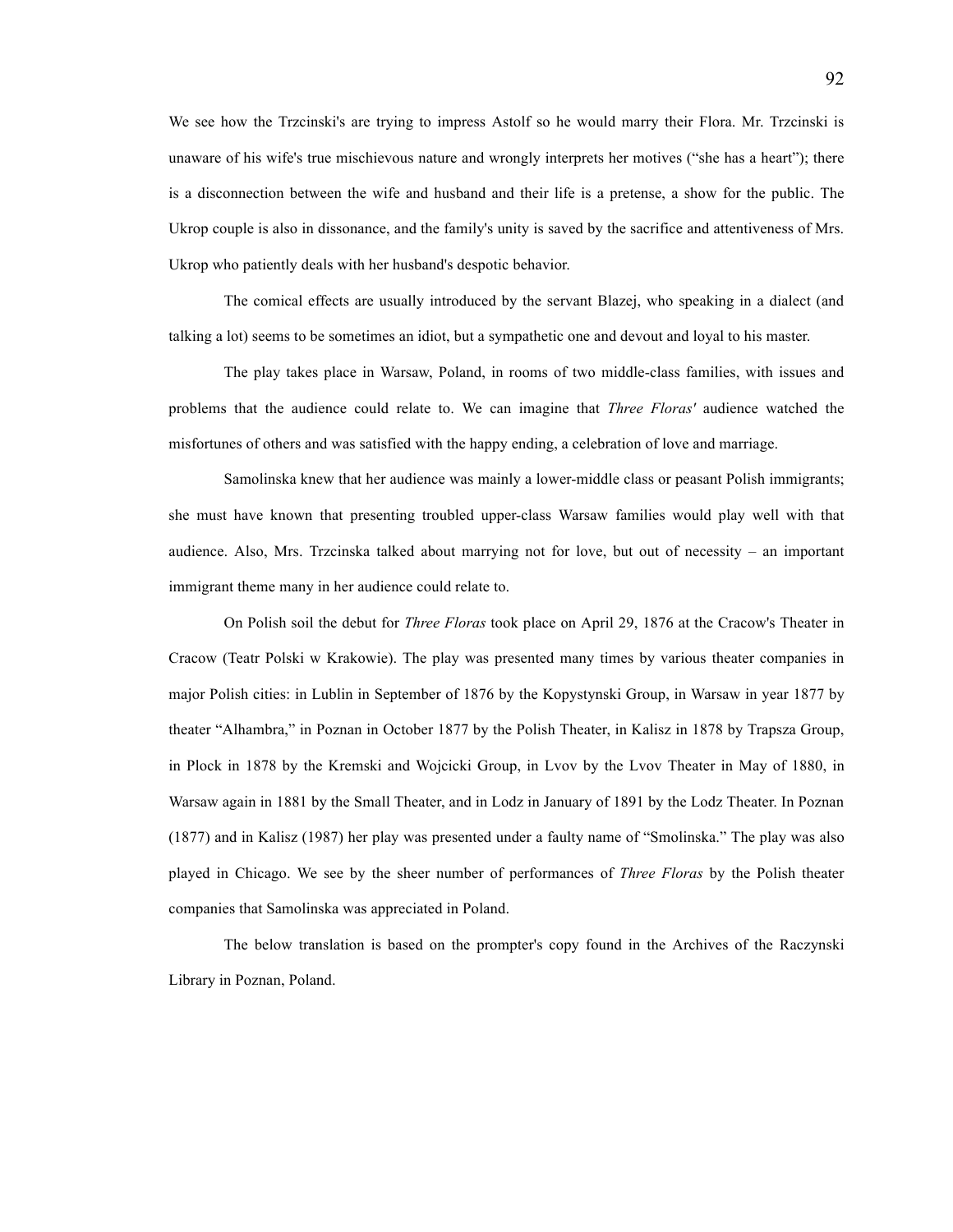We see how the Trzcinski's are trying to impress Astolf so he would marry their Flora. Mr. Trzcinski is unaware of his wife's true mischievous nature and wrongly interprets her motives ("she has a heart"); there is a disconnection between the wife and husband and their life is a pretense, a show for the public. The Ukrop couple is also in dissonance, and the family's unity is saved by the sacrifice and attentiveness of Mrs. Ukrop who patiently deals with her husband's despotic behavior.

The comical effects are usually introduced by the servant Blazej, who speaking in a dialect (and talking a lot) seems to be sometimes an idiot, but a sympathetic one and devout and loyal to his master.

The play takes place in Warsaw, Poland, in rooms of two middle-class families, with issues and problems that the audience could relate to. We can imagine that *Three Floras'* audience watched the misfortunes of others and was satisfied with the happy ending, a celebration of love and marriage.

Samolinska knew that her audience was mainly a lower-middle class or peasant Polish immigrants; she must have known that presenting troubled upper-class Warsaw families would play well with that audience. Also, Mrs. Trzcinska talked about marrying not for love, but out of necessity – an important immigrant theme many in her audience could relate to.

On Polish soil the debut for *Three Floras* took place on April 29, 1876 at the Cracow's Theater in Cracow (Teatr Polski w Krakowie). The play was presented many times by various theater companies in major Polish cities: in Lublin in September of 1876 by the Kopystynski Group, in Warsaw in year 1877 by theater "Alhambra," in Poznan in October 1877 by the Polish Theater, in Kalisz in 1878 by Trapsza Group, in Plock in 1878 by the Kremski and Wojcicki Group, in Lvov by the Lvov Theater in May of 1880, in Warsaw again in 1881 by the Small Theater, and in Lodz in January of 1891 by the Lodz Theater. In Poznan (1877) and in Kalisz (1987) her play was presented under a faulty name of "Smolinska." The play was also played in Chicago. We see by the sheer number of performances of *Three Floras* by the Polish theater companies that Samolinska was appreciated in Poland.

The below translation is based on the prompter's copy found in the Archives of the Raczynski Library in Poznan, Poland.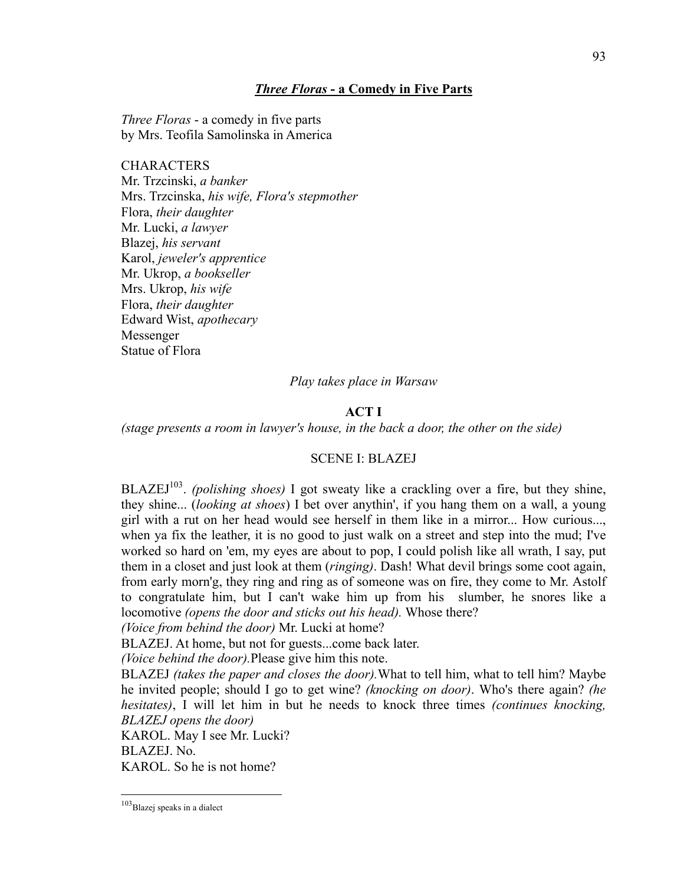## ***Three Floras* - a Comedy in Five Parts**

*Three Floras* - a comedy in five parts
by Mrs. Teofila Samolinska in America

CHARACTERS
Mr. Trzcinski, *a banker*
Mrs. Trzcinska, *his wife, Flora's stepmother*
Flora, *their daughter*
Mr. Lucki, *a lawyer*
Blazej, *his servant*
Karol, *jeweler's apprentice*
Mr. Ukrop, *a bookseller*
Mrs. Ukrop, *his wife*
Flora, *their daughter*
Edward Wist, *apothecary*
Messenger
Statue of Flora

*Play takes place in Warsaw*

### ACT I

*(stage presents a room in lawyer's house, in the back a door, the other on the side)*

SCENE I: BLAZEJ

BLAZEJ[103]. *(polishing shoes)* I got sweaty like a crackling over a fire, but they shine, they shine... (*looking at shoes*) I bet over anythin', if you hang them on a wall, a young girl with a rut on her head would see herself in them like in a mirror... How curious..., when ya fix the leather, it is no good to just walk on a street and step into the mud; I've worked so hard on 'em, my eyes are about to pop, I could polish like all wrath, I say, put them in a closet and just look at them (*ringing)*. Dash! What devil brings some coot again, from early morn'g, they ring and ring as of someone was on fire, they come to Mr. Astolf to congratulate him, but I can't wake him up from his slumber, he snores like a locomotive *(opens the door and sticks out his head).* Whose there?
*(Voice from behind the door)* Mr. Lucki at home?
BLAZEJ. At home, but not for guests...come back later.
*(Voice behind the door).*Please give him this note.
BLAZEJ *(takes the paper and closes the door).*What to tell him, what to tell him? Maybe he invited people; should I go to get wine? *(knocking on door)*. Who's there again? *(he hesitates)*, I will let him in but he needs to knock three times *(continues knocking, BLAZEJ opens the door)*
KAROL. May I see Mr. Lucki?
BLAZEJ. No.
KAROL. So he is not home?

[103]Blazej speaks in a dialect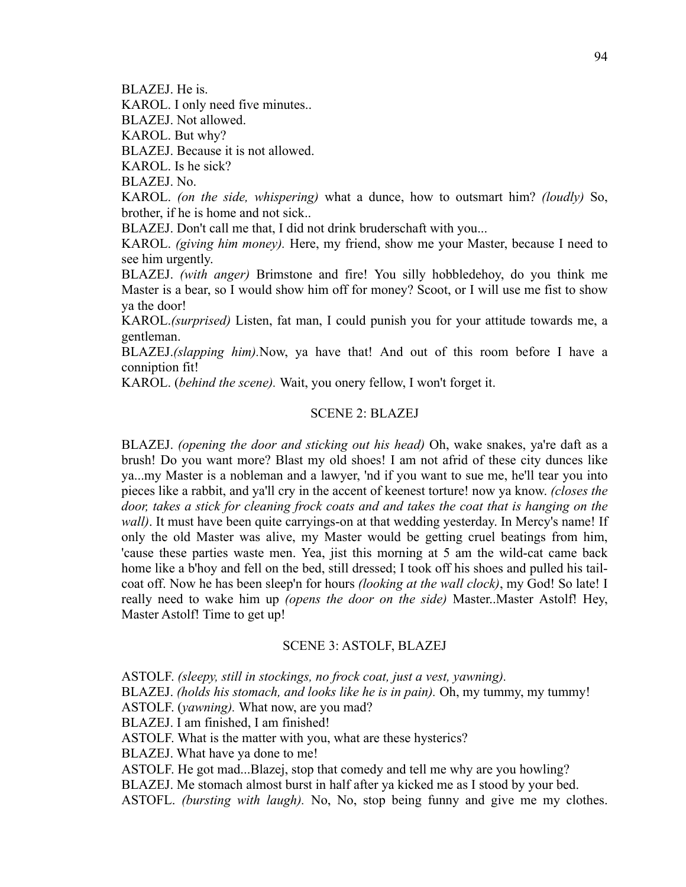BLAZEJ. He is.

KAROL. I only need five minutes..

BLAZEJ. Not allowed.

KAROL. But why?

BLAZEJ. Because it is not allowed.

KAROL. Is he sick?

BLAZEJ. No.

KAROL. *(on the side, whispering)* what a dunce, how to outsmart him? *(loudly)* So, brother, if he is home and not sick..

BLAZEJ. Don't call me that, I did not drink bruderschaft with you...

KAROL. *(giving him money).* Here, my friend, show me your Master, because I need to see him urgently.

BLAZEJ. *(with anger)* Brimstone and fire! You silly hobbledehoy, do you think me Master is a bear, so I would show him off for money? Scoot, or I will use me fist to show ya the door!

KAROL.*(surprised)* Listen, fat man, I could punish you for your attitude towards me, a gentleman.

BLAZEJ.*(slapping him).*Now, ya have that! And out of this room before I have a conniption fit!

KAROL. (*behind the scene).* Wait, you onery fellow, I won't forget it.

## SCENE 2: BLAZEJ

BLAZEJ. *(opening the door and sticking out his head)* Oh, wake snakes, ya're daft as a brush! Do you want more? Blast my old shoes! I am not afrid of these city dunces like ya...my Master is a nobleman and a lawyer, 'nd if you want to sue me, he'll tear you into pieces like a rabbit, and ya'll cry in the accent of keenest torture! now ya know. *(closes the door, takes a stick for cleaning frock coats and and takes the coat that is hanging on the wall)*. It must have been quite carryings-on at that wedding yesterday. In Mercy's name! If only the old Master was alive, my Master would be getting cruel beatings from him, 'cause these parties waste men. Yea, jist this morning at 5 am the wild-cat came back home like a b'hoy and fell on the bed, still dressed; I took off his shoes and pulled his tail-coat off. Now he has been sleep'n for hours *(looking at the wall clock)*, my God! So late! I really need to wake him up *(opens the door on the side)* Master..Master Astolf! Hey, Master Astolf! Time to get up!

## SCENE 3: ASTOLF, BLAZEJ

ASTOLF. *(sleepy, still in stockings, no frock coat, just a vest, yawning).*

BLAZEJ. *(holds his stomach, and looks like he is in pain).* Oh, my tummy, my tummy!

ASTOLF. (*yawning).* What now, are you mad?

BLAZEJ. I am finished, I am finished!

ASTOLF. What is the matter with you, what are these hysterics?

BLAZEJ. What have ya done to me!

ASTOLF. He got mad...Blazej, stop that comedy and tell me why are you howling?

BLAZEJ. Me stomach almost burst in half after ya kicked me as I stood by your bed.

ASTOFL. *(bursting with laugh).* No, No, stop being funny and give me my clothes.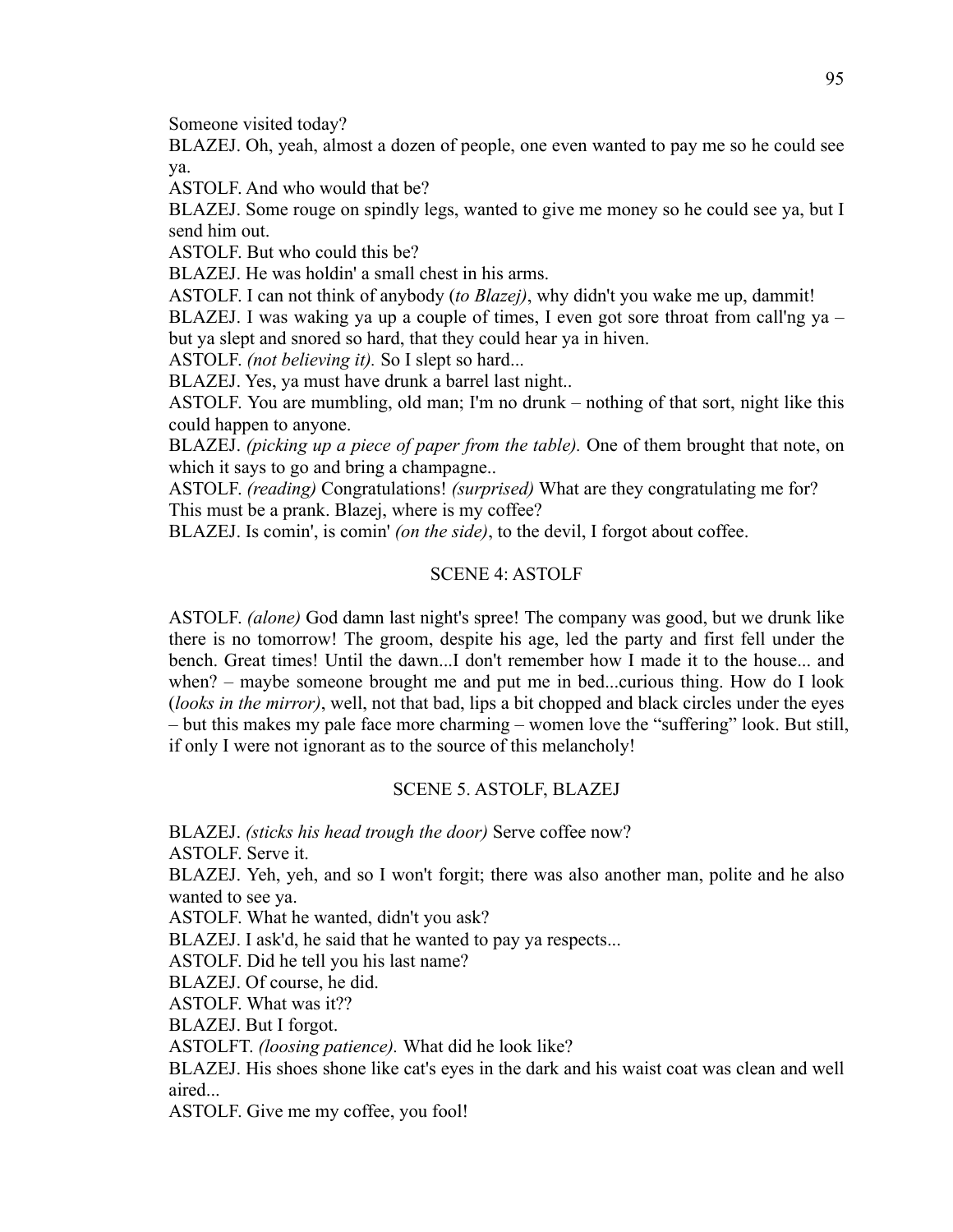Someone visited today?

BLAZEJ. Oh, yeah, almost a dozen of people, one even wanted to pay me so he could see ya.

ASTOLF. And who would that be?

BLAZEJ. Some rouge on spindly legs, wanted to give me money so he could see ya, but I send him out.

ASTOLF. But who could this be?

BLAZEJ. He was holdin' a small chest in his arms.

ASTOLF. I can not think of anybody (*to Blazej)*, why didn't you wake me up, dammit!

BLAZEJ. I was waking ya up a couple of times, I even got sore throat from call'ng ya – but ya slept and snored so hard, that they could hear ya in hiven.

ASTOLF. *(not believing it).* So I slept so hard...

BLAZEJ. Yes, ya must have drunk a barrel last night..

ASTOLF. You are mumbling, old man; I'm no drunk – nothing of that sort, night like this could happen to anyone.

BLAZEJ. *(picking up a piece of paper from the table).* One of them brought that note, on which it says to go and bring a champagne..

ASTOLF. *(reading)* Congratulations! *(surprised)* What are they congratulating me for? This must be a prank. Blazej, where is my coffee?

BLAZEJ. Is comin', is comin' *(on the side)*, to the devil, I forgot about coffee.

## SCENE 4: ASTOLF

ASTOLF. *(alone)* God damn last night's spree! The company was good, but we drunk like there is no tomorrow! The groom, despite his age, led the party and first fell under the bench. Great times! Until the dawn...I don't remember how I made it to the house... and when? – maybe someone brought me and put me in bed...curious thing. How do I look (*looks in the mirror)*, well, not that bad, lips a bit chopped and black circles under the eyes – but this makes my pale face more charming – women love the "suffering" look. But still, if only I were not ignorant as to the source of this melancholy!

## SCENE 5. ASTOLF, BLAZEJ

BLAZEJ. *(sticks his head trough the door)* Serve coffee now?

ASTOLF. Serve it.

BLAZEJ. Yeh, yeh, and so I won't forgit; there was also another man, polite and he also wanted to see ya.

ASTOLF. What he wanted, didn't you ask?

BLAZEJ. I ask'd, he said that he wanted to pay ya respects...

ASTOLF. Did he tell you his last name?

BLAZEJ. Of course, he did.

ASTOLF. What was it??

BLAZEJ. But I forgot.

ASTOLFT. *(loosing patience).* What did he look like?

BLAZEJ. His shoes shone like cat's eyes in the dark and his waist coat was clean and well aired...

ASTOLF. Give me my coffee, you fool!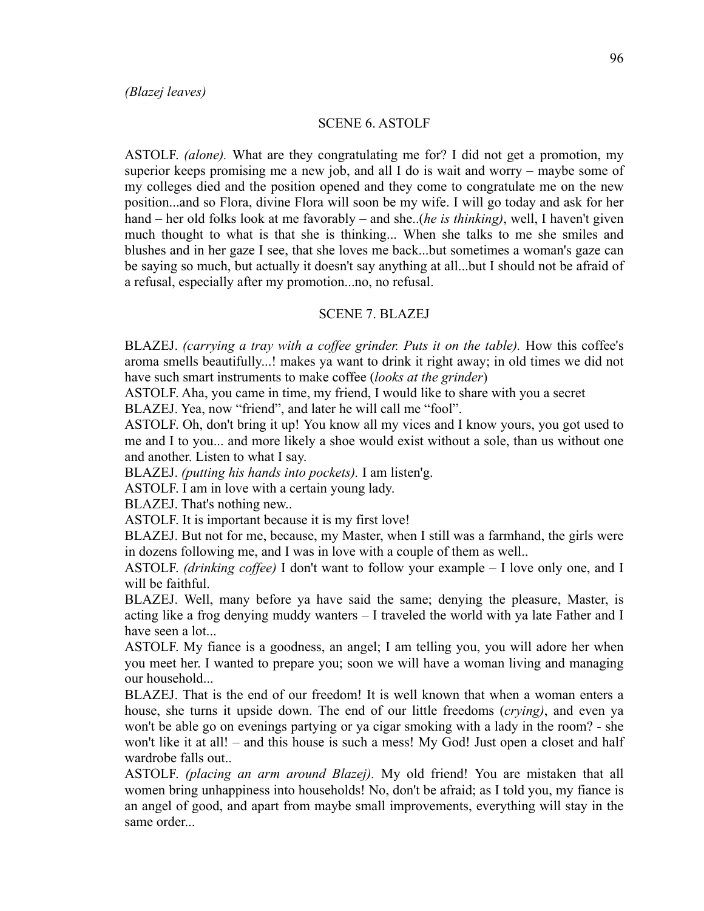*(Blazej leaves)*

SCENE 6. ASTOLF

ASTOLF. *(alone).* What are they congratulating me for? I did not get a promotion, my superior keeps promising me a new job, and all I do is wait and worry – maybe some of my colleges died and the position opened and they come to congratulate me on the new position...and so Flora, divine Flora will soon be my wife. I will go today and ask for her hand – her old folks look at me favorably – and she..(*he is thinking)*, well, I haven't given much thought to what is that she is thinking... When she talks to me she smiles and blushes and in her gaze I see, that she loves me back...but sometimes a woman's gaze can be saying so much, but actually it doesn't say anything at all...but I should not be afraid of a refusal, especially after my promotion...no, no refusal.

SCENE 7. BLAZEJ

BLAZEJ. *(carrying a tray with a coffee grinder. Puts it on the table).* How this coffee's aroma smells beautifully...! makes ya want to drink it right away; in old times we did not have such smart instruments to make coffee (*looks at the grinder*)

ASTOLF. Aha, you came in time, my friend, I would like to share with you a secret

BLAZEJ. Yea, now "friend", and later he will call me "fool".

ASTOLF. Oh, don't bring it up! You know all my vices and I know yours, you got used to me and I to you... and more likely a shoe would exist without a sole, than us without one and another. Listen to what I say.

BLAZEJ. *(putting his hands into pockets).* I am listen'g.

ASTOLF. I am in love with a certain young lady.

BLAZEJ. That's nothing new..

ASTOLF. It is important because it is my first love!

BLAZEJ. But not for me, because, my Master, when I still was a farmhand, the girls were in dozens following me, and I was in love with a couple of them as well..

ASTOLF. *(drinking coffee)* I don't want to follow your example – I love only one, and I will be faithful.

BLAZEJ. Well, many before ya have said the same; denying the pleasure, Master, is acting like a frog denying muddy wanters – I traveled the world with ya late Father and I have seen a lot...

ASTOLF. My fiance is a goodness, an angel; I am telling you, you will adore her when you meet her. I wanted to prepare you; soon we will have a woman living and managing our household...

BLAZEJ. That is the end of our freedom! It is well known that when a woman enters a house, she turns it upside down. The end of our little freedoms (*crying)*, and even ya won't be able go on evenings partying or ya cigar smoking with a lady in the room? - she won't like it at all! – and this house is such a mess! My God! Just open a closet and half wardrobe falls out..

ASTOLF. *(placing an arm around Blazej).* My old friend! You are mistaken that all women bring unhappiness into households! No, don't be afraid; as I told you, my fiance is an angel of good, and apart from maybe small improvements, everything will stay in the same order...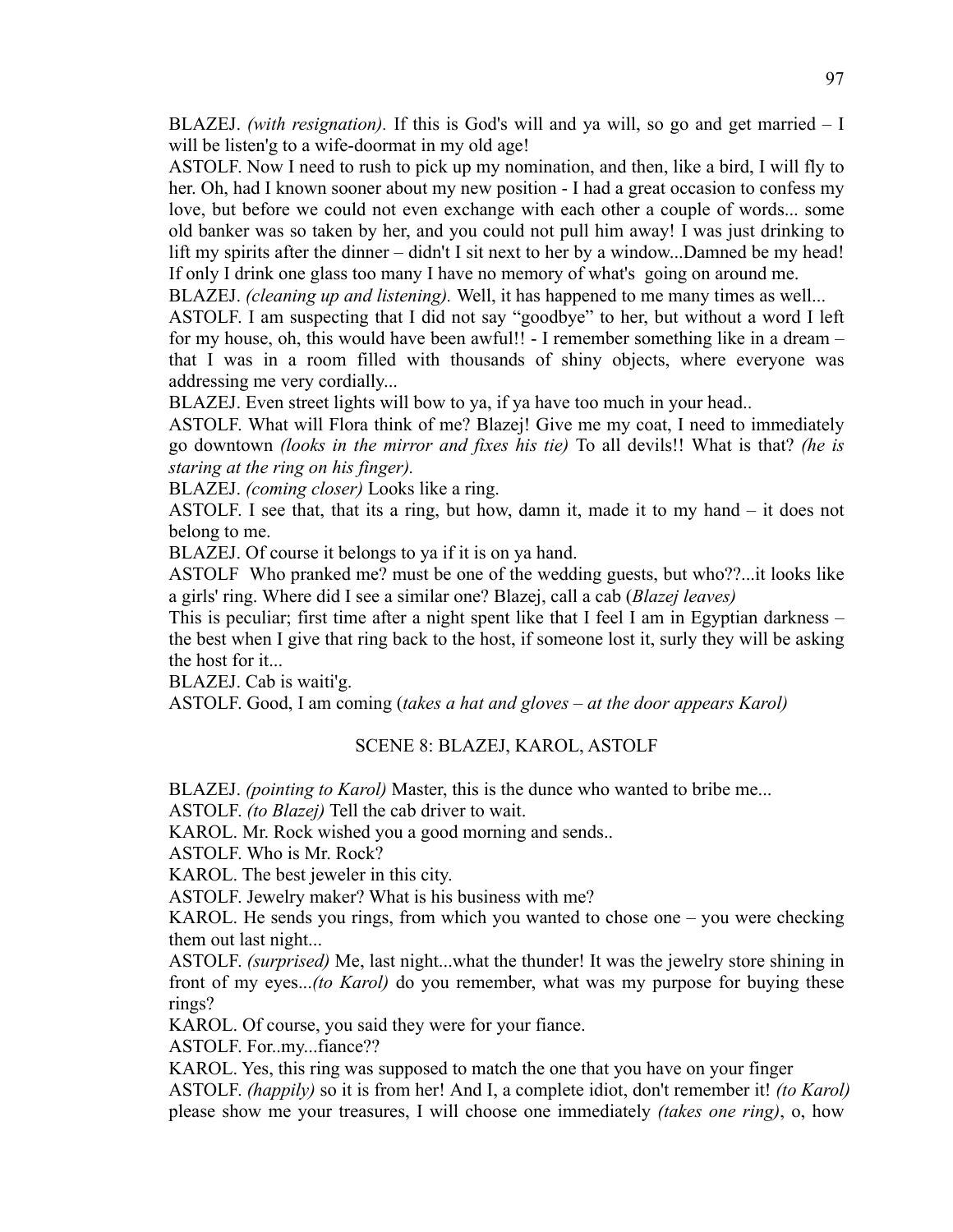BLAZEJ. *(with resignation).* If this is God's will and ya will, so go and get married – I will be listen'g to a wife-doormat in my old age!

ASTOLF. Now I need to rush to pick up my nomination, and then, like a bird, I will fly to her. Oh, had I known sooner about my new position - I had a great occasion to confess my love, but before we could not even exchange with each other a couple of words... some old banker was so taken by her, and you could not pull him away! I was just drinking to lift my spirits after the dinner – didn't I sit next to her by a window...Damned be my head! If only I drink one glass too many I have no memory of what's going on around me.

BLAZEJ. *(cleaning up and listening).* Well, it has happened to me many times as well...

ASTOLF. I am suspecting that I did not say "goodbye" to her, but without a word I left for my house, oh, this would have been awful!! - I remember something like in a dream – that I was in a room filled with thousands of shiny objects, where everyone was addressing me very cordially...

BLAZEJ. Even street lights will bow to ya, if ya have too much in your head..

ASTOLF. What will Flora think of me? Blazej! Give me my coat, I need to immediately go downtown *(looks in the mirror and fixes his tie)* To all devils!! What is that? *(he is staring at the ring on his finger).*

BLAZEJ. *(coming closer)* Looks like a ring.

ASTOLF. I see that, that its a ring, but how, damn it, made it to my hand – it does not belong to me.

BLAZEJ. Of course it belongs to ya if it is on ya hand.

ASTOLF Who pranked me? must be one of the wedding guests, but who??...it looks like a girls' ring. Where did I see a similar one? Blazej, call a cab (*Blazej leaves)*

This is peculiar; first time after a night spent like that I feel I am in Egyptian darkness – the best when I give that ring back to the host, if someone lost it, surly they will be asking the host for it...

BLAZEJ. Cab is waiti'g.

ASTOLF. Good, I am coming (*takes a hat and gloves – at the door appears Karol)*

SCENE 8: BLAZEJ, KAROL, ASTOLF

BLAZEJ. *(pointing to Karol)* Master, this is the dunce who wanted to bribe me...

ASTOLF. *(to Blazej)* Tell the cab driver to wait.

KAROL. Mr. Rock wished you a good morning and sends..

ASTOLF. Who is Mr. Rock?

KAROL. The best jeweler in this city.

ASTOLF. Jewelry maker? What is his business with me?

KAROL. He sends you rings, from which you wanted to chose one – you were checking them out last night...

ASTOLF. *(surprised)* Me, last night...what the thunder! It was the jewelry store shining in front of my eyes...*(to Karol)* do you remember, what was my purpose for buying these rings?

KAROL. Of course, you said they were for your fiance.

ASTOLF. For..my...fiance??

KAROL. Yes, this ring was supposed to match the one that you have on your finger

ASTOLF. *(happily)* so it is from her! And I, a complete idiot, don't remember it! *(to Karol)* please show me your treasures, I will choose one immediately *(takes one ring)*, o, how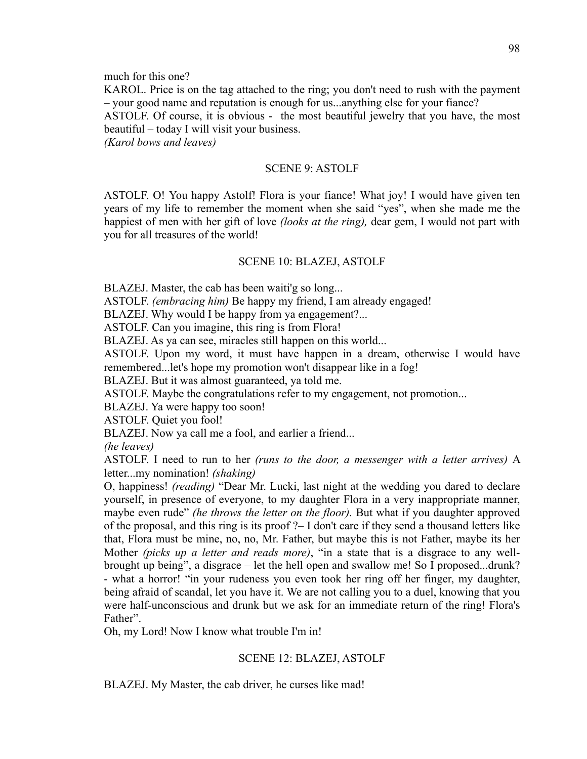much for this one?

KAROL. Price is on the tag attached to the ring; you don't need to rush with the payment – your good name and reputation is enough for us...anything else for your fiance?

ASTOLF. Of course, it is obvious - the most beautiful jewelry that you have, the most beautiful – today I will visit your business.

*(Karol bows and leaves)*

SCENE 9: ASTOLF

ASTOLF. O! You happy Astolf! Flora is your fiance! What joy! I would have given ten years of my life to remember the moment when she said "yes", when she made me the happiest of men with her gift of love *(looks at the ring),* dear gem, I would not part with you for all treasures of the world!

SCENE 10: BLAZEJ, ASTOLF

BLAZEJ. Master, the cab has been waiti'g so long...

ASTOLF. *(embracing him)* Be happy my friend, I am already engaged!

BLAZEJ. Why would I be happy from ya engagement?...

ASTOLF. Can you imagine, this ring is from Flora!

BLAZEJ. As ya can see, miracles still happen on this world...

ASTOLF. Upon my word, it must have happen in a dream, otherwise I would have remembered...let's hope my promotion won't disappear like in a fog!

BLAZEJ. But it was almost guaranteed, ya told me.

ASTOLF. Maybe the congratulations refer to my engagement, not promotion...

BLAZEJ. Ya were happy too soon!

ASTOLF. Quiet you fool!

BLAZEJ. Now ya call me a fool, and earlier a friend...

*(he leaves)*

ASTOLF. I need to run to her *(runs to the door, a messenger with a letter arrives)* A letter...my nomination! *(shaking)*

O, happiness! *(reading)* "Dear Mr. Lucki, last night at the wedding you dared to declare yourself, in presence of everyone, to my daughter Flora in a very inappropriate manner, maybe even rude" *(he throws the letter on the floor).* But what if you daughter approved of the proposal, and this ring is its proof ?– I don't care if they send a thousand letters like that, Flora must be mine, no, no, Mr. Father, but maybe this is not Father, maybe its her Mother *(picks up a letter and reads more)*, "in a state that is a disgrace to any well-brought up being", a disgrace – let the hell open and swallow me! So I proposed...drunk? - what a horror! "in your rudeness you even took her ring off her finger, my daughter, being afraid of scandal, let you have it. We are not calling you to a duel, knowing that you were half-unconscious and drunk but we ask for an immediate return of the ring! Flora's Father".

Oh, my Lord! Now I know what trouble I'm in!

SCENE 12: BLAZEJ, ASTOLF

BLAZEJ. My Master, the cab driver, he curses like mad!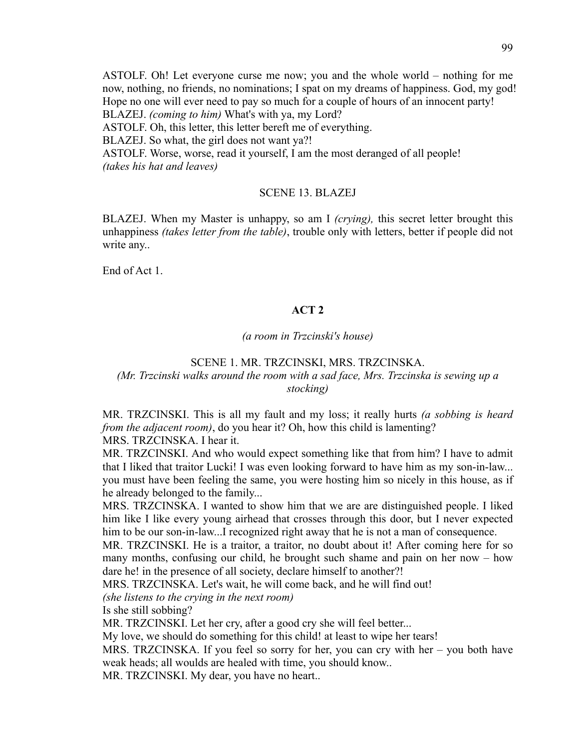ASTOLF. Oh! Let everyone curse me now; you and the whole world – nothing for me now, nothing, no friends, no nominations; I spat on my dreams of happiness. God, my god! Hope no one will ever need to pay so much for a couple of hours of an innocent party!
BLAZEJ. *(coming to him)* What's with ya, my Lord?
ASTOLF. Oh, this letter, this letter bereft me of everything.
BLAZEJ. So what, the girl does not want ya?!
ASTOLF. Worse, worse, read it yourself, I am the most deranged of all people!
*(takes his hat and leaves)*

SCENE 13. BLAZEJ

BLAZEJ. When my Master is unhappy, so am I *(crying),* this secret letter brought this unhappiness *(takes letter from the table)*, trouble only with letters, better if people did not write any..

End of Act 1.

## ACT 2

*(a room in Trzcinski's house)*

SCENE 1. MR. TRZCINSKI, MRS. TRZCINSKA.
*(Mr. Trzcinski walks around the room with a sad face, Mrs. Trzcinska is sewing up a stocking)*

MR. TRZCINSKI. This is all my fault and my loss; it really hurts *(a sobbing is heard from the adjacent room)*, do you hear it? Oh, how this child is lamenting?
MRS. TRZCINSKA. I hear it.
MR. TRZCINSKI. And who would expect something like that from him? I have to admit that I liked that traitor Lucki! I was even looking forward to have him as my son-in-law... you must have been feeling the same, you were hosting him so nicely in this house, as if he already belonged to the family...
MRS. TRZCINSKA. I wanted to show him that we are are distinguished people. I liked him like I like every young airhead that crosses through this door, but I never expected him to be our son-in-law...I recognized right away that he is not a man of consequence.
MR. TRZCINSKI. He is a traitor, a traitor, no doubt about it! After coming here for so many months, confusing our child, he brought such shame and pain on her now – how dare he! in the presence of all society, declare himself to another?!
MRS. TRZCINSKA. Let's wait, he will come back, and he will find out!
*(she listens to the crying in the next room)*
Is she still sobbing?
MR. TRZCINSKI. Let her cry, after a good cry she will feel better...
My love, we should do something for this child! at least to wipe her tears!
MRS. TRZCINSKA. If you feel so sorry for her, you can cry with her – you both have weak heads; all woulds are healed with time, you should know..
MR. TRZCINSKI. My dear, you have no heart..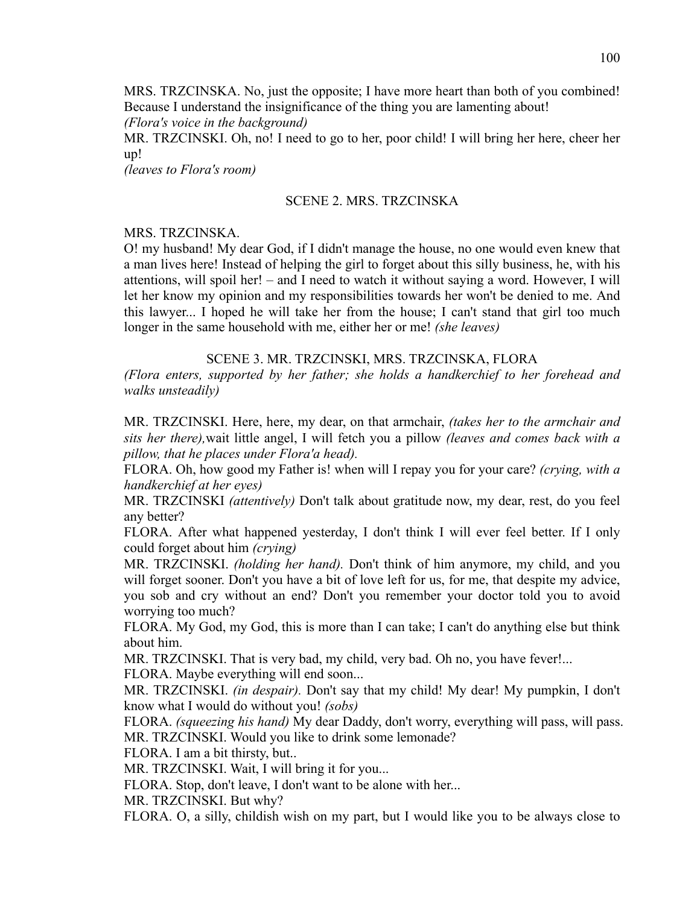MRS. TRZCINSKA. No, just the opposite; I have more heart than both of you combined! Because I understand the insignificance of the thing you are lamenting about!
*(Flora's voice in the background)*
MR. TRZCINSKI. Oh, no! I need to go to her, poor child! I will bring her here, cheer her up!
*(leaves to Flora's room)*

SCENE 2. MRS. TRZCINSKA

MRS. TRZCINSKA.
O! my husband! My dear God, if I didn't manage the house, no one would even knew that a man lives here! Instead of helping the girl to forget about this silly business, he, with his attentions, will spoil her! – and I need to watch it without saying a word. However, I will let her know my opinion and my responsibilities towards her won't be denied to me. And this lawyer... I hoped he will take her from the house; I can't stand that girl too much longer in the same household with me, either her or me! *(she leaves)*

SCENE 3. MR. TRZCINSKI, MRS. TRZCINSKA, FLORA
*(Flora enters, supported by her father; she holds a handkerchief to her forehead and walks unsteadily)*

MR. TRZCINSKI. Here, here, my dear, on that armchair, *(takes her to the armchair and sits her there),*wait little angel, I will fetch you a pillow *(leaves and comes back with a pillow, that he places under Flora'a head).*
FLORA. Oh, how good my Father is! when will I repay you for your care? *(crying, with a handkerchief at her eyes)*
MR. TRZCINSKI *(attentively)* Don't talk about gratitude now, my dear, rest, do you feel any better?
FLORA. After what happened yesterday, I don't think I will ever feel better. If I only could forget about him *(crying)*
MR. TRZCINSKI. *(holding her hand).* Don't think of him anymore, my child, and you will forget sooner. Don't you have a bit of love left for us, for me, that despite my advice, you sob and cry without an end? Don't you remember your doctor told you to avoid worrying too much?
FLORA. My God, my God, this is more than I can take; I can't do anything else but think about him.
MR. TRZCINSKI. That is very bad, my child, very bad. Oh no, you have fever!...
FLORA. Maybe everything will end soon...
MR. TRZCINSKI. *(in despair).* Don't say that my child! My dear! My pumpkin, I don't know what I would do without you! *(sobs)*
FLORA. *(squeezing his hand)* My dear Daddy, don't worry, everything will pass, will pass.
MR. TRZCINSKI. Would you like to drink some lemonade?
FLORA. I am a bit thirsty, but..
MR. TRZCINSKI. Wait, I will bring it for you...
FLORA. Stop, don't leave, I don't want to be alone with her...
MR. TRZCINSKI. But why?
FLORA. O, a silly, childish wish on my part, but I would like you to be always close to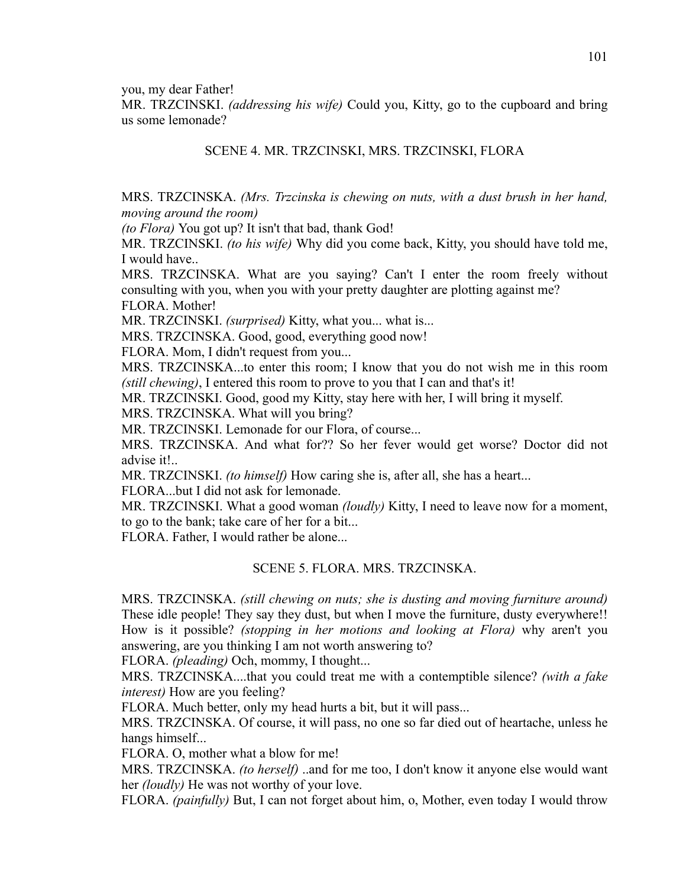you, my dear Father!

MR. TRZCINSKI. *(addressing his wife)* Could you, Kitty, go to the cupboard and bring us some lemonade?

SCENE 4. MR. TRZCINSKI, MRS. TRZCINSKI, FLORA

MRS. TRZCINSKA. *(Mrs. Trzcinska is chewing on nuts, with a dust brush in her hand, moving around the room)*

*(to Flora)* You got up? It isn't that bad, thank God!

MR. TRZCINSKI. *(to his wife)* Why did you come back, Kitty, you should have told me, I would have..

MRS. TRZCINSKA. What are you saying? Can't I enter the room freely without consulting with you, when you with your pretty daughter are plotting against me?

FLORA. Mother!

MR. TRZCINSKI. *(surprised)* Kitty, what you... what is...

MRS. TRZCINSKA. Good, good, everything good now!

FLORA. Mom, I didn't request from you...

MRS. TRZCINSKA...to enter this room; I know that you do not wish me in this room *(still chewing)*, I entered this room to prove to you that I can and that's it!

MR. TRZCINSKI. Good, good my Kitty, stay here with her, I will bring it myself.

MRS. TRZCINSKA. What will you bring?

MR. TRZCINSKI. Lemonade for our Flora, of course...

MRS. TRZCINSKA. And what for?? So her fever would get worse? Doctor did not advise it!..

MR. TRZCINSKI. *(to himself)* How caring she is, after all, she has a heart...

FLORA...but I did not ask for lemonade.

MR. TRZCINSKI. What a good woman *(loudly)* Kitty, I need to leave now for a moment, to go to the bank; take care of her for a bit...

FLORA. Father, I would rather be alone...

SCENE 5. FLORA. MRS. TRZCINSKA.

MRS. TRZCINSKA. *(still chewing on nuts; she is dusting and moving furniture around)* These idle people! They say they dust, but when I move the furniture, dusty everywhere!! How is it possible? *(stopping in her motions and looking at Flora)* why aren't you answering, are you thinking I am not worth answering to?

FLORA. *(pleading)* Och, mommy, I thought...

MRS. TRZCINSKA....that you could treat me with a contemptible silence? *(with a fake interest)* How are you feeling?

FLORA. Much better, only my head hurts a bit, but it will pass...

MRS. TRZCINSKA. Of course, it will pass, no one so far died out of heartache, unless he hangs himself...

FLORA. O, mother what a blow for me!

MRS. TRZCINSKA. *(to herself)* ..and for me too, I don't know it anyone else would want her *(loudly)* He was not worthy of your love.

FLORA. *(painfully)* But, I can not forget about him, o, Mother, even today I would throw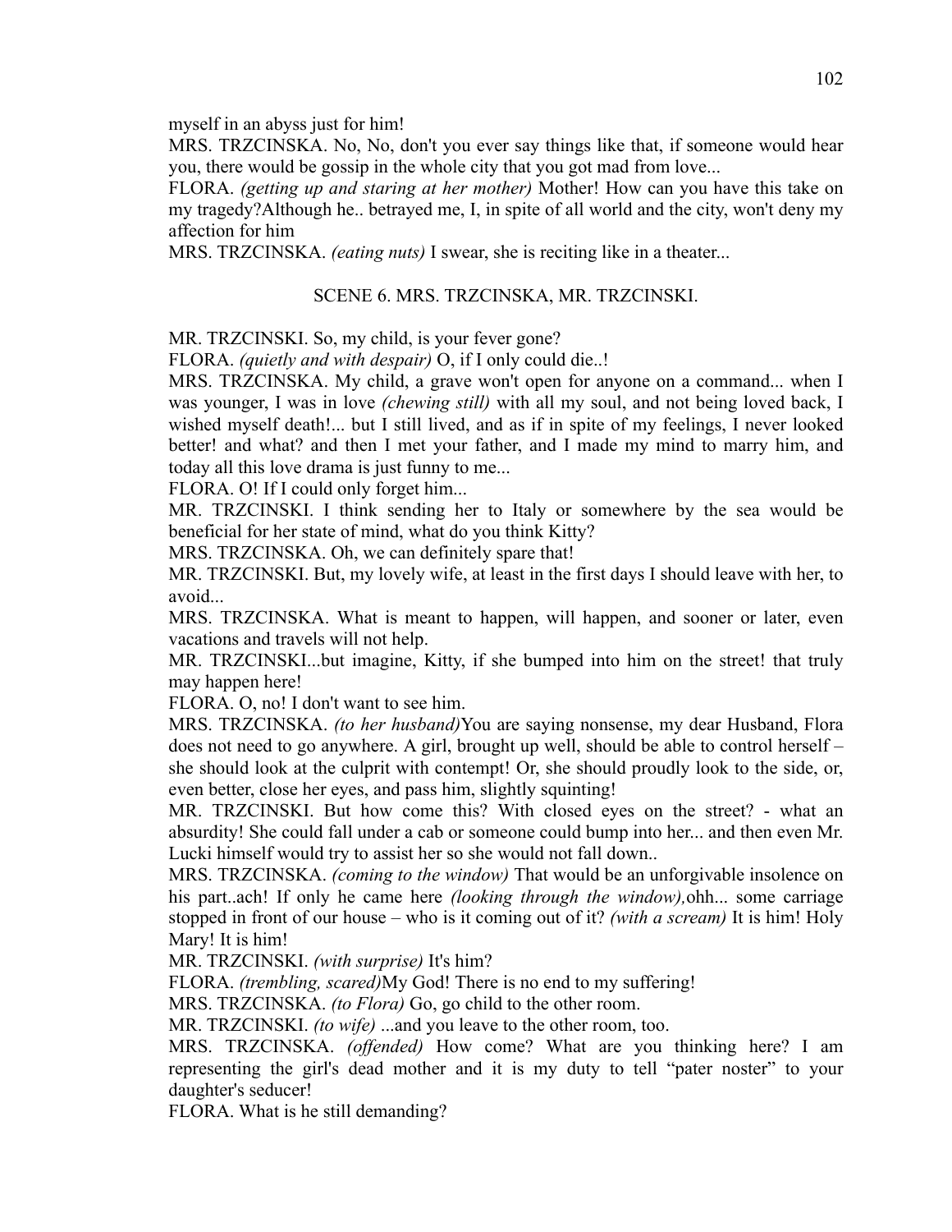myself in an abyss just for him!

MRS. TRZCINSKA. No, No, don't you ever say things like that, if someone would hear you, there would be gossip in the whole city that you got mad from love...

FLORA. *(getting up and staring at her mother)* Mother! How can you have this take on my tragedy?Although he.. betrayed me, I, in spite of all world and the city, won't deny my affection for him

MRS. TRZCINSKA. *(eating nuts)* I swear, she is reciting like in a theater...

SCENE 6. MRS. TRZCINSKA, MR. TRZCINSKI.

MR. TRZCINSKI. So, my child, is your fever gone?

FLORA. *(quietly and with despair)* O, if I only could die..!

MRS. TRZCINSKA. My child, a grave won't open for anyone on a command... when I was younger, I was in love *(chewing still)* with all my soul, and not being loved back, I wished myself death!... but I still lived, and as if in spite of my feelings, I never looked better! and what? and then I met your father, and I made my mind to marry him, and today all this love drama is just funny to me...

FLORA. O! If I could only forget him...

MR. TRZCINSKI. I think sending her to Italy or somewhere by the sea would be beneficial for her state of mind, what do you think Kitty?

MRS. TRZCINSKA. Oh, we can definitely spare that!

MR. TRZCINSKI. But, my lovely wife, at least in the first days I should leave with her, to avoid...

MRS. TRZCINSKA. What is meant to happen, will happen, and sooner or later, even vacations and travels will not help.

MR. TRZCINSKI...but imagine, Kitty, if she bumped into him on the street! that truly may happen here!

FLORA. O, no! I don't want to see him.

MRS. TRZCINSKA. *(to her husband)*You are saying nonsense, my dear Husband, Flora does not need to go anywhere. A girl, brought up well, should be able to control herself – she should look at the culprit with contempt! Or, she should proudly look to the side, or, even better, close her eyes, and pass him, slightly squinting!

MR. TRZCINSKI. But how come this? With closed eyes on the street? - what an absurdity! She could fall under a cab or someone could bump into her... and then even Mr. Lucki himself would try to assist her so she would not fall down..

MRS. TRZCINSKA. *(coming to the window)* That would be an unforgivable insolence on his part..ach! If only he came here *(looking through the window),*ohh... some carriage stopped in front of our house – who is it coming out of it? *(with a scream)* It is him! Holy Mary! It is him!

MR. TRZCINSKI. *(with surprise)* It's him?

FLORA. *(trembling, scared)*My God! There is no end to my suffering!

MRS. TRZCINSKA. *(to Flora)* Go, go child to the other room.

MR. TRZCINSKI. *(to wife)* ...and you leave to the other room, too.

MRS. TRZCINSKA. *(offended)* How come? What are you thinking here? I am representing the girl's dead mother and it is my duty to tell "pater noster" to your daughter's seducer!

FLORA. What is he still demanding?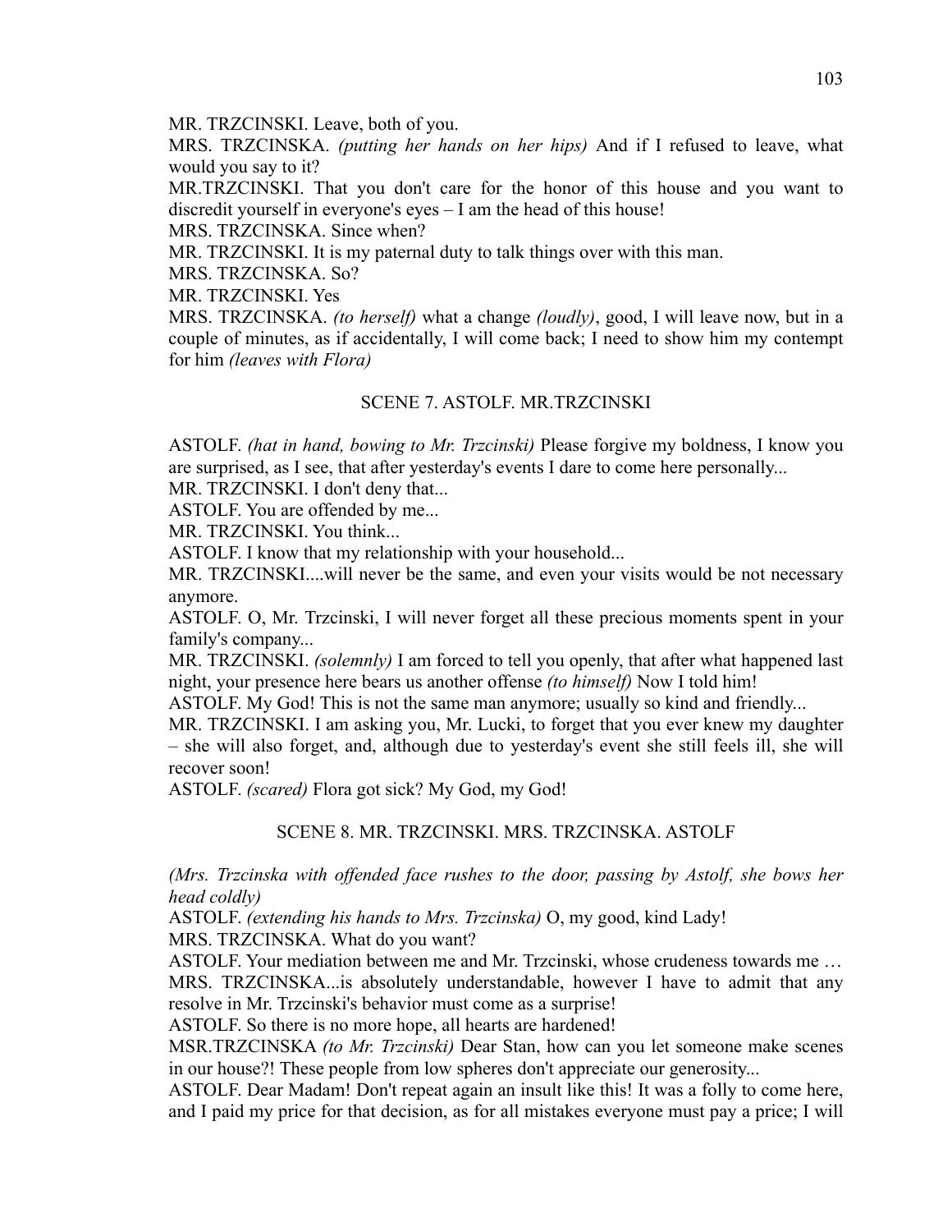MR. TRZCINSKI. Leave, both of you.

MRS. TRZCINSKA. *(putting her hands on her hips)* And if I refused to leave, what would you say to it?

MR.TRZCINSKI. That you don't care for the honor of this house and you want to discredit yourself in everyone's eyes – I am the head of this house!

MRS. TRZCINSKA. Since when?

MR. TRZCINSKI. It is my paternal duty to talk things over with this man.

MRS. TRZCINSKA. So?

MR. TRZCINSKI. Yes

MRS. TRZCINSKA. *(to herself)* what a change *(loudly)*, good, I will leave now, but in a couple of minutes, as if accidentally, I will come back; I need to show him my contempt for him *(leaves with Flora)*

SCENE 7. ASTOLF. MR.TRZCINSKI

ASTOLF. *(hat in hand, bowing to Mr. Trzcinski)* Please forgive my boldness, I know you are surprised, as I see, that after yesterday's events I dare to come here personally...

MR. TRZCINSKI. I don't deny that...

ASTOLF. You are offended by me...

MR. TRZCINSKI. You think...

ASTOLF. I know that my relationship with your household...

MR. TRZCINSKI....will never be the same, and even your visits would be not necessary anymore.

ASTOLF. O, Mr. Trzcinski, I will never forget all these precious moments spent in your family's company...

MR. TRZCINSKI. *(solemnly)* I am forced to tell you openly, that after what happened last night, your presence here bears us another offense *(to himself)* Now I told him!

ASTOLF. My God! This is not the same man anymore; usually so kind and friendly...

MR. TRZCINSKI. I am asking you, Mr. Lucki, to forget that you ever knew my daughter – she will also forget, and, although due to yesterday's event she still feels ill, she will recover soon!

ASTOLF. *(scared)* Flora got sick? My God, my God!

SCENE 8. MR. TRZCINSKI. MRS. TRZCINSKA. ASTOLF

*(Mrs. Trzcinska with offended face rushes to the door, passing by Astolf, she bows her head coldly)*

ASTOLF. *(extending his hands to Mrs. Trzcinska)* O, my good, kind Lady!

MRS. TRZCINSKA. What do you want?

ASTOLF. Your mediation between me and Mr. Trzcinski, whose crudeness towards me …

MRS. TRZCINSKA...is absolutely understandable, however I have to admit that any resolve in Mr. Trzcinski's behavior must come as a surprise!

ASTOLF. So there is no more hope, all hearts are hardened!

MSR.TRZCINSKA *(to Mr. Trzcinski)* Dear Stan, how can you let someone make scenes in our house?! These people from low spheres don't appreciate our generosity...

ASTOLF. Dear Madam! Don't repeat again an insult like this! It was a folly to come here, and I paid my price for that decision, as for all mistakes everyone must pay a price; I will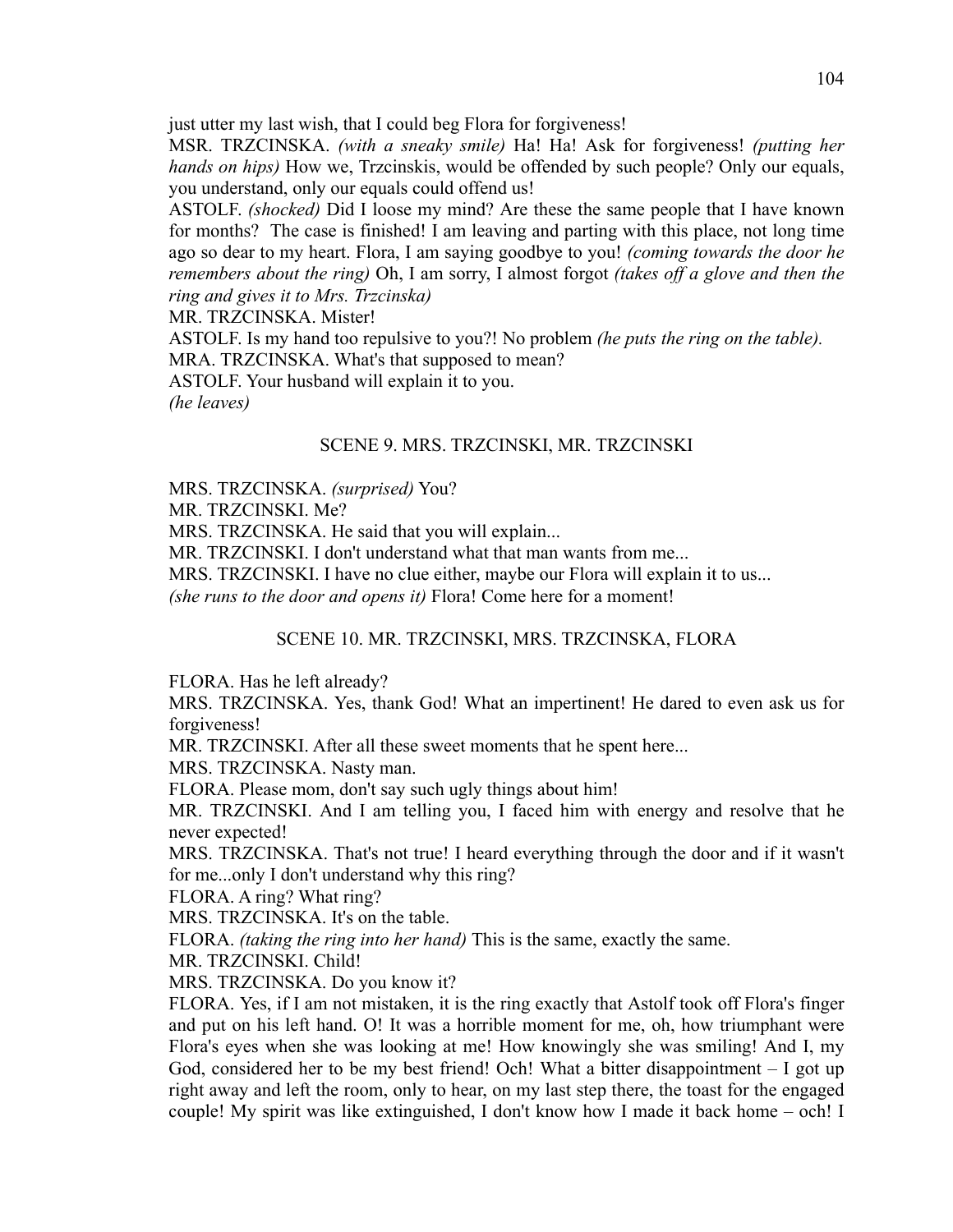just utter my last wish, that I could beg Flora for forgiveness!

MSR. TRZCINSKA. *(with a sneaky smile)* Ha! Ha! Ask for forgiveness! *(putting her hands on hips)* How we, Trzcinskis, would be offended by such people? Only our equals, you understand, only our equals could offend us!

ASTOLF. *(shocked)* Did I loose my mind? Are these the same people that I have known for months? The case is finished! I am leaving and parting with this place, not long time ago so dear to my heart. Flora, I am saying goodbye to you! *(coming towards the door he remembers about the ring)* Oh, I am sorry, I almost forgot *(takes off a glove and then the ring and gives it to Mrs. Trzcinska)*

MR. TRZCINSKA. Mister!

ASTOLF. Is my hand too repulsive to you?! No problem *(he puts the ring on the table).*

MRA. TRZCINSKA. What's that supposed to mean?

ASTOLF. Your husband will explain it to you.

*(he leaves)*

SCENE 9. MRS. TRZCINSKI, MR. TRZCINSKI

MRS. TRZCINSKA. *(surprised)* You?

MR. TRZCINSKI. Me?

MRS. TRZCINSKA. He said that you will explain...

MR. TRZCINSKI. I don't understand what that man wants from me...

MRS. TRZCINSKI. I have no clue either, maybe our Flora will explain it to us...

*(she runs to the door and opens it)* Flora! Come here for a moment!

SCENE 10. MR. TRZCINSKI, MRS. TRZCINSKA, FLORA

FLORA. Has he left already?

MRS. TRZCINSKA. Yes, thank God! What an impertinent! He dared to even ask us for forgiveness!

MR. TRZCINSKI. After all these sweet moments that he spent here...

MRS. TRZCINSKA. Nasty man.

FLORA. Please mom, don't say such ugly things about him!

MR. TRZCINSKI. And I am telling you, I faced him with energy and resolve that he never expected!

MRS. TRZCINSKA. That's not true! I heard everything through the door and if it wasn't for me...only I don't understand why this ring?

FLORA. A ring? What ring?

MRS. TRZCINSKA. It's on the table.

FLORA. *(taking the ring into her hand)* This is the same, exactly the same.

MR. TRZCINSKI. Child!

MRS. TRZCINSKA. Do you know it?

FLORA. Yes, if I am not mistaken, it is the ring exactly that Astolf took off Flora's finger and put on his left hand. O! It was a horrible moment for me, oh, how triumphant were Flora's eyes when she was looking at me! How knowingly she was smiling! And I, my God, considered her to be my best friend! Och! What a bitter disappointment – I got up right away and left the room, only to hear, on my last step there, the toast for the engaged couple! My spirit was like extinguished, I don't know how I made it back home – och! I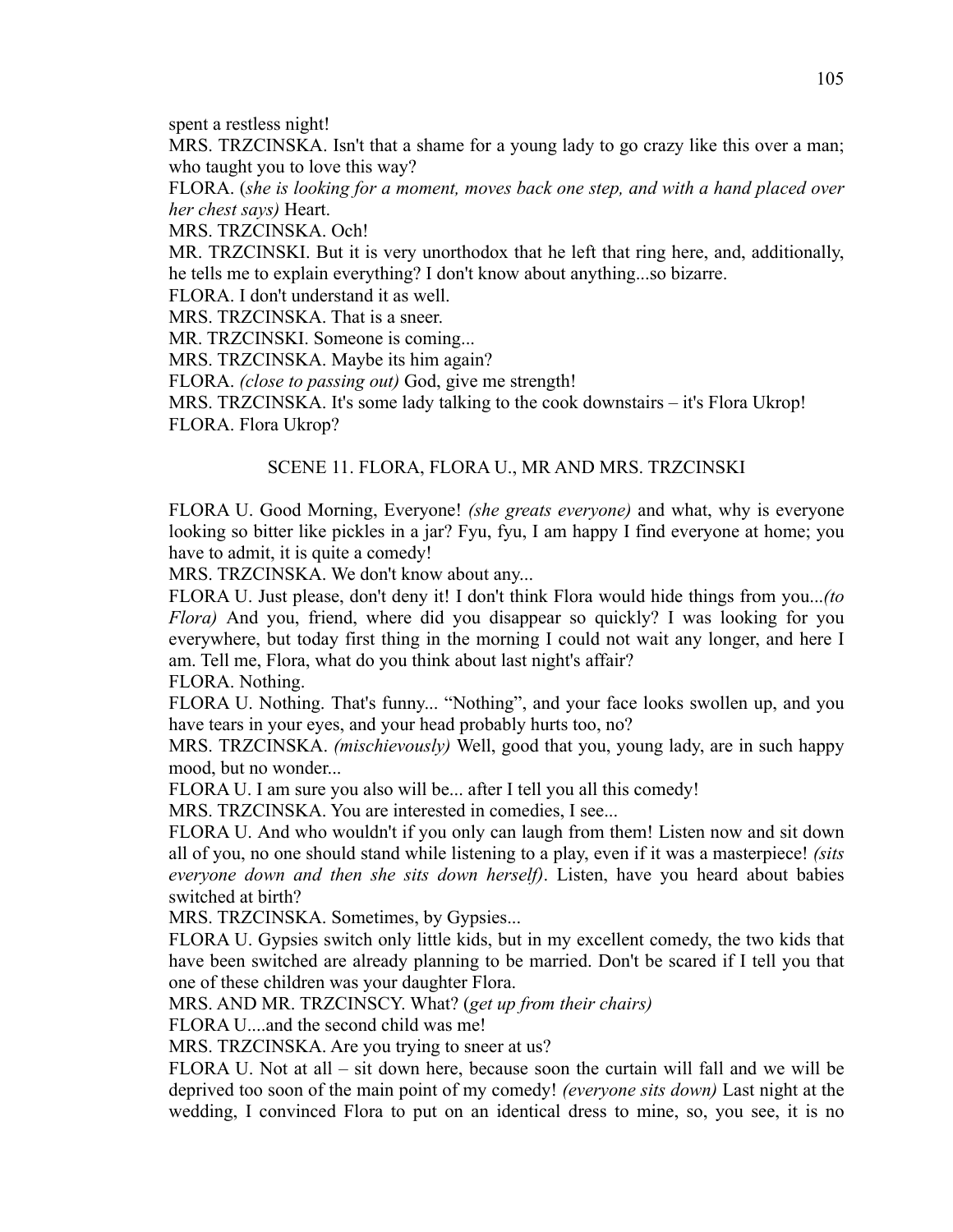spent a restless night!

MRS. TRZCINSKA. Isn't that a shame for a young lady to go crazy like this over a man; who taught you to love this way?

FLORA. (*she is looking for a moment, moves back one step, and with a hand placed over her chest says)* Heart.

MRS. TRZCINSKA. Och!

MR. TRZCINSKI. But it is very unorthodox that he left that ring here, and, additionally, he tells me to explain everything? I don't know about anything...so bizarre.

FLORA. I don't understand it as well.

MRS. TRZCINSKA. That is a sneer.

MR. TRZCINSKI. Someone is coming...

MRS. TRZCINSKA. Maybe its him again?

FLORA. *(close to passing out)* God, give me strength!

MRS. TRZCINSKA. It's some lady talking to the cook downstairs – it's Flora Ukrop!

FLORA. Flora Ukrop?

SCENE 11. FLORA, FLORA U., MR AND MRS. TRZCINSKI

FLORA U. Good Morning, Everyone! *(she greats everyone)* and what, why is everyone looking so bitter like pickles in a jar? Fyu, fyu, I am happy I find everyone at home; you have to admit, it is quite a comedy!

MRS. TRZCINSKA. We don't know about any...

FLORA U. Just please, don't deny it! I don't think Flora would hide things from you...*(to Flora)* And you, friend, where did you disappear so quickly? I was looking for you everywhere, but today first thing in the morning I could not wait any longer, and here I am. Tell me, Flora, what do you think about last night's affair?

FLORA. Nothing.

FLORA U. Nothing. That's funny... "Nothing", and your face looks swollen up, and you have tears in your eyes, and your head probably hurts too, no?

MRS. TRZCINSKA. *(mischievously)* Well, good that you, young lady, are in such happy mood, but no wonder...

FLORA U. I am sure you also will be... after I tell you all this comedy!

MRS. TRZCINSKA. You are interested in comedies, I see...

FLORA U. And who wouldn't if you only can laugh from them! Listen now and sit down all of you, no one should stand while listening to a play, even if it was a masterpiece! *(sits everyone down and then she sits down herself)*. Listen, have you heard about babies switched at birth?

MRS. TRZCINSKA. Sometimes, by Gypsies...

FLORA U. Gypsies switch only little kids, but in my excellent comedy, the two kids that have been switched are already planning to be married. Don't be scared if I tell you that one of these children was your daughter Flora.

MRS. AND MR. TRZCINSCY. What? (*get up from their chairs)*

FLORA U....and the second child was me!

MRS. TRZCINSKA. Are you trying to sneer at us?

FLORA U. Not at all – sit down here, because soon the curtain will fall and we will be deprived too soon of the main point of my comedy! *(everyone sits down)* Last night at the wedding, I convinced Flora to put on an identical dress to mine, so, you see, it is no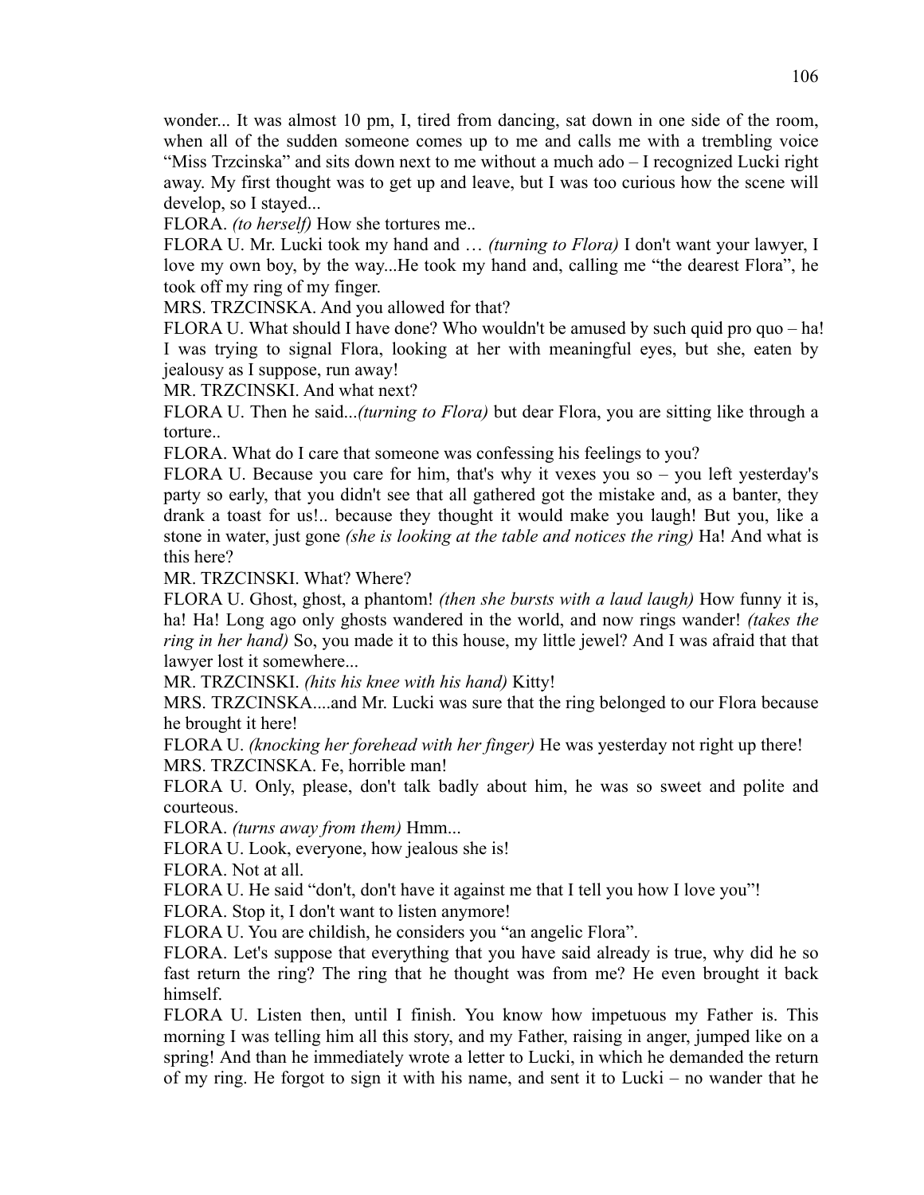wonder... It was almost 10 pm, I, tired from dancing, sat down in one side of the room, when all of the sudden someone comes up to me and calls me with a trembling voice "Miss Trzcinska" and sits down next to me without a much ado – I recognized Lucki right away. My first thought was to get up and leave, but I was too curious how the scene will develop, so I stayed...

FLORA. *(to herself)* How she tortures me..

FLORA U. Mr. Lucki took my hand and … *(turning to Flora)* I don't want your lawyer, I love my own boy, by the way...He took my hand and, calling me "the dearest Flora", he took off my ring of my finger.

MRS. TRZCINSKA. And you allowed for that?

FLORA U. What should I have done? Who wouldn't be amused by such quid pro quo – ha! I was trying to signal Flora, looking at her with meaningful eyes, but she, eaten by jealousy as I suppose, run away!

MR. TRZCINSKI. And what next?

FLORA U. Then he said...*(turning to Flora)* but dear Flora, you are sitting like through a torture..

FLORA. What do I care that someone was confessing his feelings to you?

FLORA U. Because you care for him, that's why it vexes you so – you left yesterday's party so early, that you didn't see that all gathered got the mistake and, as a banter, they drank a toast for us!.. because they thought it would make you laugh! But you, like a stone in water, just gone *(she is looking at the table and notices the ring)* Ha! And what is this here?

MR. TRZCINSKI. What? Where?

FLORA U. Ghost, ghost, a phantom! *(then she bursts with a laud laugh)* How funny it is, ha! Ha! Long ago only ghosts wandered in the world, and now rings wander! *(takes the ring in her hand)* So, you made it to this house, my little jewel? And I was afraid that that lawyer lost it somewhere...

MR. TRZCINSKI. *(hits his knee with his hand)* Kitty!

MRS. TRZCINSKA....and Mr. Lucki was sure that the ring belonged to our Flora because he brought it here!

FLORA U. *(knocking her forehead with her finger)* He was yesterday not right up there!

MRS. TRZCINSKA. Fe, horrible man!

FLORA U. Only, please, don't talk badly about him, he was so sweet and polite and courteous.

FLORA. *(turns away from them)* Hmm...

FLORA U. Look, everyone, how jealous she is!

FLORA. Not at all.

FLORA U. He said "don't, don't have it against me that I tell you how I love you"!

FLORA. Stop it, I don't want to listen anymore!

FLORA U. You are childish, he considers you "an angelic Flora".

FLORA. Let's suppose that everything that you have said already is true, why did he so fast return the ring? The ring that he thought was from me? He even brought it back himself.

FLORA U. Listen then, until I finish. You know how impetuous my Father is. This morning I was telling him all this story, and my Father, raising in anger, jumped like on a spring! And than he immediately wrote a letter to Lucki, in which he demanded the return of my ring. He forgot to sign it with his name, and sent it to Lucki – no wander that he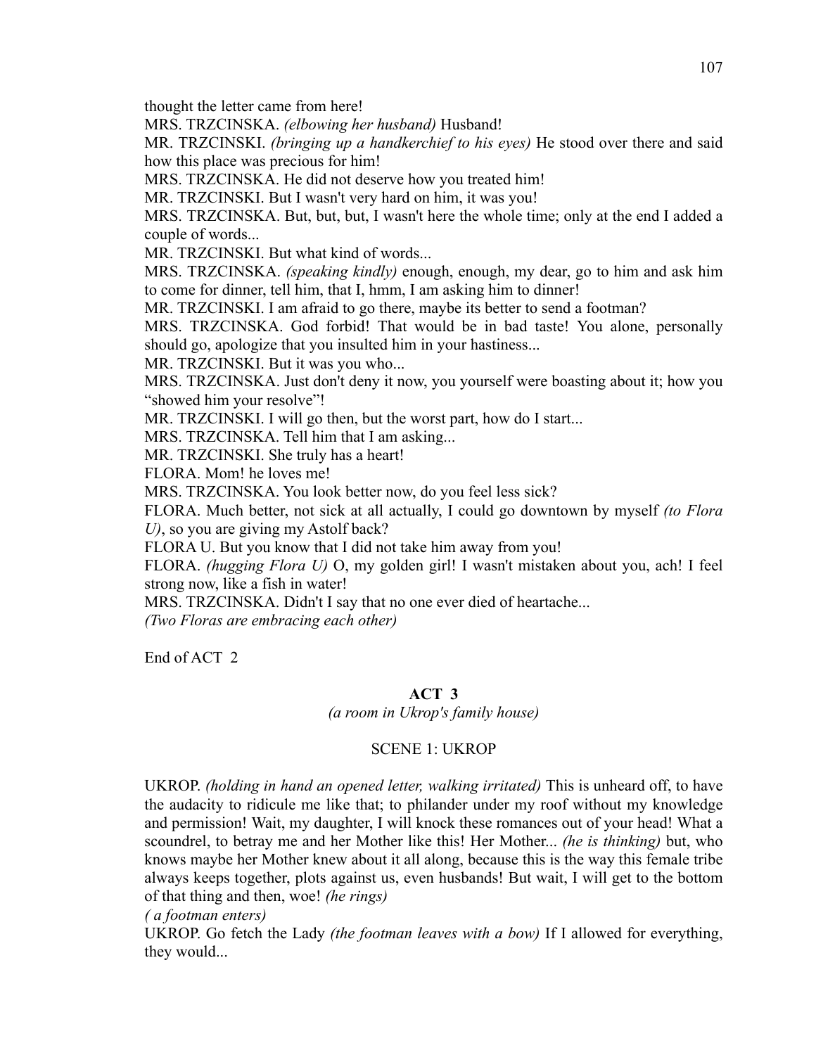thought the letter came from here!

MRS. TRZCINSKA. *(elbowing her husband)* Husband!

MR. TRZCINSKI. *(bringing up a handkerchief to his eyes)* He stood over there and said how this place was precious for him!

MRS. TRZCINSKA. He did not deserve how you treated him!

MR. TRZCINSKI. But I wasn't very hard on him, it was you!

MRS. TRZCINSKA. But, but, but, I wasn't here the whole time; only at the end I added a couple of words...

MR. TRZCINSKI. But what kind of words...

MRS. TRZCINSKA. *(speaking kindly)* enough, enough, my dear, go to him and ask him to come for dinner, tell him, that I, hmm, I am asking him to dinner!

MR. TRZCINSKI. I am afraid to go there, maybe its better to send a footman?

MRS. TRZCINSKA. God forbid! That would be in bad taste! You alone, personally should go, apologize that you insulted him in your hastiness...

MR. TRZCINSKI. But it was you who...

MRS. TRZCINSKA. Just don't deny it now, you yourself were boasting about it; how you "showed him your resolve"!

MR. TRZCINSKI. I will go then, but the worst part, how do I start...

MRS. TRZCINSKA. Tell him that I am asking...

MR. TRZCINSKI. She truly has a heart!

FLORA. Mom! he loves me!

MRS. TRZCINSKA. You look better now, do you feel less sick?

FLORA. Much better, not sick at all actually, I could go downtown by myself *(to Flora U)*, so you are giving my Astolf back?

FLORA U. But you know that I did not take him away from you!

FLORA. *(hugging Flora U)* O, my golden girl! I wasn't mistaken about you, ach! I feel strong now, like a fish in water!

MRS. TRZCINSKA. Didn't I say that no one ever died of heartache...

*(Two Floras are embracing each other)*

End of ACT 2

## ACT 3

*(a room in Ukrop's family house)*

### SCENE 1: UKROP

UKROP. *(holding in hand an opened letter, walking irritated)* This is unheard off, to have the audacity to ridicule me like that; to philander under my roof without my knowledge and permission! Wait, my daughter, I will knock these romances out of your head! What a scoundrel, to betray me and her Mother like this! Her Mother... *(he is thinking)* but, who knows maybe her Mother knew about it all along, because this is the way this female tribe always keeps together, plots against us, even husbands! But wait, I will get to the bottom of that thing and then, woe! *(he rings)*

*( a footman enters)*

UKROP. Go fetch the Lady *(the footman leaves with a bow)* If I allowed for everything, they would...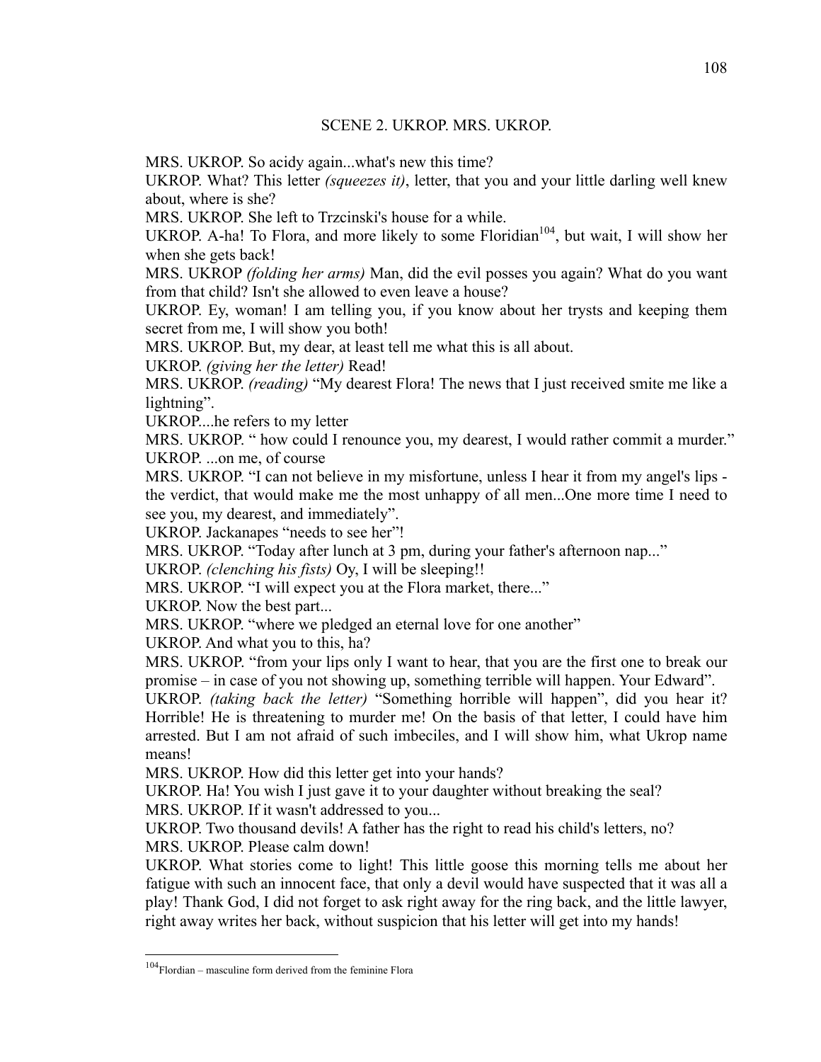SCENE 2. UKROP. MRS. UKROP.

MRS. UKROP. So acidy again...what's new this time?

UKROP. What? This letter *(squeezes it)*, letter, that you and your little darling well knew about, where is she?

MRS. UKROP. She left to Trzcinski's house for a while.

UKROP. A-ha! To Flora, and more likely to some Floridian[104], but wait, I will show her when she gets back!

MRS. UKROP *(folding her arms)* Man, did the evil posses you again? What do you want from that child? Isn't she allowed to even leave a house?

UKROP. Ey, woman! I am telling you, if you know about her trysts and keeping them secret from me, I will show you both!

MRS. UKROP. But, my dear, at least tell me what this is all about.

UKROP. *(giving her the letter)* Read!

MRS. UKROP. *(reading)* "My dearest Flora! The news that I just received smite me like a lightning".

UKROP....he refers to my letter

MRS. UKROP. " how could I renounce you, my dearest, I would rather commit a murder."

UKROP. ...on me, of course

MRS. UKROP. "I can not believe in my misfortune, unless I hear it from my angel's lips - the verdict, that would make me the most unhappy of all men...One more time I need to see you, my dearest, and immediately".

UKROP. Jackanapes "needs to see her"!

MRS. UKROP. "Today after lunch at 3 pm, during your father's afternoon nap..."

UKROP. *(clenching his fists)* Oy, I will be sleeping!!

MRS. UKROP. "I will expect you at the Flora market, there..."

UKROP. Now the best part...

MRS. UKROP. "where we pledged an eternal love for one another"

UKROP. And what you to this, ha?

MRS. UKROP. "from your lips only I want to hear, that you are the first one to break our promise – in case of you not showing up, something terrible will happen. Your Edward".

UKROP. *(taking back the letter)* "Something horrible will happen", did you hear it? Horrible! He is threatening to murder me! On the basis of that letter, I could have him arrested. But I am not afraid of such imbeciles, and I will show him, what Ukrop name means!

MRS. UKROP. How did this letter get into your hands?

UKROP. Ha! You wish I just gave it to your daughter without breaking the seal?

MRS. UKROP. If it wasn't addressed to you...

UKROP. Two thousand devils! A father has the right to read his child's letters, no?

MRS. UKROP. Please calm down!

UKROP. What stories come to light! This little goose this morning tells me about her fatigue with such an innocent face, that only a devil would have suspected that it was all a play! Thank God, I did not forget to ask right away for the ring back, and the little lawyer, right away writes her back, without suspicion that his letter will get into my hands!

---

[104] Flordian – masculine form derived from the feminine Flora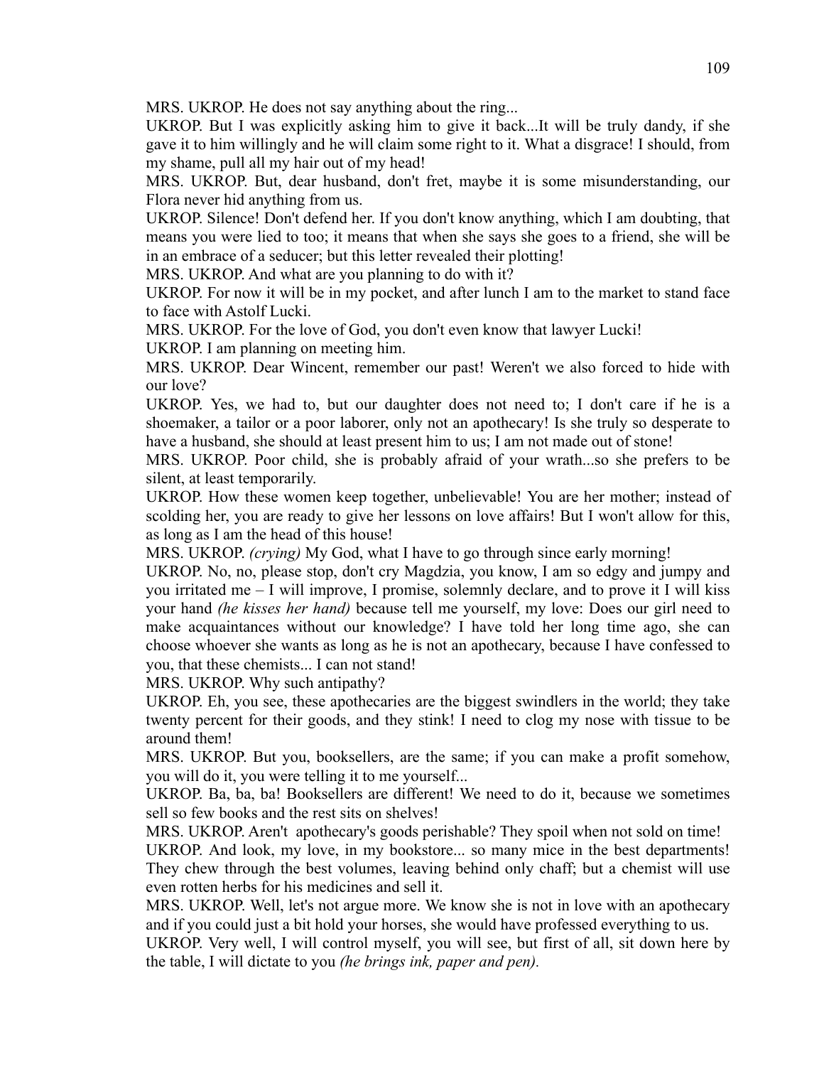MRS. UKROP. He does not say anything about the ring...

UKROP. But I was explicitly asking him to give it back...It will be truly dandy, if she gave it to him willingly and he will claim some right to it. What a disgrace! I should, from my shame, pull all my hair out of my head!

MRS. UKROP. But, dear husband, don't fret, maybe it is some misunderstanding, our Flora never hid anything from us.

UKROP. Silence! Don't defend her. If you don't know anything, which I am doubting, that means you were lied to too; it means that when she says she goes to a friend, she will be in an embrace of a seducer; but this letter revealed their plotting!

MRS. UKROP. And what are you planning to do with it?

UKROP. For now it will be in my pocket, and after lunch I am to the market to stand face to face with Astolf Lucki.

MRS. UKROP. For the love of God, you don't even know that lawyer Lucki!

UKROP. I am planning on meeting him.

MRS. UKROP. Dear Wincent, remember our past! Weren't we also forced to hide with our love?

UKROP. Yes, we had to, but our daughter does not need to; I don't care if he is a shoemaker, a tailor or a poor laborer, only not an apothecary! Is she truly so desperate to have a husband, she should at least present him to us; I am not made out of stone!

MRS. UKROP. Poor child, she is probably afraid of your wrath...so she prefers to be silent, at least temporarily.

UKROP. How these women keep together, unbelievable! You are her mother; instead of scolding her, you are ready to give her lessons on love affairs! But I won't allow for this, as long as I am the head of this house!

MRS. UKROP. *(crying)* My God, what I have to go through since early morning!

UKROP. No, no, please stop, don't cry Magdzia, you know, I am so edgy and jumpy and you irritated me – I will improve, I promise, solemnly declare, and to prove it I will kiss your hand *(he kisses her hand)* because tell me yourself, my love: Does our girl need to make acquaintances without our knowledge? I have told her long time ago, she can choose whoever she wants as long as he is not an apothecary, because I have confessed to you, that these chemists... I can not stand!

MRS. UKROP. Why such antipathy?

UKROP. Eh, you see, these apothecaries are the biggest swindlers in the world; they take twenty percent for their goods, and they stink! I need to clog my nose with tissue to be around them!

MRS. UKROP. But you, booksellers, are the same; if you can make a profit somehow, you will do it, you were telling it to me yourself...

UKROP. Ba, ba, ba! Booksellers are different! We need to do it, because we sometimes sell so few books and the rest sits on shelves!

MRS. UKROP. Aren't apothecary's goods perishable? They spoil when not sold on time!

UKROP. And look, my love, in my bookstore... so many mice in the best departments! They chew through the best volumes, leaving behind only chaff; but a chemist will use even rotten herbs for his medicines and sell it.

MRS. UKROP. Well, let's not argue more. We know she is not in love with an apothecary and if you could just a bit hold your horses, she would have professed everything to us.

UKROP. Very well, I will control myself, you will see, but first of all, sit down here by the table, I will dictate to you *(he brings ink, paper and pen).*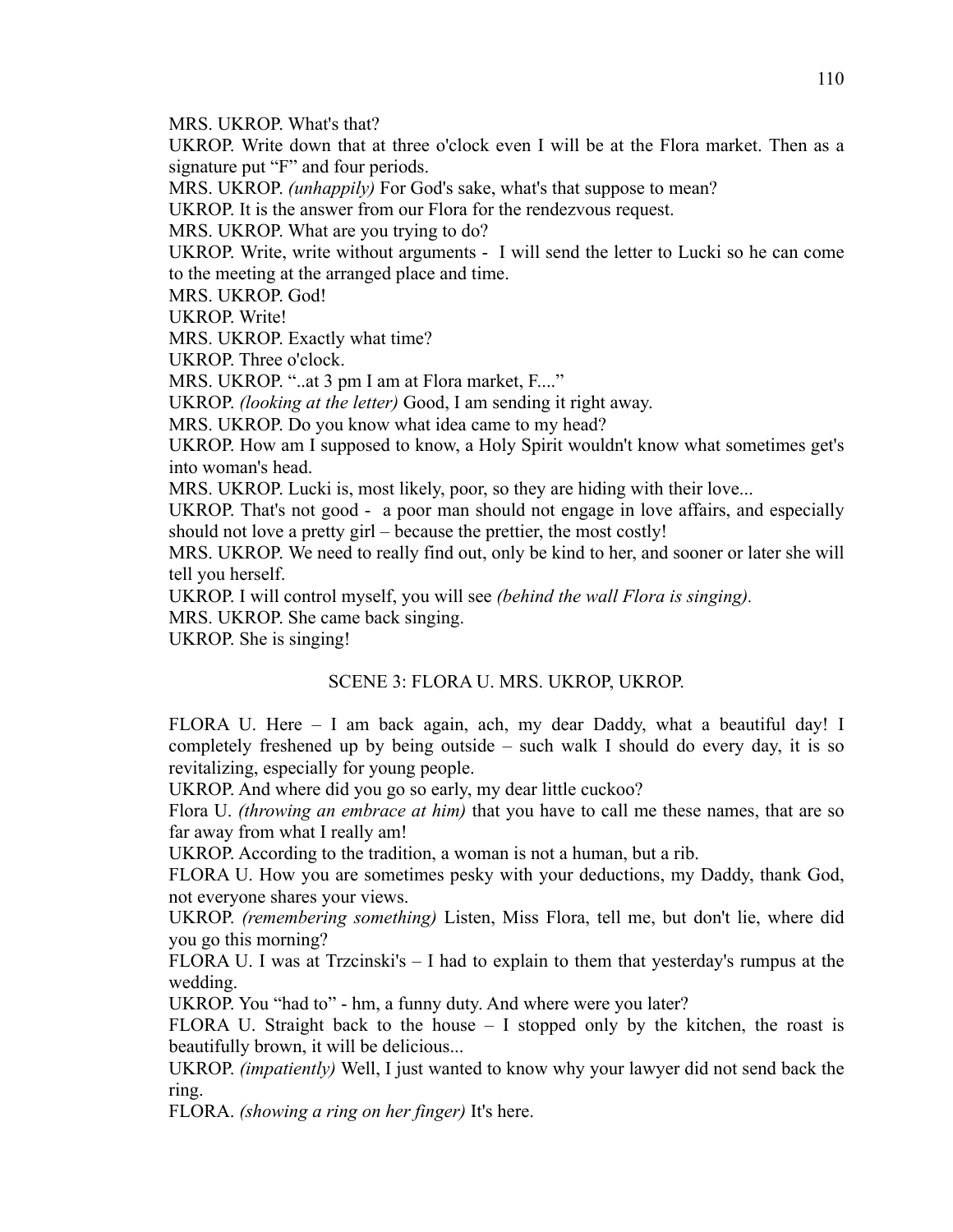MRS. UKROP. What's that?

UKROP. Write down that at three o'clock even I will be at the Flora market. Then as a signature put "F" and four periods.

MRS. UKROP. *(unhappily)* For God's sake, what's that suppose to mean?

UKROP. It is the answer from our Flora for the rendezvous request.

MRS. UKROP. What are you trying to do?

UKROP. Write, write without arguments - I will send the letter to Lucki so he can come to the meeting at the arranged place and time.

MRS. UKROP. God!

UKROP. Write!

MRS. UKROP. Exactly what time?

UKROP. Three o'clock.

MRS. UKROP. "..at 3 pm I am at Flora market, F...."

UKROP. *(looking at the letter)* Good, I am sending it right away.

MRS. UKROP. Do you know what idea came to my head?

UKROP. How am I supposed to know, a Holy Spirit wouldn't know what sometimes get's into woman's head.

MRS. UKROP. Lucki is, most likely, poor, so they are hiding with their love...

UKROP. That's not good - a poor man should not engage in love affairs, and especially should not love a pretty girl – because the prettier, the most costly!

MRS. UKROP. We need to really find out, only be kind to her, and sooner or later she will tell you herself.

UKROP. I will control myself, you will see *(behind the wall Flora is singing).*

MRS. UKROP. She came back singing.

UKROP. She is singing!

## SCENE 3: FLORA U. MRS. UKROP, UKROP.

FLORA U. Here – I am back again, ach, my dear Daddy, what a beautiful day! I completely freshened up by being outside – such walk I should do every day, it is so revitalizing, especially for young people.

UKROP. And where did you go so early, my dear little cuckoo?

Flora U. *(throwing an embrace at him)* that you have to call me these names, that are so far away from what I really am!

UKROP. According to the tradition, a woman is not a human, but a rib.

FLORA U. How you are sometimes pesky with your deductions, my Daddy, thank God, not everyone shares your views.

UKROP. *(remembering something)* Listen, Miss Flora, tell me, but don't lie, where did you go this morning?

FLORA U. I was at Trzcinski's – I had to explain to them that yesterday's rumpus at the wedding.

UKROP. You "had to" - hm, a funny duty. And where were you later?

FLORA U. Straight back to the house – I stopped only by the kitchen, the roast is beautifully brown, it will be delicious...

UKROP. *(impatiently)* Well, I just wanted to know why your lawyer did not send back the ring.

FLORA. *(showing a ring on her finger)* It's here.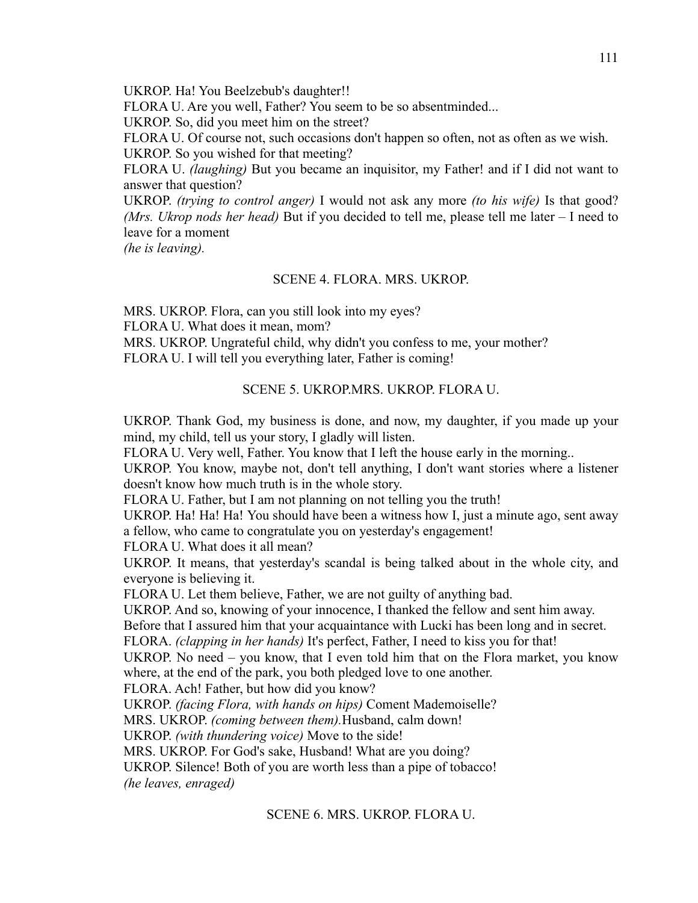UKROP. Ha! You Beelzebub's daughter!!

FLORA U. Are you well, Father? You seem to be so absentminded...

UKROP. So, did you meet him on the street?

FLORA U. Of course not, such occasions don't happen so often, not as often as we wish.

UKROP. So you wished for that meeting?

FLORA U. *(laughing)* But you became an inquisitor, my Father! and if I did not want to answer that question?

UKROP. *(trying to control anger)* I would not ask any more *(to his wife)* Is that good? *(Mrs. Ukrop nods her head)* But if you decided to tell me, please tell me later – I need to leave for a moment

*(he is leaving).*

SCENE 4. FLORA. MRS. UKROP.

MRS. UKROP. Flora, can you still look into my eyes?

FLORA U. What does it mean, mom?

MRS. UKROP. Ungrateful child, why didn't you confess to me, your mother?

FLORA U. I will tell you everything later, Father is coming!

SCENE 5. UKROP.MRS. UKROP. FLORA U.

UKROP. Thank God, my business is done, and now, my daughter, if you made up your mind, my child, tell us your story, I gladly will listen.

FLORA U. Very well, Father. You know that I left the house early in the morning..

UKROP. You know, maybe not, don't tell anything, I don't want stories where a listener doesn't know how much truth is in the whole story.

FLORA U. Father, but I am not planning on not telling you the truth!

UKROP. Ha! Ha! Ha! You should have been a witness how I, just a minute ago, sent away a fellow, who came to congratulate you on yesterday's engagement!

FLORA U. What does it all mean?

UKROP. It means, that yesterday's scandal is being talked about in the whole city, and everyone is believing it.

FLORA U. Let them believe, Father, we are not guilty of anything bad.

UKROP. And so, knowing of your innocence, I thanked the fellow and sent him away.

Before that I assured him that your acquaintance with Lucki has been long and in secret.

FLORA. *(clapping in her hands)* It's perfect, Father, I need to kiss you for that!

UKROP. No need – you know, that I even told him that on the Flora market, you know where, at the end of the park, you both pledged love to one another.

FLORA. Ach! Father, but how did you know?

UKROP. *(facing Flora, with hands on hips)* Coment Mademoiselle?

MRS. UKROP. *(coming between them).*Husband, calm down!

UKROP. *(with thundering voice)* Move to the side!

MRS. UKROP. For God's sake, Husband! What are you doing?

UKROP. Silence! Both of you are worth less than a pipe of tobacco!

*(he leaves, enraged)*

SCENE 6. MRS. UKROP. FLORA U.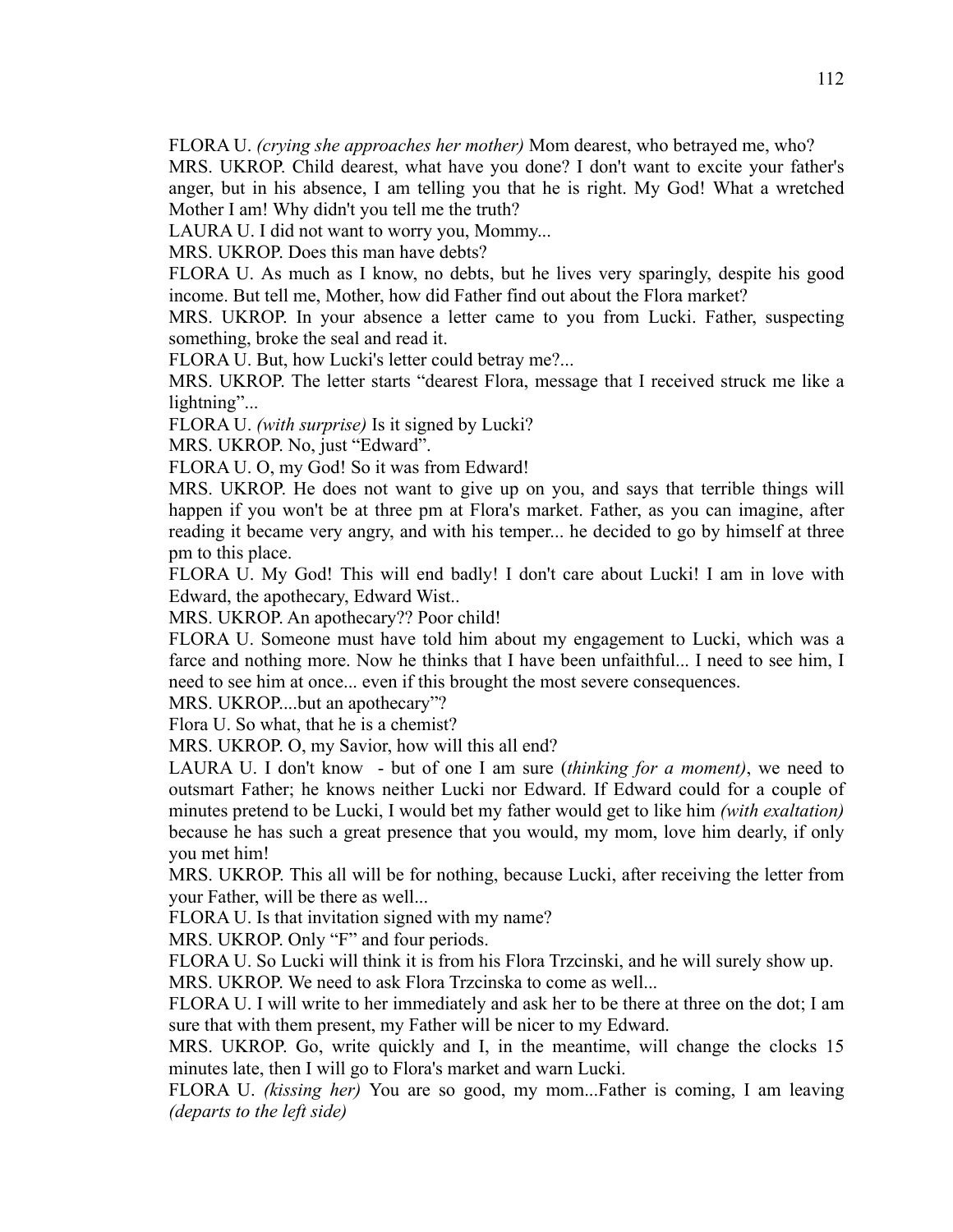FLORA U. *(crying she approaches her mother)* Mom dearest, who betrayed me, who?

MRS. UKROP. Child dearest, what have you done? I don't want to excite your father's anger, but in his absence, I am telling you that he is right. My God! What a wretched Mother I am! Why didn't you tell me the truth?

LAURA U. I did not want to worry you, Mommy...

MRS. UKROP. Does this man have debts?

FLORA U. As much as I know, no debts, but he lives very sparingly, despite his good income. But tell me, Mother, how did Father find out about the Flora market?

MRS. UKROP. In your absence a letter came to you from Lucki. Father, suspecting something, broke the seal and read it.

FLORA U. But, how Lucki's letter could betray me?...

MRS. UKROP. The letter starts "dearest Flora, message that I received struck me like a lightning"...

FLORA U. *(with surprise)* Is it signed by Lucki?

MRS. UKROP. No, just "Edward".

FLORA U. O, my God! So it was from Edward!

MRS. UKROP. He does not want to give up on you, and says that terrible things will happen if you won't be at three pm at Flora's market. Father, as you can imagine, after reading it became very angry, and with his temper... he decided to go by himself at three pm to this place.

FLORA U. My God! This will end badly! I don't care about Lucki! I am in love with Edward, the apothecary, Edward Wist..

MRS. UKROP. An apothecary?? Poor child!

FLORA U. Someone must have told him about my engagement to Lucki, which was a farce and nothing more. Now he thinks that I have been unfaithful... I need to see him, I need to see him at once... even if this brought the most severe consequences.

MRS. UKROP....but an apothecary"?

Flora U. So what, that he is a chemist?

MRS. UKROP. O, my Savior, how will this all end?

LAURA U. I don't know - but of one I am sure (*thinking for a moment)*, we need to outsmart Father; he knows neither Lucki nor Edward. If Edward could for a couple of minutes pretend to be Lucki, I would bet my father would get to like him *(with exaltation)* because he has such a great presence that you would, my mom, love him dearly, if only you met him!

MRS. UKROP. This all will be for nothing, because Lucki, after receiving the letter from your Father, will be there as well...

FLORA U. Is that invitation signed with my name?

MRS. UKROP. Only "F" and four periods.

FLORA U. So Lucki will think it is from his Flora Trzcinski, and he will surely show up.

MRS. UKROP. We need to ask Flora Trzcinska to come as well...

FLORA U. I will write to her immediately and ask her to be there at three on the dot; I am sure that with them present, my Father will be nicer to my Edward.

MRS. UKROP. Go, write quickly and I, in the meantime, will change the clocks 15 minutes late, then I will go to Flora's market and warn Lucki.

FLORA U. *(kissing her)* You are so good, my mom...Father is coming, I am leaving *(departs to the left side)*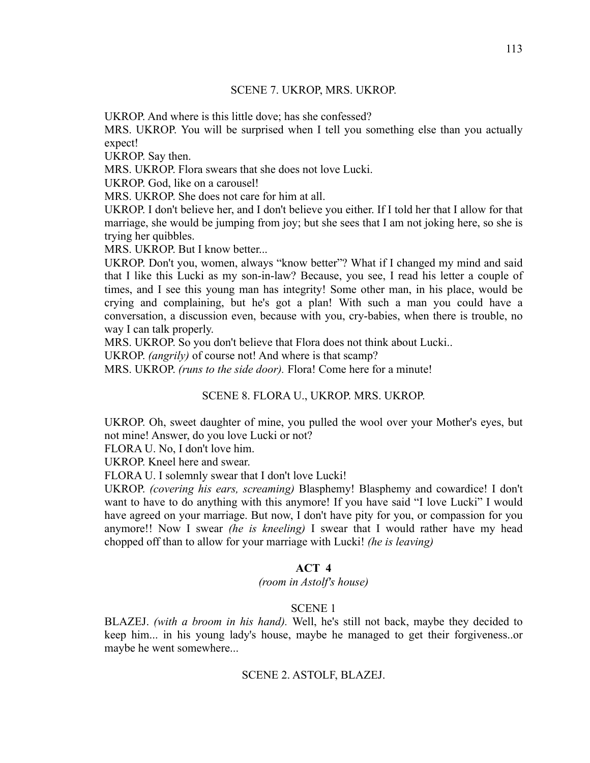SCENE 7. UKROP, MRS. UKROP.

UKROP. And where is this little dove; has she confessed?

MRS. UKROP. You will be surprised when I tell you something else than you actually expect!

UKROP. Say then.

MRS. UKROP. Flora swears that she does not love Lucki.

UKROP. God, like on a carousel!

MRS. UKROP. She does not care for him at all.

UKROP. I don't believe her, and I don't believe you either. If I told her that I allow for that marriage, she would be jumping from joy; but she sees that I am not joking here, so she is trying her quibbles.

MRS. UKROP. But I know better...

UKROP. Don't you, women, always "know better"? What if I changed my mind and said that I like this Lucki as my son-in-law? Because, you see, I read his letter a couple of times, and I see this young man has integrity! Some other man, in his place, would be crying and complaining, but he's got a plan! With such a man you could have a conversation, a discussion even, because with you, cry-babies, when there is trouble, no way I can talk properly.

MRS. UKROP. So you don't believe that Flora does not think about Lucki..

UKROP. *(angrily)* of course not! And where is that scamp?

MRS. UKROP. *(runs to the side door).* Flora! Come here for a minute!

SCENE 8. FLORA U., UKROP. MRS. UKROP.

UKROP. Oh, sweet daughter of mine, you pulled the wool over your Mother's eyes, but not mine! Answer, do you love Lucki or not?

FLORA U. No, I don't love him.

UKROP. Kneel here and swear.

FLORA U. I solemnly swear that I don't love Lucki!

UKROP. *(covering his ears, screaming)* Blasphemy! Blasphemy and cowardice! I don't want to have to do anything with this anymore! If you have said "I love Lucki" I would have agreed on your marriage. But now, I don't have pity for you, or compassion for you anymore!! Now I swear *(he is kneeling)* I swear that I would rather have my head chopped off than to allow for your marriage with Lucki! *(he is leaving)*

## ACT 4

*(room in Astolf's house)*

SCENE 1

BLAZEJ. *(with a broom in his hand).* Well, he's still not back, maybe they decided to keep him... in his young lady's house, maybe he managed to get their forgiveness..or maybe he went somewhere...

SCENE 2. ASTOLF, BLAZEJ.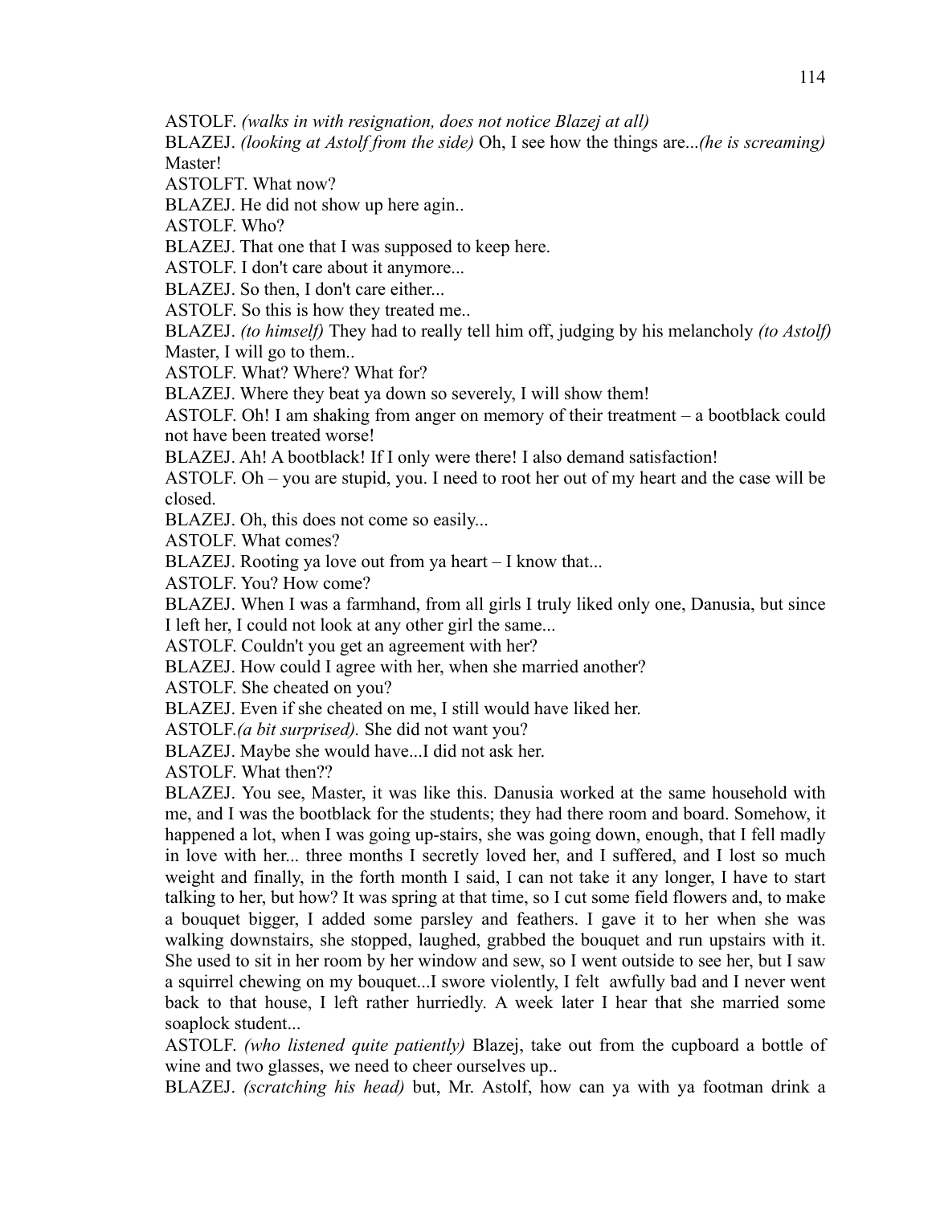ASTOLF. *(walks in with resignation, does not notice Blazej at all)*

BLAZEJ. *(looking at Astolf from the side)* Oh, I see how the things are...*(he is screaming)* Master!

ASTOLFT. What now?

BLAZEJ. He did not show up here agin..

ASTOLF. Who?

BLAZEJ. That one that I was supposed to keep here.

ASTOLF. I don't care about it anymore...

BLAZEJ. So then, I don't care either...

ASTOLF. So this is how they treated me..

BLAZEJ. *(to himself)* They had to really tell him off, judging by his melancholy *(to Astolf)* Master, I will go to them..

ASTOLF. What? Where? What for?

BLAZEJ. Where they beat ya down so severely, I will show them!

ASTOLF. Oh! I am shaking from anger on memory of their treatment – a bootblack could not have been treated worse!

BLAZEJ. Ah! A bootblack! If I only were there! I also demand satisfaction!

ASTOLF. Oh – you are stupid, you. I need to root her out of my heart and the case will be closed.

BLAZEJ. Oh, this does not come so easily...

ASTOLF. What comes?

BLAZEJ. Rooting ya love out from ya heart – I know that...

ASTOLF. You? How come?

BLAZEJ. When I was a farmhand, from all girls I truly liked only one, Danusia, but since I left her, I could not look at any other girl the same...

ASTOLF. Couldn't you get an agreement with her?

BLAZEJ. How could I agree with her, when she married another?

ASTOLF. She cheated on you?

BLAZEJ. Even if she cheated on me, I still would have liked her.

ASTOLF.*(a bit surprised).* She did not want you?

BLAZEJ. Maybe she would have...I did not ask her.

ASTOLF. What then??

BLAZEJ. You see, Master, it was like this. Danusia worked at the same household with me, and I was the bootblack for the students; they had there room and board. Somehow, it happened a lot, when I was going up-stairs, she was going down, enough, that I fell madly in love with her... three months I secretly loved her, and I suffered, and I lost so much weight and finally, in the forth month I said, I can not take it any longer, I have to start talking to her, but how? It was spring at that time, so I cut some field flowers and, to make a bouquet bigger, I added some parsley and feathers. I gave it to her when she was walking downstairs, she stopped, laughed, grabbed the bouquet and run upstairs with it. She used to sit in her room by her window and sew, so I went outside to see her, but I saw a squirrel chewing on my bouquet...I swore violently, I felt awfully bad and I never went back to that house, I left rather hurriedly. A week later I hear that she married some soaplock student...

ASTOLF. *(who listened quite patiently)* Blazej, take out from the cupboard a bottle of wine and two glasses, we need to cheer ourselves up..

BLAZEJ. *(scratching his head)* but, Mr. Astolf, how can ya with ya footman drink a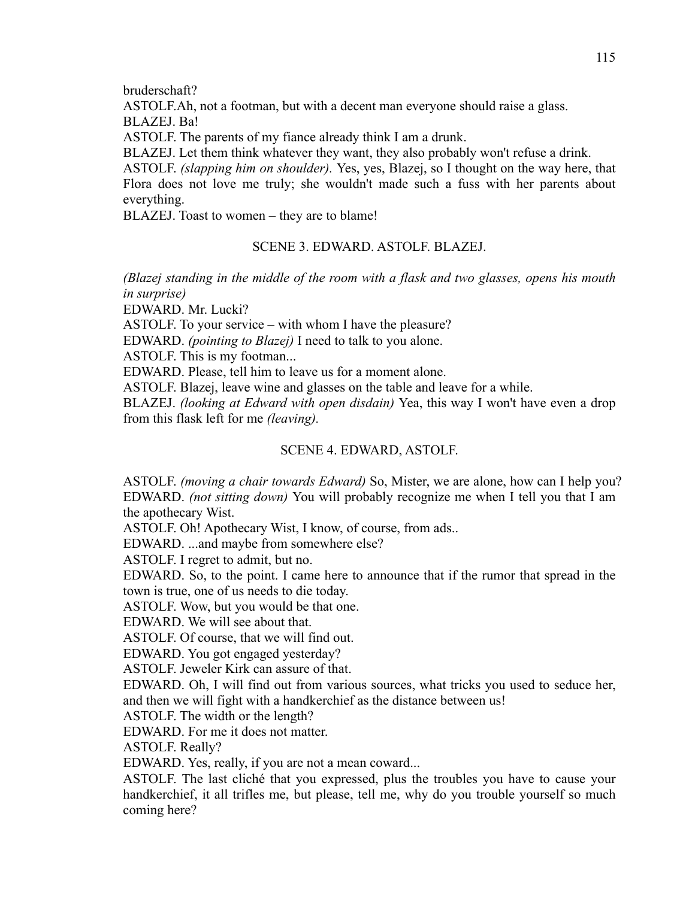bruderschaft?

ASTOLF.Ah, not a footman, but with a decent man everyone should raise a glass.

BLAZEJ. Ba!

ASTOLF. The parents of my fiance already think I am a drunk.

BLAZEJ. Let them think whatever they want, they also probably won't refuse a drink.

ASTOLF. *(slapping him on shoulder).* Yes, yes, Blazej, so I thought on the way here, that Flora does not love me truly; she wouldn't made such a fuss with her parents about everything.

BLAZEJ. Toast to women – they are to blame!

SCENE 3. EDWARD. ASTOLF. BLAZEJ.

*(Blazej standing in the middle of the room with a flask and two glasses, opens his mouth in surprise)*

EDWARD. Mr. Lucki?

ASTOLF. To your service – with whom I have the pleasure?

EDWARD. *(pointing to Blazej)* I need to talk to you alone.

ASTOLF. This is my footman...

EDWARD. Please, tell him to leave us for a moment alone.

ASTOLF. Blazej, leave wine and glasses on the table and leave for a while.

BLAZEJ. *(looking at Edward with open disdain)* Yea, this way I won't have even a drop from this flask left for me *(leaving).*

SCENE 4. EDWARD, ASTOLF.

ASTOLF. *(moving a chair towards Edward)* So, Mister, we are alone, how can I help you?

EDWARD. *(not sitting down)* You will probably recognize me when I tell you that I am the apothecary Wist.

ASTOLF. Oh! Apothecary Wist, I know, of course, from ads..

EDWARD. ...and maybe from somewhere else?

ASTOLF. I regret to admit, but no.

EDWARD. So, to the point. I came here to announce that if the rumor that spread in the town is true, one of us needs to die today.

ASTOLF. Wow, but you would be that one.

EDWARD. We will see about that.

ASTOLF. Of course, that we will find out.

EDWARD. You got engaged yesterday?

ASTOLF. Jeweler Kirk can assure of that.

EDWARD. Oh, I will find out from various sources, what tricks you used to seduce her, and then we will fight with a handkerchief as the distance between us!

ASTOLF. The width or the length?

EDWARD. For me it does not matter.

ASTOLF. Really?

EDWARD. Yes, really, if you are not a mean coward...

ASTOLF. The last cliché that you expressed, plus the troubles you have to cause your handkerchief, it all trifles me, but please, tell me, why do you trouble yourself so much coming here?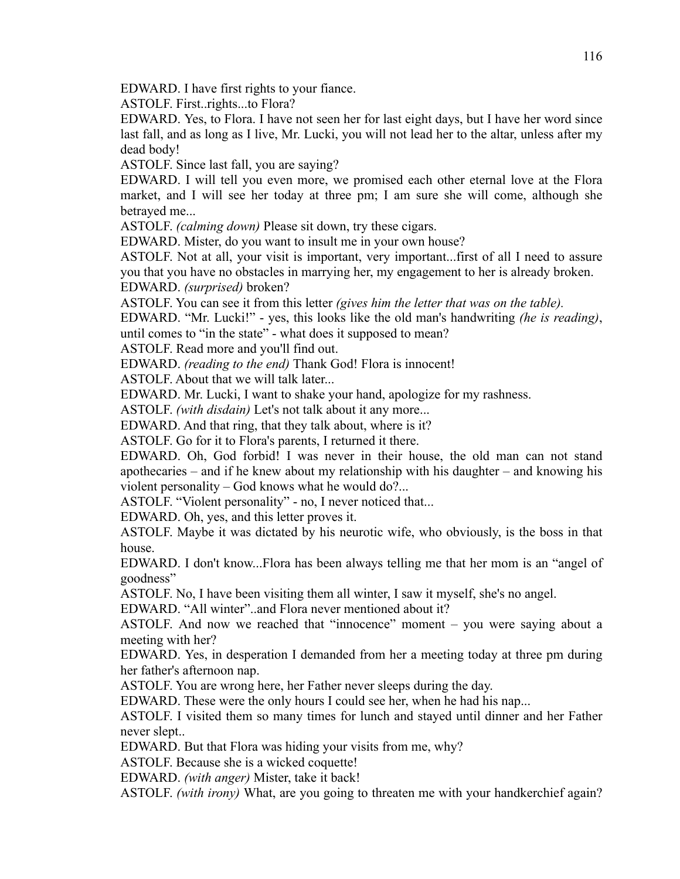EDWARD. I have first rights to your fiance.

ASTOLF. First..rights...to Flora?

EDWARD. Yes, to Flora. I have not seen her for last eight days, but I have her word since last fall, and as long as I live, Mr. Lucki, you will not lead her to the altar, unless after my dead body!

ASTOLF. Since last fall, you are saying?

EDWARD. I will tell you even more, we promised each other eternal love at the Flora market, and I will see her today at three pm; I am sure she will come, although she betrayed me...

ASTOLF. *(calming down)* Please sit down, try these cigars.

EDWARD. Mister, do you want to insult me in your own house?

ASTOLF. Not at all, your visit is important, very important...first of all I need to assure you that you have no obstacles in marrying her, my engagement to her is already broken.

EDWARD. *(surprised)* broken?

ASTOLF. You can see it from this letter *(gives him the letter that was on the table).*

EDWARD. "Mr. Lucki!" - yes, this looks like the old man's handwriting *(he is reading)*, until comes to "in the state" - what does it supposed to mean?

ASTOLF. Read more and you'll find out.

EDWARD. *(reading to the end)* Thank God! Flora is innocent!

ASTOLF. About that we will talk later...

EDWARD. Mr. Lucki, I want to shake your hand, apologize for my rashness.

ASTOLF. *(with disdain)* Let's not talk about it any more...

EDWARD. And that ring, that they talk about, where is it?

ASTOLF. Go for it to Flora's parents, I returned it there.

EDWARD. Oh, God forbid! I was never in their house, the old man can not stand apothecaries – and if he knew about my relationship with his daughter – and knowing his violent personality – God knows what he would do?...

ASTOLF. "Violent personality" - no, I never noticed that...

EDWARD. Oh, yes, and this letter proves it.

ASTOLF. Maybe it was dictated by his neurotic wife, who obviously, is the boss in that house.

EDWARD. I don't know...Flora has been always telling me that her mom is an "angel of goodness"

ASTOLF. No, I have been visiting them all winter, I saw it myself, she's no angel.

EDWARD. "All winter"..and Flora never mentioned about it?

ASTOLF. And now we reached that "innocence" moment – you were saying about a meeting with her?

EDWARD. Yes, in desperation I demanded from her a meeting today at three pm during her father's afternoon nap.

ASTOLF. You are wrong here, her Father never sleeps during the day.

EDWARD. These were the only hours I could see her, when he had his nap...

ASTOLF. I visited them so many times for lunch and stayed until dinner and her Father never slept..

EDWARD. But that Flora was hiding your visits from me, why?

ASTOLF. Because she is a wicked coquette!

EDWARD. *(with anger)* Mister, take it back!

ASTOLF. *(with irony)* What, are you going to threaten me with your handkerchief again?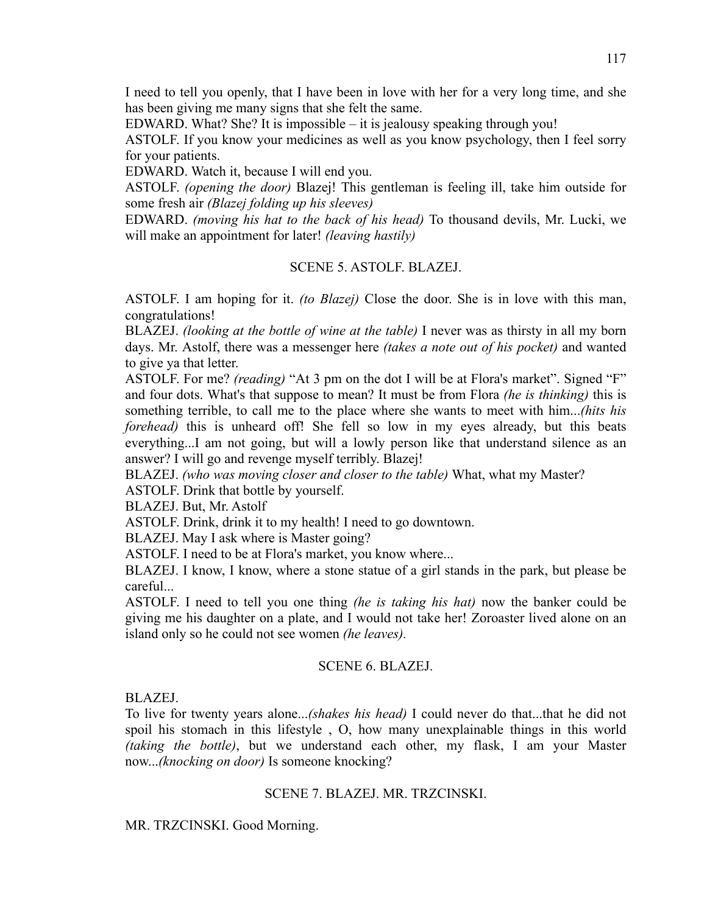I need to tell you openly, that I have been in love with her for a very long time, and she has been giving me many signs that she felt the same.

EDWARD. What? She? It is impossible – it is jealousy speaking through you!

ASTOLF. If you know your medicines as well as you know psychology, then I feel sorry for your patients.

EDWARD. Watch it, because I will end you.

ASTOLF. *(opening the door)* Blazej! This gentleman is feeling ill, take him outside for some fresh air *(Blazej folding up his sleeves)*

EDWARD. *(moving his hat to the back of his head)* To thousand devils, Mr. Lucki, we will make an appointment for later! *(leaving hastily)*

SCENE 5. ASTOLF. BLAZEJ.

ASTOLF. I am hoping for it. *(to Blazej)* Close the door. She is in love with this man, congratulations!

BLAZEJ. *(looking at the bottle of wine at the table)* I never was as thirsty in all my born days. Mr. Astolf, there was a messenger here *(takes a note out of his pocket)* and wanted to give ya that letter.

ASTOLF. For me? *(reading)* "At 3 pm on the dot I will be at Flora's market". Signed "F" and four dots. What's that suppose to mean? It must be from Flora *(he is thinking)* this is something terrible, to call me to the place where she wants to meet with him...*(hits his forehead)* this is unheard off! She fell so low in my eyes already, but this beats everything...I am not going, but will a lowly person like that understand silence as an answer? I will go and revenge myself terribly. Blazej!

BLAZEJ. *(who was moving closer and closer to the table)* What, what my Master?

ASTOLF. Drink that bottle by yourself.

BLAZEJ. But, Mr. Astolf

ASTOLF. Drink, drink it to my health! I need to go downtown.

BLAZEJ. May I ask where is Master going?

ASTOLF. I need to be at Flora's market, you know where...

BLAZEJ. I know, I know, where a stone statue of a girl stands in the park, but please be careful...

ASTOLF. I need to tell you one thing *(he is taking his hat)* now the banker could be giving me his daughter on a plate, and I would not take her! Zoroaster lived alone on an island only so he could not see women *(he leaves).*

SCENE 6. BLAZEJ.

BLAZEJ.

To live for twenty years alone...*(shakes his head)* I could never do that...that he did not spoil his stomach in this lifestyle , O, how many unexplainable things in this world *(taking the bottle)*, but we understand each other, my flask, I am your Master now...*(knocking on door)* Is someone knocking?

SCENE 7. BLAZEJ. MR. TRZCINSKI.

MR. TRZCINSKI. Good Morning.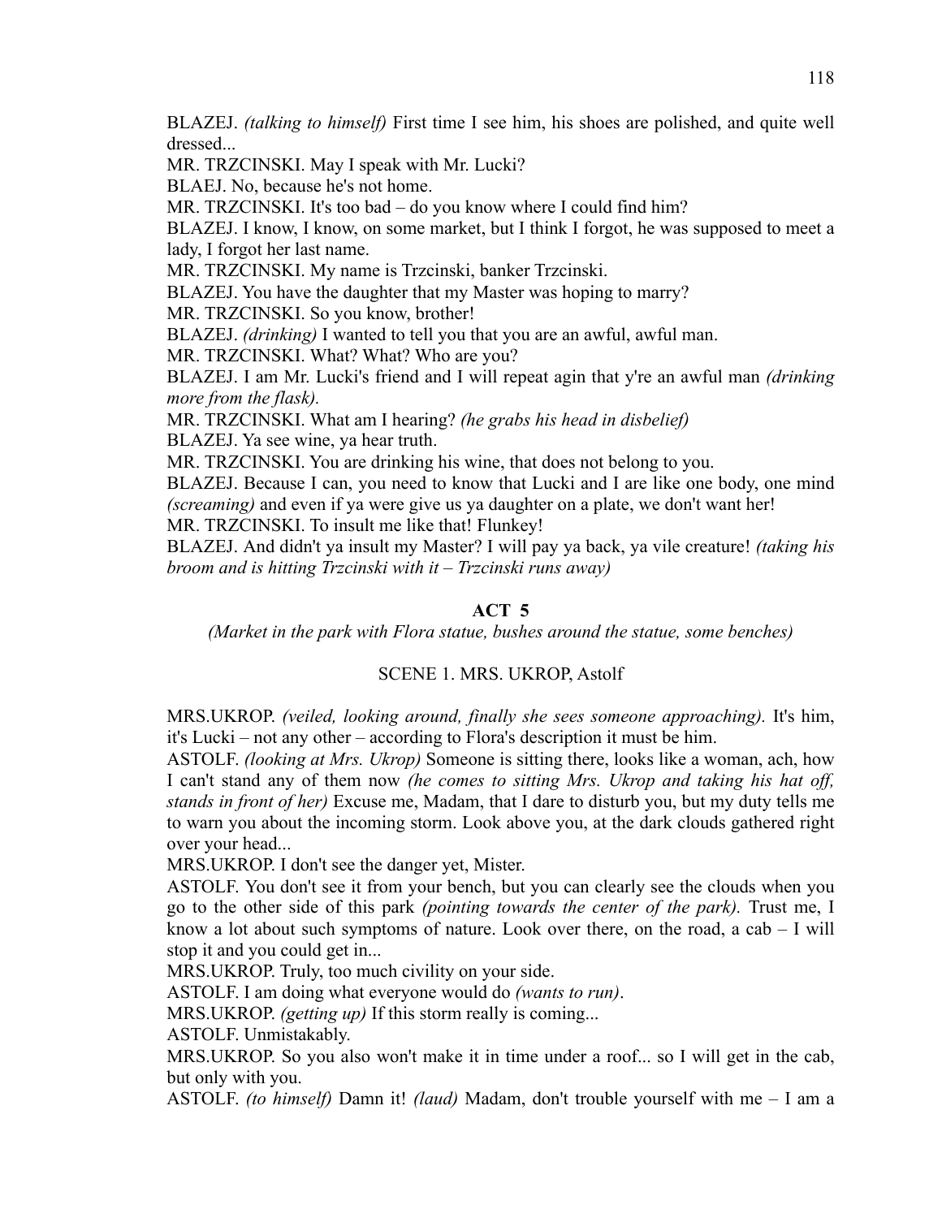BLAZEJ. *(talking to himself)* First time I see him, his shoes are polished, and quite well dressed...

MR. TRZCINSKI. May I speak with Mr. Lucki?

BLAEJ. No, because he's not home.

MR. TRZCINSKI. It's too bad – do you know where I could find him?

BLAZEJ. I know, I know, on some market, but I think I forgot, he was supposed to meet a lady, I forgot her last name.

MR. TRZCINSKI. My name is Trzcinski, banker Trzcinski.

BLAZEJ. You have the daughter that my Master was hoping to marry?

MR. TRZCINSKI. So you know, brother!

BLAZEJ. *(drinking)* I wanted to tell you that you are an awful, awful man.

MR. TRZCINSKI. What? What? Who are you?

BLAZEJ. I am Mr. Lucki's friend and I will repeat agin that y're an awful man *(drinking more from the flask).*

MR. TRZCINSKI. What am I hearing? *(he grabs his head in disbelief)*

BLAZEJ. Ya see wine, ya hear truth.

MR. TRZCINSKI. You are drinking his wine, that does not belong to you.

BLAZEJ. Because I can, you need to know that Lucki and I are like one body, one mind *(screaming)* and even if ya were give us ya daughter on a plate, we don't want her!

MR. TRZCINSKI. To insult me like that! Flunkey!

BLAZEJ. And didn't ya insult my Master? I will pay ya back, ya vile creature! *(taking his broom and is hitting Trzcinski with it – Trzcinski runs away)*

## ACT 5

*(Market in the park with Flora statue, bushes around the statue, some benches)*

### SCENE 1. MRS. UKROP, Astolf

MRS.UKROP. *(veiled, looking around, finally she sees someone approaching).* It's him, it's Lucki – not any other – according to Flora's description it must be him.

ASTOLF. *(looking at Mrs. Ukrop)* Someone is sitting there, looks like a woman, ach, how I can't stand any of them now *(he comes to sitting Mrs. Ukrop and taking his hat off, stands in front of her)* Excuse me, Madam, that I dare to disturb you, but my duty tells me to warn you about the incoming storm. Look above you, at the dark clouds gathered right over your head...

MRS.UKROP. I don't see the danger yet, Mister.

ASTOLF. You don't see it from your bench, but you can clearly see the clouds when you go to the other side of this park *(pointing towards the center of the park).* Trust me, I know a lot about such symptoms of nature. Look over there, on the road, a cab – I will stop it and you could get in...

MRS.UKROP. Truly, too much civility on your side.

ASTOLF. I am doing what everyone would do *(wants to run)*.

MRS.UKROP. *(getting up)* If this storm really is coming...

ASTOLF. Unmistakably.

MRS.UKROP. So you also won't make it in time under a roof... so I will get in the cab, but only with you.

ASTOLF. *(to himself)* Damn it! *(laud)* Madam, don't trouble yourself with me – I am a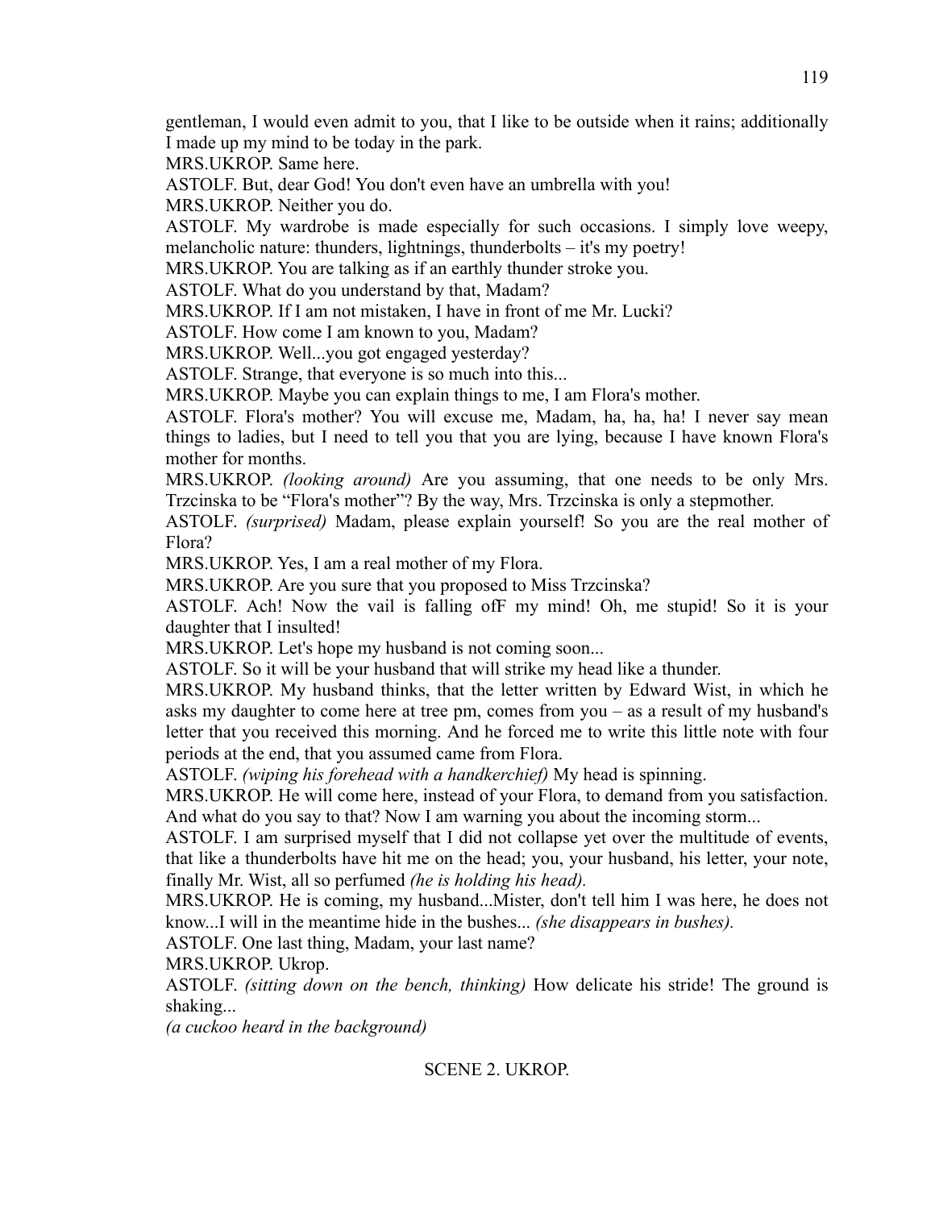gentleman, I would even admit to you, that I like to be outside when it rains; additionally I made up my mind to be today in the park.

MRS.UKROP. Same here.

ASTOLF. But, dear God! You don't even have an umbrella with you!

MRS.UKROP. Neither you do.

ASTOLF. My wardrobe is made especially for such occasions. I simply love weepy, melancholic nature: thunders, lightnings, thunderbolts – it's my poetry!

MRS.UKROP. You are talking as if an earthly thunder stroke you.

ASTOLF. What do you understand by that, Madam?

MRS.UKROP. If I am not mistaken, I have in front of me Mr. Lucki?

ASTOLF. How come I am known to you, Madam?

MRS.UKROP. Well...you got engaged yesterday?

ASTOLF. Strange, that everyone is so much into this...

MRS.UKROP. Maybe you can explain things to me, I am Flora's mother.

ASTOLF. Flora's mother? You will excuse me, Madam, ha, ha, ha! I never say mean things to ladies, but I need to tell you that you are lying, because I have known Flora's mother for months.

MRS.UKROP. *(looking around)* Are you assuming, that one needs to be only Mrs. Trzcinska to be "Flora's mother"? By the way, Mrs. Trzcinska is only a stepmother.

ASTOLF. *(surprised)* Madam, please explain yourself! So you are the real mother of Flora?

MRS.UKROP. Yes, I am a real mother of my Flora.

MRS.UKROP. Are you sure that you proposed to Miss Trzcinska?

ASTOLF. Ach! Now the vail is falling ofF my mind! Oh, me stupid! So it is your daughter that I insulted!

MRS.UKROP. Let's hope my husband is not coming soon...

ASTOLF. So it will be your husband that will strike my head like a thunder.

MRS.UKROP. My husband thinks, that the letter written by Edward Wist, in which he asks my daughter to come here at tree pm, comes from you – as a result of my husband's letter that you received this morning. And he forced me to write this little note with four periods at the end, that you assumed came from Flora.

ASTOLF. *(wiping his forehead with a handkerchief)* My head is spinning.

MRS.UKROP. He will come here, instead of your Flora, to demand from you satisfaction. And what do you say to that? Now I am warning you about the incoming storm...

ASTOLF. I am surprised myself that I did not collapse yet over the multitude of events, that like a thunderbolts have hit me on the head; you, your husband, his letter, your note, finally Mr. Wist, all so perfumed *(he is holding his head).*

MRS.UKROP. He is coming, my husband...Mister, don't tell him I was here, he does not know...I will in the meantime hide in the bushes... *(she disappears in bushes).*

ASTOLF. One last thing, Madam, your last name?

MRS.UKROP. Ukrop.

ASTOLF. *(sitting down on the bench, thinking)* How delicate his stride! The ground is shaking...

*(a cuckoo heard in the background)*

SCENE 2. UKROP.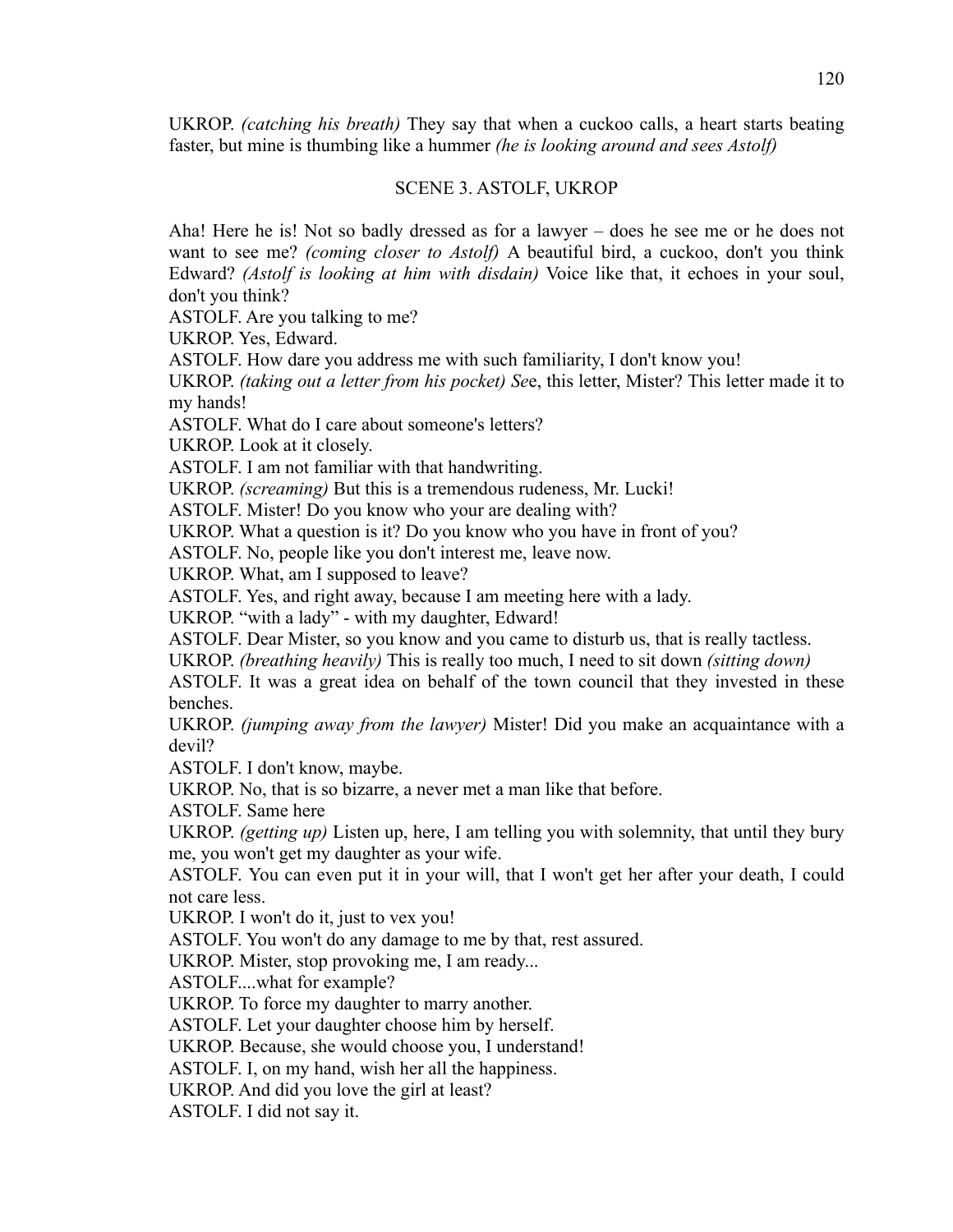UKROP. *(catching his breath)* They say that when a cuckoo calls, a heart starts beating faster, but mine is thumbing like a hummer *(he is looking around and sees Astolf)*

SCENE 3. ASTOLF, UKROP

Aha! Here he is! Not so badly dressed as for a lawyer – does he see me or he does not want to see me? *(coming closer to Astolf)* A beautiful bird, a cuckoo, don't you think Edward? *(Astolf is looking at him with disdain)* Voice like that, it echoes in your soul, don't you think?

ASTOLF. Are you talking to me?

UKROP. Yes, Edward.

ASTOLF. How dare you address me with such familiarity, I don't know you!

UKROP. *(taking out a letter from his pocket) Se*e, this letter, Mister? This letter made it to my hands!

ASTOLF. What do I care about someone's letters?

UKROP. Look at it closely.

ASTOLF. I am not familiar with that handwriting.

UKROP. *(screaming)* But this is a tremendous rudeness, Mr. Lucki!

ASTOLF. Mister! Do you know who your are dealing with?

UKROP. What a question is it? Do you know who you have in front of you?

ASTOLF. No, people like you don't interest me, leave now.

UKROP. What, am I supposed to leave?

ASTOLF. Yes, and right away, because I am meeting here with a lady.

UKROP. "with a lady" - with my daughter, Edward!

ASTOLF. Dear Mister, so you know and you came to disturb us, that is really tactless.

UKROP. *(breathing heavily)* This is really too much, I need to sit down *(sitting down)*

ASTOLF. It was a great idea on behalf of the town council that they invested in these benches.

UKROP. *(jumping away from the lawyer)* Mister! Did you make an acquaintance with a devil?

ASTOLF. I don't know, maybe.

UKROP. No, that is so bizarre, a never met a man like that before.

ASTOLF. Same here

UKROP. *(getting up)* Listen up, here, I am telling you with solemnity, that until they bury me, you won't get my daughter as your wife.

ASTOLF. You can even put it in your will, that I won't get her after your death, I could not care less.

UKROP. I won't do it, just to vex you!

ASTOLF. You won't do any damage to me by that, rest assured.

UKROP. Mister, stop provoking me, I am ready...

ASTOLF....what for example?

UKROP. To force my daughter to marry another.

ASTOLF. Let your daughter choose him by herself.

UKROP. Because, she would choose you, I understand!

ASTOLF. I, on my hand, wish her all the happiness.

UKROP. And did you love the girl at least?

ASTOLF. I did not say it.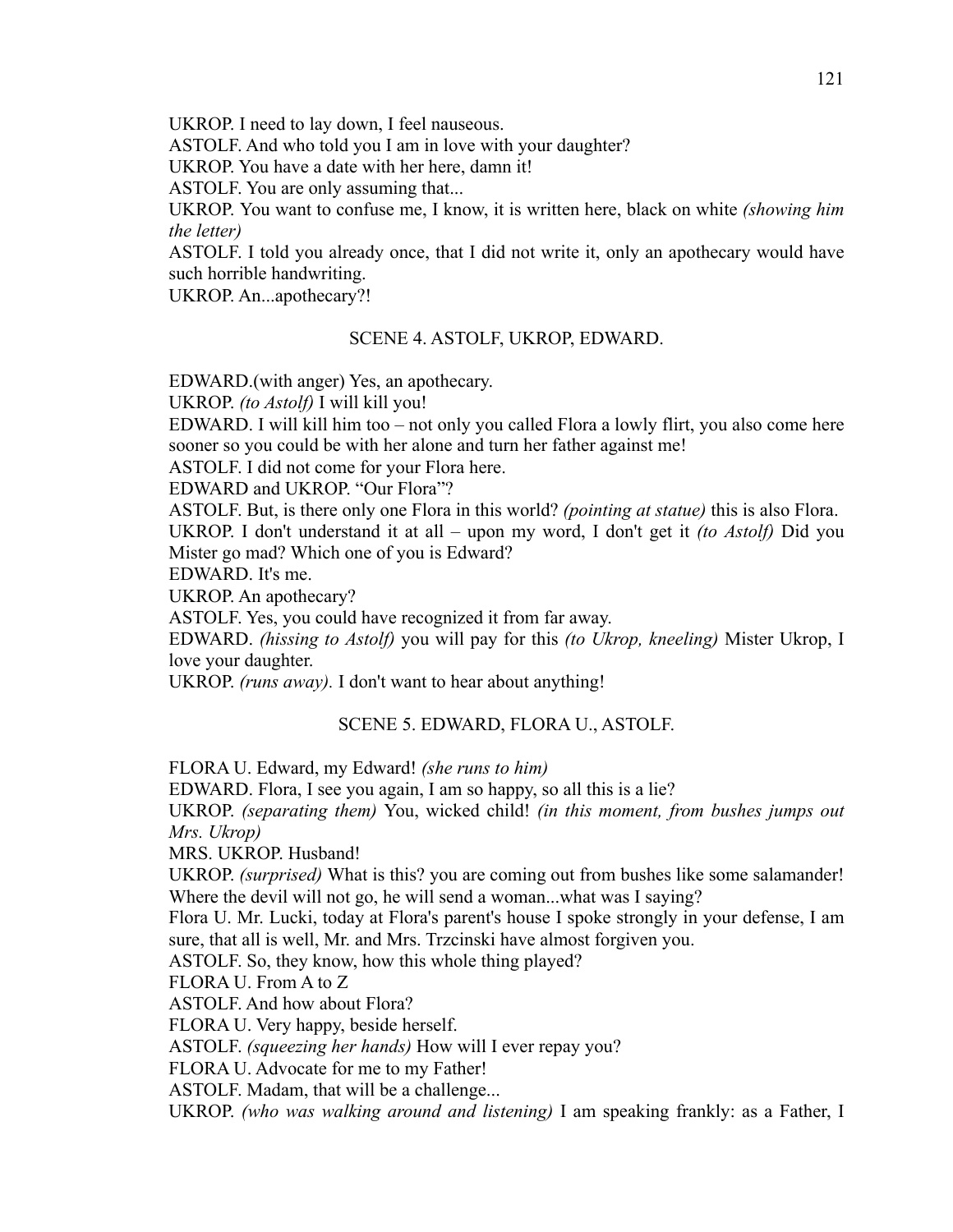UKROP. I need to lay down, I feel nauseous.

ASTOLF. And who told you I am in love with your daughter?

UKROP. You have a date with her here, damn it!

ASTOLF. You are only assuming that...

UKROP. You want to confuse me, I know, it is written here, black on white *(showing him the letter)*

ASTOLF. I told you already once, that I did not write it, only an apothecary would have such horrible handwriting.

UKROP. An...apothecary?!

SCENE 4. ASTOLF, UKROP, EDWARD.

EDWARD.(with anger) Yes, an apothecary.

UKROP. *(to Astolf)* I will kill you!

EDWARD. I will kill him too – not only you called Flora a lowly flirt, you also come here sooner so you could be with her alone and turn her father against me!

ASTOLF. I did not come for your Flora here.

EDWARD and UKROP. "Our Flora"?

ASTOLF. But, is there only one Flora in this world? *(pointing at statue)* this is also Flora.

UKROP. I don't understand it at all – upon my word, I don't get it *(to Astolf)* Did you Mister go mad? Which one of you is Edward?

EDWARD. It's me.

UKROP. An apothecary?

ASTOLF. Yes, you could have recognized it from far away.

EDWARD. *(hissing to Astolf)* you will pay for this *(to Ukrop, kneeling)* Mister Ukrop, I love your daughter.

UKROP. *(runs away).* I don't want to hear about anything!

SCENE 5. EDWARD, FLORA U., ASTOLF.

FLORA U. Edward, my Edward! *(she runs to him)*

EDWARD. Flora, I see you again, I am so happy, so all this is a lie?

UKROP. *(separating them)* You, wicked child! *(in this moment, from bushes jumps out Mrs. Ukrop)*

MRS. UKROP. Husband!

UKROP. *(surprised)* What is this? you are coming out from bushes like some salamander! Where the devil will not go, he will send a woman...what was I saying?

Flora U. Mr. Lucki, today at Flora's parent's house I spoke strongly in your defense, I am sure, that all is well, Mr. and Mrs. Trzcinski have almost forgiven you.

ASTOLF. So, they know, how this whole thing played?

FLORA U. From A to Z

ASTOLF. And how about Flora?

FLORA U. Very happy, beside herself.

ASTOLF. *(squeezing her hands)* How will I ever repay you?

FLORA U. Advocate for me to my Father!

ASTOLF. Madam, that will be a challenge...

UKROP. *(who was walking around and listening)* I am speaking frankly: as a Father, I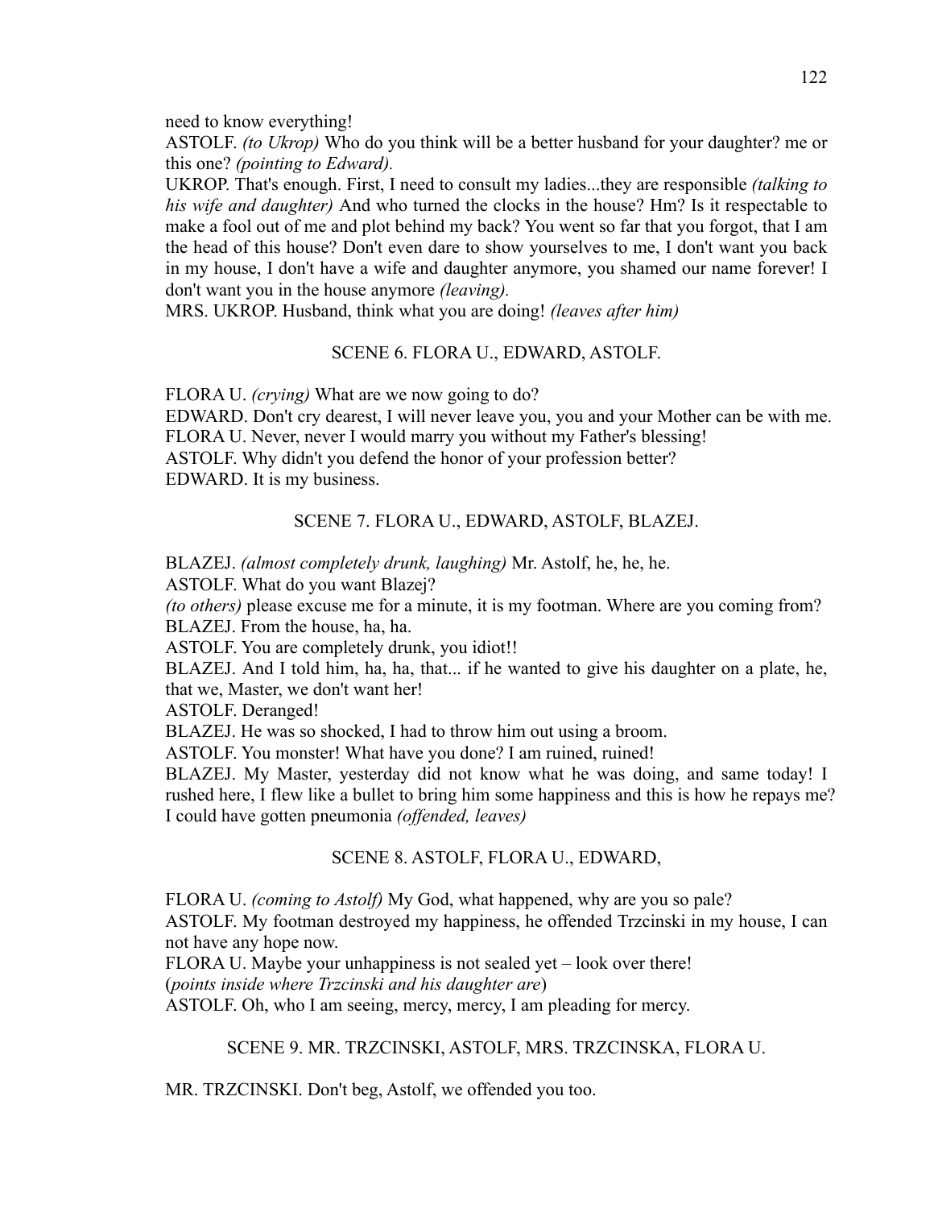need to know everything!

ASTOLF. *(to Ukrop)* Who do you think will be a better husband for your daughter? me or this one? *(pointing to Edward).*

UKROP. That's enough. First, I need to consult my ladies...they are responsible *(talking to his wife and daughter)* And who turned the clocks in the house? Hm? Is it respectable to make a fool out of me and plot behind my back? You went so far that you forgot, that I am the head of this house? Don't even dare to show yourselves to me, I don't want you back in my house, I don't have a wife and daughter anymore, you shamed our name forever! I don't want you in the house anymore *(leaving).*

MRS. UKROP. Husband, think what you are doing! *(leaves after him)*

SCENE 6. FLORA U., EDWARD, ASTOLF.

FLORA U. *(crying)* What are we now going to do?

EDWARD. Don't cry dearest, I will never leave you, you and your Mother can be with me.

FLORA U. Never, never I would marry you without my Father's blessing!

ASTOLF. Why didn't you defend the honor of your profession better?

EDWARD. It is my business.

SCENE 7. FLORA U., EDWARD, ASTOLF, BLAZEJ.

BLAZEJ. *(almost completely drunk, laughing)* Mr. Astolf, he, he, he.

ASTOLF. What do you want Blazej?

*(to others)* please excuse me for a minute, it is my footman. Where are you coming from?

BLAZEJ. From the house, ha, ha.

ASTOLF. You are completely drunk, you idiot!!

BLAZEJ. And I told him, ha, ha, that... if he wanted to give his daughter on a plate, he, that we, Master, we don't want her!

ASTOLF. Deranged!

BLAZEJ. He was so shocked, I had to throw him out using a broom.

ASTOLF. You monster! What have you done? I am ruined, ruined!

BLAZEJ. My Master, yesterday did not know what he was doing, and same today! I rushed here, I flew like a bullet to bring him some happiness and this is how he repays me? I could have gotten pneumonia *(offended, leaves)*

SCENE 8. ASTOLF, FLORA U., EDWARD,

FLORA U. *(coming to Astolf)* My God, what happened, why are you so pale?

ASTOLF. My footman destroyed my happiness, he offended Trzcinski in my house, I can not have any hope now.

FLORA U. Maybe your unhappiness is not sealed yet – look over there!

(*points inside where Trzcinski and his daughter are*)

ASTOLF. Oh, who I am seeing, mercy, mercy, I am pleading for mercy.

SCENE 9. MR. TRZCINSKI, ASTOLF, MRS. TRZCINSKA, FLORA U.

MR. TRZCINSKI. Don't beg, Astolf, we offended you too.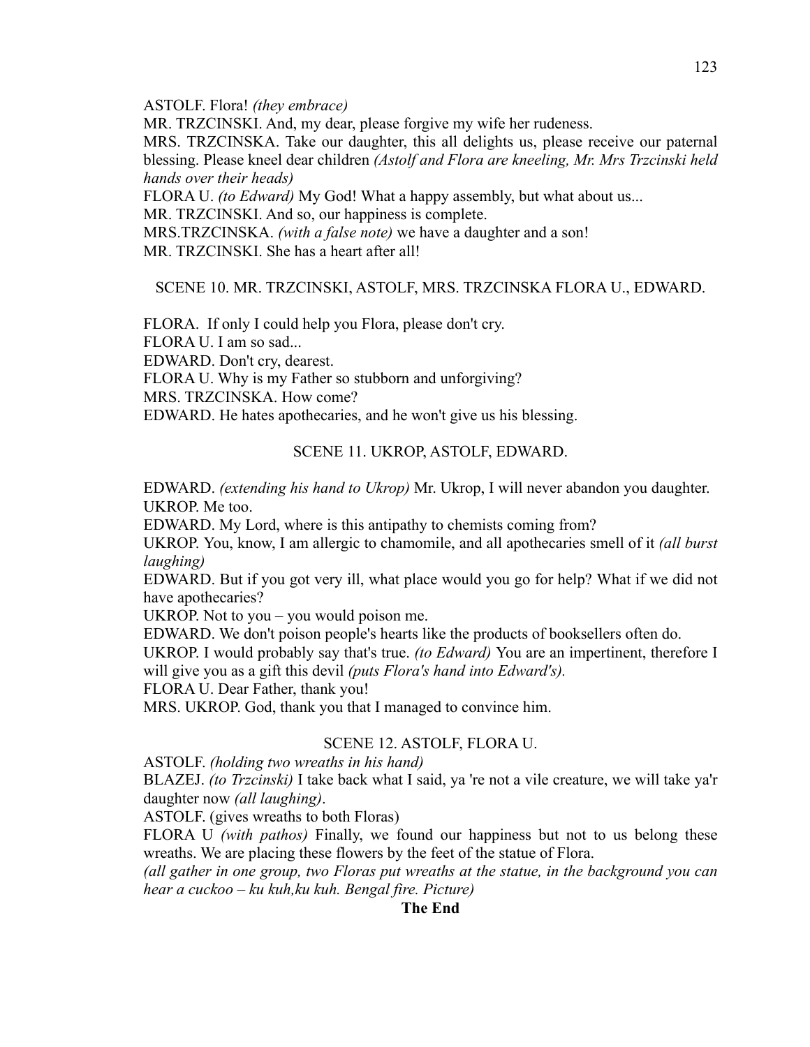ASTOLF. Flora! *(they embrace)*

MR. TRZCINSKI. And, my dear, please forgive my wife her rudeness.

MRS. TRZCINSKA. Take our daughter, this all delights us, please receive our paternal blessing. Please kneel dear children *(Astolf and Flora are kneeling, Mr. Mrs Trzcinski held hands over their heads)*

FLORA U. *(to Edward)* My God! What a happy assembly, but what about us...

MR. TRZCINSKI. And so, our happiness is complete.

MRS.TRZCINSKA. *(with a false note)* we have a daughter and a son!

MR. TRZCINSKI. She has a heart after all!

SCENE 10. MR. TRZCINSKI, ASTOLF, MRS. TRZCINSKA FLORA U., EDWARD.

FLORA. If only I could help you Flora, please don't cry.

FLORA U. I am so sad...

EDWARD. Don't cry, dearest.

FLORA U. Why is my Father so stubborn and unforgiving?

MRS. TRZCINSKA. How come?

EDWARD. He hates apothecaries, and he won't give us his blessing.

SCENE 11. UKROP, ASTOLF, EDWARD.

EDWARD. *(extending his hand to Ukrop)* Mr. Ukrop, I will never abandon you daughter.

UKROP. Me too.

EDWARD. My Lord, where is this antipathy to chemists coming from?

UKROP. You, know, I am allergic to chamomile, and all apothecaries smell of it *(all burst laughing)*

EDWARD. But if you got very ill, what place would you go for help? What if we did not have apothecaries?

UKROP. Not to you – you would poison me.

EDWARD. We don't poison people's hearts like the products of booksellers often do.

UKROP. I would probably say that's true. *(to Edward)* You are an impertinent, therefore I will give you as a gift this devil *(puts Flora's hand into Edward's).*

FLORA U. Dear Father, thank you!

MRS. UKROP. God, thank you that I managed to convince him.

SCENE 12. ASTOLF, FLORA U.

ASTOLF. *(holding two wreaths in his hand)*

BLAZEJ. *(to Trzcinski)* I take back what I said, ya 're not a vile creature, we will take ya'r daughter now *(all laughing)*.

ASTOLF. (gives wreaths to both Floras)

FLORA U *(with pathos)* Finally, we found our happiness but not to us belong these wreaths. We are placing these flowers by the feet of the statue of Flora.

*(all gather in one group, two Floras put wreaths at the statue, in the background you can hear a cuckoo – ku kuh,ku kuh. Bengal fire. Picture)*

**The End**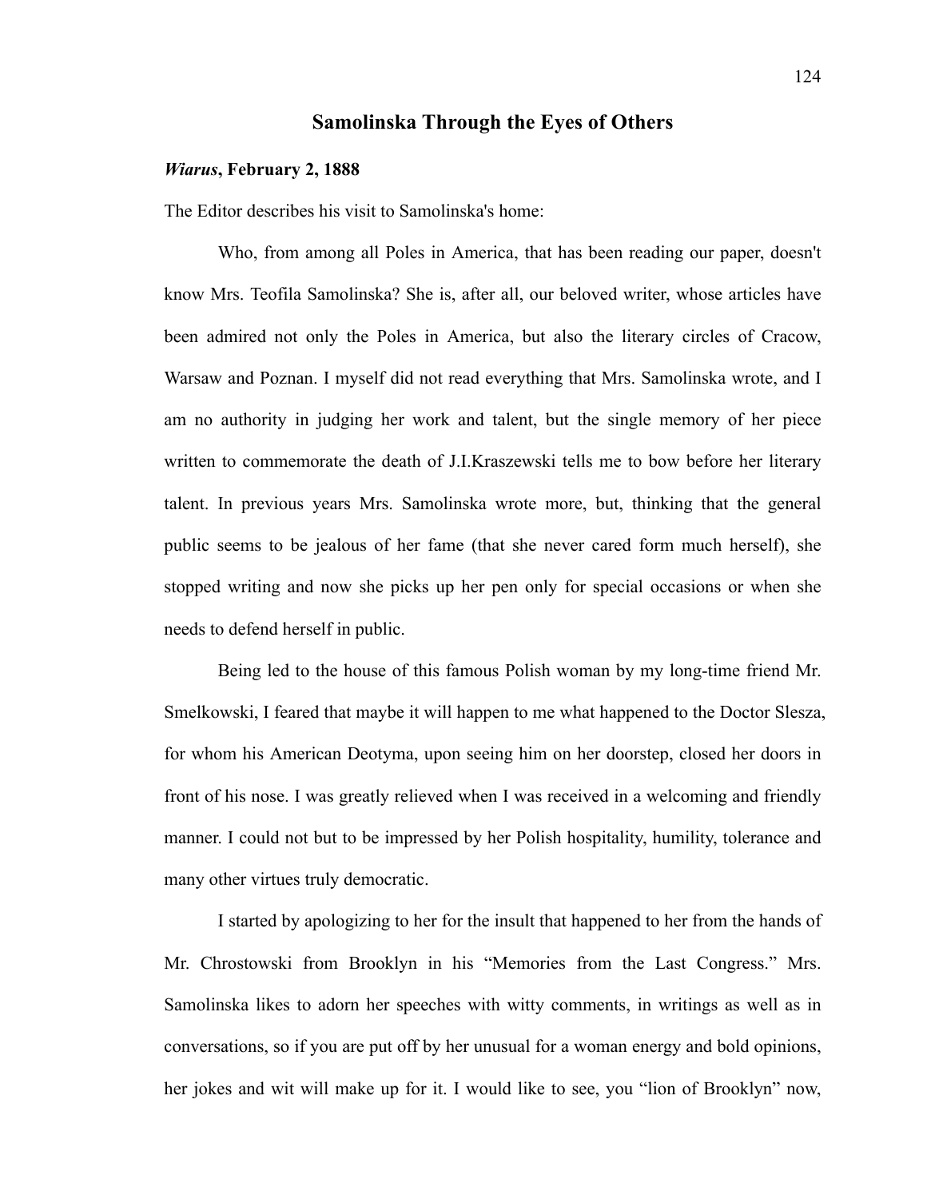## Samolinska Through the Eyes of Others

***Wiarus*, February 2, 1888**

The Editor describes his visit to Samolinska's home:

Who, from among all Poles in America, that has been reading our paper, doesn't know Mrs. Teofila Samolinska? She is, after all, our beloved writer, whose articles have been admired not only the Poles in America, but also the literary circles of Cracow, Warsaw and Poznan. I myself did not read everything that Mrs. Samolinska wrote, and I am no authority in judging her work and talent, but the single memory of her piece written to commemorate the death of J.I.Kraszewski tells me to bow before her literary talent. In previous years Mrs. Samolinska wrote more, but, thinking that the general public seems to be jealous of her fame (that she never cared form much herself), she stopped writing and now she picks up her pen only for special occasions or when she needs to defend herself in public.

Being led to the house of this famous Polish woman by my long-time friend Mr. Smelkowski, I feared that maybe it will happen to me what happened to the Doctor Slesza, for whom his American Deotyma, upon seeing him on her doorstep, closed her doors in front of his nose. I was greatly relieved when I was received in a welcoming and friendly manner. I could not but to be impressed by her Polish hospitality, humility, tolerance and many other virtues truly democratic.

I started by apologizing to her for the insult that happened to her from the hands of Mr. Chrostowski from Brooklyn in his "Memories from the Last Congress." Mrs. Samolinska likes to adorn her speeches with witty comments, in writings as well as in conversations, so if you are put off by her unusual for a woman energy and bold opinions, her jokes and wit will make up for it. I would like to see, you "lion of Brooklyn" now,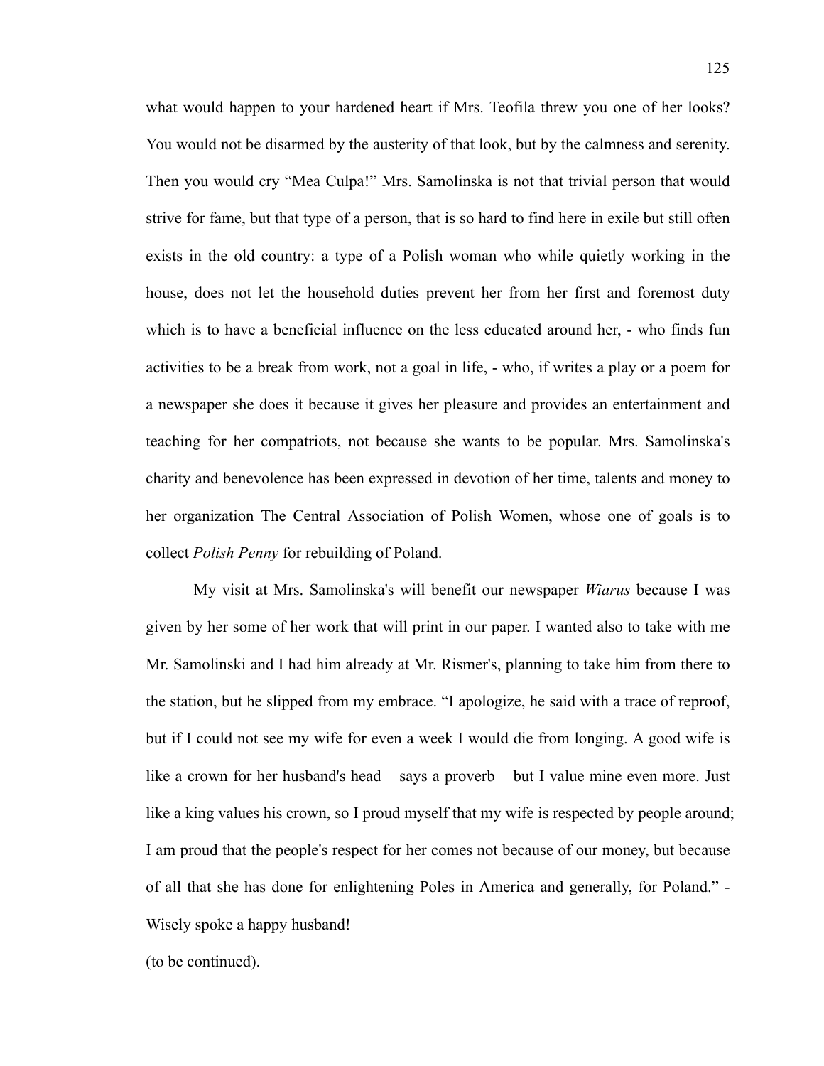what would happen to your hardened heart if Mrs. Teofila threw you one of her looks? You would not be disarmed by the austerity of that look, but by the calmness and serenity. Then you would cry "Mea Culpa!" Mrs. Samolinska is not that trivial person that would strive for fame, but that type of a person, that is so hard to find here in exile but still often exists in the old country: a type of a Polish woman who while quietly working in the house, does not let the household duties prevent her from her first and foremost duty which is to have a beneficial influence on the less educated around her, - who finds fun activities to be a break from work, not a goal in life, - who, if writes a play or a poem for a newspaper she does it because it gives her pleasure and provides an entertainment and teaching for her compatriots, not because she wants to be popular. Mrs. Samolinska's charity and benevolence has been expressed in devotion of her time, talents and money to her organization The Central Association of Polish Women, whose one of goals is to collect *Polish Penny* for rebuilding of Poland.

My visit at Mrs. Samolinska's will benefit our newspaper *Wiarus* because I was given by her some of her work that will print in our paper. I wanted also to take with me Mr. Samolinski and I had him already at Mr. Rismer's, planning to take him from there to the station, but he slipped from my embrace. "I apologize, he said with a trace of reproof, but if I could not see my wife for even a week I would die from longing. A good wife is like a crown for her husband's head – says a proverb – but I value mine even more. Just like a king values his crown, so I proud myself that my wife is respected by people around; I am proud that the people's respect for her comes not because of our money, but because of all that she has done for enlightening Poles in America and generally, for Poland." - Wisely spoke a happy husband!

(to be continued).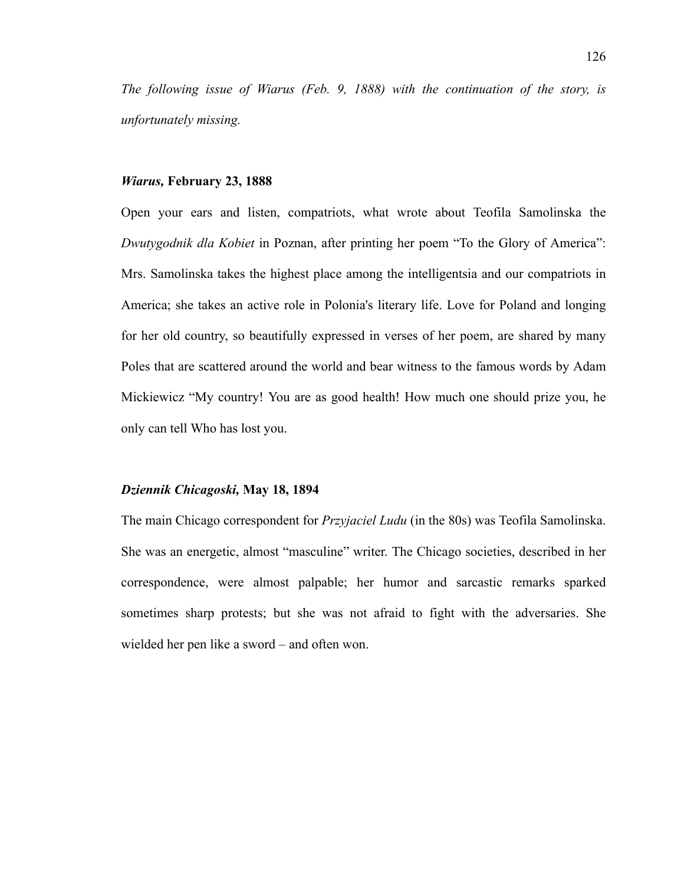*The following issue of Wiarus (Feb. 9, 1888) with the continuation of the story, is unfortunately missing.*

**_Wiarus,_ February 23, 1888**

Open your ears and listen, compatriots, what wrote about Teofila Samolinska the *Dwutygodnik dla Kobiet* in Poznan, after printing her poem "To the Glory of America": Mrs. Samolinska takes the highest place among the intelligentsia and our compatriots in America; she takes an active role in Polonia's literary life. Love for Poland and longing for her old country, so beautifully expressed in verses of her poem, are shared by many Poles that are scattered around the world and bear witness to the famous words by Adam Mickiewicz "My country! You are as good health! How much one should prize you, he only can tell Who has lost you.

**_Dziennik Chicagoski,_ May 18, 1894**

The main Chicago correspondent for *Przyjaciel Ludu* (in the 80s) was Teofila Samolinska. She was an energetic, almost "masculine" writer. The Chicago societies, described in her correspondence, were almost palpable; her humor and sarcastic remarks sparked sometimes sharp protests; but she was not afraid to fight with the adversaries. She wielded her pen like a sword – and often won.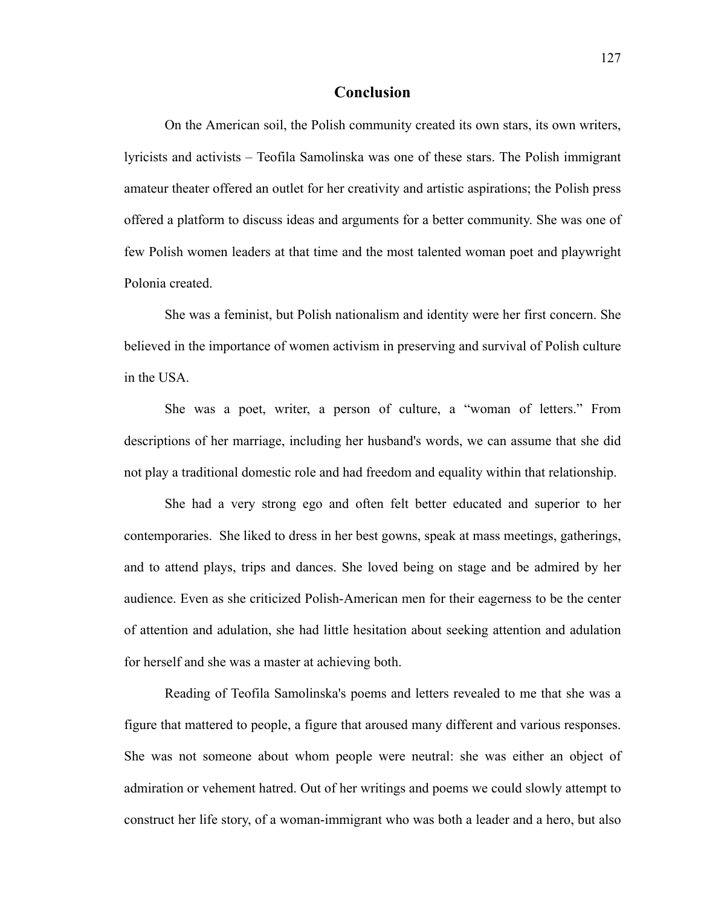# Conclusion

On the American soil, the Polish community created its own stars, its own writers, lyricists and activists – Teofila Samolinska was one of these stars. The Polish immigrant amateur theater offered an outlet for her creativity and artistic aspirations; the Polish press offered a platform to discuss ideas and arguments for a better community. She was one of few Polish women leaders at that time and the most talented woman poet and playwright Polonia created.

She was a feminist, but Polish nationalism and identity were her first concern. She believed in the importance of women activism in preserving and survival of Polish culture in the USA.

She was a poet, writer, a person of culture, a "woman of letters." From descriptions of her marriage, including her husband's words, we can assume that she did not play a traditional domestic role and had freedom and equality within that relationship.

She had a very strong ego and often felt better educated and superior to her contemporaries. She liked to dress in her best gowns, speak at mass meetings, gatherings, and to attend plays, trips and dances. She loved being on stage and be admired by her audience. Even as she criticized Polish-American men for their eagerness to be the center of attention and adulation, she had little hesitation about seeking attention and adulation for herself and she was a master at achieving both.

Reading of Teofila Samolinska's poems and letters revealed to me that she was a figure that mattered to people, a figure that aroused many different and various responses. She was not someone about whom people were neutral: she was either an object of admiration or vehement hatred. Out of her writings and poems we could slowly attempt to construct her life story, of a woman-immigrant who was both a leader and a hero, but also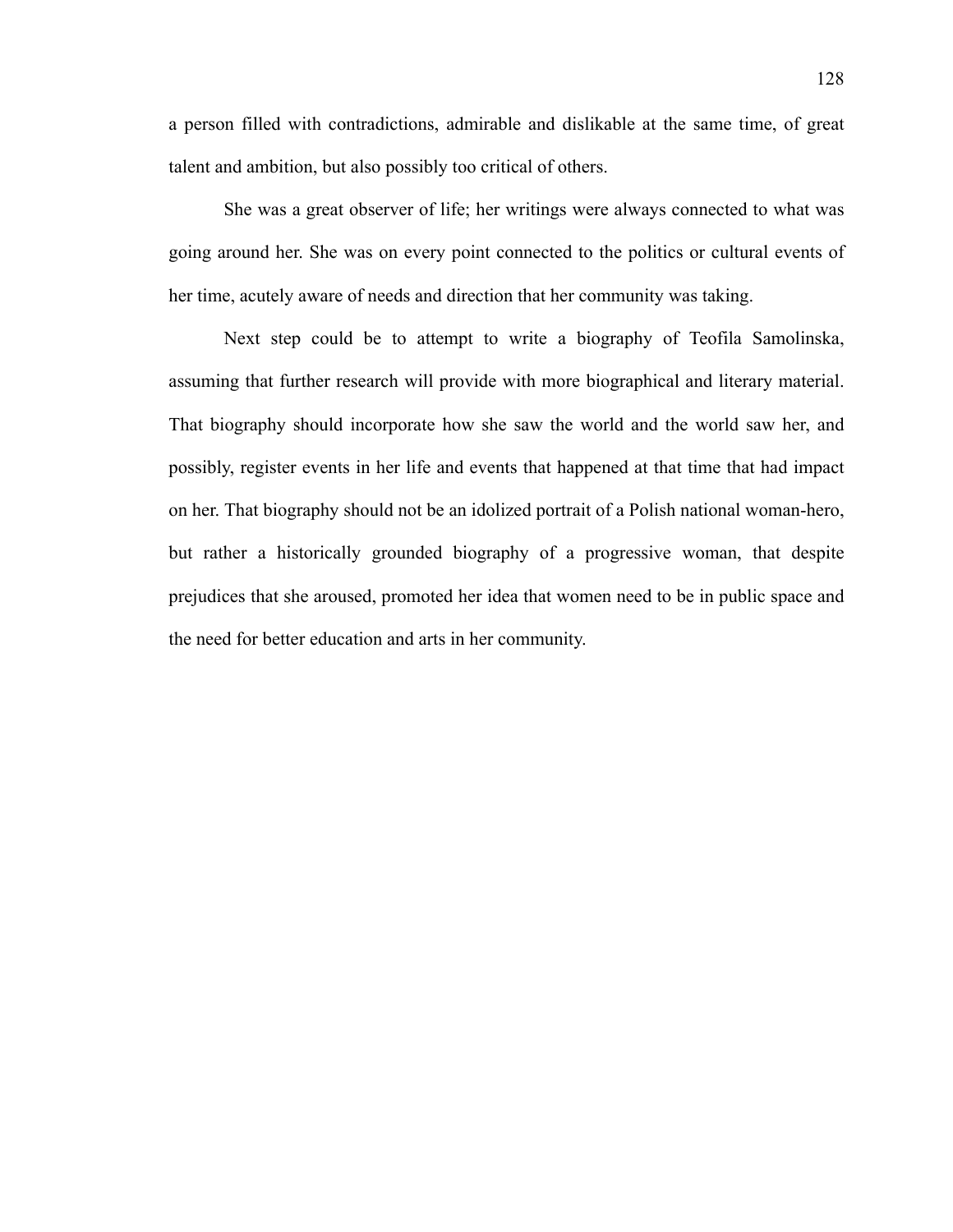a person filled with contradictions, admirable and dislikable at the same time, of great talent and ambition, but also possibly too critical of others.

She was a great observer of life; her writings were always connected to what was going around her. She was on every point connected to the politics or cultural events of her time, acutely aware of needs and direction that her community was taking.

Next step could be to attempt to write a biography of Teofila Samolinska, assuming that further research will provide with more biographical and literary material. That biography should incorporate how she saw the world and the world saw her, and possibly, register events in her life and events that happened at that time that had impact on her. That biography should not be an idolized portrait of a Polish national woman-hero, but rather a historically grounded biography of a progressive woman, that despite prejudices that she aroused, promoted her idea that women need to be in public space and the need for better education and arts in her community.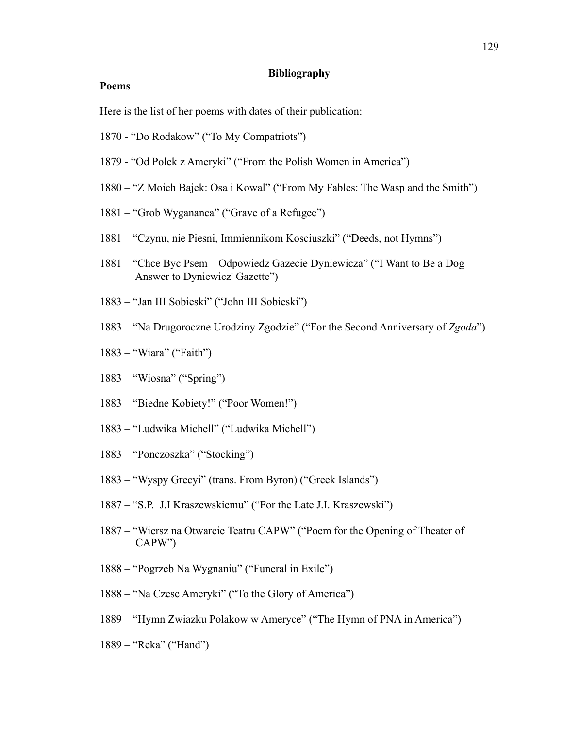## Bibliography

### Poems

Here is the list of her poems with dates of their publication:

1870 - "Do Rodakow" ("To My Compatriots")

1879 - "Od Polek z Ameryki" ("From the Polish Women in America")

1880 – "Z Moich Bajek: Osa i Kowal" ("From My Fables: The Wasp and the Smith")

1881 – "Grob Wygananca" ("Grave of a Refugee")

1881 – "Czynu, nie Piesni, Immiennikom Kosciuszki" ("Deeds, not Hymns")

1881 – "Chce Byc Psem – Odpowiedz Gazecie Dyniewicza" ("I Want to Be a Dog – Answer to Dyniewicz' Gazette")

1883 – "Jan III Sobieski" ("John III Sobieski")

1883 – "Na Drugoroczne Urodziny Zgodzie" ("For the Second Anniversary of *Zgoda*")

1883 – "Wiara" ("Faith")

1883 – "Wiosna" ("Spring")

1883 – "Biedne Kobiety!" ("Poor Women!")

1883 – "Ludwika Michell" ("Ludwika Michell")

1883 – "Ponczoszka" ("Stocking")

1883 – "Wyspy Grecyi" (trans. From Byron) ("Greek Islands")

1887 – "S.P. J.I Kraszewskiemu" ("For the Late J.I. Kraszewski")

1887 – "Wiersz na Otwarcie Teatru CAPW" ("Poem for the Opening of Theater of CAPW")

1888 – "Pogrzeb Na Wygnaniu" ("Funeral in Exile")

1888 – "Na Czesc Ameryki" ("To the Glory of America")

1889 – "Hymn Zwiazku Polakow w Ameryce" ("The Hymn of PNA in America")

1889 – "Reka" ("Hand")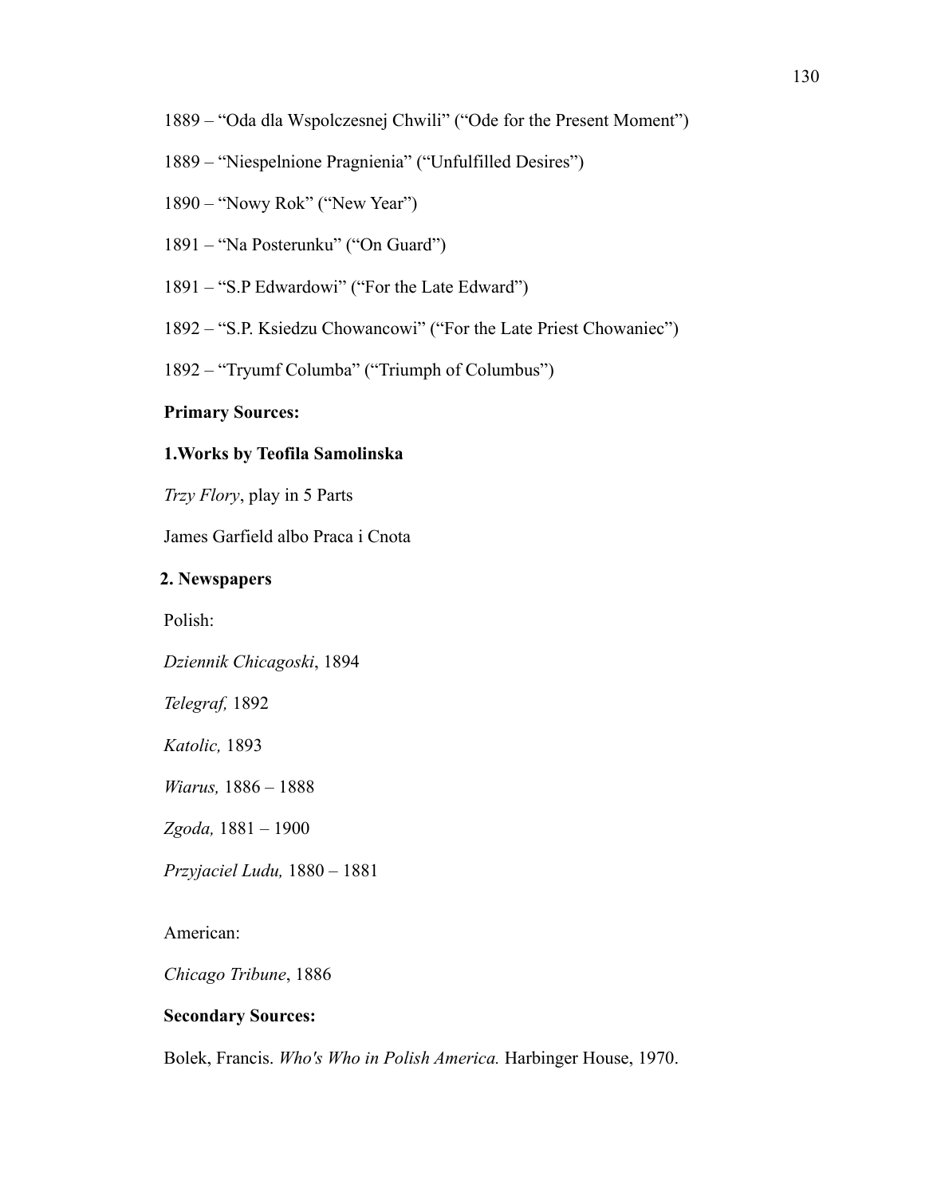1889 – "Oda dla Wspolczesnej Chwili" ("Ode for the Present Moment")

1889 – "Niespelnione Pragnienia" ("Unfulfilled Desires")

1890 – "Nowy Rok" ("New Year")

1891 – "Na Posterunku" ("On Guard")

1891 – "S.P Edwardowi" ("For the Late Edward")

1892 – "S.P. Ksiedzu Chowancowi" ("For the Late Priest Chowaniec")

1892 – "Tryumf Columba" ("Triumph of Columbus")

**Primary Sources:**

**1.Works by Teofila Samolinska**

*Trzy Flory*, play in 5 Parts

James Garfield albo Praca i Cnota

**2. Newspapers**

Polish:

*Dziennik Chicagoski*, 1894

*Telegraf,* 1892

*Katolic,* 1893

*Wiarus,* 1886 – 1888

*Zgoda,* 1881 – 1900

*Przyjaciel Ludu,* 1880 – 1881

American:

*Chicago Tribune*, 1886

**Secondary Sources:**

Bolek, Francis. *Who's Who in Polish America.* Harbinger House, 1970.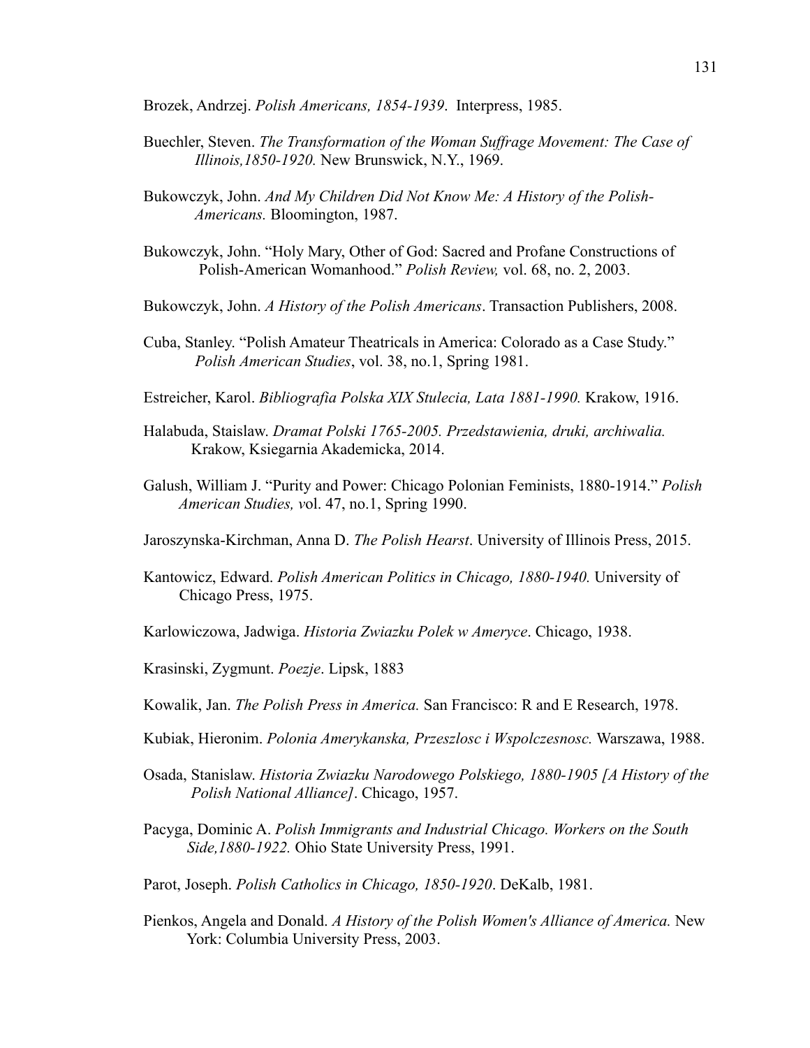Brozek, Andrzej. *Polish Americans, 1854-1939*. Interpress, 1985.

Buechler, Steven. *The Transformation of the Woman Suffrage Movement: The Case of Illinois,1850-1920.* New Brunswick, N.Y., 1969.

Bukowczyk, John. *And My Children Did Not Know Me: A History of the Polish-Americans.* Bloomington, 1987.

Bukowczyk, John. "Holy Mary, Other of God: Sacred and Profane Constructions of Polish-American Womanhood." *Polish Review,* vol. 68, no. 2, 2003.

Bukowczyk, John. *A History of the Polish Americans*. Transaction Publishers, 2008.

Cuba, Stanley. "Polish Amateur Theatricals in America: Colorado as a Case Study." *Polish American Studies*, vol. 38, no.1, Spring 1981.

Estreicher, Karol. *Bibliografia Polska XIX Stulecia, Lata 1881-1990.* Krakow, 1916.

Halabuda, Staislaw. *Dramat Polski 1765-2005. Przedstawienia, druki, archiwalia.* Krakow, Ksiegarnia Akademicka, 2014.

Galush, William J. "Purity and Power: Chicago Polonian Feminists, 1880-1914." *Polish American Studies, v*ol. 47, no.1, Spring 1990.

Jaroszynska-Kirchman, Anna D. *The Polish Hearst*. University of Illinois Press, 2015.

Kantowicz, Edward. *Polish American Politics in Chicago, 1880-1940.* University of Chicago Press, 1975.

Karlowiczowa, Jadwiga. *Historia Zwiazku Polek w Ameryce*. Chicago, 1938.

Krasinski, Zygmunt. *Poezje*. Lipsk, 1883

Kowalik, Jan. *The Polish Press in America.* San Francisco: R and E Research, 1978.

Kubiak, Hieronim. *Polonia Amerykanska, Przeszlosc i Wspolczesnosc.* Warszawa, 1988.

Osada, Stanislaw. *Historia Zwiazku Narodowego Polskiego, 1880-1905 [A History of the Polish National Alliance]*. Chicago, 1957.

Pacyga, Dominic A. *Polish Immigrants and Industrial Chicago. Workers on the South Side,1880-1922.* Ohio State University Press, 1991.

Parot, Joseph. *Polish Catholics in Chicago, 1850-1920*. DeKalb, 1981.

Pienkos, Angela and Donald. *A History of the Polish Women's Alliance of America.* New York: Columbia University Press, 2003.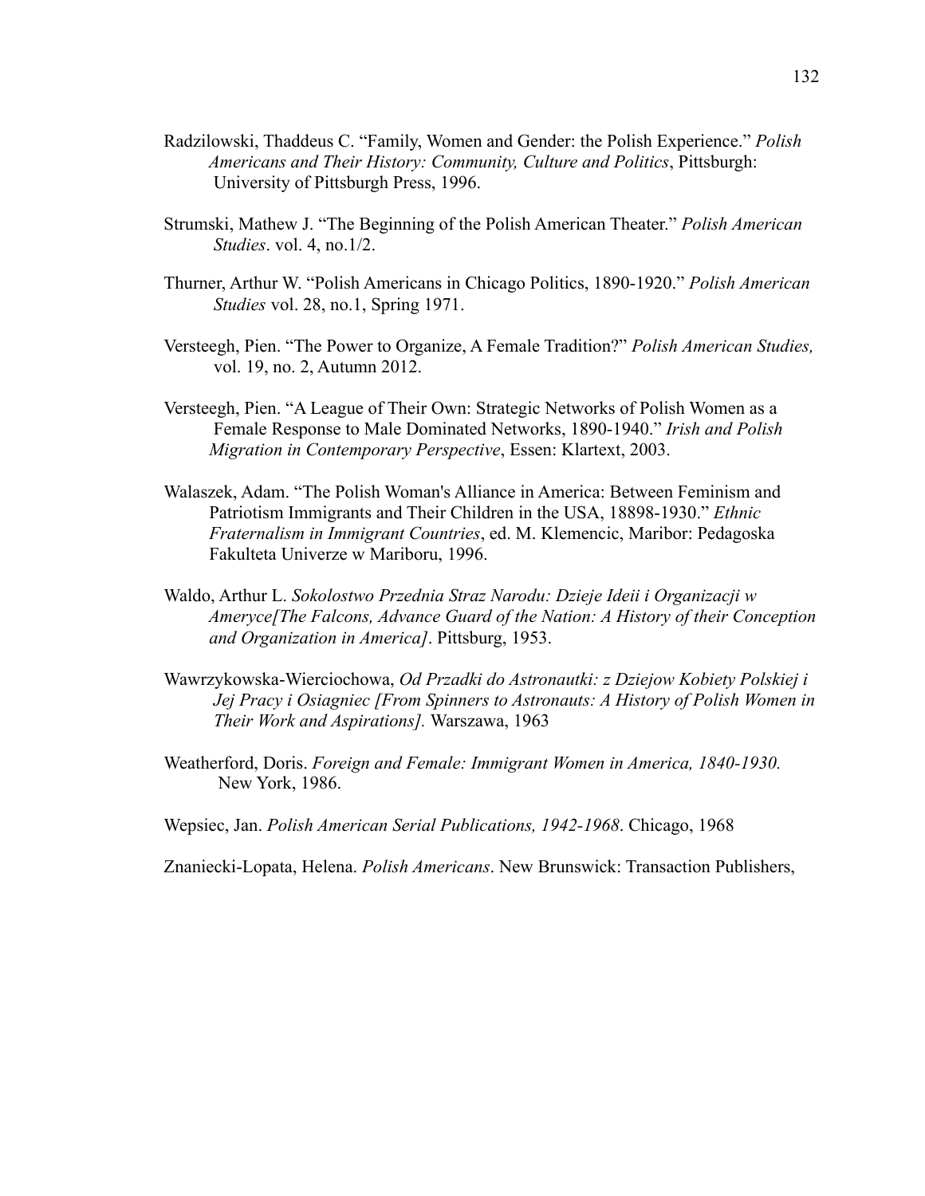Radzilowski, Thaddeus C. "Family, Women and Gender: the Polish Experience." *Polish Americans and Their History: Community, Culture and Politics*, Pittsburgh: University of Pittsburgh Press, 1996.

Strumski, Mathew J. "The Beginning of the Polish American Theater." *Polish American Studies*. vol. 4, no.1/2.

Thurner, Arthur W. "Polish Americans in Chicago Politics, 1890-1920." *Polish American Studies* vol. 28, no.1, Spring 1971.

Versteegh, Pien. "The Power to Organize, A Female Tradition?" *Polish American Studies,* vol. 19, no. 2, Autumn 2012.

Versteegh, Pien. "A League of Their Own: Strategic Networks of Polish Women as a Female Response to Male Dominated Networks, 1890-1940." *Irish and Polish Migration in Contemporary Perspective*, Essen: Klartext, 2003.

Walaszek, Adam. "The Polish Woman's Alliance in America: Between Feminism and Patriotism Immigrants and Their Children in the USA, 18898-1930." *Ethnic Fraternalism in Immigrant Countries*, ed. M. Klemencic, Maribor: Pedagoska Fakulteta Univerze w Mariboru, 1996.

Waldo, Arthur L. *Sokolostwo Przednia Straz Narodu: Dzieje Ideii i Organizacji w Ameryce[The Falcons, Advance Guard of the Nation: A History of their Conception and Organization in America]*. Pittsburg, 1953.

Wawrzykowska-Wierciochowa, *Od Przadki do Astronautki: z Dziejow Kobiety Polskiej i Jej Pracy i Osiagniec [From Spinners to Astronauts: A History of Polish Women in Their Work and Aspirations].* Warszawa, 1963

Weatherford, Doris. *Foreign and Female: Immigrant Women in America, 1840-1930.* New York, 1986.

Wepsiec, Jan. *Polish American Serial Publications, 1942-1968*. Chicago, 1968

Znaniecki-Lopata, Helena. *Polish Americans*. New Brunswick: Transaction Publishers,